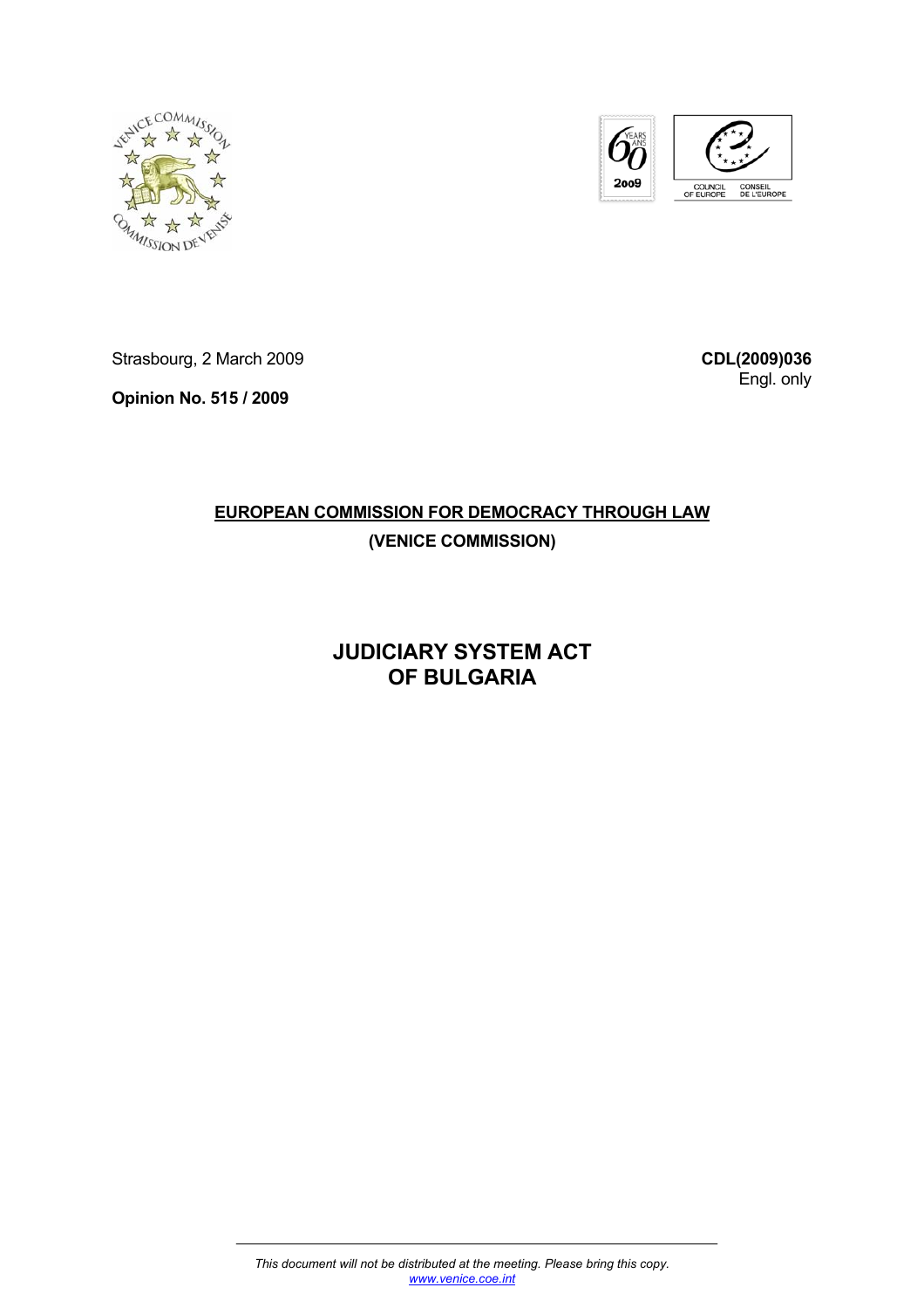Strasbourg, 2 March 2009

**CDL(2009)036**
Engl. only

**Opinion No. 515 / 2009**

**EUROPEAN COMMISSION FOR DEMOCRACY THROUGH LAW**

**(VENICE COMMISSION)**

# JUDICIARY SYSTEM ACT OF BULGARIA

*This document will not be distributed at the meeting. Please bring this copy.*
*www.venice.coe.int*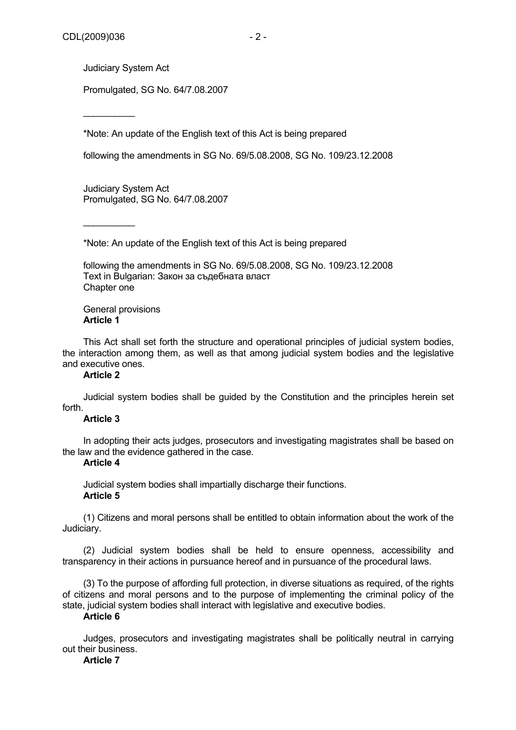Judiciary System Act

Promulgated, SG No. 64/7.08.2007

__________

*Note: An update of the English text of this Act is being prepared

following the amendments in SG No. 69/5.08.2008, SG No. 109/23.12.2008

Judiciary System Act
Promulgated, SG No. 64/7.08.2007

__________

*Note: An update of the English text of this Act is being prepared

following the amendments in SG No. 69/5.08.2008, SG No. 109/23.12.2008
Text in Bulgarian: Закон за съдебната власт
Chapter one

General provisions

**Article 1**

This Act shall set forth the structure and operational principles of judicial system bodies, the interaction among them, as well as that among judicial system bodies and the legislative and executive ones.

**Article 2**

Judicial system bodies shall be guided by the Constitution and the principles herein set forth.

**Article 3**

In adopting their acts judges, prosecutors and investigating magistrates shall be based on the law and the evidence gathered in the case.

**Article 4**

Judicial system bodies shall impartially discharge their functions.

**Article 5**

(1) Citizens and moral persons shall be entitled to obtain information about the work of the Judiciary.

(2) Judicial system bodies shall be held to ensure openness, accessibility and transparency in their actions in pursuance hereof and in pursuance of the procedural laws.

(3) To the purpose of affording full protection, in diverse situations as required, of the rights of citizens and moral persons and to the purpose of implementing the criminal policy of the state, judicial system bodies shall interact with legislative and executive bodies.

**Article 6**

Judges, prosecutors and investigating magistrates shall be politically neutral in carrying out their business.

**Article 7**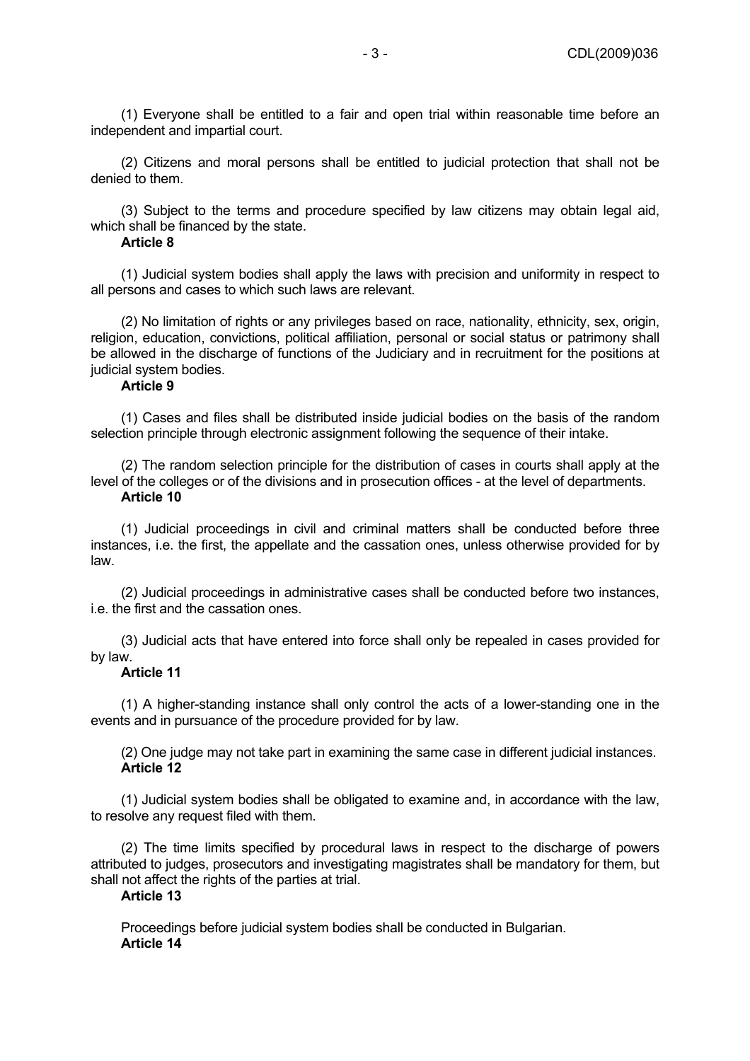(1) Everyone shall be entitled to a fair and open trial within reasonable time before an independent and impartial court.

(2) Citizens and moral persons shall be entitled to judicial protection that shall not be denied to them.

(3) Subject to the terms and procedure specified by law citizens may obtain legal aid, which shall be financed by the state.

**Article 8**

(1) Judicial system bodies shall apply the laws with precision and uniformity in respect to all persons and cases to which such laws are relevant.

(2) No limitation of rights or any privileges based on race, nationality, ethnicity, sex, origin, religion, education, convictions, political affiliation, personal or social status or patrimony shall be allowed in the discharge of functions of the Judiciary and in recruitment for the positions at judicial system bodies.

**Article 9**

(1) Cases and files shall be distributed inside judicial bodies on the basis of the random selection principle through electronic assignment following the sequence of their intake.

(2) The random selection principle for the distribution of cases in courts shall apply at the level of the colleges or of the divisions and in prosecution offices - at the level of departments.

**Article 10**

(1) Judicial proceedings in civil and criminal matters shall be conducted before three instances, i.e. the first, the appellate and the cassation ones, unless otherwise provided for by law.

(2) Judicial proceedings in administrative cases shall be conducted before two instances, i.e. the first and the cassation ones.

(3) Judicial acts that have entered into force shall only be repealed in cases provided for by law.

**Article 11**

(1) A higher-standing instance shall only control the acts of a lower-standing one in the events and in pursuance of the procedure provided for by law.

(2) One judge may not take part in examining the same case in different judicial instances.

**Article 12**

(1) Judicial system bodies shall be obligated to examine and, in accordance with the law, to resolve any request filed with them.

(2) The time limits specified by procedural laws in respect to the discharge of powers attributed to judges, prosecutors and investigating magistrates shall be mandatory for them, but shall not affect the rights of the parties at trial.

**Article 13**

Proceedings before judicial system bodies shall be conducted in Bulgarian.

**Article 14**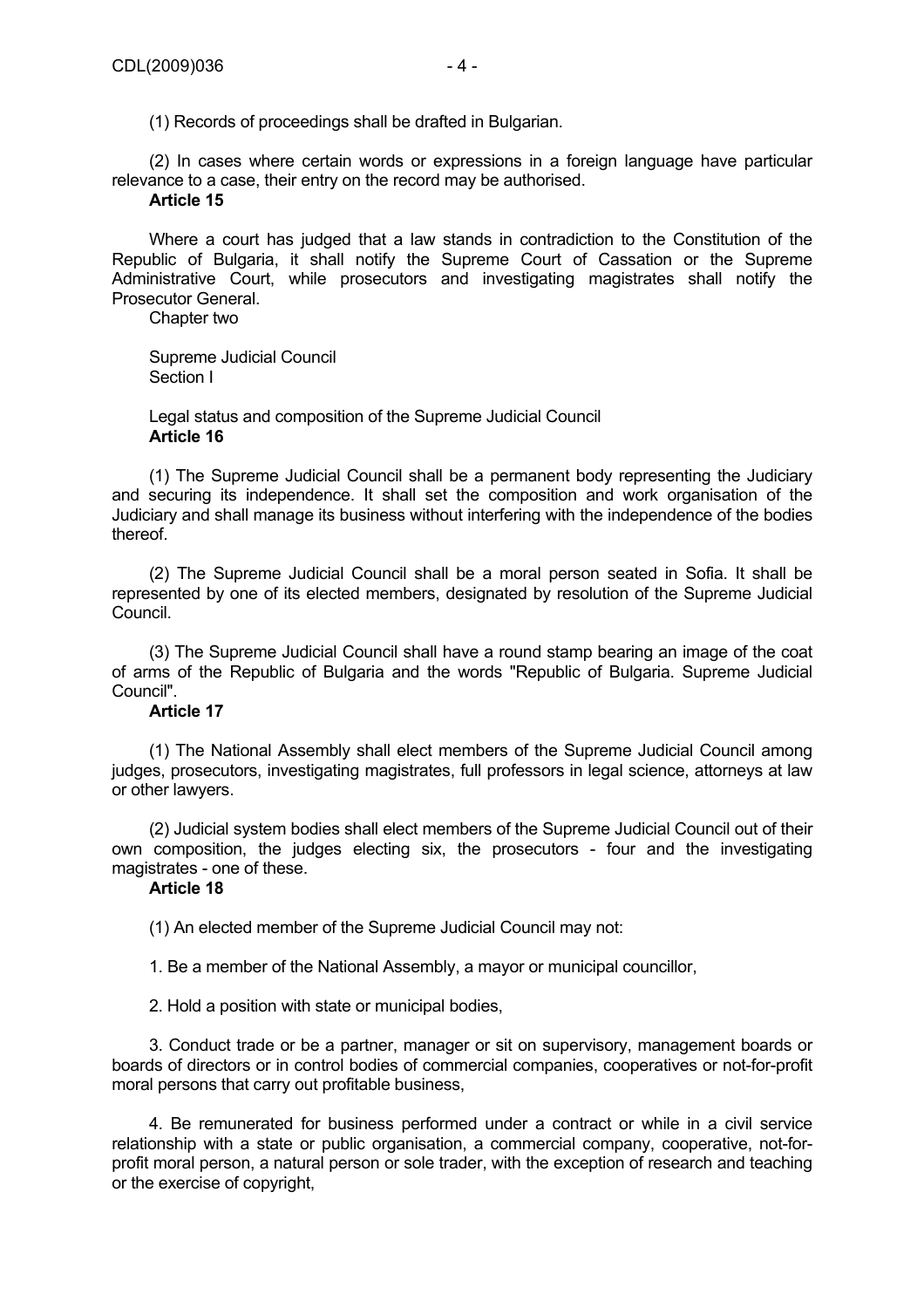(1) Records of proceedings shall be drafted in Bulgarian.

(2) In cases where certain words or expressions in a foreign language have particular relevance to a case, their entry on the record may be authorised.

**Article 15**

Where a court has judged that a law stands in contradiction to the Constitution of the Republic of Bulgaria, it shall notify the Supreme Court of Cassation or the Supreme Administrative Court, while prosecutors and investigating magistrates shall notify the Prosecutor General.

Chapter two

Supreme Judicial Council

Section I

Legal status and composition of the Supreme Judicial Council

**Article 16**

(1) The Supreme Judicial Council shall be a permanent body representing the Judiciary and securing its independence. It shall set the composition and work organisation of the Judiciary and shall manage its business without interfering with the independence of the bodies thereof.

(2) The Supreme Judicial Council shall be a moral person seated in Sofia. It shall be represented by one of its elected members, designated by resolution of the Supreme Judicial Council.

(3) The Supreme Judicial Council shall have a round stamp bearing an image of the coat of arms of the Republic of Bulgaria and the words "Republic of Bulgaria. Supreme Judicial Council".

**Article 17**

(1) The National Assembly shall elect members of the Supreme Judicial Council among judges, prosecutors, investigating magistrates, full professors in legal science, attorneys at law or other lawyers.

(2) Judicial system bodies shall elect members of the Supreme Judicial Council out of their own composition, the judges electing six, the prosecutors - four and the investigating magistrates - one of these.

**Article 18**

(1) An elected member of the Supreme Judicial Council may not:

1. Be a member of the National Assembly, a mayor or municipal councillor,

2. Hold a position with state or municipal bodies,

3. Conduct trade or be a partner, manager or sit on supervisory, management boards or boards of directors or in control bodies of commercial companies, cooperatives or not-for-profit moral persons that carry out profitable business,

4. Be remunerated for business performed under a contract or while in a civil service relationship with a state or public organisation, a commercial company, cooperative, not-for-profit moral person, a natural person or sole trader, with the exception of research and teaching or the exercise of copyright,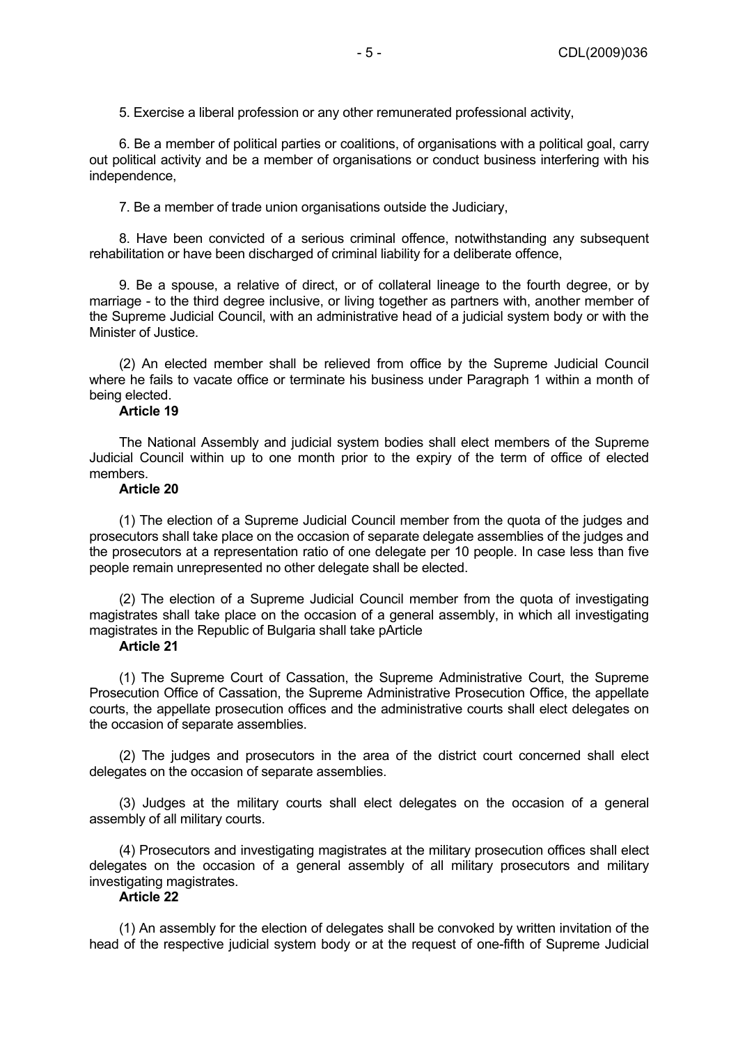5. Exercise a liberal profession or any other remunerated professional activity,

6. Be a member of political parties or coalitions, of organisations with a political goal, carry out political activity and be a member of organisations or conduct business interfering with his independence,

7. Be a member of trade union organisations outside the Judiciary,

8. Have been convicted of a serious criminal offence, notwithstanding any subsequent rehabilitation or have been discharged of criminal liability for a deliberate offence,

9. Be a spouse, a relative of direct, or of collateral lineage to the fourth degree, or by marriage - to the third degree inclusive, or living together as partners with, another member of the Supreme Judicial Council, with an administrative head of a judicial system body or with the Minister of Justice.

(2) An elected member shall be relieved from office by the Supreme Judicial Council where he fails to vacate office or terminate his business under Paragraph 1 within a month of being elected.

**Article 19**

The National Assembly and judicial system bodies shall elect members of the Supreme Judicial Council within up to one month prior to the expiry of the term of office of elected members.

**Article 20**

(1) The election of a Supreme Judicial Council member from the quota of the judges and prosecutors shall take place on the occasion of separate delegate assemblies of the judges and the prosecutors at a representation ratio of one delegate per 10 people. In case less than five people remain unrepresented no other delegate shall be elected.

(2) The election of a Supreme Judicial Council member from the quota of investigating magistrates shall take place on the occasion of a general assembly, in which all investigating magistrates in the Republic of Bulgaria shall take pArticle

**Article 21**

(1) The Supreme Court of Cassation, the Supreme Administrative Court, the Supreme Prosecution Office of Cassation, the Supreme Administrative Prosecution Office, the appellate courts, the appellate prosecution offices and the administrative courts shall elect delegates on the occasion of separate assemblies.

(2) The judges and prosecutors in the area of the district court concerned shall elect delegates on the occasion of separate assemblies.

(3) Judges at the military courts shall elect delegates on the occasion of a general assembly of all military courts.

(4) Prosecutors and investigating magistrates at the military prosecution offices shall elect delegates on the occasion of a general assembly of all military prosecutors and military investigating magistrates.

**Article 22**

(1) An assembly for the election of delegates shall be convoked by written invitation of the head of the respective judicial system body or at the request of one-fifth of Supreme Judicial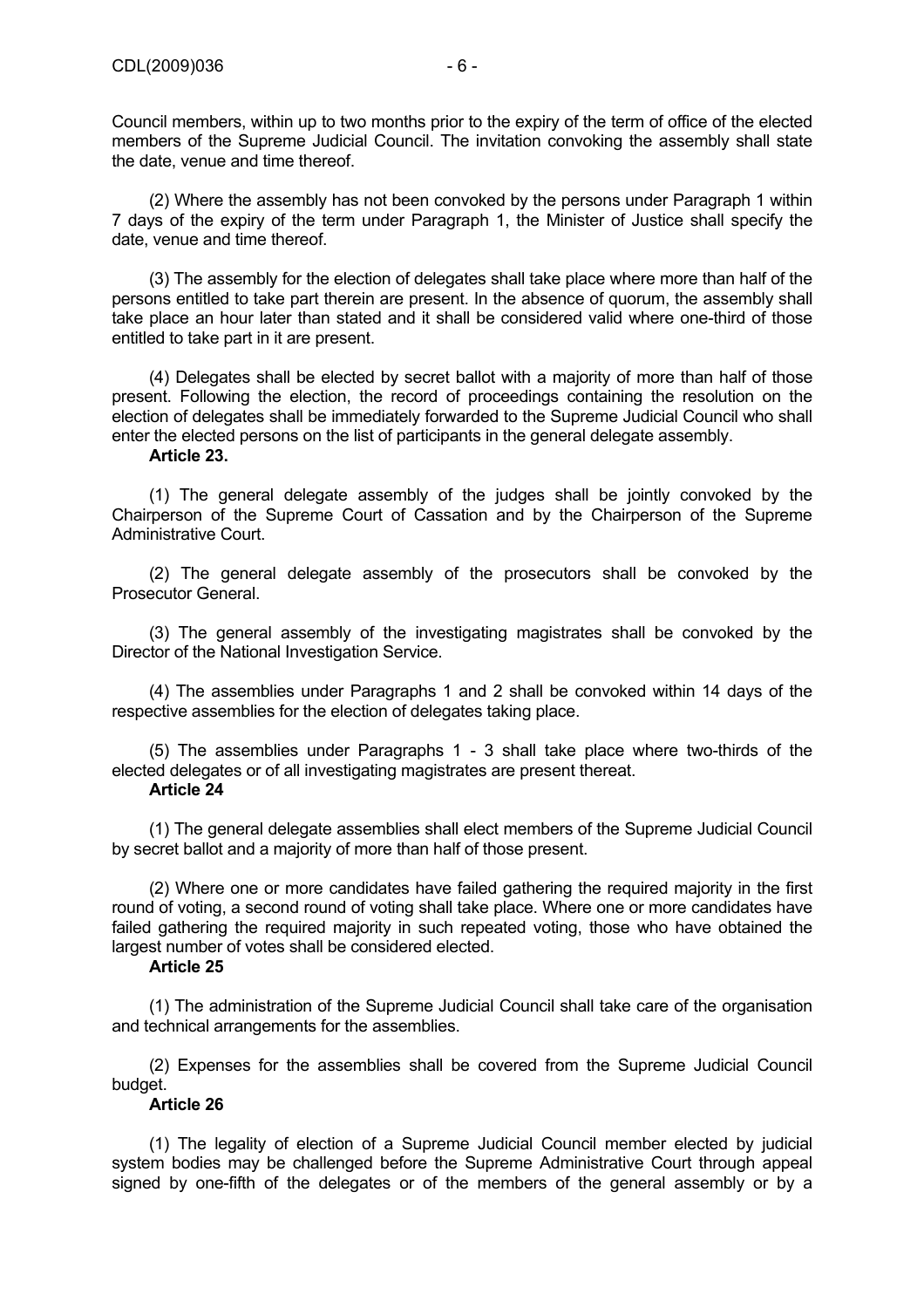Council members, within up to two months prior to the expiry of the term of office of the elected members of the Supreme Judicial Council. The invitation convoking the assembly shall state the date, venue and time thereof.

(2) Where the assembly has not been convoked by the persons under Paragraph 1 within 7 days of the expiry of the term under Paragraph 1, the Minister of Justice shall specify the date, venue and time thereof.

(3) The assembly for the election of delegates shall take place where more than half of the persons entitled to take part therein are present. In the absence of quorum, the assembly shall take place an hour later than stated and it shall be considered valid where one-third of those entitled to take part in it are present.

(4) Delegates shall be elected by secret ballot with a majority of more than half of those present. Following the election, the record of proceedings containing the resolution on the election of delegates shall be immediately forwarded to the Supreme Judicial Council who shall enter the elected persons on the list of participants in the general delegate assembly.

**Article 23.**

(1) The general delegate assembly of the judges shall be jointly convoked by the Chairperson of the Supreme Court of Cassation and by the Chairperson of the Supreme Administrative Court.

(2) The general delegate assembly of the prosecutors shall be convoked by the Prosecutor General.

(3) The general assembly of the investigating magistrates shall be convoked by the Director of the National Investigation Service.

(4) The assemblies under Paragraphs 1 and 2 shall be convoked within 14 days of the respective assemblies for the election of delegates taking place.

(5) The assemblies under Paragraphs 1 - 3 shall take place where two-thirds of the elected delegates or of all investigating magistrates are present thereat.

**Article 24**

(1) The general delegate assemblies shall elect members of the Supreme Judicial Council by secret ballot and a majority of more than half of those present.

(2) Where one or more candidates have failed gathering the required majority in the first round of voting, a second round of voting shall take place. Where one or more candidates have failed gathering the required majority in such repeated voting, those who have obtained the largest number of votes shall be considered elected.

**Article 25**

(1) The administration of the Supreme Judicial Council shall take care of the organisation and technical arrangements for the assemblies.

(2) Expenses for the assemblies shall be covered from the Supreme Judicial Council budget.

**Article 26**

(1) The legality of election of a Supreme Judicial Council member elected by judicial system bodies may be challenged before the Supreme Administrative Court through appeal signed by one-fifth of the delegates or of the members of the general assembly or by a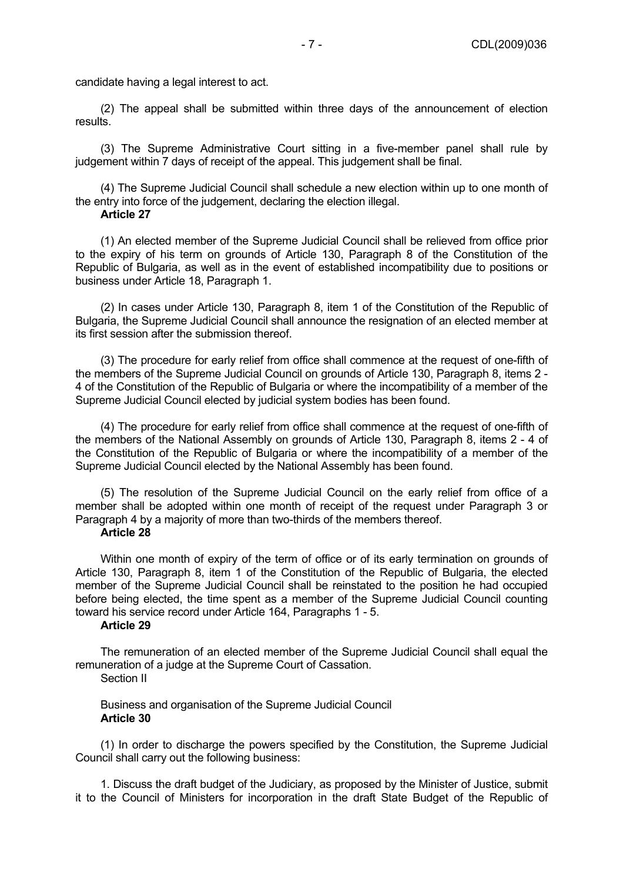candidate having a legal interest to act.

(2) The appeal shall be submitted within three days of the announcement of election results.

(3) The Supreme Administrative Court sitting in a five-member panel shall rule by judgement within 7 days of receipt of the appeal. This judgement shall be final.

(4) The Supreme Judicial Council shall schedule a new election within up to one month of the entry into force of the judgement, declaring the election illegal.

**Article 27**

(1) An elected member of the Supreme Judicial Council shall be relieved from office prior to the expiry of his term on grounds of Article 130, Paragraph 8 of the Constitution of the Republic of Bulgaria, as well as in the event of established incompatibility due to positions or business under Article 18, Paragraph 1.

(2) In cases under Article 130, Paragraph 8, item 1 of the Constitution of the Republic of Bulgaria, the Supreme Judicial Council shall announce the resignation of an elected member at its first session after the submission thereof.

(3) The procedure for early relief from office shall commence at the request of one-fifth of the members of the Supreme Judicial Council on grounds of Article 130, Paragraph 8, items 2 - 4 of the Constitution of the Republic of Bulgaria or where the incompatibility of a member of the Supreme Judicial Council elected by judicial system bodies has been found.

(4) The procedure for early relief from office shall commence at the request of one-fifth of the members of the National Assembly on grounds of Article 130, Paragraph 8, items 2 - 4 of the Constitution of the Republic of Bulgaria or where the incompatibility of a member of the Supreme Judicial Council elected by the National Assembly has been found.

(5) The resolution of the Supreme Judicial Council on the early relief from office of a member shall be adopted within one month of receipt of the request under Paragraph 3 or Paragraph 4 by a majority of more than two-thirds of the members thereof.

**Article 28**

Within one month of expiry of the term of office or of its early termination on grounds of Article 130, Paragraph 8, item 1 of the Constitution of the Republic of Bulgaria, the elected member of the Supreme Judicial Council shall be reinstated to the position he had occupied before being elected, the time spent as a member of the Supreme Judicial Council counting toward his service record under Article 164, Paragraphs 1 - 5.

**Article 29**

The remuneration of an elected member of the Supreme Judicial Council shall equal the remuneration of a judge at the Supreme Court of Cassation.

Section II

Business and organisation of the Supreme Judicial Council

**Article 30**

(1) In order to discharge the powers specified by the Constitution, the Supreme Judicial Council shall carry out the following business:

1. Discuss the draft budget of the Judiciary, as proposed by the Minister of Justice, submit it to the Council of Ministers for incorporation in the draft State Budget of the Republic of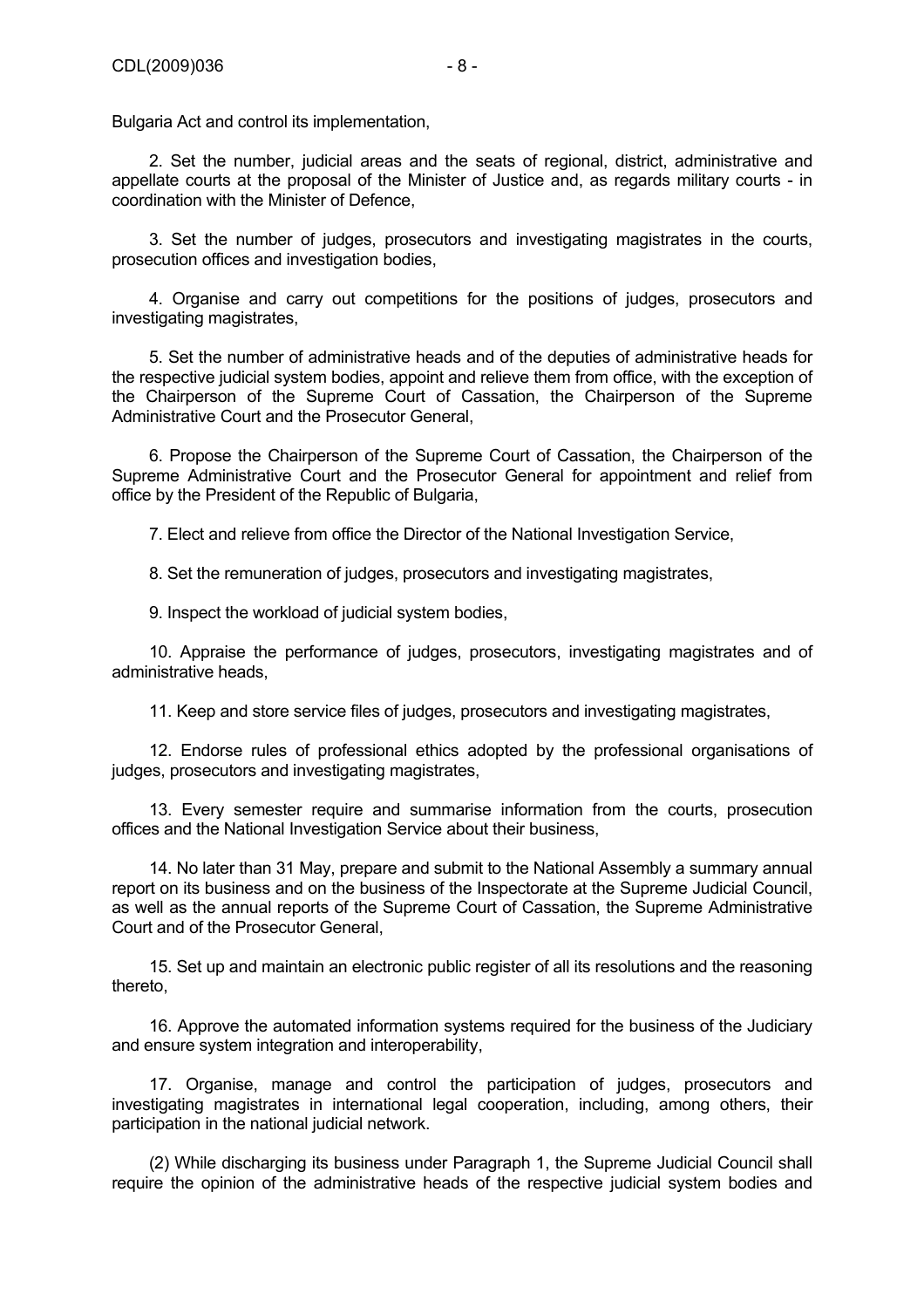Bulgaria Act and control its implementation,

2. Set the number, judicial areas and the seats of regional, district, administrative and appellate courts at the proposal of the Minister of Justice and, as regards military courts - in coordination with the Minister of Defence,

3. Set the number of judges, prosecutors and investigating magistrates in the courts, prosecution offices and investigation bodies,

4. Organise and carry out competitions for the positions of judges, prosecutors and investigating magistrates,

5. Set the number of administrative heads and of the deputies of administrative heads for the respective judicial system bodies, appoint and relieve them from office, with the exception of the Chairperson of the Supreme Court of Cassation, the Chairperson of the Supreme Administrative Court and the Prosecutor General,

6. Propose the Chairperson of the Supreme Court of Cassation, the Chairperson of the Supreme Administrative Court and the Prosecutor General for appointment and relief from office by the President of the Republic of Bulgaria,

7. Elect and relieve from office the Director of the National Investigation Service,

8. Set the remuneration of judges, prosecutors and investigating magistrates,

9. Inspect the workload of judicial system bodies,

10. Appraise the performance of judges, prosecutors, investigating magistrates and of administrative heads,

11. Keep and store service files of judges, prosecutors and investigating magistrates,

12. Endorse rules of professional ethics adopted by the professional organisations of judges, prosecutors and investigating magistrates,

13. Every semester require and summarise information from the courts, prosecution offices and the National Investigation Service about their business,

14. No later than 31 May, prepare and submit to the National Assembly a summary annual report on its business and on the business of the Inspectorate at the Supreme Judicial Council, as well as the annual reports of the Supreme Court of Cassation, the Supreme Administrative Court and of the Prosecutor General,

15. Set up and maintain an electronic public register of all its resolutions and the reasoning thereto,

16. Approve the automated information systems required for the business of the Judiciary and ensure system integration and interoperability,

17. Organise, manage and control the participation of judges, prosecutors and investigating magistrates in international legal cooperation, including, among others, their participation in the national judicial network.

(2) While discharging its business under Paragraph 1, the Supreme Judicial Council shall require the opinion of the administrative heads of the respective judicial system bodies and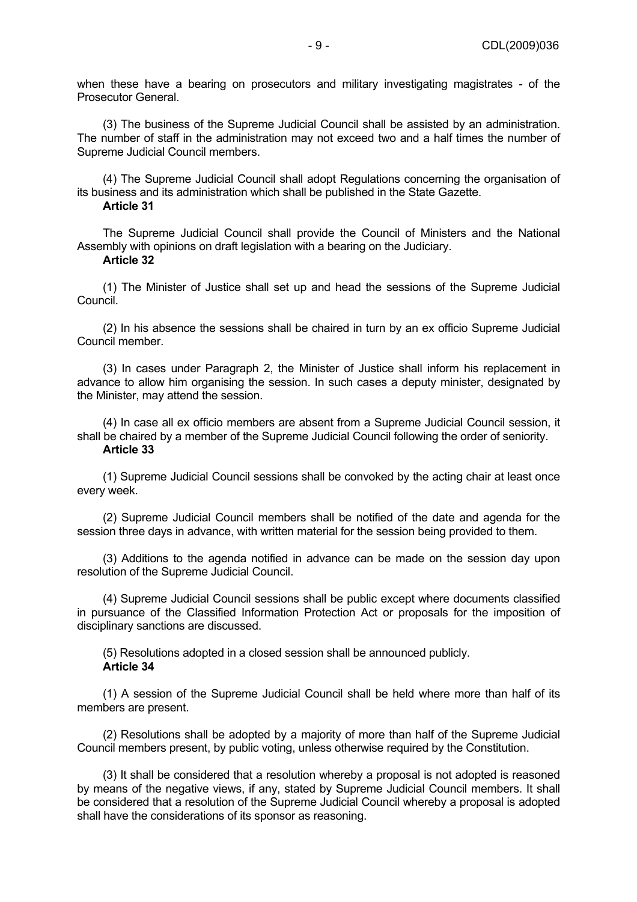when these have a bearing on prosecutors and military investigating magistrates - of the Prosecutor General.

(3) The business of the Supreme Judicial Council shall be assisted by an administration. The number of staff in the administration may not exceed two and a half times the number of Supreme Judicial Council members.

(4) The Supreme Judicial Council shall adopt Regulations concerning the organisation of its business and its administration which shall be published in the State Gazette.

**Article 31**

The Supreme Judicial Council shall provide the Council of Ministers and the National Assembly with opinions on draft legislation with a bearing on the Judiciary.

**Article 32**

(1) The Minister of Justice shall set up and head the sessions of the Supreme Judicial Council.

(2) In his absence the sessions shall be chaired in turn by an ex officio Supreme Judicial Council member.

(3) In cases under Paragraph 2, the Minister of Justice shall inform his replacement in advance to allow him organising the session. In such cases a deputy minister, designated by the Minister, may attend the session.

(4) In case all ex officio members are absent from a Supreme Judicial Council session, it shall be chaired by a member of the Supreme Judicial Council following the order of seniority.

**Article 33**

(1) Supreme Judicial Council sessions shall be convoked by the acting chair at least once every week.

(2) Supreme Judicial Council members shall be notified of the date and agenda for the session three days in advance, with written material for the session being provided to them.

(3) Additions to the agenda notified in advance can be made on the session day upon resolution of the Supreme Judicial Council.

(4) Supreme Judicial Council sessions shall be public except where documents classified in pursuance of the Classified Information Protection Act or proposals for the imposition of disciplinary sanctions are discussed.

(5) Resolutions adopted in a closed session shall be announced publicly.

**Article 34**

(1) A session of the Supreme Judicial Council shall be held where more than half of its members are present.

(2) Resolutions shall be adopted by a majority of more than half of the Supreme Judicial Council members present, by public voting, unless otherwise required by the Constitution.

(3) It shall be considered that a resolution whereby a proposal is not adopted is reasoned by means of the negative views, if any, stated by Supreme Judicial Council members. It shall be considered that a resolution of the Supreme Judicial Council whereby a proposal is adopted shall have the considerations of its sponsor as reasoning.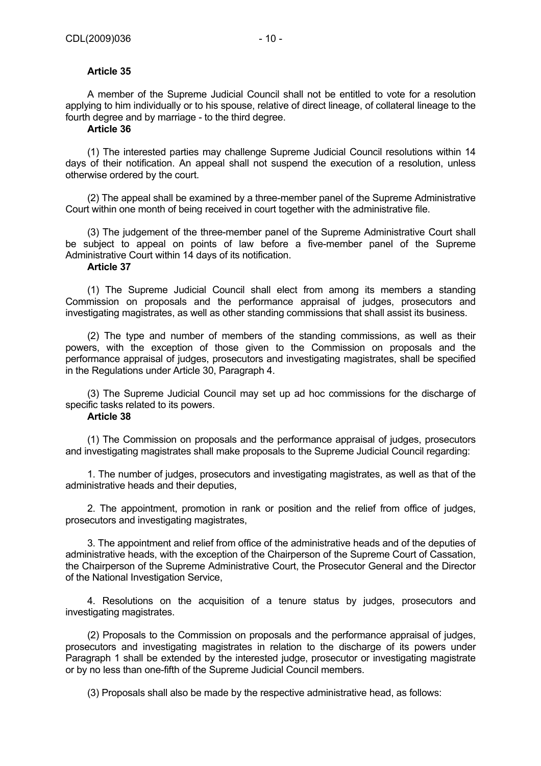**Article 35**

A member of the Supreme Judicial Council shall not be entitled to vote for a resolution applying to him individually or to his spouse, relative of direct lineage, of collateral lineage to the fourth degree and by marriage - to the third degree.

**Article 36**

(1) The interested parties may challenge Supreme Judicial Council resolutions within 14 days of their notification. An appeal shall not suspend the execution of a resolution, unless otherwise ordered by the court.

(2) The appeal shall be examined by a three-member panel of the Supreme Administrative Court within one month of being received in court together with the administrative file.

(3) The judgement of the three-member panel of the Supreme Administrative Court shall be subject to appeal on points of law before a five-member panel of the Supreme Administrative Court within 14 days of its notification.

**Article 37**

(1) The Supreme Judicial Council shall elect from among its members a standing Commission on proposals and the performance appraisal of judges, prosecutors and investigating magistrates, as well as other standing commissions that shall assist its business.

(2) The type and number of members of the standing commissions, as well as their powers, with the exception of those given to the Commission on proposals and the performance appraisal of judges, prosecutors and investigating magistrates, shall be specified in the Regulations under Article 30, Paragraph 4.

(3) The Supreme Judicial Council may set up ad hoc commissions for the discharge of specific tasks related to its powers.

**Article 38**

(1) The Commission on proposals and the performance appraisal of judges, prosecutors and investigating magistrates shall make proposals to the Supreme Judicial Council regarding:

1. The number of judges, prosecutors and investigating magistrates, as well as that of the administrative heads and their deputies,

2. The appointment, promotion in rank or position and the relief from office of judges, prosecutors and investigating magistrates,

3. The appointment and relief from office of the administrative heads and of the deputies of administrative heads, with the exception of the Chairperson of the Supreme Court of Cassation, the Chairperson of the Supreme Administrative Court, the Prosecutor General and the Director of the National Investigation Service,

4. Resolutions on the acquisition of a tenure status by judges, prosecutors and investigating magistrates.

(2) Proposals to the Commission on proposals and the performance appraisal of judges, prosecutors and investigating magistrates in relation to the discharge of its powers under Paragraph 1 shall be extended by the interested judge, prosecutor or investigating magistrate or by no less than one-fifth of the Supreme Judicial Council members.

(3) Proposals shall also be made by the respective administrative head, as follows: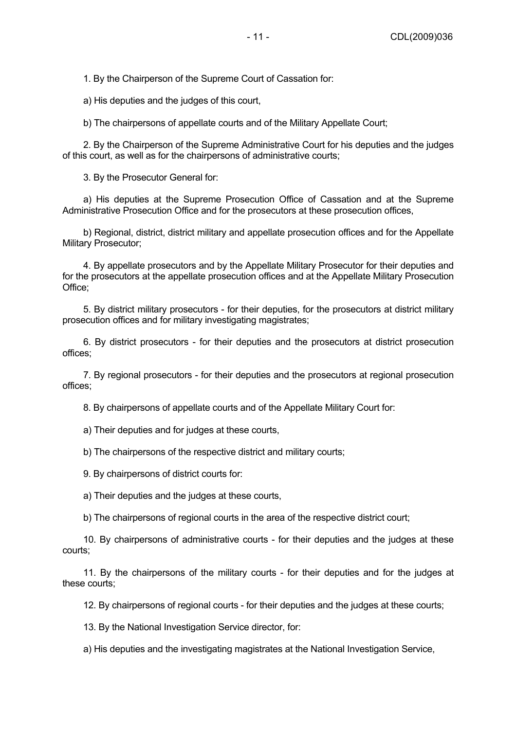1. By the Chairperson of the Supreme Court of Cassation for:

a) His deputies and the judges of this court,

b) The chairpersons of appellate courts and of the Military Appellate Court;

2. By the Chairperson of the Supreme Administrative Court for his deputies and the judges of this court, as well as for the chairpersons of administrative courts;

3. By the Prosecutor General for:

a) His deputies at the Supreme Prosecution Office of Cassation and at the Supreme Administrative Prosecution Office and for the prosecutors at these prosecution offices,

b) Regional, district, district military and appellate prosecution offices and for the Appellate Military Prosecutor;

4. By appellate prosecutors and by the Appellate Military Prosecutor for their deputies and for the prosecutors at the appellate prosecution offices and at the Appellate Military Prosecution Office;

5. By district military prosecutors - for their deputies, for the prosecutors at district military prosecution offices and for military investigating magistrates;

6. By district prosecutors - for their deputies and the prosecutors at district prosecution offices;

7. By regional prosecutors - for their deputies and the prosecutors at regional prosecution offices;

8. By chairpersons of appellate courts and of the Appellate Military Court for:

a) Their deputies and for judges at these courts,

b) The chairpersons of the respective district and military courts;

9. By chairpersons of district courts for:

a) Their deputies and the judges at these courts,

b) The chairpersons of regional courts in the area of the respective district court;

10. By chairpersons of administrative courts - for their deputies and the judges at these courts;

11. By the chairpersons of the military courts - for their deputies and for the judges at these courts;

12. By chairpersons of regional courts - for their deputies and the judges at these courts;

13. By the National Investigation Service director, for:

a) His deputies and the investigating magistrates at the National Investigation Service,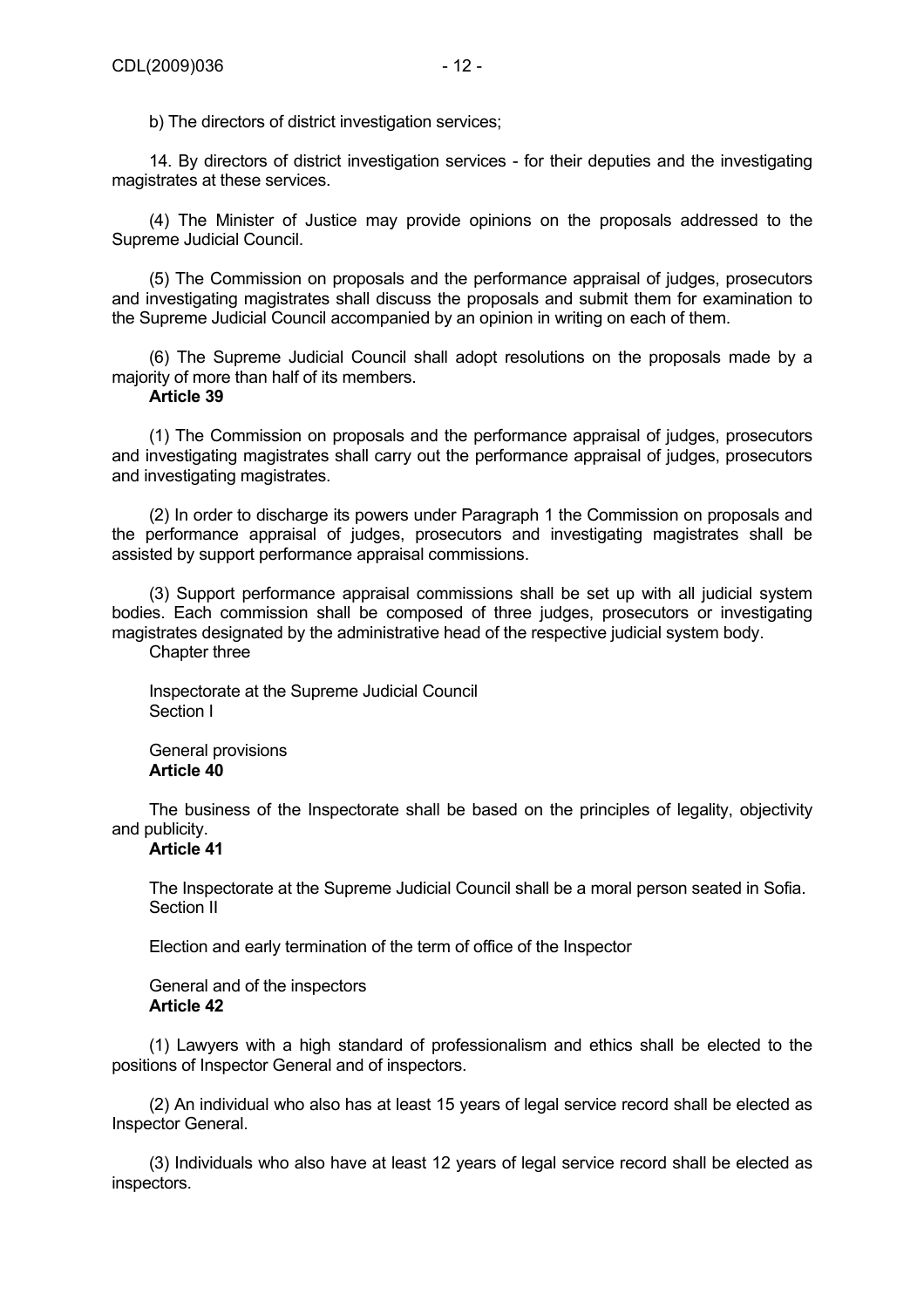b) The directors of district investigation services;

14. By directors of district investigation services - for their deputies and the investigating magistrates at these services.

(4) The Minister of Justice may provide opinions on the proposals addressed to the Supreme Judicial Council.

(5) The Commission on proposals and the performance appraisal of judges, prosecutors and investigating magistrates shall discuss the proposals and submit them for examination to the Supreme Judicial Council accompanied by an opinion in writing on each of them.

(6) The Supreme Judicial Council shall adopt resolutions on the proposals made by a majority of more than half of its members.

**Article 39**

(1) The Commission on proposals and the performance appraisal of judges, prosecutors and investigating magistrates shall carry out the performance appraisal of judges, prosecutors and investigating magistrates.

(2) In order to discharge its powers under Paragraph 1 the Commission on proposals and the performance appraisal of judges, prosecutors and investigating magistrates shall be assisted by support performance appraisal commissions.

(3) Support performance appraisal commissions shall be set up with all judicial system bodies. Each commission shall be composed of three judges, prosecutors or investigating magistrates designated by the administrative head of the respective judicial system body.

Chapter three

Inspectorate at the Supreme Judicial Council

Section I

General provisions

**Article 40**

The business of the Inspectorate shall be based on the principles of legality, objectivity and publicity.

**Article 41**

The Inspectorate at the Supreme Judicial Council shall be a moral person seated in Sofia.

Section II

Election and early termination of the term of office of the Inspector

General and of the inspectors

**Article 42**

(1) Lawyers with a high standard of professionalism and ethics shall be elected to the positions of Inspector General and of inspectors.

(2) An individual who also has at least 15 years of legal service record shall be elected as Inspector General.

(3) Individuals who also have at least 12 years of legal service record shall be elected as inspectors.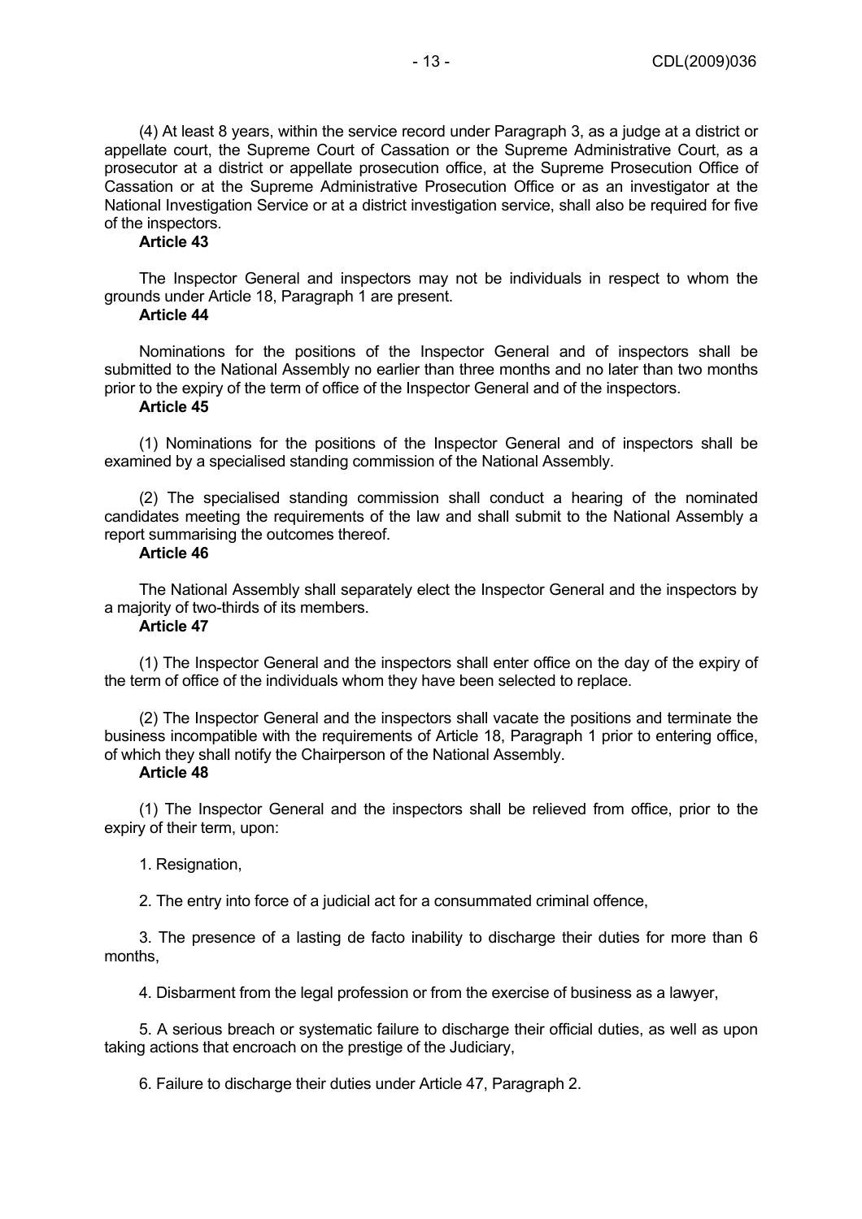(4) At least 8 years, within the service record under Paragraph 3, as a judge at a district or appellate court, the Supreme Court of Cassation or the Supreme Administrative Court, as a prosecutor at a district or appellate prosecution office, at the Supreme Prosecution Office of Cassation or at the Supreme Administrative Prosecution Office or as an investigator at the National Investigation Service or at a district investigation service, shall also be required for five of the inspectors.

**Article 43**

The Inspector General and inspectors may not be individuals in respect to whom the grounds under Article 18, Paragraph 1 are present.

**Article 44**

Nominations for the positions of the Inspector General and of inspectors shall be submitted to the National Assembly no earlier than three months and no later than two months prior to the expiry of the term of office of the Inspector General and of the inspectors.

**Article 45**

(1) Nominations for the positions of the Inspector General and of inspectors shall be examined by a specialised standing commission of the National Assembly.

(2) The specialised standing commission shall conduct a hearing of the nominated candidates meeting the requirements of the law and shall submit to the National Assembly a report summarising the outcomes thereof.

**Article 46**

The National Assembly shall separately elect the Inspector General and the inspectors by a majority of two-thirds of its members.

**Article 47**

(1) The Inspector General and the inspectors shall enter office on the day of the expiry of the term of office of the individuals whom they have been selected to replace.

(2) The Inspector General and the inspectors shall vacate the positions and terminate the business incompatible with the requirements of Article 18, Paragraph 1 prior to entering office, of which they shall notify the Chairperson of the National Assembly.

**Article 48**

(1) The Inspector General and the inspectors shall be relieved from office, prior to the expiry of their term, upon:

1. Resignation,

2. The entry into force of a judicial act for a consummated criminal offence,

3. The presence of a lasting de facto inability to discharge their duties for more than 6 months,

4. Disbarment from the legal profession or from the exercise of business as a lawyer,

5. A serious breach or systematic failure to discharge their official duties, as well as upon taking actions that encroach on the prestige of the Judiciary,

6. Failure to discharge their duties under Article 47, Paragraph 2.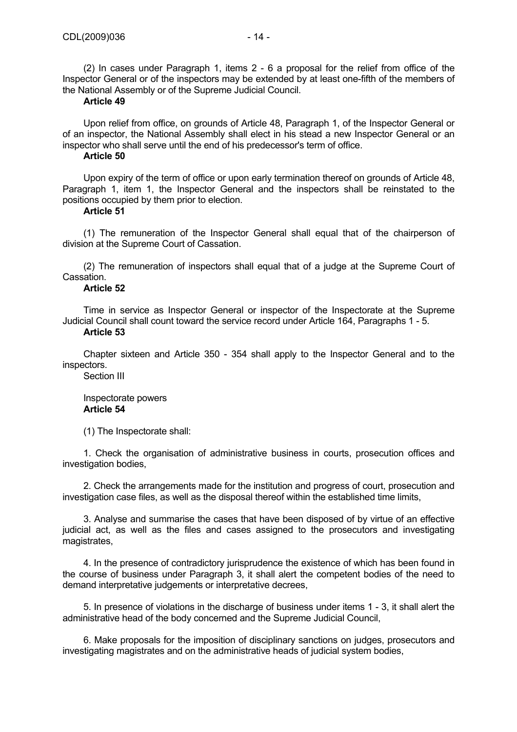(2) In cases under Paragraph 1, items 2 - 6 a proposal for the relief from office of the Inspector General or of the inspectors may be extended by at least one-fifth of the members of the National Assembly or of the Supreme Judicial Council.

**Article 49**

Upon relief from office, on grounds of Article 48, Paragraph 1, of the Inspector General or of an inspector, the National Assembly shall elect in his stead a new Inspector General or an inspector who shall serve until the end of his predecessor's term of office.

**Article 50**

Upon expiry of the term of office or upon early termination thereof on grounds of Article 48, Paragraph 1, item 1, the Inspector General and the inspectors shall be reinstated to the positions occupied by them prior to election.

**Article 51**

(1) The remuneration of the Inspector General shall equal that of the chairperson of division at the Supreme Court of Cassation.

(2) The remuneration of inspectors shall equal that of a judge at the Supreme Court of Cassation.

**Article 52**

Time in service as Inspector General or inspector of the Inspectorate at the Supreme Judicial Council shall count toward the service record under Article 164, Paragraphs 1 - 5.

**Article 53**

Chapter sixteen and Article 350 - 354 shall apply to the Inspector General and to the inspectors.

Section III

Inspectorate powers

**Article 54**

(1) The Inspectorate shall:

1. Check the organisation of administrative business in courts, prosecution offices and investigation bodies,

2. Check the arrangements made for the institution and progress of court, prosecution and investigation case files, as well as the disposal thereof within the established time limits,

3. Analyse and summarise the cases that have been disposed of by virtue of an effective judicial act, as well as the files and cases assigned to the prosecutors and investigating magistrates,

4. In the presence of contradictory jurisprudence the existence of which has been found in the course of business under Paragraph 3, it shall alert the competent bodies of the need to demand interpretative judgements or interpretative decrees,

5. In presence of violations in the discharge of business under items 1 - 3, it shall alert the administrative head of the body concerned and the Supreme Judicial Council,

6. Make proposals for the imposition of disciplinary sanctions on judges, prosecutors and investigating magistrates and on the administrative heads of judicial system bodies,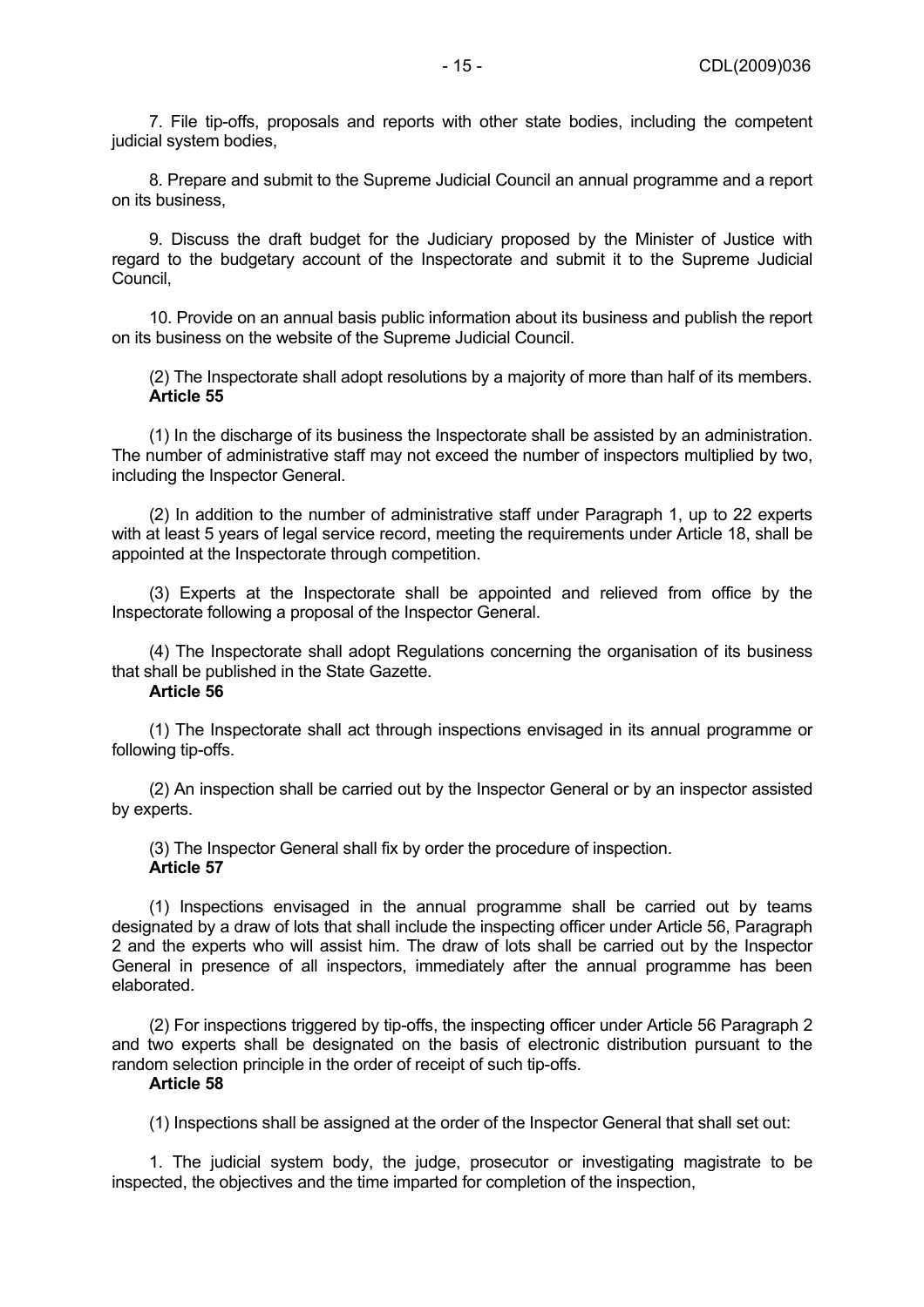7. File tip-offs, proposals and reports with other state bodies, including the competent judicial system bodies,

8. Prepare and submit to the Supreme Judicial Council an annual programme and a report on its business,

9. Discuss the draft budget for the Judiciary proposed by the Minister of Justice with regard to the budgetary account of the Inspectorate and submit it to the Supreme Judicial Council,

10. Provide on an annual basis public information about its business and publish the report on its business on the website of the Supreme Judicial Council.

(2) The Inspectorate shall adopt resolutions by a majority of more than half of its members.

**Article 55**

(1) In the discharge of its business the Inspectorate shall be assisted by an administration. The number of administrative staff may not exceed the number of inspectors multiplied by two, including the Inspector General.

(2) In addition to the number of administrative staff under Paragraph 1, up to 22 experts with at least 5 years of legal service record, meeting the requirements under Article 18, shall be appointed at the Inspectorate through competition.

(3) Experts at the Inspectorate shall be appointed and relieved from office by the Inspectorate following a proposal of the Inspector General.

(4) The Inspectorate shall adopt Regulations concerning the organisation of its business that shall be published in the State Gazette.

**Article 56**

(1) The Inspectorate shall act through inspections envisaged in its annual programme or following tip-offs.

(2) An inspection shall be carried out by the Inspector General or by an inspector assisted by experts.

(3) The Inspector General shall fix by order the procedure of inspection.

**Article 57**

(1) Inspections envisaged in the annual programme shall be carried out by teams designated by a draw of lots that shall include the inspecting officer under Article 56, Paragraph 2 and the experts who will assist him. The draw of lots shall be carried out by the Inspector General in presence of all inspectors, immediately after the annual programme has been elaborated.

(2) For inspections triggered by tip-offs, the inspecting officer under Article 56 Paragraph 2 and two experts shall be designated on the basis of electronic distribution pursuant to the random selection principle in the order of receipt of such tip-offs.

**Article 58**

(1) Inspections shall be assigned at the order of the Inspector General that shall set out:

1. The judicial system body, the judge, prosecutor or investigating magistrate to be inspected, the objectives and the time imparted for completion of the inspection,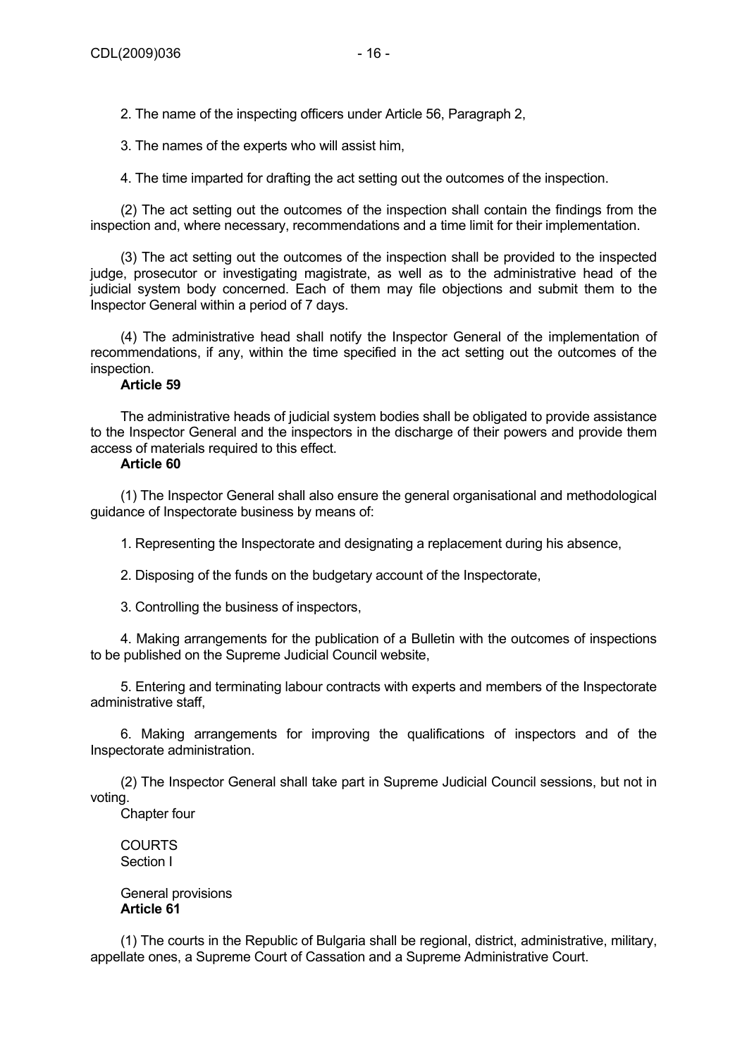2. The name of the inspecting officers under Article 56, Paragraph 2,

3. The names of the experts who will assist him,

4. The time imparted for drafting the act setting out the outcomes of the inspection.

(2) The act setting out the outcomes of the inspection shall contain the findings from the inspection and, where necessary, recommendations and a time limit for their implementation.

(3) The act setting out the outcomes of the inspection shall be provided to the inspected judge, prosecutor or investigating magistrate, as well as to the administrative head of the judicial system body concerned. Each of them may file objections and submit them to the Inspector General within a period of 7 days.

(4) The administrative head shall notify the Inspector General of the implementation of recommendations, if any, within the time specified in the act setting out the outcomes of the inspection.

**Article 59**

The administrative heads of judicial system bodies shall be obligated to provide assistance to the Inspector General and the inspectors in the discharge of their powers and provide them access of materials required to this effect.

**Article 60**

(1) The Inspector General shall also ensure the general organisational and methodological guidance of Inspectorate business by means of:

1. Representing the Inspectorate and designating a replacement during his absence,

2. Disposing of the funds on the budgetary account of the Inspectorate,

3. Controlling the business of inspectors,

4. Making arrangements for the publication of a Bulletin with the outcomes of inspections to be published on the Supreme Judicial Council website,

5. Entering and terminating labour contracts with experts and members of the Inspectorate administrative staff,

6. Making arrangements for improving the qualifications of inspectors and of the Inspectorate administration.

(2) The Inspector General shall take part in Supreme Judicial Council sessions, but not in voting.

## Chapter four

## COURTS

### Section I

### General provisions

**Article 61**

(1) The courts in the Republic of Bulgaria shall be regional, district, administrative, military, appellate ones, a Supreme Court of Cassation and a Supreme Administrative Court.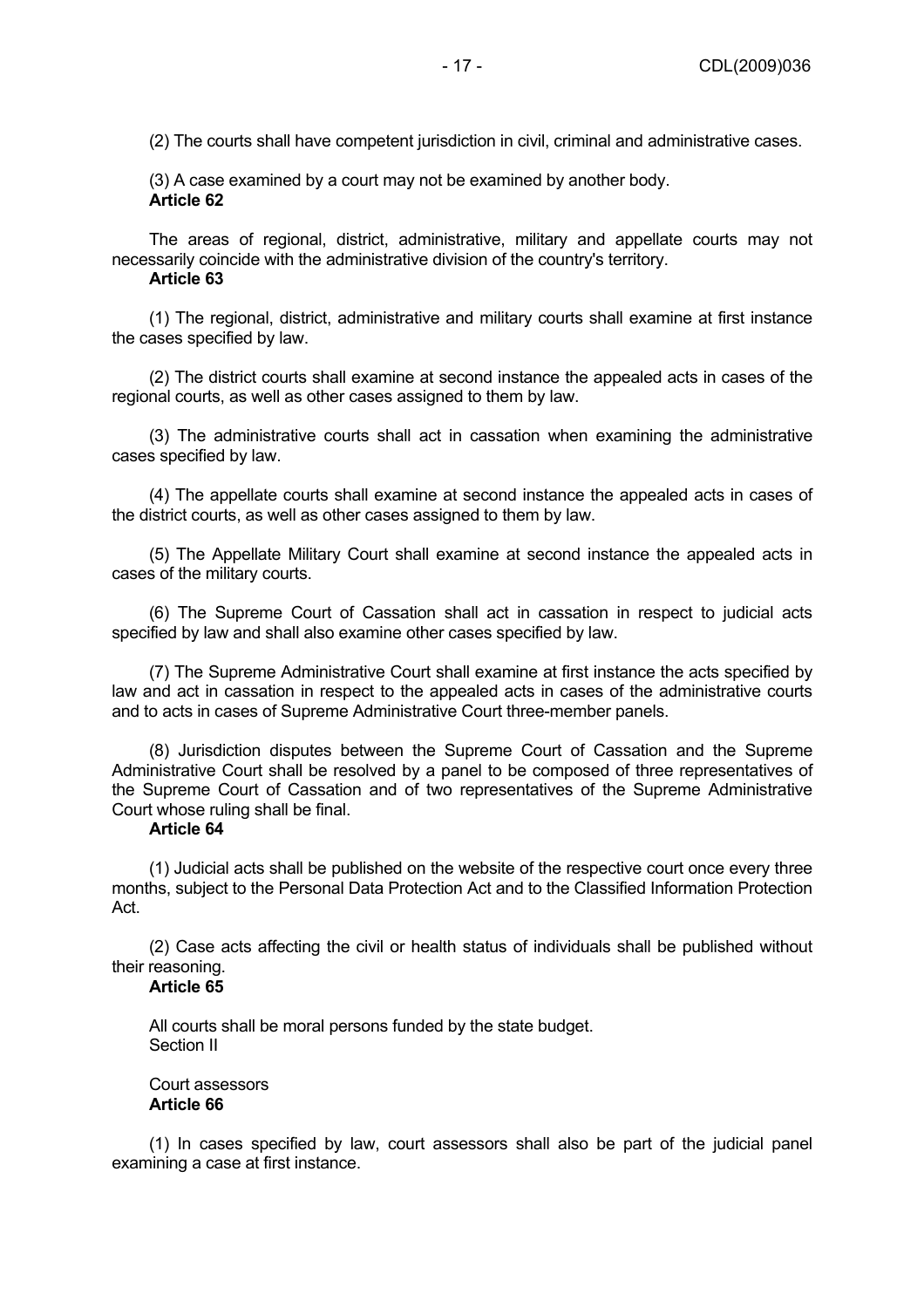(2) The courts shall have competent jurisdiction in civil, criminal and administrative cases.

(3) A case examined by a court may not be examined by another body.

**Article 62**

The areas of regional, district, administrative, military and appellate courts may not necessarily coincide with the administrative division of the country's territory.

**Article 63**

(1) The regional, district, administrative and military courts shall examine at first instance the cases specified by law.

(2) The district courts shall examine at second instance the appealed acts in cases of the regional courts, as well as other cases assigned to them by law.

(3) The administrative courts shall act in cassation when examining the administrative cases specified by law.

(4) The appellate courts shall examine at second instance the appealed acts in cases of the district courts, as well as other cases assigned to them by law.

(5) The Appellate Military Court shall examine at second instance the appealed acts in cases of the military courts.

(6) The Supreme Court of Cassation shall act in cassation in respect to judicial acts specified by law and shall also examine other cases specified by law.

(7) The Supreme Administrative Court shall examine at first instance the acts specified by law and act in cassation in respect to the appealed acts in cases of the administrative courts and to acts in cases of Supreme Administrative Court three-member panels.

(8) Jurisdiction disputes between the Supreme Court of Cassation and the Supreme Administrative Court shall be resolved by a panel to be composed of three representatives of the Supreme Court of Cassation and of two representatives of the Supreme Administrative Court whose ruling shall be final.

**Article 64**

(1) Judicial acts shall be published on the website of the respective court once every three months, subject to the Personal Data Protection Act and to the Classified Information Protection Act.

(2) Case acts affecting the civil or health status of individuals shall be published without their reasoning.

**Article 65**

All courts shall be moral persons funded by the state budget.

Section II

Court assessors

**Article 66**

(1) In cases specified by law, court assessors shall also be part of the judicial panel examining a case at first instance.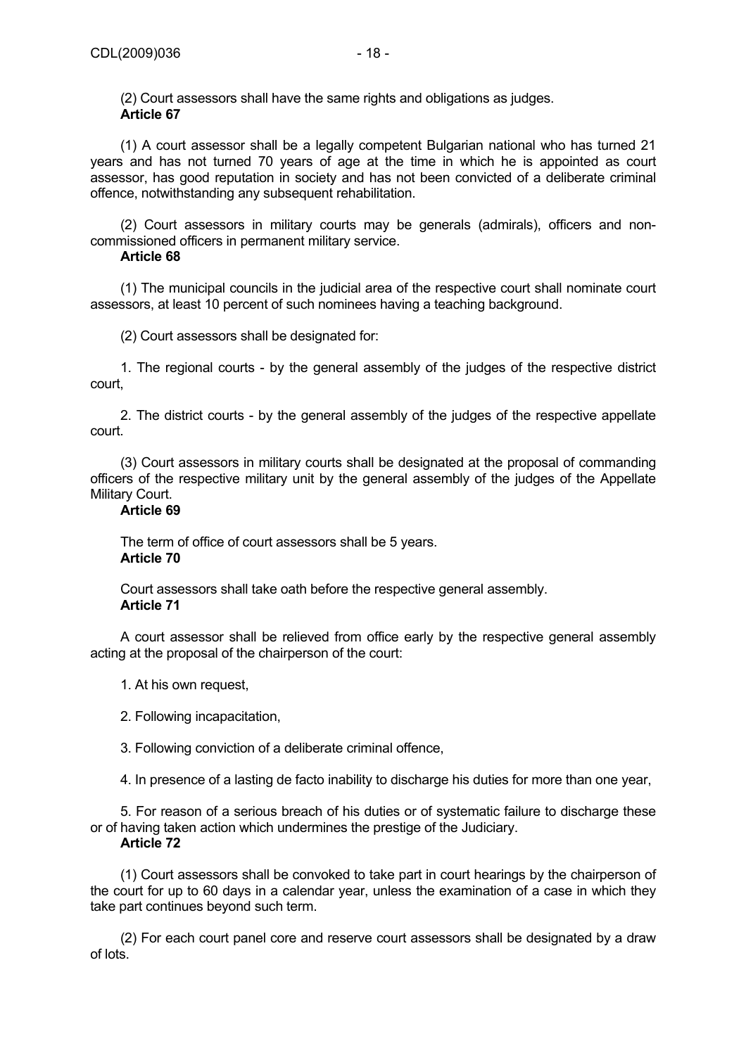(2) Court assessors shall have the same rights and obligations as judges.

**Article 67**

(1) A court assessor shall be a legally competent Bulgarian national who has turned 21 years and has not turned 70 years of age at the time in which he is appointed as court assessor, has good reputation in society and has not been convicted of a deliberate criminal offence, notwithstanding any subsequent rehabilitation.

(2) Court assessors in military courts may be generals (admirals), officers and non-commissioned officers in permanent military service.

**Article 68**

(1) The municipal councils in the judicial area of the respective court shall nominate court assessors, at least 10 percent of such nominees having a teaching background.

(2) Court assessors shall be designated for:

1. The regional courts - by the general assembly of the judges of the respective district court,

2. The district courts - by the general assembly of the judges of the respective appellate court.

(3) Court assessors in military courts shall be designated at the proposal of commanding officers of the respective military unit by the general assembly of the judges of the Appellate Military Court.

**Article 69**

The term of office of court assessors shall be 5 years.

**Article 70**

Court assessors shall take oath before the respective general assembly.

**Article 71**

A court assessor shall be relieved from office early by the respective general assembly acting at the proposal of the chairperson of the court:

1. At his own request,

2. Following incapacitation,

3. Following conviction of a deliberate criminal offence,

4. In presence of a lasting de facto inability to discharge his duties for more than one year,

5. For reason of a serious breach of his duties or of systematic failure to discharge these or of having taken action which undermines the prestige of the Judiciary.

**Article 72**

(1) Court assessors shall be convoked to take part in court hearings by the chairperson of the court for up to 60 days in a calendar year, unless the examination of a case in which they take part continues beyond such term.

(2) For each court panel core and reserve court assessors shall be designated by a draw of lots.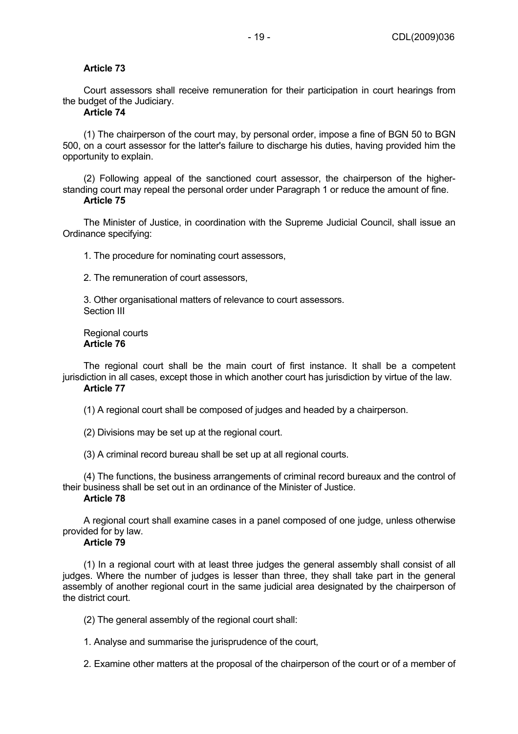**Article 73**

Court assessors shall receive remuneration for their participation in court hearings from the budget of the Judiciary.

**Article 74**

(1) The chairperson of the court may, by personal order, impose a fine of BGN 50 to BGN 500, on a court assessor for the latter's failure to discharge his duties, having provided him the opportunity to explain.

(2) Following appeal of the sanctioned court assessor, the chairperson of the higher-standing court may repeal the personal order under Paragraph 1 or reduce the amount of fine.

**Article 75**

The Minister of Justice, in coordination with the Supreme Judicial Council, shall issue an Ordinance specifying:

1. The procedure for nominating court assessors,

2. The remuneration of court assessors,

3. Other organisational matters of relevance to court assessors.

Section III

Regional courts

**Article 76**

The regional court shall be the main court of first instance. It shall be a competent jurisdiction in all cases, except those in which another court has jurisdiction by virtue of the law.

**Article 77**

(1) A regional court shall be composed of judges and headed by a chairperson.

(2) Divisions may be set up at the regional court.

(3) A criminal record bureau shall be set up at all regional courts.

(4) The functions, the business arrangements of criminal record bureaux and the control of their business shall be set out in an ordinance of the Minister of Justice.

**Article 78**

A regional court shall examine cases in a panel composed of one judge, unless otherwise provided for by law.

**Article 79**

(1) In a regional court with at least three judges the general assembly shall consist of all judges. Where the number of judges is lesser than three, they shall take part in the general assembly of another regional court in the same judicial area designated by the chairperson of the district court.

(2) The general assembly of the regional court shall:

1. Analyse and summarise the jurisprudence of the court,

2. Examine other matters at the proposal of the chairperson of the court or of a member of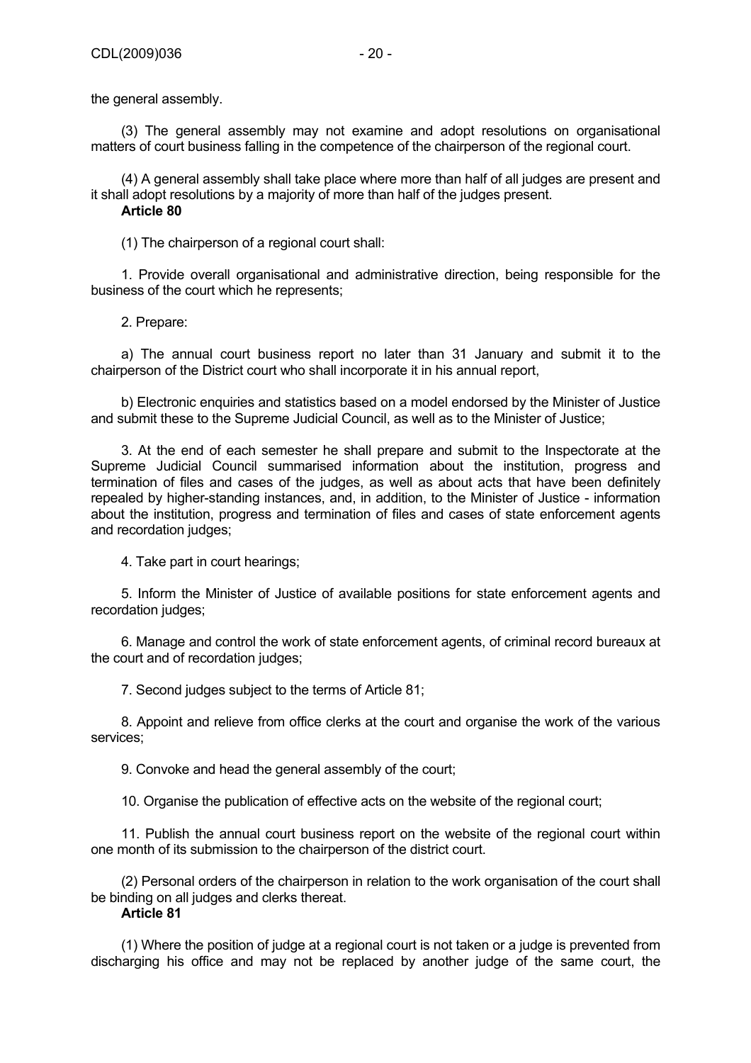the general assembly.

(3) The general assembly may not examine and adopt resolutions on organisational matters of court business falling in the competence of the chairperson of the regional court.

(4) A general assembly shall take place where more than half of all judges are present and it shall adopt resolutions by a majority of more than half of the judges present.

**Article 80**

(1) The chairperson of a regional court shall:

1. Provide overall organisational and administrative direction, being responsible for the business of the court which he represents;

2. Prepare:

a) The annual court business report no later than 31 January and submit it to the chairperson of the District court who shall incorporate it in his annual report,

b) Electronic enquiries and statistics based on a model endorsed by the Minister of Justice and submit these to the Supreme Judicial Council, as well as to the Minister of Justice;

3. At the end of each semester he shall prepare and submit to the Inspectorate at the Supreme Judicial Council summarised information about the institution, progress and termination of files and cases of the judges, as well as about acts that have been definitely repealed by higher-standing instances, and, in addition, to the Minister of Justice - information about the institution, progress and termination of files and cases of state enforcement agents and recordation judges;

4. Take part in court hearings;

5. Inform the Minister of Justice of available positions for state enforcement agents and recordation judges;

6. Manage and control the work of state enforcement agents, of criminal record bureaux at the court and of recordation judges;

7. Second judges subject to the terms of Article 81;

8. Appoint and relieve from office clerks at the court and organise the work of the various services;

9. Convoke and head the general assembly of the court;

10. Organise the publication of effective acts on the website of the regional court;

11. Publish the annual court business report on the website of the regional court within one month of its submission to the chairperson of the district court.

(2) Personal orders of the chairperson in relation to the work organisation of the court shall be binding on all judges and clerks thereat.

**Article 81**

(1) Where the position of judge at a regional court is not taken or a judge is prevented from discharging his office and may not be replaced by another judge of the same court, the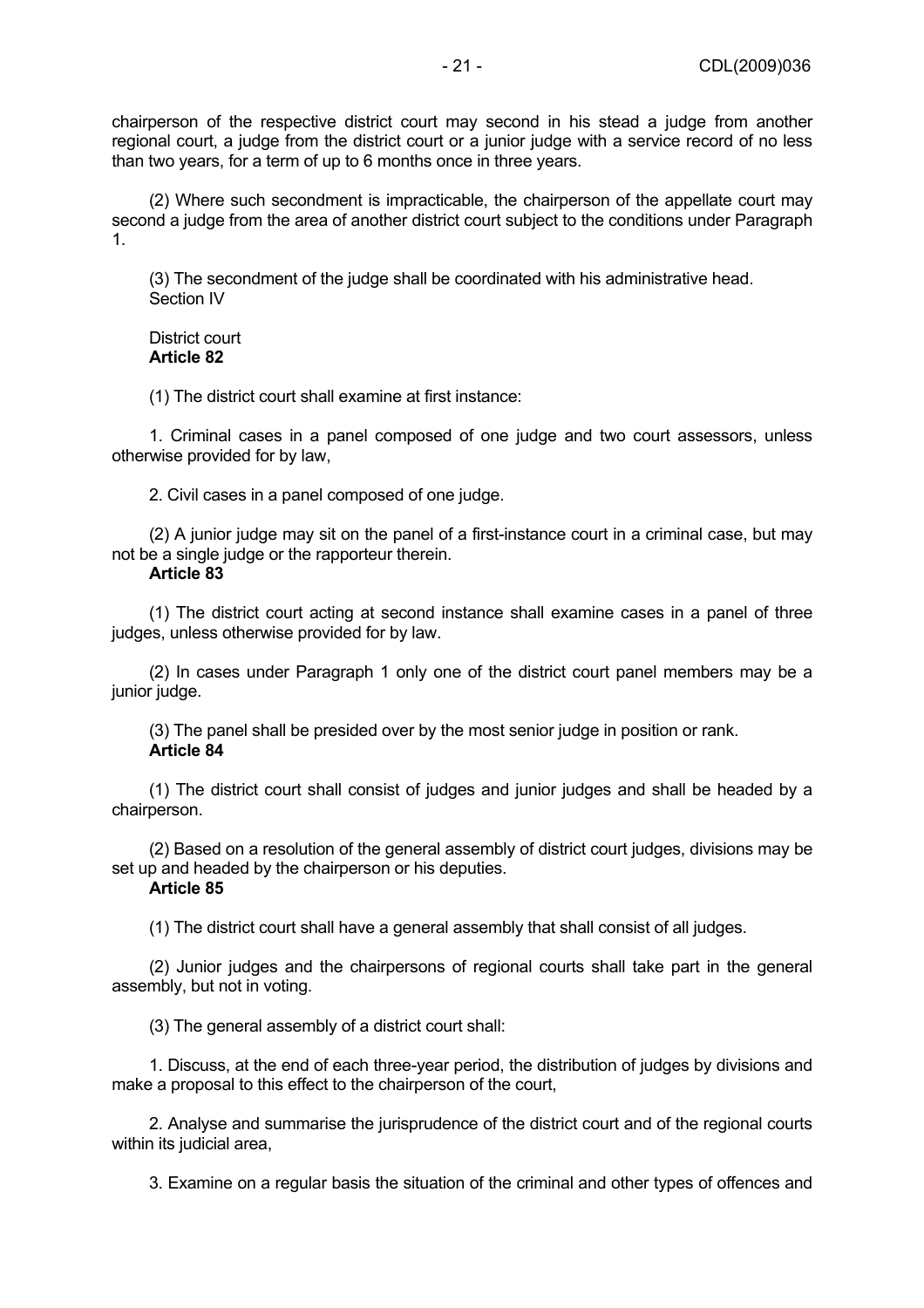chairperson of the respective district court may second in his stead a judge from another regional court, a judge from the district court or a junior judge with a service record of no less than two years, for a term of up to 6 months once in three years.

(2) Where such secondment is impracticable, the chairperson of the appellate court may second a judge from the area of another district court subject to the conditions under Paragraph 1.

(3) The secondment of the judge shall be coordinated with his administrative head.

Section IV

District court

**Article 82**

(1) The district court shall examine at first instance:

1. Criminal cases in a panel composed of one judge and two court assessors, unless otherwise provided for by law,

2. Civil cases in a panel composed of one judge.

(2) A junior judge may sit on the panel of a first-instance court in a criminal case, but may not be a single judge or the rapporteur therein.

**Article 83**

(1) The district court acting at second instance shall examine cases in a panel of three judges, unless otherwise provided for by law.

(2) In cases under Paragraph 1 only one of the district court panel members may be a junior judge.

(3) The panel shall be presided over by the most senior judge in position or rank.

**Article 84**

(1) The district court shall consist of judges and junior judges and shall be headed by a chairperson.

(2) Based on a resolution of the general assembly of district court judges, divisions may be set up and headed by the chairperson or his deputies.

**Article 85**

(1) The district court shall have a general assembly that shall consist of all judges.

(2) Junior judges and the chairpersons of regional courts shall take part in the general assembly, but not in voting.

(3) The general assembly of a district court shall:

1. Discuss, at the end of each three-year period, the distribution of judges by divisions and make a proposal to this effect to the chairperson of the court,

2. Analyse and summarise the jurisprudence of the district court and of the regional courts within its judicial area,

3. Examine on a regular basis the situation of the criminal and other types of offences and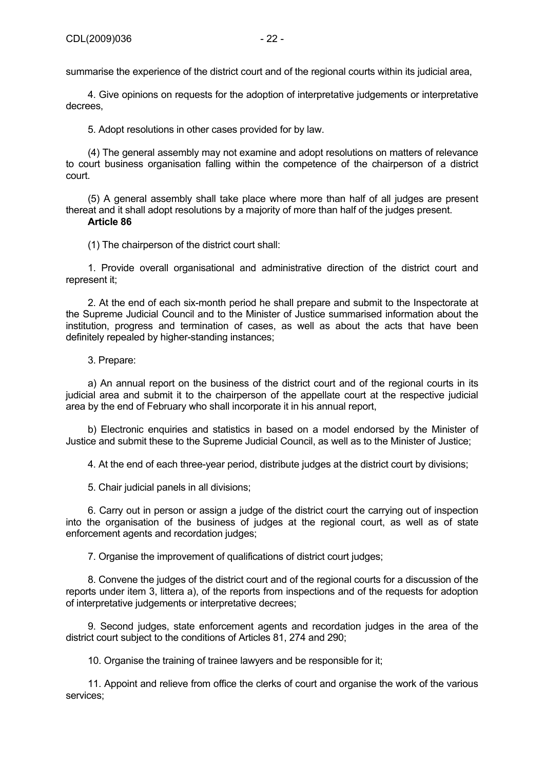summarise the experience of the district court and of the regional courts within its judicial area,

4. Give opinions on requests for the adoption of interpretative judgements or interpretative decrees,

5. Adopt resolutions in other cases provided for by law.

(4) The general assembly may not examine and adopt resolutions on matters of relevance to court business organisation falling within the competence of the chairperson of a district court.

(5) A general assembly shall take place where more than half of all judges are present thereat and it shall adopt resolutions by a majority of more than half of the judges present.

**Article 86**

(1) The chairperson of the district court shall:

1. Provide overall organisational and administrative direction of the district court and represent it;

2. At the end of each six-month period he shall prepare and submit to the Inspectorate at the Supreme Judicial Council and to the Minister of Justice summarised information about the institution, progress and termination of cases, as well as about the acts that have been definitely repealed by higher-standing instances;

3. Prepare:

a) An annual report on the business of the district court and of the regional courts in its judicial area and submit it to the chairperson of the appellate court at the respective judicial area by the end of February who shall incorporate it in his annual report,

b) Electronic enquiries and statistics in based on a model endorsed by the Minister of Justice and submit these to the Supreme Judicial Council, as well as to the Minister of Justice;

4. At the end of each three-year period, distribute judges at the district court by divisions;

5. Chair judicial panels in all divisions;

6. Carry out in person or assign a judge of the district court the carrying out of inspection into the organisation of the business of judges at the regional court, as well as of state enforcement agents and recordation judges;

7. Organise the improvement of qualifications of district court judges;

8. Convene the judges of the district court and of the regional courts for a discussion of the reports under item 3, littera a), of the reports from inspections and of the requests for adoption of interpretative judgements or interpretative decrees;

9. Second judges, state enforcement agents and recordation judges in the area of the district court subject to the conditions of Articles 81, 274 and 290;

10. Organise the training of trainee lawyers and be responsible for it;

11. Appoint and relieve from office the clerks of court and organise the work of the various services;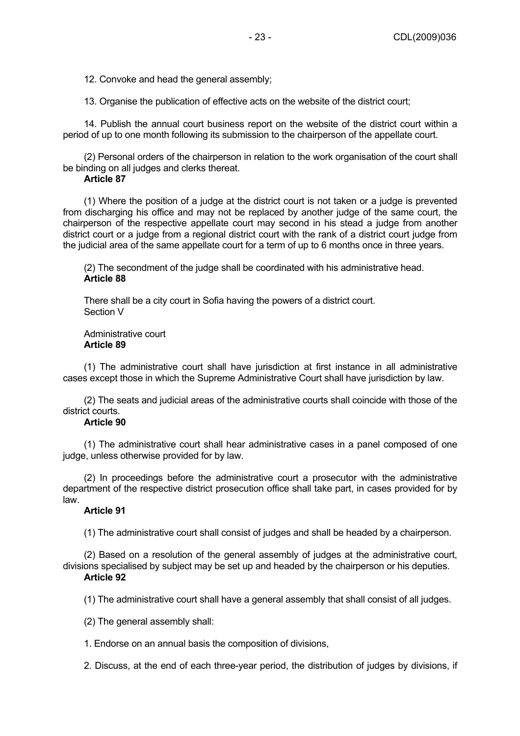12. Convoke and head the general assembly;

13. Organise the publication of effective acts on the website of the district court;

14. Publish the annual court business report on the website of the district court within a period of up to one month following its submission to the chairperson of the appellate court.

(2) Personal orders of the chairperson in relation to the work organisation of the court shall be binding on all judges and clerks thereat.

**Article 87**

(1) Where the position of a judge at the district court is not taken or a judge is prevented from discharging his office and may not be replaced by another judge of the same court, the chairperson of the respective appellate court may second in his stead a judge from another district court or a judge from a regional district court with the rank of a district court judge from the judicial area of the same appellate court for a term of up to 6 months once in three years.

(2) The secondment of the judge shall be coordinated with his administrative head.

**Article 88**

There shall be a city court in Sofia having the powers of a district court.

Section V

Administrative court

**Article 89**

(1) The administrative court shall have jurisdiction at first instance in all administrative cases except those in which the Supreme Administrative Court shall have jurisdiction by law.

(2) The seats and judicial areas of the administrative courts shall coincide with those of the district courts.

**Article 90**

(1) The administrative court shall hear administrative cases in a panel composed of one judge, unless otherwise provided for by law.

(2) In proceedings before the administrative court a prosecutor with the administrative department of the respective district prosecution office shall take part, in cases provided for by law.

**Article 91**

(1) The administrative court shall consist of judges and shall be headed by a chairperson.

(2) Based on a resolution of the general assembly of judges at the administrative court, divisions specialised by subject may be set up and headed by the chairperson or his deputies.

**Article 92**

(1) The administrative court shall have a general assembly that shall consist of all judges.

(2) The general assembly shall:

1. Endorse on an annual basis the composition of divisions,

2. Discuss, at the end of each three-year period, the distribution of judges by divisions, if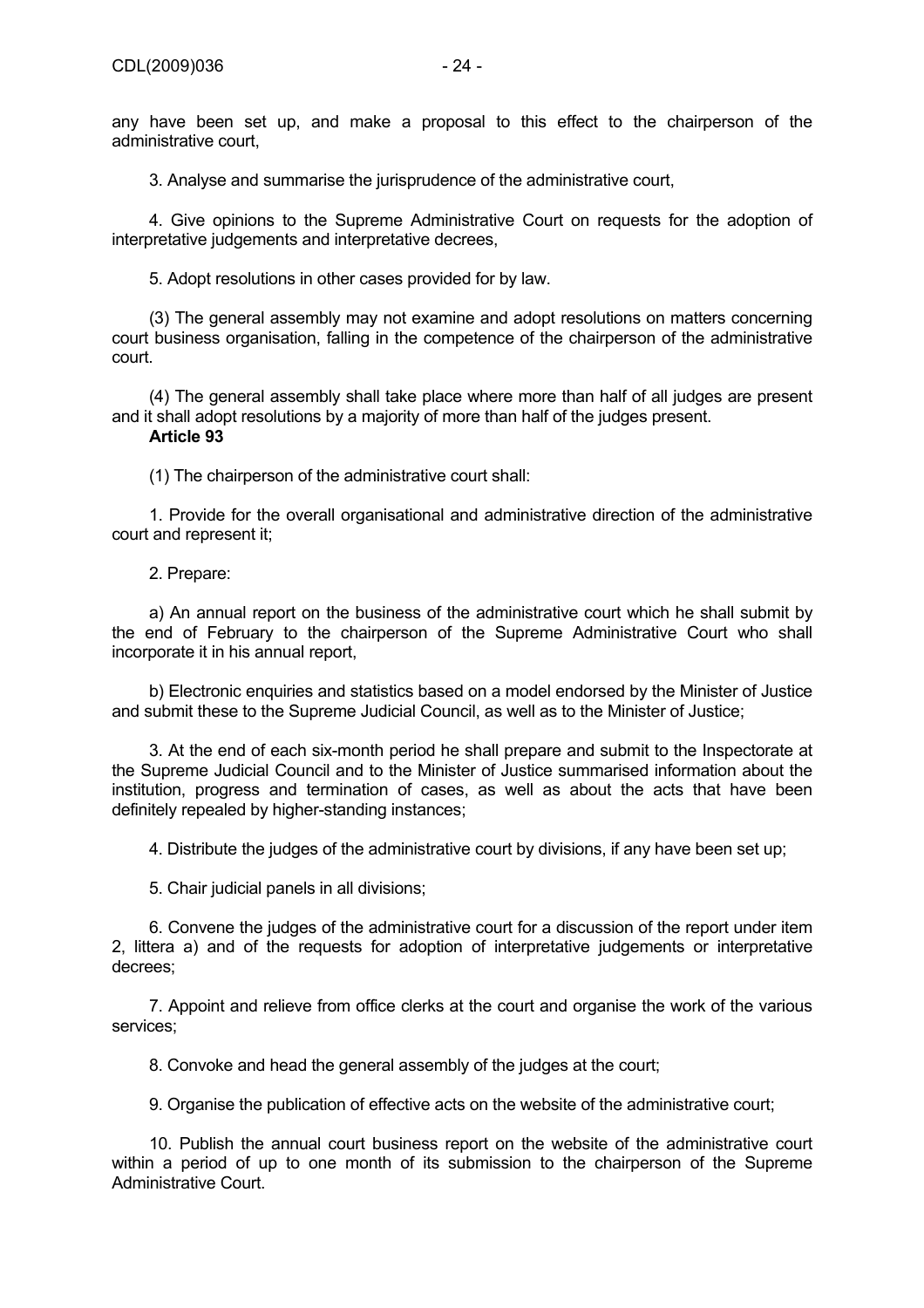any have been set up, and make a proposal to this effect to the chairperson of the administrative court,

3. Analyse and summarise the jurisprudence of the administrative court,

4. Give opinions to the Supreme Administrative Court on requests for the adoption of interpretative judgements and interpretative decrees,

5. Adopt resolutions in other cases provided for by law.

(3) The general assembly may not examine and adopt resolutions on matters concerning court business organisation, falling in the competence of the chairperson of the administrative court.

(4) The general assembly shall take place where more than half of all judges are present and it shall adopt resolutions by a majority of more than half of the judges present.

**Article 93**

(1) The chairperson of the administrative court shall:

1. Provide for the overall organisational and administrative direction of the administrative court and represent it;

2. Prepare:

a) An annual report on the business of the administrative court which he shall submit by the end of February to the chairperson of the Supreme Administrative Court who shall incorporate it in his annual report,

b) Electronic enquiries and statistics based on a model endorsed by the Minister of Justice and submit these to the Supreme Judicial Council, as well as to the Minister of Justice;

3. At the end of each six-month period he shall prepare and submit to the Inspectorate at the Supreme Judicial Council and to the Minister of Justice summarised information about the institution, progress and termination of cases, as well as about the acts that have been definitely repealed by higher-standing instances;

4. Distribute the judges of the administrative court by divisions, if any have been set up;

5. Chair judicial panels in all divisions;

6. Convene the judges of the administrative court for a discussion of the report under item 2, littera a) and of the requests for adoption of interpretative judgements or interpretative decrees;

7. Appoint and relieve from office clerks at the court and organise the work of the various services;

8. Convoke and head the general assembly of the judges at the court;

9. Organise the publication of effective acts on the website of the administrative court;

10. Publish the annual court business report on the website of the administrative court within a period of up to one month of its submission to the chairperson of the Supreme Administrative Court.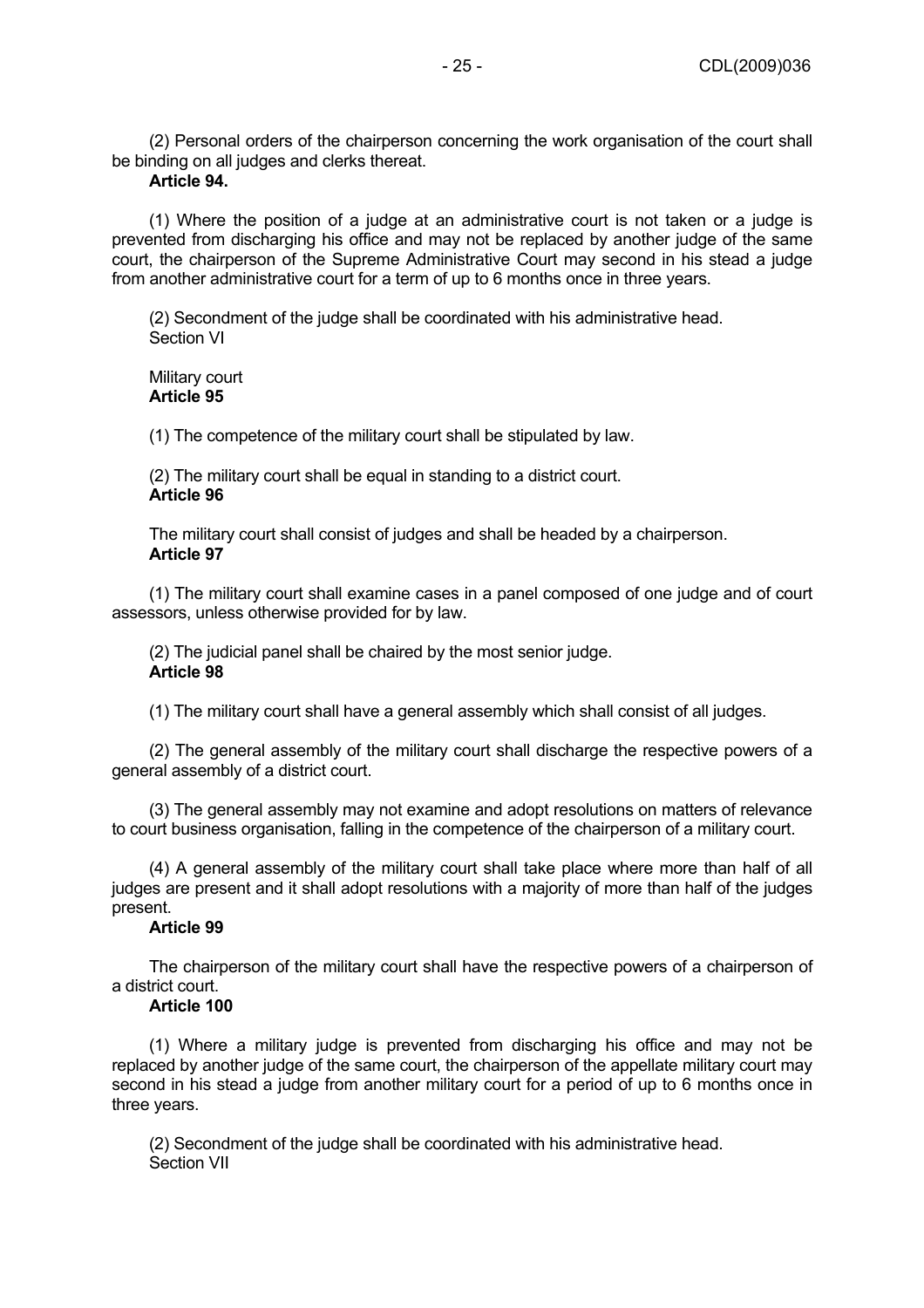(2) Personal orders of the chairperson concerning the work organisation of the court shall be binding on all judges and clerks thereat.

**Article 94.**

(1) Where the position of a judge at an administrative court is not taken or a judge is prevented from discharging his office and may not be replaced by another judge of the same court, the chairperson of the Supreme Administrative Court may second in his stead a judge from another administrative court for a term of up to 6 months once in three years.

(2) Secondment of the judge shall be coordinated with his administrative head.

Section VI

Military court

**Article 95**

(1) The competence of the military court shall be stipulated by law.

(2) The military court shall be equal in standing to a district court.

**Article 96**

The military court shall consist of judges and shall be headed by a chairperson.

**Article 97**

(1) The military court shall examine cases in a panel composed of one judge and of court assessors, unless otherwise provided for by law.

(2) The judicial panel shall be chaired by the most senior judge.

**Article 98**

(1) The military court shall have a general assembly which shall consist of all judges.

(2) The general assembly of the military court shall discharge the respective powers of a general assembly of a district court.

(3) The general assembly may not examine and adopt resolutions on matters of relevance to court business organisation, falling in the competence of the chairperson of a military court.

(4) A general assembly of the military court shall take place where more than half of all judges are present and it shall adopt resolutions with a majority of more than half of the judges present.

**Article 99**

The chairperson of the military court shall have the respective powers of a chairperson of a district court.

**Article 100**

(1) Where a military judge is prevented from discharging his office and may not be replaced by another judge of the same court, the chairperson of the appellate military court may second in his stead a judge from another military court for a period of up to 6 months once in three years.

(2) Secondment of the judge shall be coordinated with his administrative head.

Section VII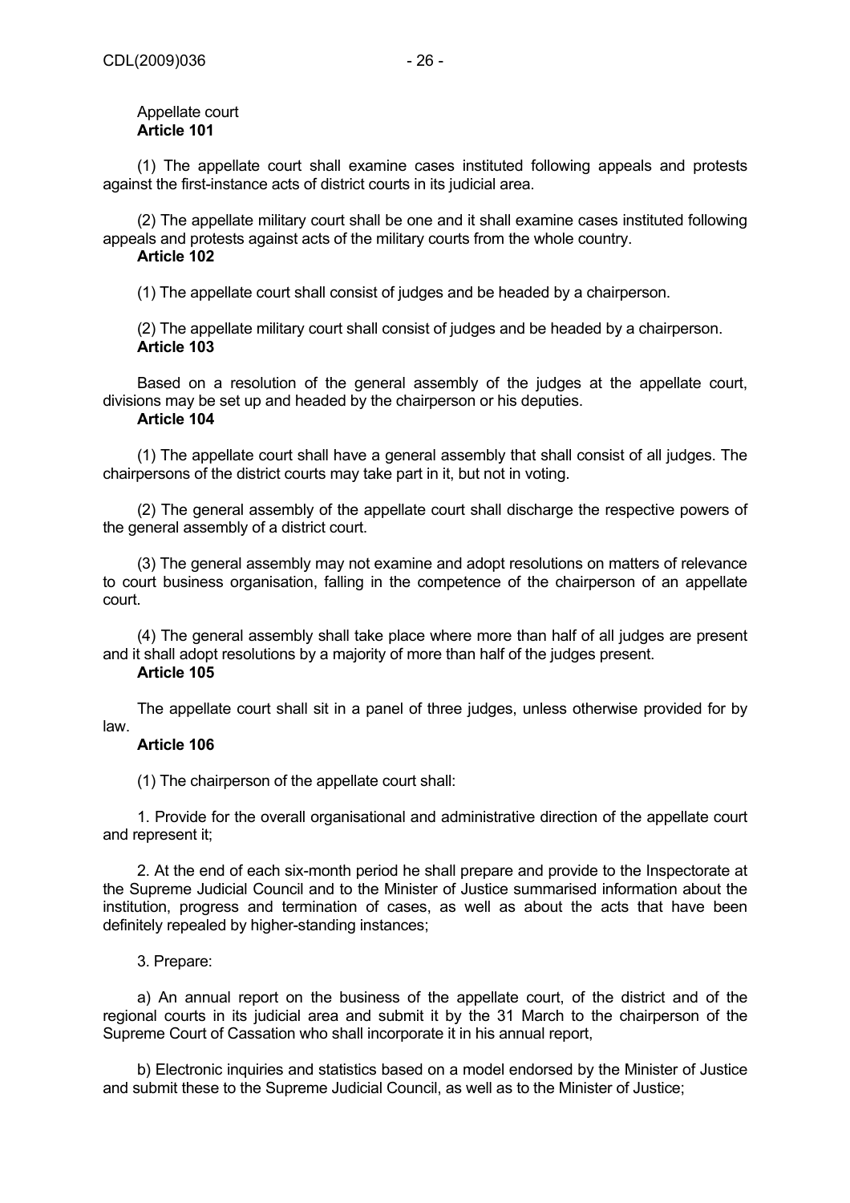Appellate court
**Article 101**

(1) The appellate court shall examine cases instituted following appeals and protests against the first-instance acts of district courts in its judicial area.

(2) The appellate military court shall be one and it shall examine cases instituted following appeals and protests against acts of the military courts from the whole country.

**Article 102**

(1) The appellate court shall consist of judges and be headed by a chairperson.

(2) The appellate military court shall consist of judges and be headed by a chairperson.

**Article 103**

Based on a resolution of the general assembly of the judges at the appellate court, divisions may be set up and headed by the chairperson or his deputies.

**Article 104**

(1) The appellate court shall have a general assembly that shall consist of all judges. The chairpersons of the district courts may take part in it, but not in voting.

(2) The general assembly of the appellate court shall discharge the respective powers of the general assembly of a district court.

(3) The general assembly may not examine and adopt resolutions on matters of relevance to court business organisation, falling in the competence of the chairperson of an appellate court.

(4) The general assembly shall take place where more than half of all judges are present and it shall adopt resolutions by a majority of more than half of the judges present.

**Article 105**

The appellate court shall sit in a panel of three judges, unless otherwise provided for by law.

**Article 106**

(1) The chairperson of the appellate court shall:

1. Provide for the overall organisational and administrative direction of the appellate court and represent it;

2. At the end of each six-month period he shall prepare and provide to the Inspectorate at the Supreme Judicial Council and to the Minister of Justice summarised information about the institution, progress and termination of cases, as well as about the acts that have been definitely repealed by higher-standing instances;

3. Prepare:

a) An annual report on the business of the appellate court, of the district and of the regional courts in its judicial area and submit it by the 31 March to the chairperson of the Supreme Court of Cassation who shall incorporate it in his annual report,

b) Electronic inquiries and statistics based on a model endorsed by the Minister of Justice and submit these to the Supreme Judicial Council, as well as to the Minister of Justice;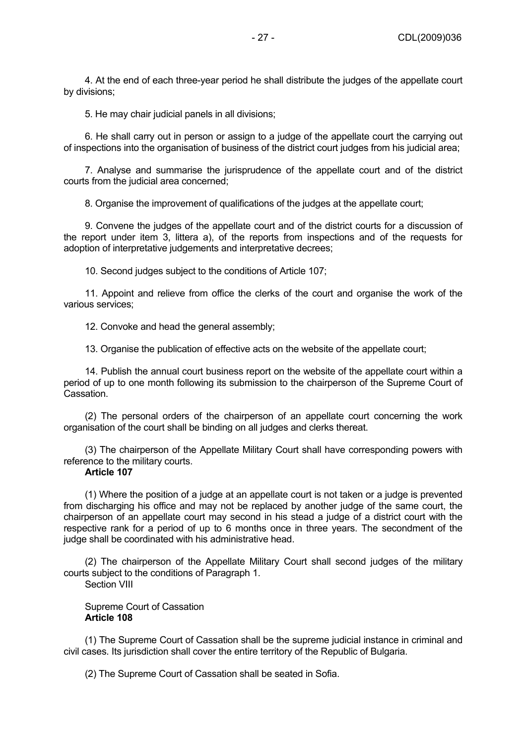4. At the end of each three-year period he shall distribute the judges of the appellate court by divisions;

5. He may chair judicial panels in all divisions;

6. He shall carry out in person or assign to a judge of the appellate court the carrying out of inspections into the organisation of business of the district court judges from his judicial area;

7. Analyse and summarise the jurisprudence of the appellate court and of the district courts from the judicial area concerned;

8. Organise the improvement of qualifications of the judges at the appellate court;

9. Convene the judges of the appellate court and of the district courts for a discussion of the report under item 3, littera a), of the reports from inspections and of the requests for adoption of interpretative judgements and interpretative decrees;

10. Second judges subject to the conditions of Article 107;

11. Appoint and relieve from office the clerks of the court and organise the work of the various services;

12. Convoke and head the general assembly;

13. Organise the publication of effective acts on the website of the appellate court;

14. Publish the annual court business report on the website of the appellate court within a period of up to one month following its submission to the chairperson of the Supreme Court of Cassation.

(2) The personal orders of the chairperson of an appellate court concerning the work organisation of the court shall be binding on all judges and clerks thereat.

(3) The chairperson of the Appellate Military Court shall have corresponding powers with reference to the military courts.

**Article 107**

(1) Where the position of a judge at an appellate court is not taken or a judge is prevented from discharging his office and may not be replaced by another judge of the same court, the chairperson of an appellate court may second in his stead a judge of a district court with the respective rank for a period of up to 6 months once in three years. The secondment of the judge shall be coordinated with his administrative head.

(2) The chairperson of the Appellate Military Court shall second judges of the military courts subject to the conditions of Paragraph 1.

Section VIII

Supreme Court of Cassation

**Article 108**

(1) The Supreme Court of Cassation shall be the supreme judicial instance in criminal and civil cases. Its jurisdiction shall cover the entire territory of the Republic of Bulgaria.

(2) The Supreme Court of Cassation shall be seated in Sofia.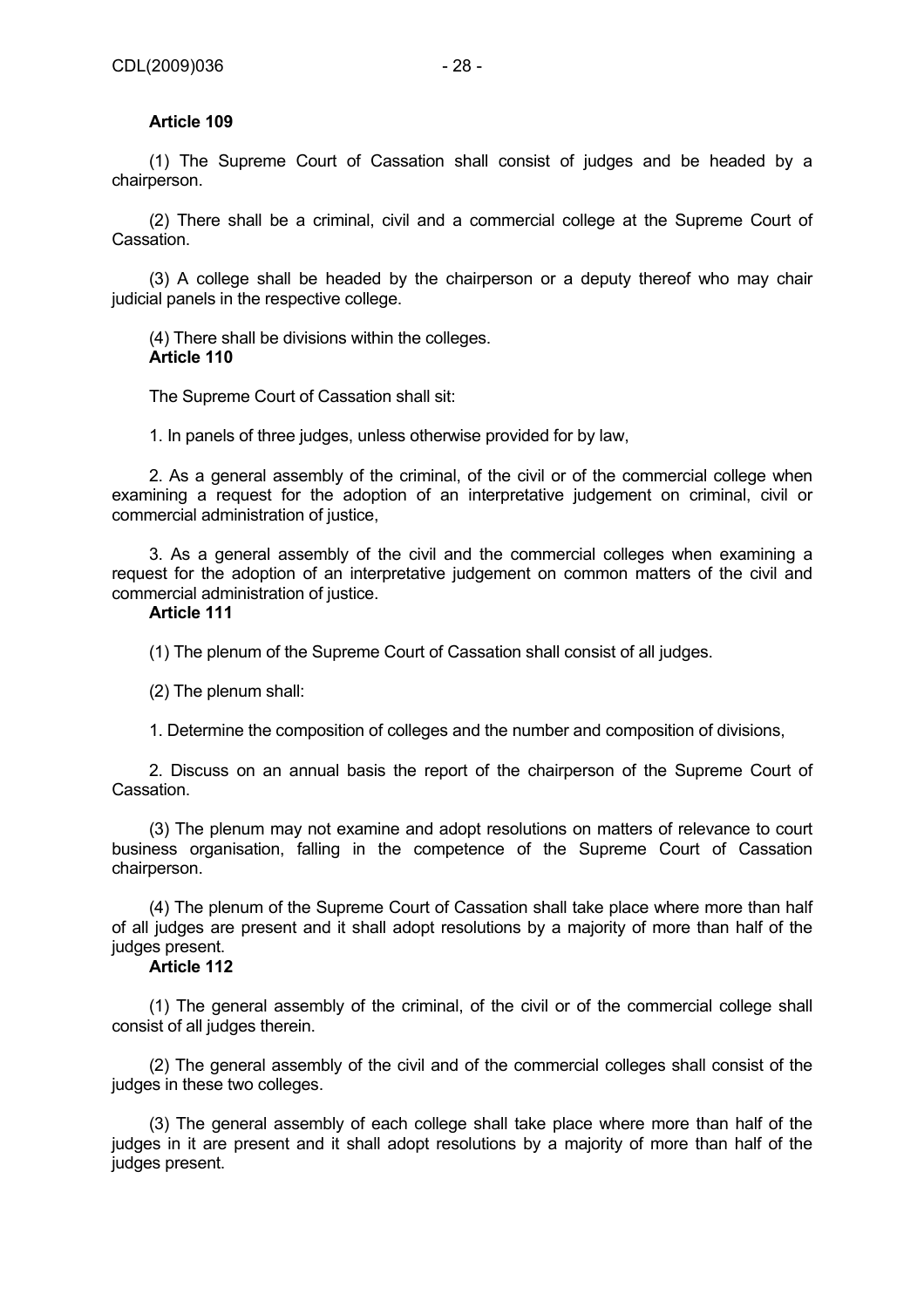**Article 109**

(1) The Supreme Court of Cassation shall consist of judges and be headed by a chairperson.

(2) There shall be a criminal, civil and a commercial college at the Supreme Court of Cassation.

(3) A college shall be headed by the chairperson or a deputy thereof who may chair judicial panels in the respective college.

(4) There shall be divisions within the colleges.

**Article 110**

The Supreme Court of Cassation shall sit:

1. In panels of three judges, unless otherwise provided for by law,

2. As a general assembly of the criminal, of the civil or of the commercial college when examining a request for the adoption of an interpretative judgement on criminal, civil or commercial administration of justice,

3. As a general assembly of the civil and the commercial colleges when examining a request for the adoption of an interpretative judgement on common matters of the civil and commercial administration of justice.

**Article 111**

(1) The plenum of the Supreme Court of Cassation shall consist of all judges.

(2) The plenum shall:

1. Determine the composition of colleges and the number and composition of divisions,

2. Discuss on an annual basis the report of the chairperson of the Supreme Court of Cassation.

(3) The plenum may not examine and adopt resolutions on matters of relevance to court business organisation, falling in the competence of the Supreme Court of Cassation chairperson.

(4) The plenum of the Supreme Court of Cassation shall take place where more than half of all judges are present and it shall adopt resolutions by a majority of more than half of the judges present.

**Article 112**

(1) The general assembly of the criminal, of the civil or of the commercial college shall consist of all judges therein.

(2) The general assembly of the civil and of the commercial colleges shall consist of the judges in these two colleges.

(3) The general assembly of each college shall take place where more than half of the judges in it are present and it shall adopt resolutions by a majority of more than half of the judges present.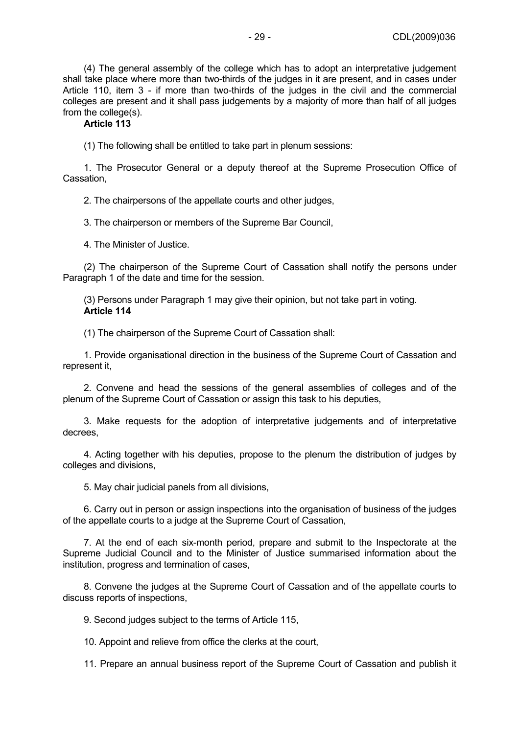(4) The general assembly of the college which has to adopt an interpretative judgement shall take place where more than two-thirds of the judges in it are present, and in cases under Article 110, item 3 - if more than two-thirds of the judges in the civil and the commercial colleges are present and it shall pass judgements by a majority of more than half of all judges from the college(s).

**Article 113**

(1) The following shall be entitled to take part in plenum sessions:

1. The Prosecutor General or a deputy thereof at the Supreme Prosecution Office of Cassation,

2. The chairpersons of the appellate courts and other judges,

3. The chairperson or members of the Supreme Bar Council,

4. The Minister of Justice.

(2) The chairperson of the Supreme Court of Cassation shall notify the persons under Paragraph 1 of the date and time for the session.

(3) Persons under Paragraph 1 may give their opinion, but not take part in voting.

**Article 114**

(1) The chairperson of the Supreme Court of Cassation shall:

1. Provide organisational direction in the business of the Supreme Court of Cassation and represent it,

2. Convene and head the sessions of the general assemblies of colleges and of the plenum of the Supreme Court of Cassation or assign this task to his deputies,

3. Make requests for the adoption of interpretative judgements and of interpretative decrees,

4. Acting together with his deputies, propose to the plenum the distribution of judges by colleges and divisions,

5. May chair judicial panels from all divisions,

6. Carry out in person or assign inspections into the organisation of business of the judges of the appellate courts to a judge at the Supreme Court of Cassation,

7. At the end of each six-month period, prepare and submit to the Inspectorate at the Supreme Judicial Council and to the Minister of Justice summarised information about the institution, progress and termination of cases,

8. Convene the judges at the Supreme Court of Cassation and of the appellate courts to discuss reports of inspections,

9. Second judges subject to the terms of Article 115,

10. Appoint and relieve from office the clerks at the court,

11. Prepare an annual business report of the Supreme Court of Cassation and publish it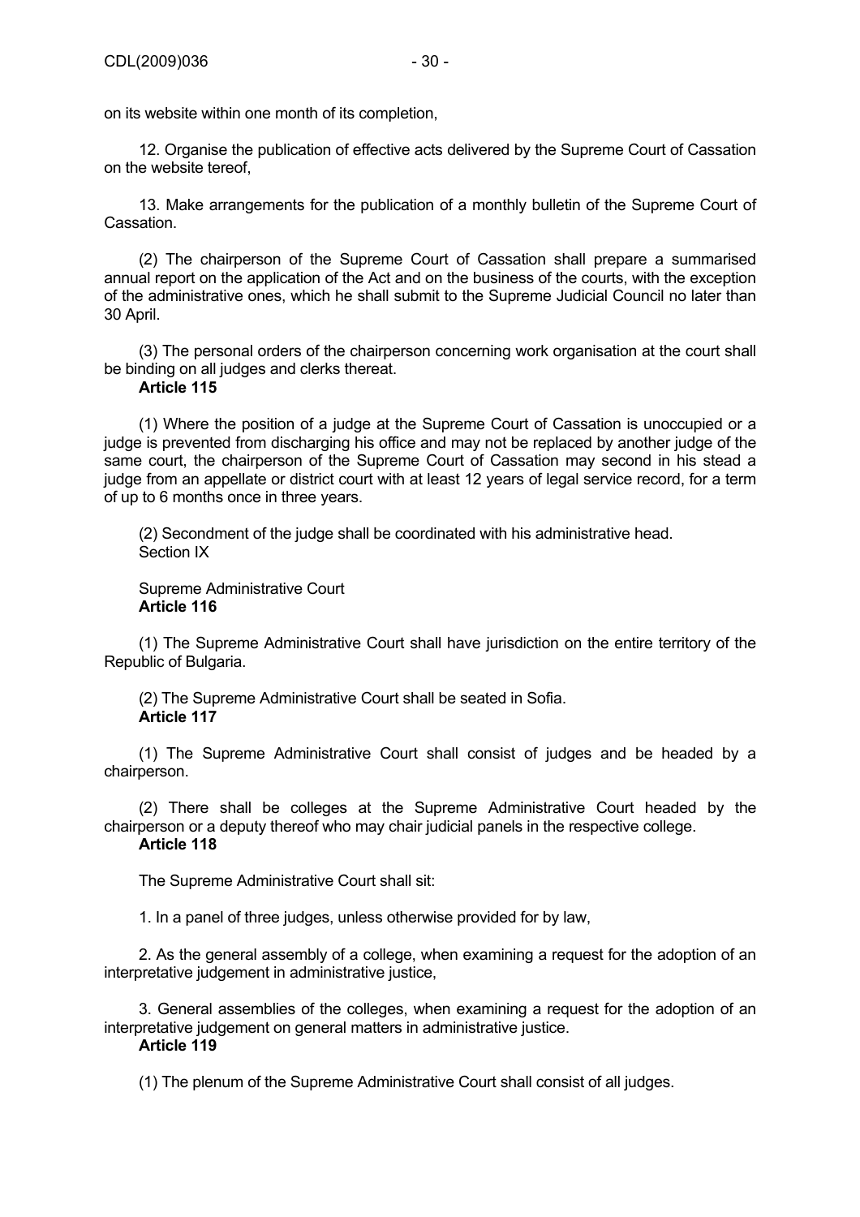on its website within one month of its completion,

12. Organise the publication of effective acts delivered by the Supreme Court of Cassation on the website tereof,

13. Make arrangements for the publication of a monthly bulletin of the Supreme Court of Cassation.

(2) The chairperson of the Supreme Court of Cassation shall prepare a summarised annual report on the application of the Act and on the business of the courts, with the exception of the administrative ones, which he shall submit to the Supreme Judicial Council no later than 30 April.

(3) The personal orders of the chairperson concerning work organisation at the court shall be binding on all judges and clerks thereat.

**Article 115**

(1) Where the position of a judge at the Supreme Court of Cassation is unoccupied or a judge is prevented from discharging his office and may not be replaced by another judge of the same court, the chairperson of the Supreme Court of Cassation may second in his stead a judge from an appellate or district court with at least 12 years of legal service record, for a term of up to 6 months once in three years.

(2) Secondment of the judge shall be coordinated with his administrative head.

Section IX

Supreme Administrative Court

**Article 116**

(1) The Supreme Administrative Court shall have jurisdiction on the entire territory of the Republic of Bulgaria.

(2) The Supreme Administrative Court shall be seated in Sofia.

**Article 117**

(1) The Supreme Administrative Court shall consist of judges and be headed by a chairperson.

(2) There shall be colleges at the Supreme Administrative Court headed by the chairperson or a deputy thereof who may chair judicial panels in the respective college.

**Article 118**

The Supreme Administrative Court shall sit:

1. In a panel of three judges, unless otherwise provided for by law,

2. As the general assembly of a college, when examining a request for the adoption of an interpretative judgement in administrative justice,

3. General assemblies of the colleges, when examining a request for the adoption of an interpretative judgement on general matters in administrative justice.

**Article 119**

(1) The plenum of the Supreme Administrative Court shall consist of all judges.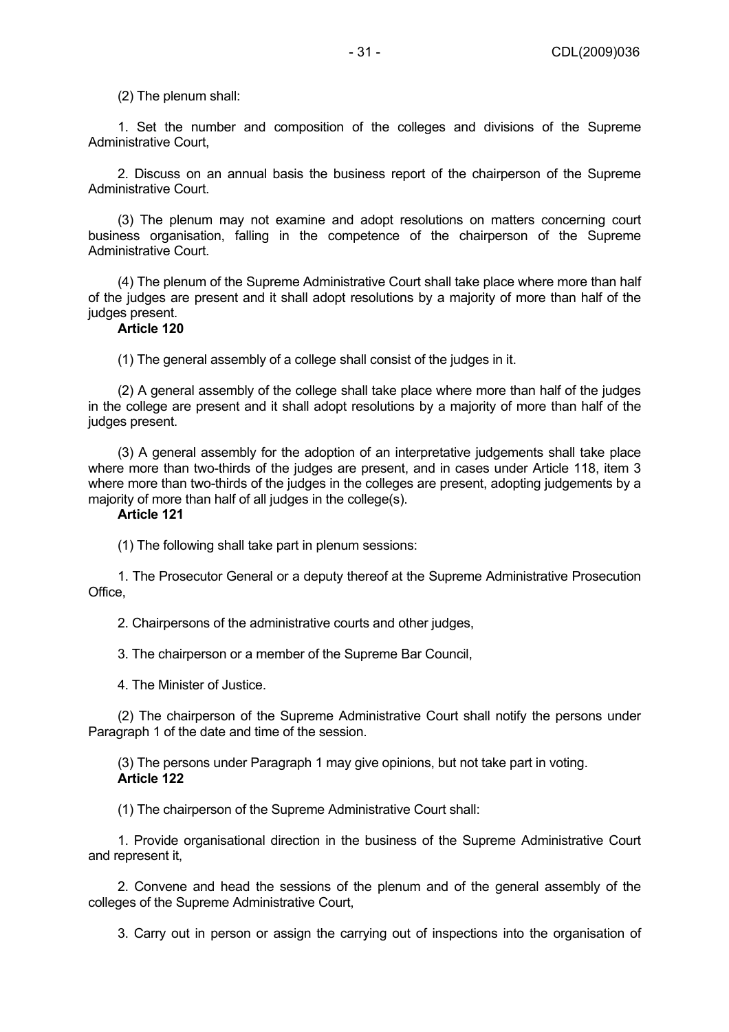(2) The plenum shall:

1. Set the number and composition of the colleges and divisions of the Supreme Administrative Court,

2. Discuss on an annual basis the business report of the chairperson of the Supreme Administrative Court.

(3) The plenum may not examine and adopt resolutions on matters concerning court business organisation, falling in the competence of the chairperson of the Supreme Administrative Court.

(4) The plenum of the Supreme Administrative Court shall take place where more than half of the judges are present and it shall adopt resolutions by a majority of more than half of the judges present.

**Article 120**

(1) The general assembly of a college shall consist of the judges in it.

(2) A general assembly of the college shall take place where more than half of the judges in the college are present and it shall adopt resolutions by a majority of more than half of the judges present.

(3) A general assembly for the adoption of an interpretative judgements shall take place where more than two-thirds of the judges are present, and in cases under Article 118, item 3 where more than two-thirds of the judges in the colleges are present, adopting judgements by a majority of more than half of all judges in the college(s).

**Article 121**

(1) The following shall take part in plenum sessions:

1. The Prosecutor General or a deputy thereof at the Supreme Administrative Prosecution Office,

2. Chairpersons of the administrative courts and other judges,

3. The chairperson or a member of the Supreme Bar Council,

4. The Minister of Justice.

(2) The chairperson of the Supreme Administrative Court shall notify the persons under Paragraph 1 of the date and time of the session.

(3) The persons under Paragraph 1 may give opinions, but not take part in voting.

**Article 122**

(1) The chairperson of the Supreme Administrative Court shall:

1. Provide organisational direction in the business of the Supreme Administrative Court and represent it,

2. Convene and head the sessions of the plenum and of the general assembly of the colleges of the Supreme Administrative Court,

3. Carry out in person or assign the carrying out of inspections into the organisation of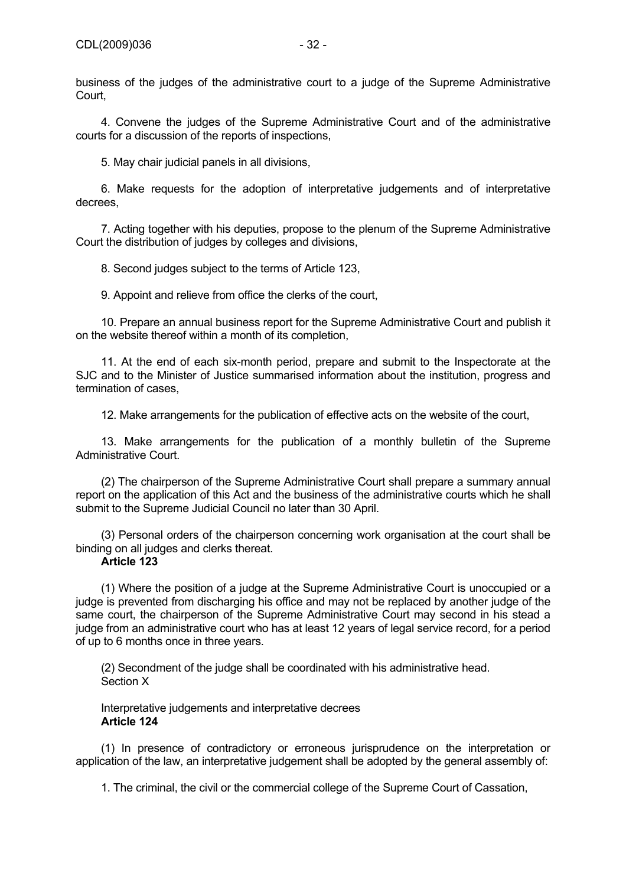business of the judges of the administrative court to a judge of the Supreme Administrative Court,

4. Convene the judges of the Supreme Administrative Court and of the administrative courts for a discussion of the reports of inspections,

5. May chair judicial panels in all divisions,

6. Make requests for the adoption of interpretative judgements and of interpretative decrees,

7. Acting together with his deputies, propose to the plenum of the Supreme Administrative Court the distribution of judges by colleges and divisions,

8. Second judges subject to the terms of Article 123,

9. Appoint and relieve from office the clerks of the court,

10. Prepare an annual business report for the Supreme Administrative Court and publish it on the website thereof within a month of its completion,

11. At the end of each six-month period, prepare and submit to the Inspectorate at the SJC and to the Minister of Justice summarised information about the institution, progress and termination of cases,

12. Make arrangements for the publication of effective acts on the website of the court,

13. Make arrangements for the publication of a monthly bulletin of the Supreme Administrative Court.

(2) The chairperson of the Supreme Administrative Court shall prepare a summary annual report on the application of this Act and the business of the administrative courts which he shall submit to the Supreme Judicial Council no later than 30 April.

(3) Personal orders of the chairperson concerning work organisation at the court shall be binding on all judges and clerks thereat.

**Article 123**

(1) Where the position of a judge at the Supreme Administrative Court is unoccupied or a judge is prevented from discharging his office and may not be replaced by another judge of the same court, the chairperson of the Supreme Administrative Court may second in his stead a judge from an administrative court who has at least 12 years of legal service record, for a period of up to 6 months once in three years.

(2) Secondment of the judge shall be coordinated with his administrative head.

Section X

Interpretative judgements and interpretative decrees

**Article 124**

(1) In presence of contradictory or erroneous jurisprudence on the interpretation or application of the law, an interpretative judgement shall be adopted by the general assembly of:

1. The criminal, the civil or the commercial college of the Supreme Court of Cassation,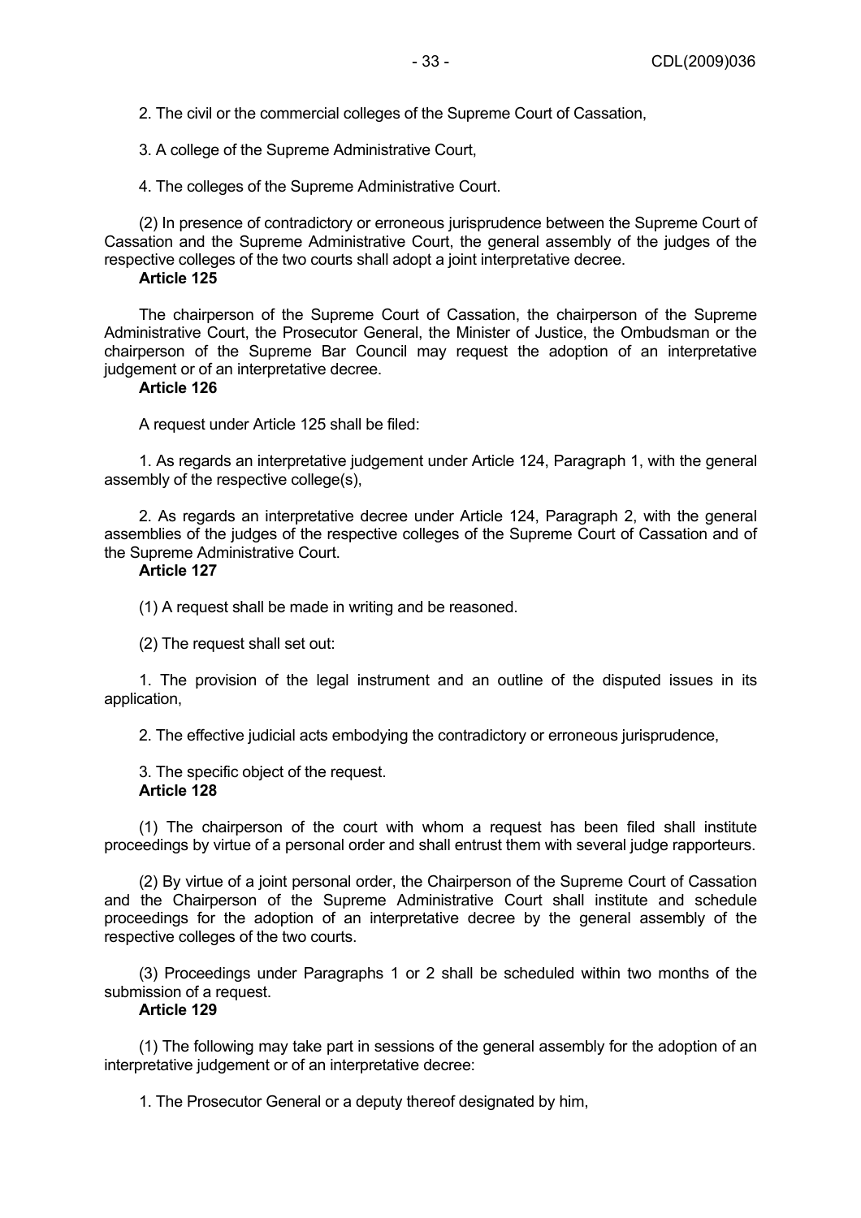2. The civil or the commercial colleges of the Supreme Court of Cassation,

3. A college of the Supreme Administrative Court,

4. The colleges of the Supreme Administrative Court.

(2) In presence of contradictory or erroneous jurisprudence between the Supreme Court of Cassation and the Supreme Administrative Court, the general assembly of the judges of the respective colleges of the two courts shall adopt a joint interpretative decree.

**Article 125**

The chairperson of the Supreme Court of Cassation, the chairperson of the Supreme Administrative Court, the Prosecutor General, the Minister of Justice, the Ombudsman or the chairperson of the Supreme Bar Council may request the adoption of an interpretative judgement or of an interpretative decree.

**Article 126**

A request under Article 125 shall be filed:

1. As regards an interpretative judgement under Article 124, Paragraph 1, with the general assembly of the respective college(s),

2. As regards an interpretative decree under Article 124, Paragraph 2, with the general assemblies of the judges of the respective colleges of the Supreme Court of Cassation and of the Supreme Administrative Court.

**Article 127**

(1) A request shall be made in writing and be reasoned.

(2) The request shall set out:

1. The provision of the legal instrument and an outline of the disputed issues in its application,

2. The effective judicial acts embodying the contradictory or erroneous jurisprudence,

3. The specific object of the request.

**Article 128**

(1) The chairperson of the court with whom a request has been filed shall institute proceedings by virtue of a personal order and shall entrust them with several judge rapporteurs.

(2) By virtue of a joint personal order, the Chairperson of the Supreme Court of Cassation and the Chairperson of the Supreme Administrative Court shall institute and schedule proceedings for the adoption of an interpretative decree by the general assembly of the respective colleges of the two courts.

(3) Proceedings under Paragraphs 1 or 2 shall be scheduled within two months of the submission of a request.

**Article 129**

(1) The following may take part in sessions of the general assembly for the adoption of an interpretative judgement or of an interpretative decree:

1. The Prosecutor General or a deputy thereof designated by him,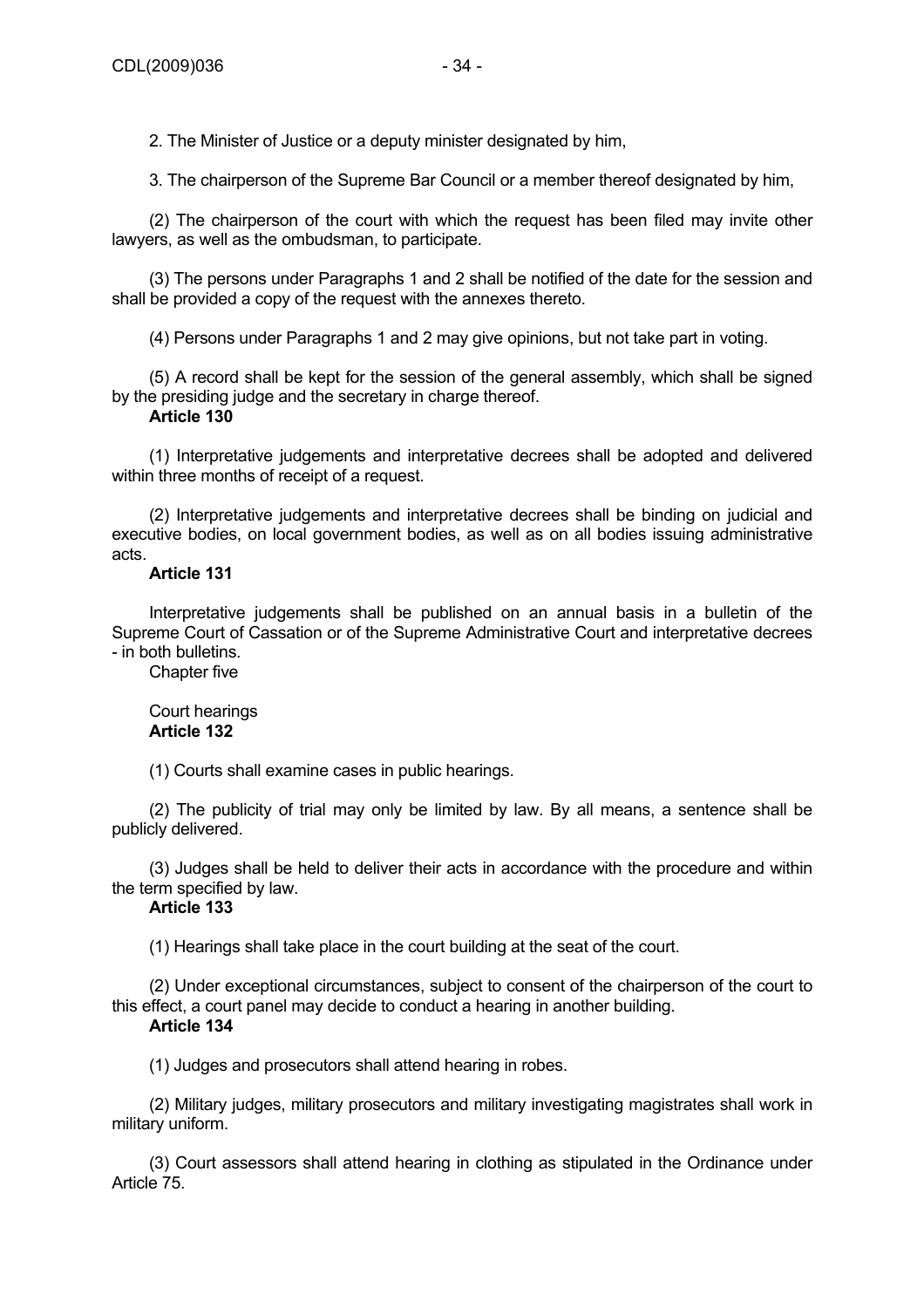2. The Minister of Justice or a deputy minister designated by him,

3. The chairperson of the Supreme Bar Council or a member thereof designated by him,

(2) The chairperson of the court with which the request has been filed may invite other lawyers, as well as the ombudsman, to participate.

(3) The persons under Paragraphs 1 and 2 shall be notified of the date for the session and shall be provided a copy of the request with the annexes thereto.

(4) Persons under Paragraphs 1 and 2 may give opinions, but not take part in voting.

(5) A record shall be kept for the session of the general assembly, which shall be signed by the presiding judge and the secretary in charge thereof.

**Article 130**

(1) Interpretative judgements and interpretative decrees shall be adopted and delivered within three months of receipt of a request.

(2) Interpretative judgements and interpretative decrees shall be binding on judicial and executive bodies, on local government bodies, as well as on all bodies issuing administrative acts.

**Article 131**

Interpretative judgements shall be published on an annual basis in a bulletin of the Supreme Court of Cassation or of the Supreme Administrative Court and interpretative decrees - in both bulletins.

Chapter five

Court hearings

**Article 132**

(1) Courts shall examine cases in public hearings.

(2) The publicity of trial may only be limited by law. By all means, a sentence shall be publicly delivered.

(3) Judges shall be held to deliver their acts in accordance with the procedure and within the term specified by law.

**Article 133**

(1) Hearings shall take place in the court building at the seat of the court.

(2) Under exceptional circumstances, subject to consent of the chairperson of the court to this effect, a court panel may decide to conduct a hearing in another building.

**Article 134**

(1) Judges and prosecutors shall attend hearing in robes.

(2) Military judges, military prosecutors and military investigating magistrates shall work in military uniform.

(3) Court assessors shall attend hearing in clothing as stipulated in the Ordinance under Article 75.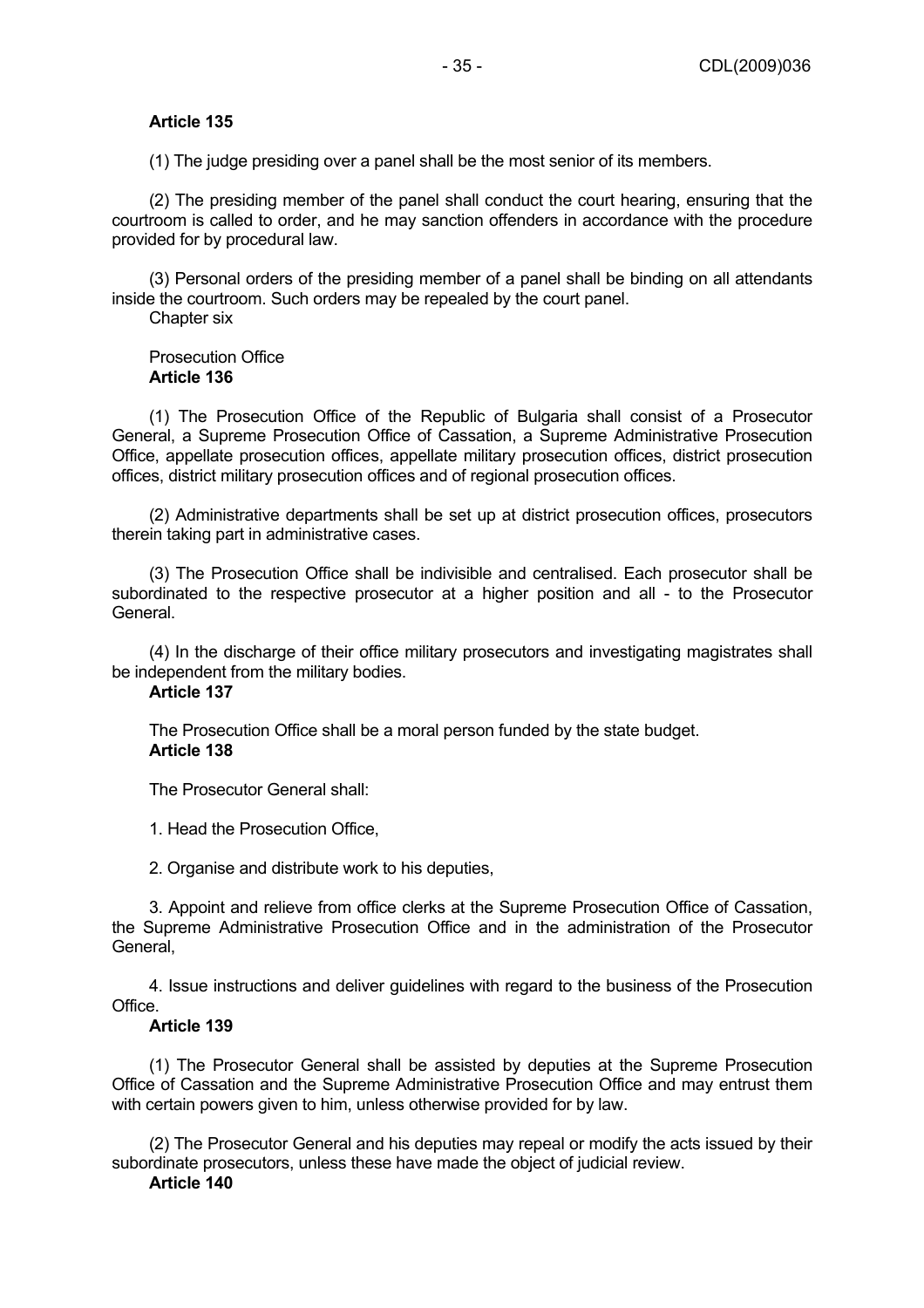**Article 135**

(1) The judge presiding over a panel shall be the most senior of its members.

(2) The presiding member of the panel shall conduct the court hearing, ensuring that the courtroom is called to order, and he may sanction offenders in accordance with the procedure provided for by procedural law.

(3) Personal orders of the presiding member of a panel shall be binding on all attendants inside the courtroom. Such orders may be repealed by the court panel.

Chapter six

Prosecution Office

**Article 136**

(1) The Prosecution Office of the Republic of Bulgaria shall consist of a Prosecutor General, a Supreme Prosecution Office of Cassation, a Supreme Administrative Prosecution Office, appellate prosecution offices, appellate military prosecution offices, district prosecution offices, district military prosecution offices and of regional prosecution offices.

(2) Administrative departments shall be set up at district prosecution offices, prosecutors therein taking part in administrative cases.

(3) The Prosecution Office shall be indivisible and centralised. Each prosecutor shall be subordinated to the respective prosecutor at a higher position and all - to the Prosecutor General.

(4) In the discharge of their office military prosecutors and investigating magistrates shall be independent from the military bodies.

**Article 137**

The Prosecution Office shall be a moral person funded by the state budget.

**Article 138**

The Prosecutor General shall:

1. Head the Prosecution Office,

2. Organise and distribute work to his deputies,

3. Appoint and relieve from office clerks at the Supreme Prosecution Office of Cassation, the Supreme Administrative Prosecution Office and in the administration of the Prosecutor General,

4. Issue instructions and deliver guidelines with regard to the business of the Prosecution Office.

**Article 139**

(1) The Prosecutor General shall be assisted by deputies at the Supreme Prosecution Office of Cassation and the Supreme Administrative Prosecution Office and may entrust them with certain powers given to him, unless otherwise provided for by law.

(2) The Prosecutor General and his deputies may repeal or modify the acts issued by their subordinate prosecutors, unless these have made the object of judicial review.

**Article 140**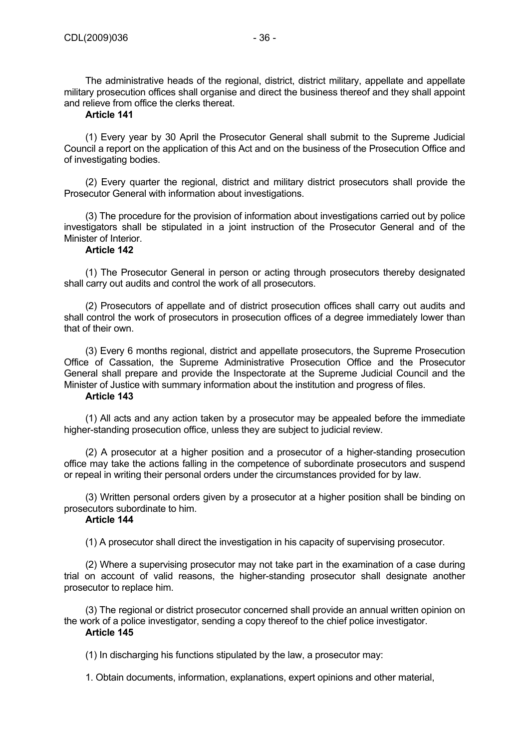The administrative heads of the regional, district, district military, appellate and appellate military prosecution offices shall organise and direct the business thereof and they shall appoint and relieve from office the clerks thereat.

**Article 141**

(1) Every year by 30 April the Prosecutor General shall submit to the Supreme Judicial Council a report on the application of this Act and on the business of the Prosecution Office and of investigating bodies.

(2) Every quarter the regional, district and military district prosecutors shall provide the Prosecutor General with information about investigations.

(3) The procedure for the provision of information about investigations carried out by police investigators shall be stipulated in a joint instruction of the Prosecutor General and of the Minister of Interior.

**Article 142**

(1) The Prosecutor General in person or acting through prosecutors thereby designated shall carry out audits and control the work of all prosecutors.

(2) Prosecutors of appellate and of district prosecution offices shall carry out audits and shall control the work of prosecutors in prosecution offices of a degree immediately lower than that of their own.

(3) Every 6 months regional, district and appellate prosecutors, the Supreme Prosecution Office of Cassation, the Supreme Administrative Prosecution Office and the Prosecutor General shall prepare and provide the Inspectorate at the Supreme Judicial Council and the Minister of Justice with summary information about the institution and progress of files.

**Article 143**

(1) All acts and any action taken by a prosecutor may be appealed before the immediate higher-standing prosecution office, unless they are subject to judicial review.

(2) A prosecutor at a higher position and a prosecutor of a higher-standing prosecution office may take the actions falling in the competence of subordinate prosecutors and suspend or repeal in writing their personal orders under the circumstances provided for by law.

(3) Written personal orders given by a prosecutor at a higher position shall be binding on prosecutors subordinate to him.

**Article 144**

(1) A prosecutor shall direct the investigation in his capacity of supervising prosecutor.

(2) Where a supervising prosecutor may not take part in the examination of a case during trial on account of valid reasons, the higher-standing prosecutor shall designate another prosecutor to replace him.

(3) The regional or district prosecutor concerned shall provide an annual written opinion on the work of a police investigator, sending a copy thereof to the chief police investigator.

**Article 145**

(1) In discharging his functions stipulated by the law, a prosecutor may:

1. Obtain documents, information, explanations, expert opinions and other material,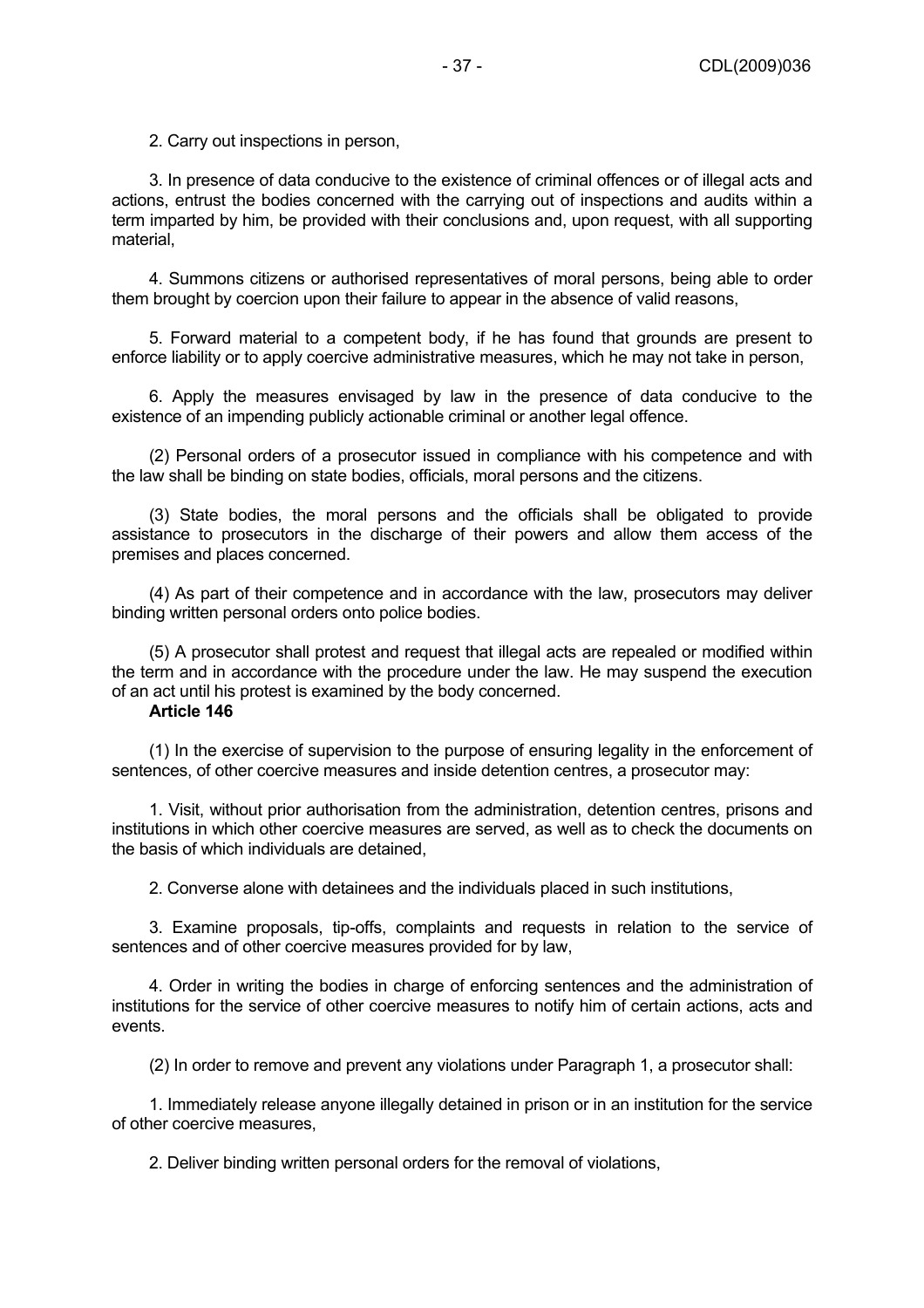2. Carry out inspections in person,

3. In presence of data conducive to the existence of criminal offences or of illegal acts and actions, entrust the bodies concerned with the carrying out of inspections and audits within a term imparted by him, be provided with their conclusions and, upon request, with all supporting material,

4. Summons citizens or authorised representatives of moral persons, being able to order them brought by coercion upon their failure to appear in the absence of valid reasons,

5. Forward material to a competent body, if he has found that grounds are present to enforce liability or to apply coercive administrative measures, which he may not take in person,

6. Apply the measures envisaged by law in the presence of data conducive to the existence of an impending publicly actionable criminal or another legal offence.

(2) Personal orders of a prosecutor issued in compliance with his competence and with the law shall be binding on state bodies, officials, moral persons and the citizens.

(3) State bodies, the moral persons and the officials shall be obligated to provide assistance to prosecutors in the discharge of their powers and allow them access of the premises and places concerned.

(4) As part of their competence and in accordance with the law, prosecutors may deliver binding written personal orders onto police bodies.

(5) A prosecutor shall protest and request that illegal acts are repealed or modified within the term and in accordance with the procedure under the law. He may suspend the execution of an act until his protest is examined by the body concerned.

**Article 146**

(1) In the exercise of supervision to the purpose of ensuring legality in the enforcement of sentences, of other coercive measures and inside detention centres, a prosecutor may:

1. Visit, without prior authorisation from the administration, detention centres, prisons and institutions in which other coercive measures are served, as well as to check the documents on the basis of which individuals are detained,

2. Converse alone with detainees and the individuals placed in such institutions,

3. Examine proposals, tip-offs, complaints and requests in relation to the service of sentences and of other coercive measures provided for by law,

4. Order in writing the bodies in charge of enforcing sentences and the administration of institutions for the service of other coercive measures to notify him of certain actions, acts and events.

(2) In order to remove and prevent any violations under Paragraph 1, a prosecutor shall:

1. Immediately release anyone illegally detained in prison or in an institution for the service of other coercive measures,

2. Deliver binding written personal orders for the removal of violations,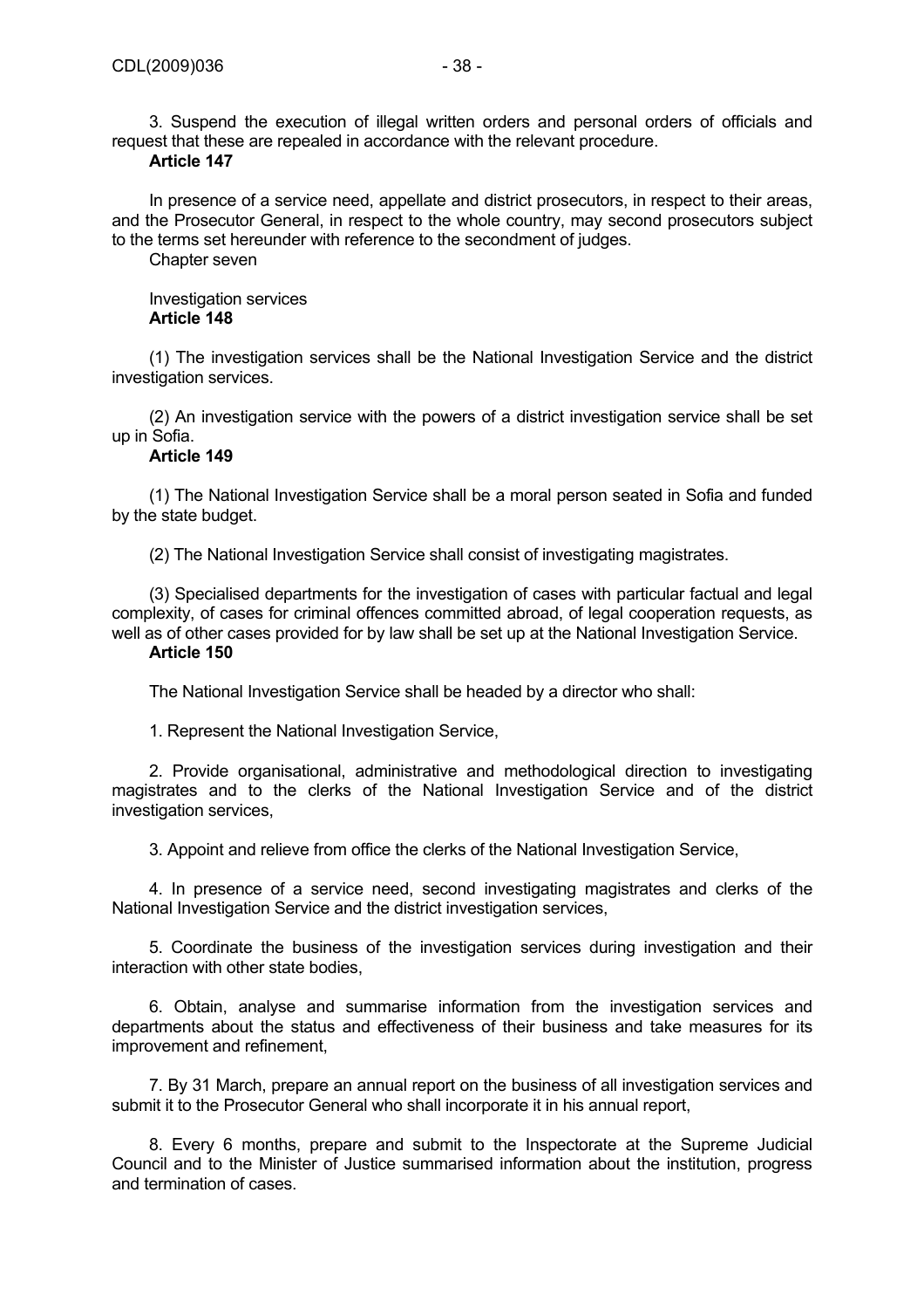3. Suspend the execution of illegal written orders and personal orders of officials and request that these are repealed in accordance with the relevant procedure.

**Article 147**

In presence of a service need, appellate and district prosecutors, in respect to their areas, and the Prosecutor General, in respect to the whole country, may second prosecutors subject to the terms set hereunder with reference to the secondment of judges.

Chapter seven

Investigation services

**Article 148**

(1) The investigation services shall be the National Investigation Service and the district investigation services.

(2) An investigation service with the powers of a district investigation service shall be set up in Sofia.

**Article 149**

(1) The National Investigation Service shall be a moral person seated in Sofia and funded by the state budget.

(2) The National Investigation Service shall consist of investigating magistrates.

(3) Specialised departments for the investigation of cases with particular factual and legal complexity, of cases for criminal offences committed abroad, of legal cooperation requests, as well as of other cases provided for by law shall be set up at the National Investigation Service.

**Article 150**

The National Investigation Service shall be headed by a director who shall:

1. Represent the National Investigation Service,

2. Provide organisational, administrative and methodological direction to investigating magistrates and to the clerks of the National Investigation Service and of the district investigation services,

3. Appoint and relieve from office the clerks of the National Investigation Service,

4. In presence of a service need, second investigating magistrates and clerks of the National Investigation Service and the district investigation services,

5. Coordinate the business of the investigation services during investigation and their interaction with other state bodies,

6. Obtain, analyse and summarise information from the investigation services and departments about the status and effectiveness of their business and take measures for its improvement and refinement,

7. By 31 March, prepare an annual report on the business of all investigation services and submit it to the Prosecutor General who shall incorporate it in his annual report,

8. Every 6 months, prepare and submit to the Inspectorate at the Supreme Judicial Council and to the Minister of Justice summarised information about the institution, progress and termination of cases.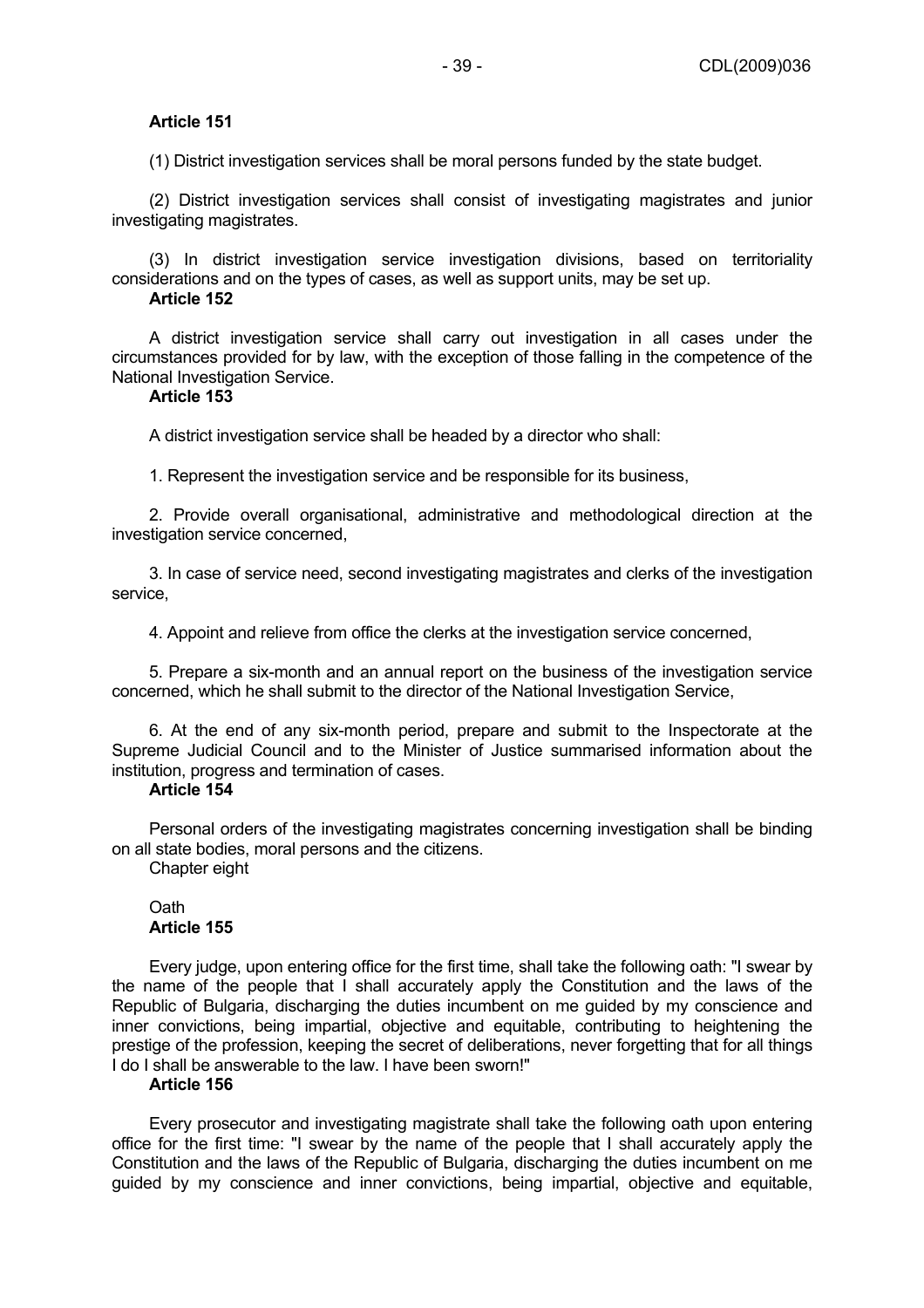**Article 151**

(1) District investigation services shall be moral persons funded by the state budget.

(2) District investigation services shall consist of investigating magistrates and junior investigating magistrates.

(3) In district investigation service investigation divisions, based on territoriality considerations and on the types of cases, as well as support units, may be set up.

**Article 152**

A district investigation service shall carry out investigation in all cases under the circumstances provided for by law, with the exception of those falling in the competence of the National Investigation Service.

**Article 153**

A district investigation service shall be headed by a director who shall:

1. Represent the investigation service and be responsible for its business,

2. Provide overall organisational, administrative and methodological direction at the investigation service concerned,

3. In case of service need, second investigating magistrates and clerks of the investigation service,

4. Appoint and relieve from office the clerks at the investigation service concerned,

5. Prepare a six-month and an annual report on the business of the investigation service concerned, which he shall submit to the director of the National Investigation Service,

6. At the end of any six-month period, prepare and submit to the Inspectorate at the Supreme Judicial Council and to the Minister of Justice summarised information about the institution, progress and termination of cases.

**Article 154**

Personal orders of the investigating magistrates concerning investigation shall be binding on all state bodies, moral persons and the citizens.

Chapter eight

Oath

**Article 155**

Every judge, upon entering office for the first time, shall take the following oath: "I swear by the name of the people that I shall accurately apply the Constitution and the laws of the Republic of Bulgaria, discharging the duties incumbent on me guided by my conscience and inner convictions, being impartial, objective and equitable, contributing to heightening the prestige of the profession, keeping the secret of deliberations, never forgetting that for all things I do I shall be answerable to the law. I have been sworn!"

**Article 156**

Every prosecutor and investigating magistrate shall take the following oath upon entering office for the first time: "I swear by the name of the people that I shall accurately apply the Constitution and the laws of the Republic of Bulgaria, discharging the duties incumbent on me guided by my conscience and inner convictions, being impartial, objective and equitable,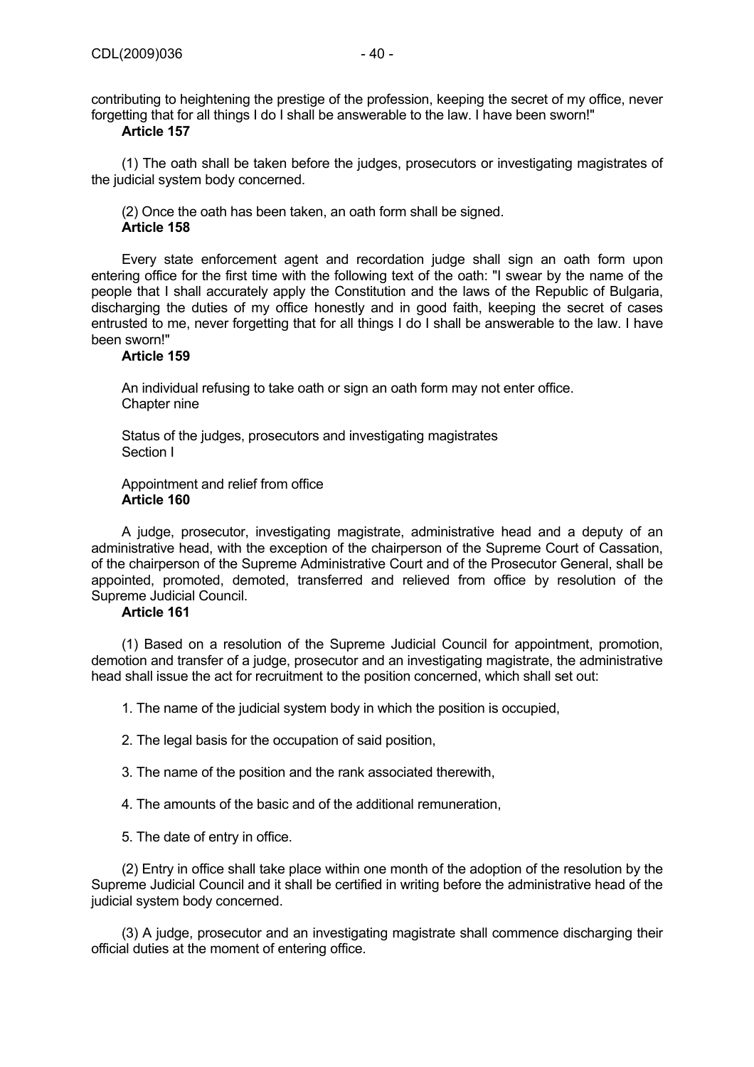contributing to heightening the prestige of the profession, keeping the secret of my office, never forgetting that for all things I do I shall be answerable to the law. I have been sworn!"

**Article 157**

(1) The oath shall be taken before the judges, prosecutors or investigating magistrates of the judicial system body concerned.

(2) Once the oath has been taken, an oath form shall be signed.

**Article 158**

Every state enforcement agent and recordation judge shall sign an oath form upon entering office for the first time with the following text of the oath: "I swear by the name of the people that I shall accurately apply the Constitution and the laws of the Republic of Bulgaria, discharging the duties of my office honestly and in good faith, keeping the secret of cases entrusted to me, never forgetting that for all things I do I shall be answerable to the law. I have been sworn!"

**Article 159**

An individual refusing to take oath or sign an oath form may not enter office.

Chapter nine

Status of the judges, prosecutors and investigating magistrates

Section I

Appointment and relief from office

**Article 160**

A judge, prosecutor, investigating magistrate, administrative head and a deputy of an administrative head, with the exception of the chairperson of the Supreme Court of Cassation, of the chairperson of the Supreme Administrative Court and of the Prosecutor General, shall be appointed, promoted, demoted, transferred and relieved from office by resolution of the Supreme Judicial Council.

**Article 161**

(1) Based on a resolution of the Supreme Judicial Council for appointment, promotion, demotion and transfer of a judge, prosecutor and an investigating magistrate, the administrative head shall issue the act for recruitment to the position concerned, which shall set out:

1. The name of the judicial system body in which the position is occupied,

2. The legal basis for the occupation of said position,

3. The name of the position and the rank associated therewith,

4. The amounts of the basic and of the additional remuneration,

5. The date of entry in office.

(2) Entry in office shall take place within one month of the adoption of the resolution by the Supreme Judicial Council and it shall be certified in writing before the administrative head of the judicial system body concerned.

(3) A judge, prosecutor and an investigating magistrate shall commence discharging their official duties at the moment of entering office.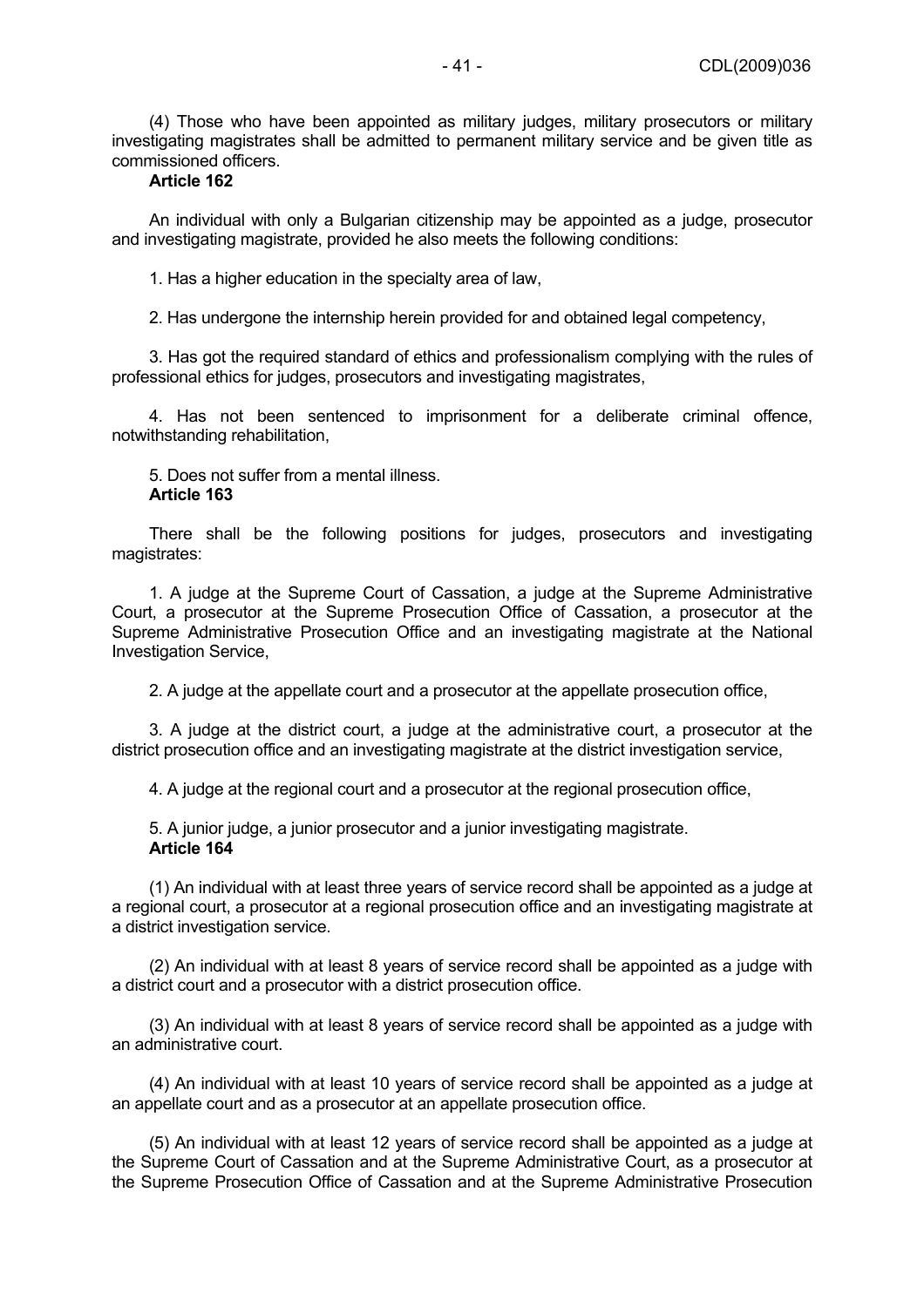(4) Those who have been appointed as military judges, military prosecutors or military investigating magistrates shall be admitted to permanent military service and be given title as commissioned officers.

**Article 162**

An individual with only a Bulgarian citizenship may be appointed as a judge, prosecutor and investigating magistrate, provided he also meets the following conditions:

1. Has a higher education in the specialty area of law,

2. Has undergone the internship herein provided for and obtained legal competency,

3. Has got the required standard of ethics and professionalism complying with the rules of professional ethics for judges, prosecutors and investigating magistrates,

4. Has not been sentenced to imprisonment for a deliberate criminal offence, notwithstanding rehabilitation,

5. Does not suffer from a mental illness.

**Article 163**

There shall be the following positions for judges, prosecutors and investigating magistrates:

1. A judge at the Supreme Court of Cassation, a judge at the Supreme Administrative Court, a prosecutor at the Supreme Prosecution Office of Cassation, a prosecutor at the Supreme Administrative Prosecution Office and an investigating magistrate at the National Investigation Service,

2. A judge at the appellate court and a prosecutor at the appellate prosecution office,

3. A judge at the district court, a judge at the administrative court, a prosecutor at the district prosecution office and an investigating magistrate at the district investigation service,

4. A judge at the regional court and a prosecutor at the regional prosecution office,

5. A junior judge, a junior prosecutor and a junior investigating magistrate.

**Article 164**

(1) An individual with at least three years of service record shall be appointed as a judge at a regional court, a prosecutor at a regional prosecution office and an investigating magistrate at a district investigation service.

(2) An individual with at least 8 years of service record shall be appointed as a judge with a district court and a prosecutor with a district prosecution office.

(3) An individual with at least 8 years of service record shall be appointed as a judge with an administrative court.

(4) An individual with at least 10 years of service record shall be appointed as a judge at an appellate court and as a prosecutor at an appellate prosecution office.

(5) An individual with at least 12 years of service record shall be appointed as a judge at the Supreme Court of Cassation and at the Supreme Administrative Court, as a prosecutor at the Supreme Prosecution Office of Cassation and at the Supreme Administrative Prosecution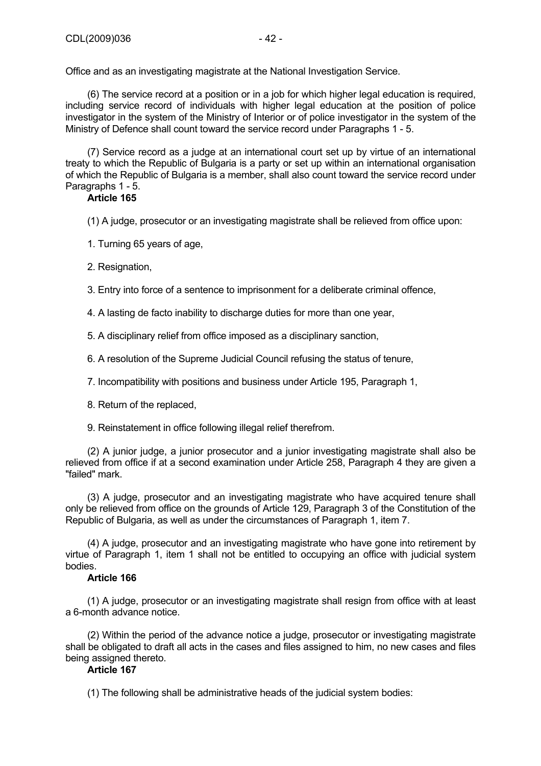Office and as an investigating magistrate at the National Investigation Service.

(6) The service record at a position or in a job for which higher legal education is required, including service record of individuals with higher legal education at the position of police investigator in the system of the Ministry of Interior or of police investigator in the system of the Ministry of Defence shall count toward the service record under Paragraphs 1 - 5.

(7) Service record as a judge at an international court set up by virtue of an international treaty to which the Republic of Bulgaria is a party or set up within an international organisation of which the Republic of Bulgaria is a member, shall also count toward the service record under Paragraphs 1 - 5.

**Article 165**

(1) A judge, prosecutor or an investigating magistrate shall be relieved from office upon:

1. Turning 65 years of age,

2. Resignation,

3. Entry into force of a sentence to imprisonment for a deliberate criminal offence,

4. A lasting de facto inability to discharge duties for more than one year,

5. A disciplinary relief from office imposed as a disciplinary sanction,

6. A resolution of the Supreme Judicial Council refusing the status of tenure,

7. Incompatibility with positions and business under Article 195, Paragraph 1,

8. Return of the replaced,

9. Reinstatement in office following illegal relief therefrom.

(2) A junior judge, a junior prosecutor and a junior investigating magistrate shall also be relieved from office if at a second examination under Article 258, Paragraph 4 they are given a "failed" mark.

(3) A judge, prosecutor and an investigating magistrate who have acquired tenure shall only be relieved from office on the grounds of Article 129, Paragraph 3 of the Constitution of the Republic of Bulgaria, as well as under the circumstances of Paragraph 1, item 7.

(4) A judge, prosecutor and an investigating magistrate who have gone into retirement by virtue of Paragraph 1, item 1 shall not be entitled to occupying an office with judicial system bodies.

**Article 166**

(1) A judge, prosecutor or an investigating magistrate shall resign from office with at least a 6-month advance notice.

(2) Within the period of the advance notice a judge, prosecutor or investigating magistrate shall be obligated to draft all acts in the cases and files assigned to him, no new cases and files being assigned thereto.

**Article 167**

(1) The following shall be administrative heads of the judicial system bodies: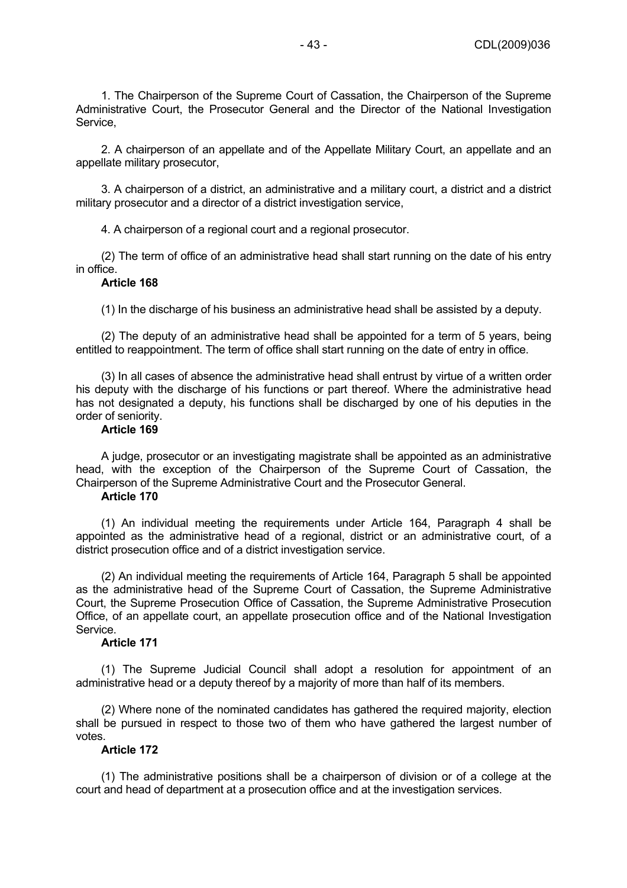1. The Chairperson of the Supreme Court of Cassation, the Chairperson of the Supreme Administrative Court, the Prosecutor General and the Director of the National Investigation Service,

2. A chairperson of an appellate and of the Appellate Military Court, an appellate and an appellate military prosecutor,

3. A chairperson of a district, an administrative and a military court, a district and a district military prosecutor and a director of a district investigation service,

4. A chairperson of a regional court and a regional prosecutor.

(2) The term of office of an administrative head shall start running on the date of his entry in office.

**Article 168**

(1) In the discharge of his business an administrative head shall be assisted by a deputy.

(2) The deputy of an administrative head shall be appointed for a term of 5 years, being entitled to reappointment. The term of office shall start running on the date of entry in office.

(3) In all cases of absence the administrative head shall entrust by virtue of a written order his deputy with the discharge of his functions or part thereof. Where the administrative head has not designated a deputy, his functions shall be discharged by one of his deputies in the order of seniority.

**Article 169**

A judge, prosecutor or an investigating magistrate shall be appointed as an administrative head, with the exception of the Chairperson of the Supreme Court of Cassation, the Chairperson of the Supreme Administrative Court and the Prosecutor General.

**Article 170**

(1) An individual meeting the requirements under Article 164, Paragraph 4 shall be appointed as the administrative head of a regional, district or an administrative court, of a district prosecution office and of a district investigation service.

(2) An individual meeting the requirements of Article 164, Paragraph 5 shall be appointed as the administrative head of the Supreme Court of Cassation, the Supreme Administrative Court, the Supreme Prosecution Office of Cassation, the Supreme Administrative Prosecution Office, of an appellate court, an appellate prosecution office and of the National Investigation Service.

**Article 171**

(1) The Supreme Judicial Council shall adopt a resolution for appointment of an administrative head or a deputy thereof by a majority of more than half of its members.

(2) Where none of the nominated candidates has gathered the required majority, election shall be pursued in respect to those two of them who have gathered the largest number of votes.

**Article 172**

(1) The administrative positions shall be a chairperson of division or of a college at the court and head of department at a prosecution office and at the investigation services.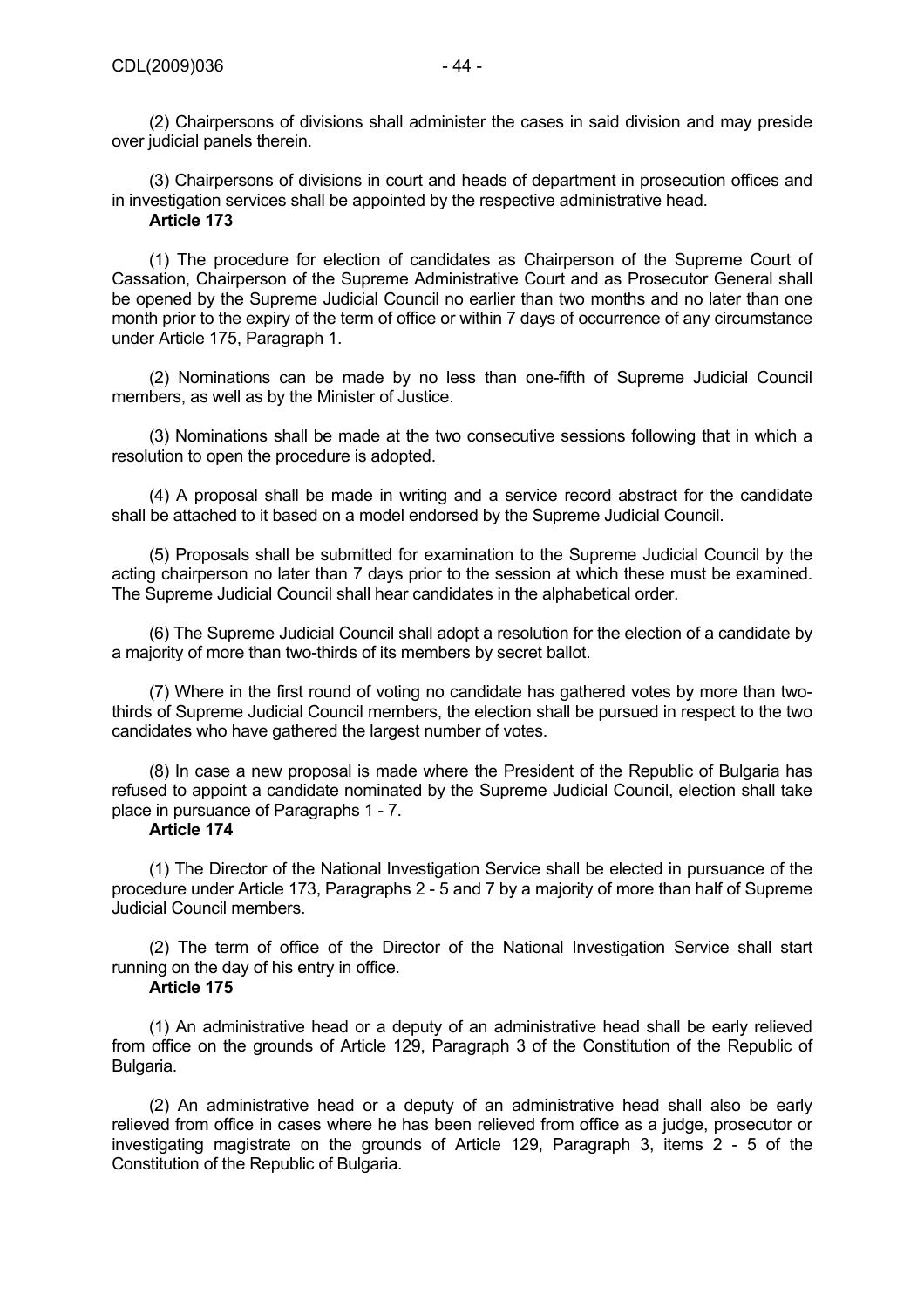(2) Chairpersons of divisions shall administer the cases in said division and may preside over judicial panels therein.

(3) Chairpersons of divisions in court and heads of department in prosecution offices and in investigation services shall be appointed by the respective administrative head.

**Article 173**

(1) The procedure for election of candidates as Chairperson of the Supreme Court of Cassation, Chairperson of the Supreme Administrative Court and as Prosecutor General shall be opened by the Supreme Judicial Council no earlier than two months and no later than one month prior to the expiry of the term of office or within 7 days of occurrence of any circumstance under Article 175, Paragraph 1.

(2) Nominations can be made by no less than one-fifth of Supreme Judicial Council members, as well as by the Minister of Justice.

(3) Nominations shall be made at the two consecutive sessions following that in which a resolution to open the procedure is adopted.

(4) A proposal shall be made in writing and a service record abstract for the candidate shall be attached to it based on a model endorsed by the Supreme Judicial Council.

(5) Proposals shall be submitted for examination to the Supreme Judicial Council by the acting chairperson no later than 7 days prior to the session at which these must be examined. The Supreme Judicial Council shall hear candidates in the alphabetical order.

(6) The Supreme Judicial Council shall adopt a resolution for the election of a candidate by a majority of more than two-thirds of its members by secret ballot.

(7) Where in the first round of voting no candidate has gathered votes by more than two-thirds of Supreme Judicial Council members, the election shall be pursued in respect to the two candidates who have gathered the largest number of votes.

(8) In case a new proposal is made where the President of the Republic of Bulgaria has refused to appoint a candidate nominated by the Supreme Judicial Council, election shall take place in pursuance of Paragraphs 1 - 7.

**Article 174**

(1) The Director of the National Investigation Service shall be elected in pursuance of the procedure under Article 173, Paragraphs 2 - 5 and 7 by a majority of more than half of Supreme Judicial Council members.

(2) The term of office of the Director of the National Investigation Service shall start running on the day of his entry in office.

**Article 175**

(1) An administrative head or a deputy of an administrative head shall be early relieved from office on the grounds of Article 129, Paragraph 3 of the Constitution of the Republic of Bulgaria.

(2) An administrative head or a deputy of an administrative head shall also be early relieved from office in cases where he has been relieved from office as a judge, prosecutor or investigating magistrate on the grounds of Article 129, Paragraph 3, items 2 - 5 of the Constitution of the Republic of Bulgaria.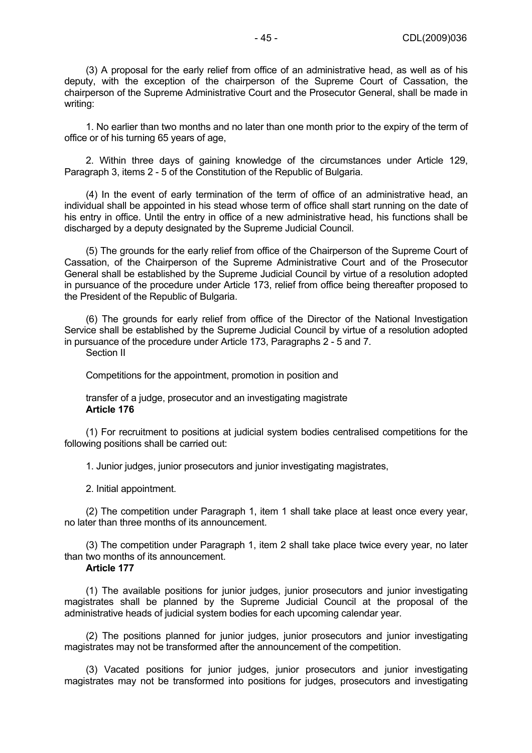(3) A proposal for the early relief from office of an administrative head, as well as of his deputy, with the exception of the chairperson of the Supreme Court of Cassation, the chairperson of the Supreme Administrative Court and the Prosecutor General, shall be made in writing:

1. No earlier than two months and no later than one month prior to the expiry of the term of office or of his turning 65 years of age,

2. Within three days of gaining knowledge of the circumstances under Article 129, Paragraph 3, items 2 - 5 of the Constitution of the Republic of Bulgaria.

(4) In the event of early termination of the term of office of an administrative head, an individual shall be appointed in his stead whose term of office shall start running on the date of his entry in office. Until the entry in office of a new administrative head, his functions shall be discharged by a deputy designated by the Supreme Judicial Council.

(5) The grounds for the early relief from office of the Chairperson of the Supreme Court of Cassation, of the Chairperson of the Supreme Administrative Court and of the Prosecutor General shall be established by the Supreme Judicial Council by virtue of a resolution adopted in pursuance of the procedure under Article 173, relief from office being thereafter proposed to the President of the Republic of Bulgaria.

(6) The grounds for early relief from office of the Director of the National Investigation Service shall be established by the Supreme Judicial Council by virtue of a resolution adopted in pursuance of the procedure under Article 173, Paragraphs 2 - 5 and 7.

Section II

Competitions for the appointment, promotion in position and

transfer of a judge, prosecutor and an investigating magistrate

**Article 176**

(1) For recruitment to positions at judicial system bodies centralised competitions for the following positions shall be carried out:

1. Junior judges, junior prosecutors and junior investigating magistrates,

2. Initial appointment.

(2) The competition under Paragraph 1, item 1 shall take place at least once every year, no later than three months of its announcement.

(3) The competition under Paragraph 1, item 2 shall take place twice every year, no later than two months of its announcement.

**Article 177**

(1) The available positions for junior judges, junior prosecutors and junior investigating magistrates shall be planned by the Supreme Judicial Council at the proposal of the administrative heads of judicial system bodies for each upcoming calendar year.

(2) The positions planned for junior judges, junior prosecutors and junior investigating magistrates may not be transformed after the announcement of the competition.

(3) Vacated positions for junior judges, junior prosecutors and junior investigating magistrates may not be transformed into positions for judges, prosecutors and investigating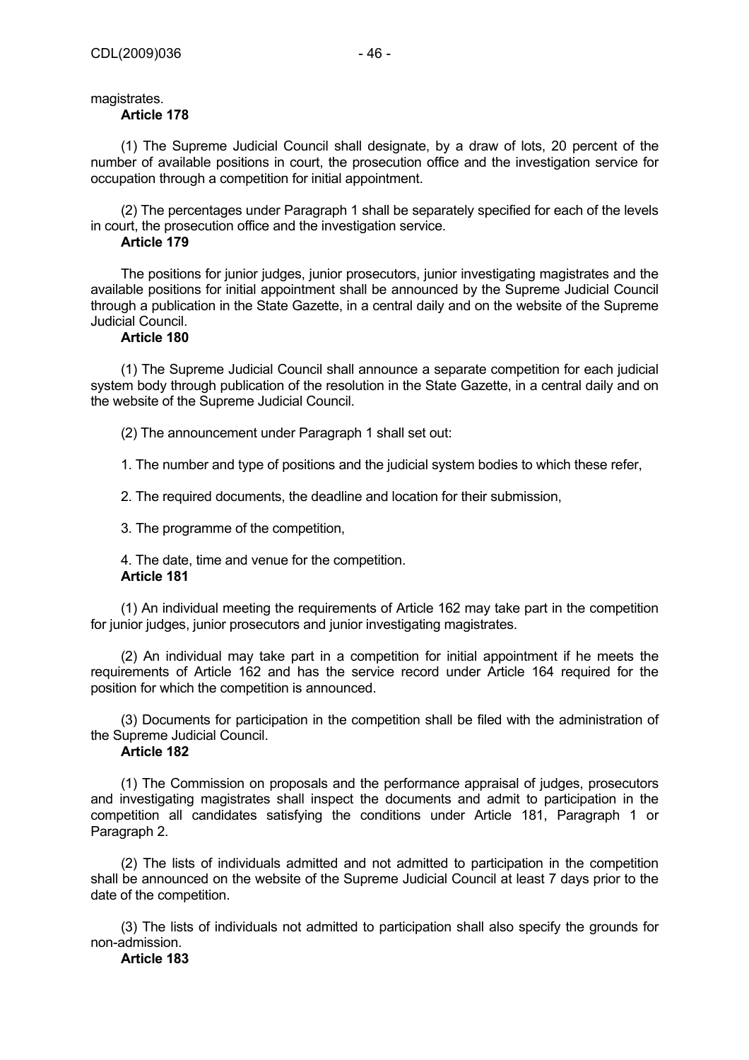magistrates.

**Article 178**

(1) The Supreme Judicial Council shall designate, by a draw of lots, 20 percent of the number of available positions in court, the prosecution office and the investigation service for occupation through a competition for initial appointment.

(2) The percentages under Paragraph 1 shall be separately specified for each of the levels in court, the prosecution office and the investigation service.

**Article 179**

The positions for junior judges, junior prosecutors, junior investigating magistrates and the available positions for initial appointment shall be announced by the Supreme Judicial Council through a publication in the State Gazette, in a central daily and on the website of the Supreme Judicial Council.

**Article 180**

(1) The Supreme Judicial Council shall announce a separate competition for each judicial system body through publication of the resolution in the State Gazette, in a central daily and on the website of the Supreme Judicial Council.

(2) The announcement under Paragraph 1 shall set out:

1. The number and type of positions and the judicial system bodies to which these refer,

2. The required documents, the deadline and location for their submission,

3. The programme of the competition,

4. The date, time and venue for the competition.

**Article 181**

(1) An individual meeting the requirements of Article 162 may take part in the competition for junior judges, junior prosecutors and junior investigating magistrates.

(2) An individual may take part in a competition for initial appointment if he meets the requirements of Article 162 and has the service record under Article 164 required for the position for which the competition is announced.

(3) Documents for participation in the competition shall be filed with the administration of the Supreme Judicial Council.

**Article 182**

(1) The Commission on proposals and the performance appraisal of judges, prosecutors and investigating magistrates shall inspect the documents and admit to participation in the competition all candidates satisfying the conditions under Article 181, Paragraph 1 or Paragraph 2.

(2) The lists of individuals admitted and not admitted to participation in the competition shall be announced on the website of the Supreme Judicial Council at least 7 days prior to the date of the competition.

(3) The lists of individuals not admitted to participation shall also specify the grounds for non-admission.

**Article 183**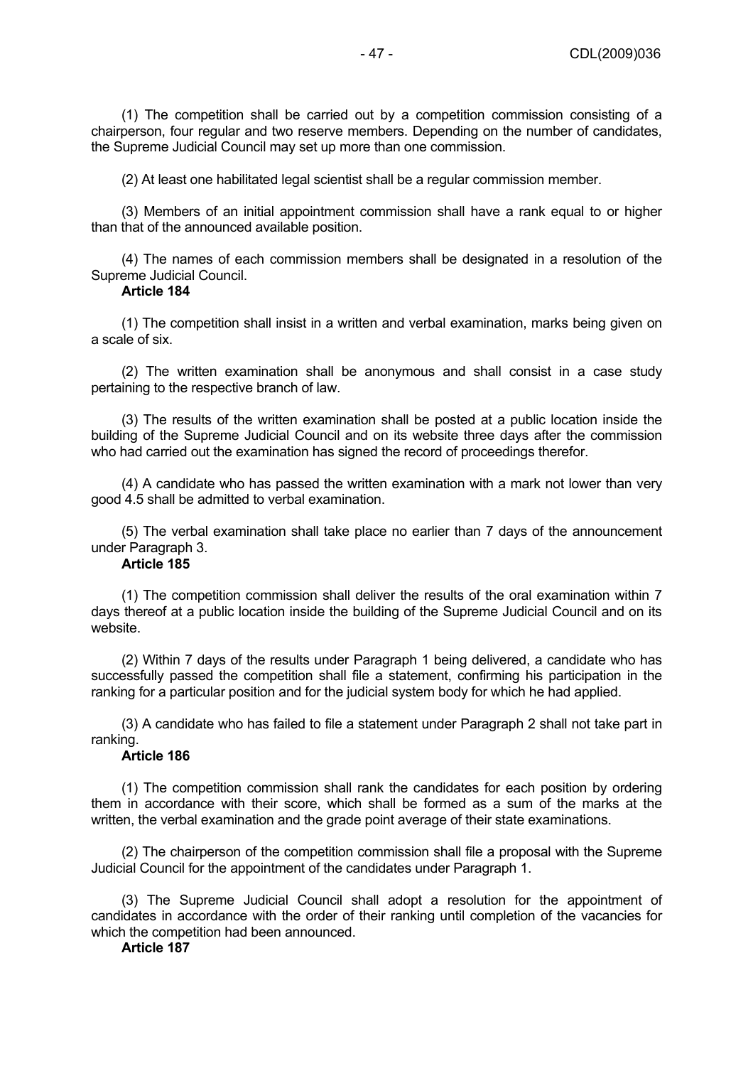(1) The competition shall be carried out by a competition commission consisting of a chairperson, four regular and two reserve members. Depending on the number of candidates, the Supreme Judicial Council may set up more than one commission.

(2) At least one habilitated legal scientist shall be a regular commission member.

(3) Members of an initial appointment commission shall have a rank equal to or higher than that of the announced available position.

(4) The names of each commission members shall be designated in a resolution of the Supreme Judicial Council.

**Article 184**

(1) The competition shall insist in a written and verbal examination, marks being given on a scale of six.

(2) The written examination shall be anonymous and shall consist in a case study pertaining to the respective branch of law.

(3) The results of the written examination shall be posted at a public location inside the building of the Supreme Judicial Council and on its website three days after the commission who had carried out the examination has signed the record of proceedings therefor.

(4) A candidate who has passed the written examination with a mark not lower than very good 4.5 shall be admitted to verbal examination.

(5) The verbal examination shall take place no earlier than 7 days of the announcement under Paragraph 3.

**Article 185**

(1) The competition commission shall deliver the results of the oral examination within 7 days thereof at a public location inside the building of the Supreme Judicial Council and on its website.

(2) Within 7 days of the results under Paragraph 1 being delivered, a candidate who has successfully passed the competition shall file a statement, confirming his participation in the ranking for a particular position and for the judicial system body for which he had applied.

(3) A candidate who has failed to file a statement under Paragraph 2 shall not take part in ranking.

**Article 186**

(1) The competition commission shall rank the candidates for each position by ordering them in accordance with their score, which shall be formed as a sum of the marks at the written, the verbal examination and the grade point average of their state examinations.

(2) The chairperson of the competition commission shall file a proposal with the Supreme Judicial Council for the appointment of the candidates under Paragraph 1.

(3) The Supreme Judicial Council shall adopt a resolution for the appointment of candidates in accordance with the order of their ranking until completion of the vacancies for which the competition had been announced.

**Article 187**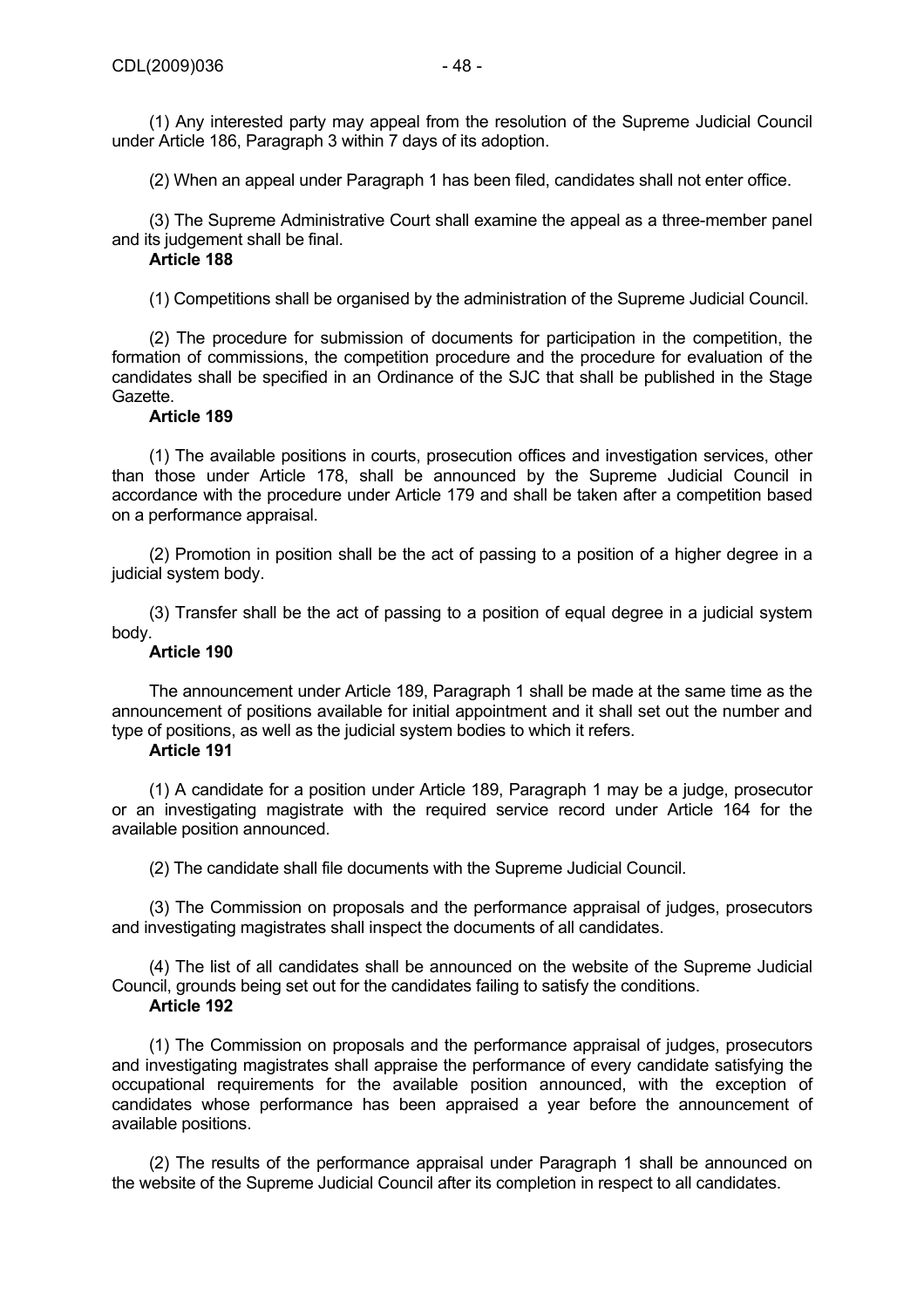(1) Any interested party may appeal from the resolution of the Supreme Judicial Council under Article 186, Paragraph 3 within 7 days of its adoption.

(2) When an appeal under Paragraph 1 has been filed, candidates shall not enter office.

(3) The Supreme Administrative Court shall examine the appeal as a three-member panel and its judgement shall be final.

**Article 188**

(1) Competitions shall be organised by the administration of the Supreme Judicial Council.

(2) The procedure for submission of documents for participation in the competition, the formation of commissions, the competition procedure and the procedure for evaluation of the candidates shall be specified in an Ordinance of the SJC that shall be published in the Stage Gazette.

**Article 189**

(1) The available positions in courts, prosecution offices and investigation services, other than those under Article 178, shall be announced by the Supreme Judicial Council in accordance with the procedure under Article 179 and shall be taken after a competition based on a performance appraisal.

(2) Promotion in position shall be the act of passing to a position of a higher degree in a judicial system body.

(3) Transfer shall be the act of passing to a position of equal degree in a judicial system body.

**Article 190**

The announcement under Article 189, Paragraph 1 shall be made at the same time as the announcement of positions available for initial appointment and it shall set out the number and type of positions, as well as the judicial system bodies to which it refers.

**Article 191**

(1) A candidate for a position under Article 189, Paragraph 1 may be a judge, prosecutor or an investigating magistrate with the required service record under Article 164 for the available position announced.

(2) The candidate shall file documents with the Supreme Judicial Council.

(3) The Commission on proposals and the performance appraisal of judges, prosecutors and investigating magistrates shall inspect the documents of all candidates.

(4) The list of all candidates shall be announced on the website of the Supreme Judicial Council, grounds being set out for the candidates failing to satisfy the conditions.

**Article 192**

(1) The Commission on proposals and the performance appraisal of judges, prosecutors and investigating magistrates shall appraise the performance of every candidate satisfying the occupational requirements for the available position announced, with the exception of candidates whose performance has been appraised a year before the announcement of available positions.

(2) The results of the performance appraisal under Paragraph 1 shall be announced on the website of the Supreme Judicial Council after its completion in respect to all candidates.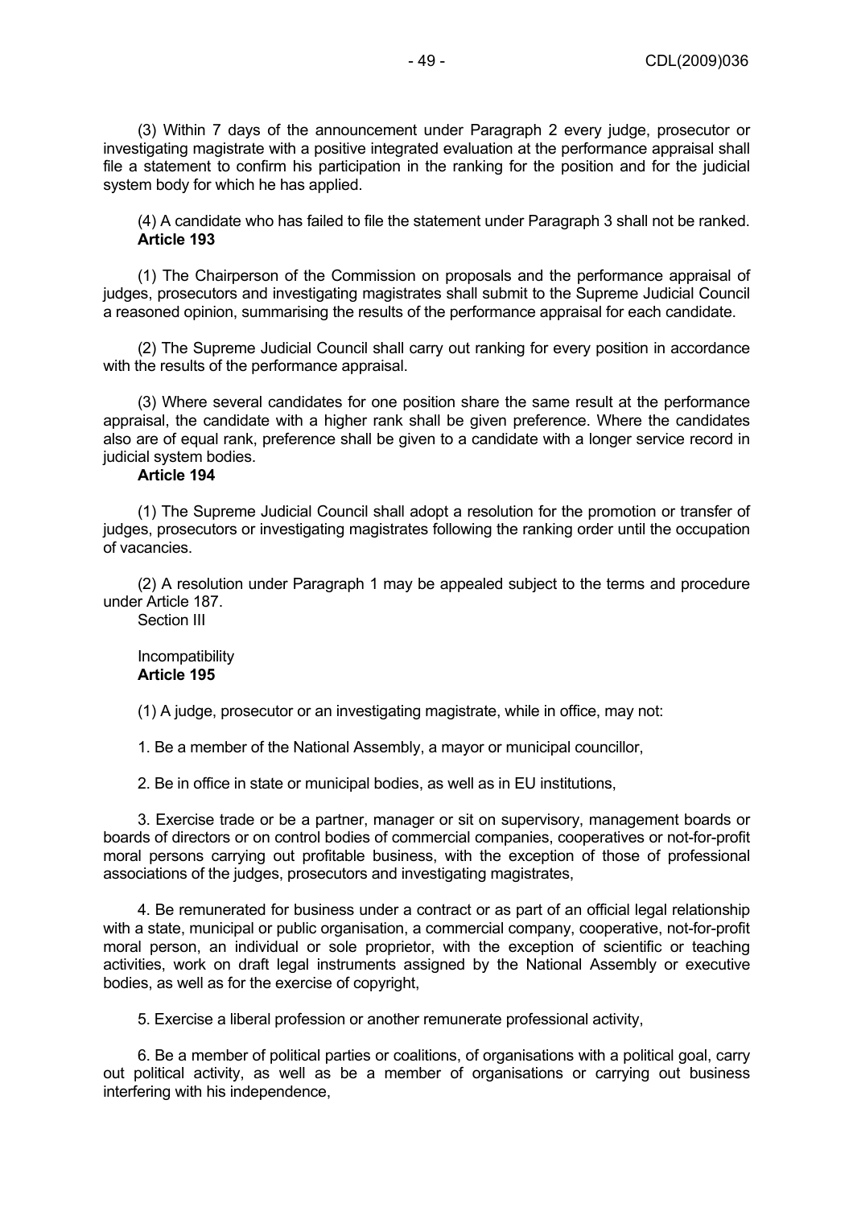(3) Within 7 days of the announcement under Paragraph 2 every judge, prosecutor or investigating magistrate with a positive integrated evaluation at the performance appraisal shall file a statement to confirm his participation in the ranking for the position and for the judicial system body for which he has applied.

(4) A candidate who has failed to file the statement under Paragraph 3 shall not be ranked.

**Article 193**

(1) The Chairperson of the Commission on proposals and the performance appraisal of judges, prosecutors and investigating magistrates shall submit to the Supreme Judicial Council a reasoned opinion, summarising the results of the performance appraisal for each candidate.

(2) The Supreme Judicial Council shall carry out ranking for every position in accordance with the results of the performance appraisal.

(3) Where several candidates for one position share the same result at the performance appraisal, the candidate with a higher rank shall be given preference. Where the candidates also are of equal rank, preference shall be given to a candidate with a longer service record in judicial system bodies.

**Article 194**

(1) The Supreme Judicial Council shall adopt a resolution for the promotion or transfer of judges, prosecutors or investigating magistrates following the ranking order until the occupation of vacancies.

(2) A resolution under Paragraph 1 may be appealed subject to the terms and procedure under Article 187.

Section III

Incompatibility

**Article 195**

(1) A judge, prosecutor or an investigating magistrate, while in office, may not:

1. Be a member of the National Assembly, a mayor or municipal councillor,

2. Be in office in state or municipal bodies, as well as in EU institutions,

3. Exercise trade or be a partner, manager or sit on supervisory, management boards or boards of directors or on control bodies of commercial companies, cooperatives or not-for-profit moral persons carrying out profitable business, with the exception of those of professional associations of the judges, prosecutors and investigating magistrates,

4. Be remunerated for business under a contract or as part of an official legal relationship with a state, municipal or public organisation, a commercial company, cooperative, not-for-profit moral person, an individual or sole proprietor, with the exception of scientific or teaching activities, work on draft legal instruments assigned by the National Assembly or executive bodies, as well as for the exercise of copyright,

5. Exercise a liberal profession or another remunerate professional activity,

6. Be a member of political parties or coalitions, of organisations with a political goal, carry out political activity, as well as be a member of organisations or carrying out business interfering with his independence,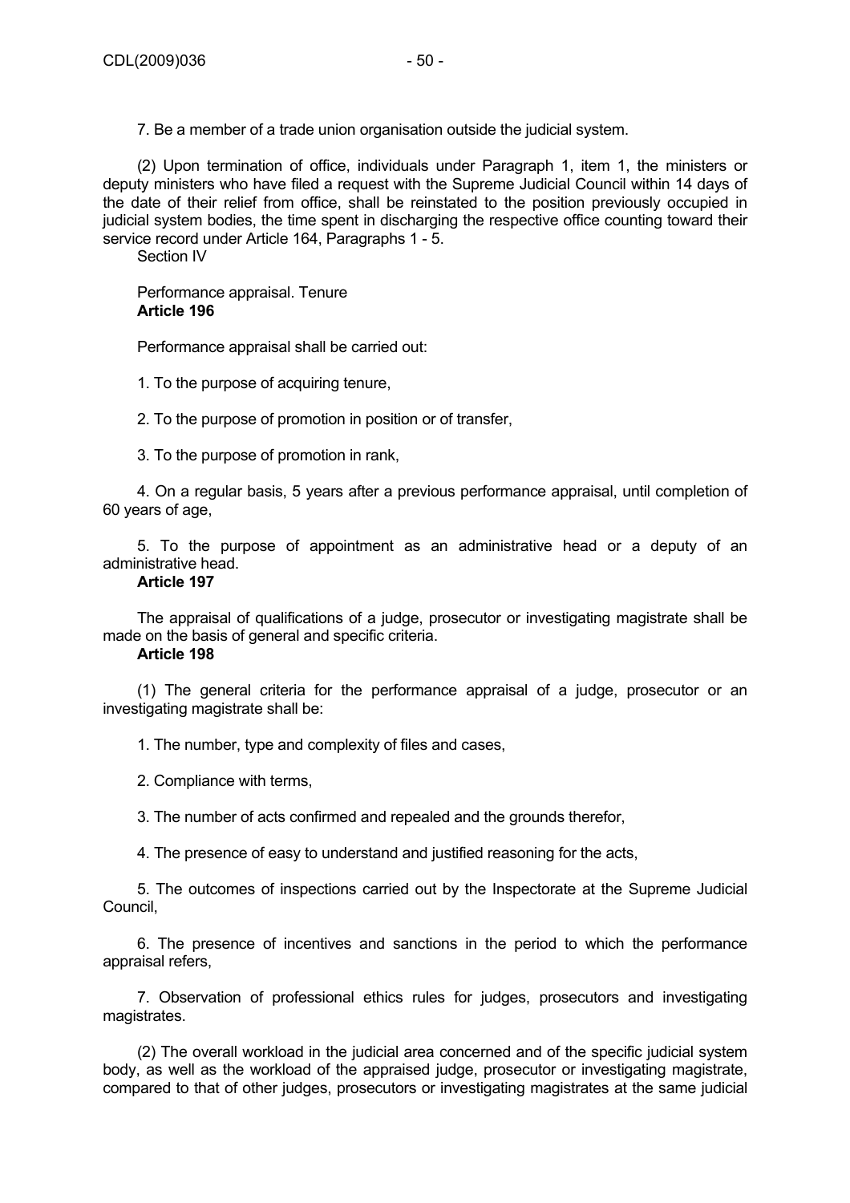7. Be a member of a trade union organisation outside the judicial system.

(2) Upon termination of office, individuals under Paragraph 1, item 1, the ministers or deputy ministers who have filed a request with the Supreme Judicial Council within 14 days of the date of their relief from office, shall be reinstated to the position previously occupied in judicial system bodies, the time spent in discharging the respective office counting toward their service record under Article 164, Paragraphs 1 - 5.

Section IV

Performance appraisal. Tenure

**Article 196**

Performance appraisal shall be carried out:

1. To the purpose of acquiring tenure,

2. To the purpose of promotion in position or of transfer,

3. To the purpose of promotion in rank,

4. On a regular basis, 5 years after a previous performance appraisal, until completion of 60 years of age,

5. To the purpose of appointment as an administrative head or a deputy of an administrative head.

**Article 197**

The appraisal of qualifications of a judge, prosecutor or investigating magistrate shall be made on the basis of general and specific criteria.

**Article 198**

(1) The general criteria for the performance appraisal of a judge, prosecutor or an investigating magistrate shall be:

1. The number, type and complexity of files and cases,

2. Compliance with terms,

3. The number of acts confirmed and repealed and the grounds therefor,

4. The presence of easy to understand and justified reasoning for the acts,

5. The outcomes of inspections carried out by the Inspectorate at the Supreme Judicial Council,

6. The presence of incentives and sanctions in the period to which the performance appraisal refers,

7. Observation of professional ethics rules for judges, prosecutors and investigating magistrates.

(2) The overall workload in the judicial area concerned and of the specific judicial system body, as well as the workload of the appraised judge, prosecutor or investigating magistrate, compared to that of other judges, prosecutors or investigating magistrates at the same judicial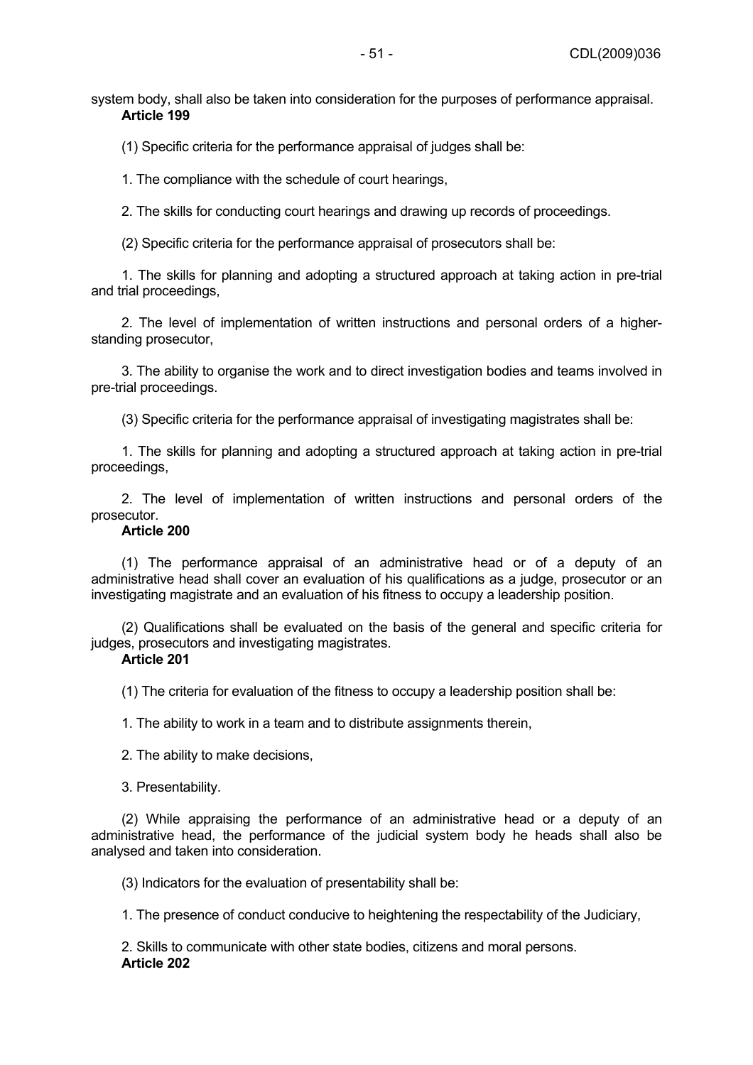system body, shall also be taken into consideration for the purposes of performance appraisal.

**Article 199**

(1) Specific criteria for the performance appraisal of judges shall be:

1. The compliance with the schedule of court hearings,

2. The skills for conducting court hearings and drawing up records of proceedings.

(2) Specific criteria for the performance appraisal of prosecutors shall be:

1. The skills for planning and adopting a structured approach at taking action in pre-trial and trial proceedings,

2. The level of implementation of written instructions and personal orders of a higher-standing prosecutor,

3. The ability to organise the work and to direct investigation bodies and teams involved in pre-trial proceedings.

(3) Specific criteria for the performance appraisal of investigating magistrates shall be:

1. The skills for planning and adopting a structured approach at taking action in pre-trial proceedings,

2. The level of implementation of written instructions and personal orders of the prosecutor.

**Article 200**

(1) The performance appraisal of an administrative head or of a deputy of an administrative head shall cover an evaluation of his qualifications as a judge, prosecutor or an investigating magistrate and an evaluation of his fitness to occupy a leadership position.

(2) Qualifications shall be evaluated on the basis of the general and specific criteria for judges, prosecutors and investigating magistrates.

**Article 201**

(1) The criteria for evaluation of the fitness to occupy a leadership position shall be:

1. The ability to work in a team and to distribute assignments therein,

2. The ability to make decisions,

3. Presentability.

(2) While appraising the performance of an administrative head or a deputy of an administrative head, the performance of the judicial system body he heads shall also be analysed and taken into consideration.

(3) Indicators for the evaluation of presentability shall be:

1. The presence of conduct conducive to heightening the respectability of the Judiciary,

2. Skills to communicate with other state bodies, citizens and moral persons.

**Article 202**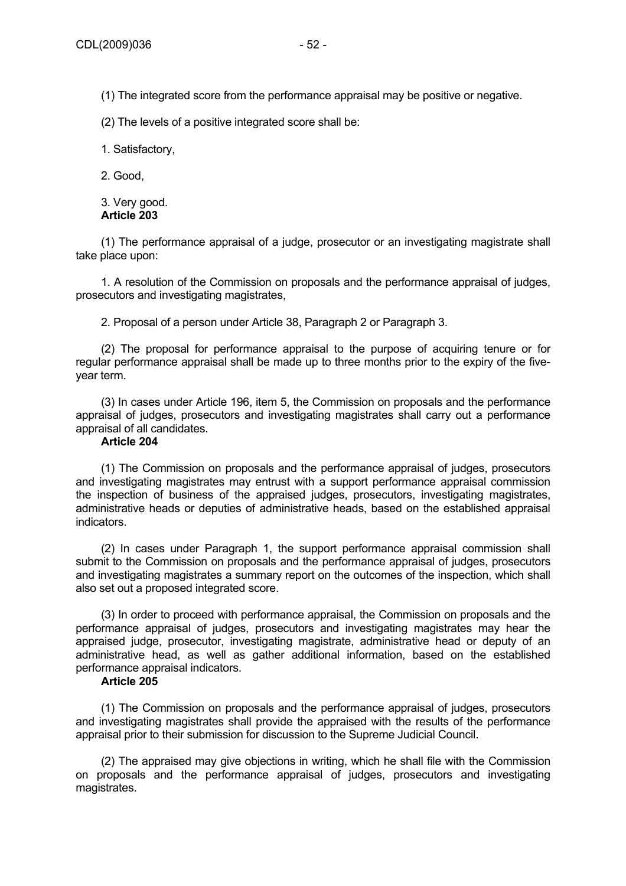(1) The integrated score from the performance appraisal may be positive or negative.

(2) The levels of a positive integrated score shall be:

1. Satisfactory,

2. Good,

3. Very good.

**Article 203**

(1) The performance appraisal of a judge, prosecutor or an investigating magistrate shall take place upon:

1. A resolution of the Commission on proposals and the performance appraisal of judges, prosecutors and investigating magistrates,

2. Proposal of a person under Article 38, Paragraph 2 or Paragraph 3.

(2) The proposal for performance appraisal to the purpose of acquiring tenure or for regular performance appraisal shall be made up to three months prior to the expiry of the five-year term.

(3) In cases under Article 196, item 5, the Commission on proposals and the performance appraisal of judges, prosecutors and investigating magistrates shall carry out a performance appraisal of all candidates.

**Article 204**

(1) The Commission on proposals and the performance appraisal of judges, prosecutors and investigating magistrates may entrust with a support performance appraisal commission the inspection of business of the appraised judges, prosecutors, investigating magistrates, administrative heads or deputies of administrative heads, based on the established appraisal indicators.

(2) In cases under Paragraph 1, the support performance appraisal commission shall submit to the Commission on proposals and the performance appraisal of judges, prosecutors and investigating magistrates a summary report on the outcomes of the inspection, which shall also set out a proposed integrated score.

(3) In order to proceed with performance appraisal, the Commission on proposals and the performance appraisal of judges, prosecutors and investigating magistrates may hear the appraised judge, prosecutor, investigating magistrate, administrative head or deputy of an administrative head, as well as gather additional information, based on the established performance appraisal indicators.

**Article 205**

(1) The Commission on proposals and the performance appraisal of judges, prosecutors and investigating magistrates shall provide the appraised with the results of the performance appraisal prior to their submission for discussion to the Supreme Judicial Council.

(2) The appraised may give objections in writing, which he shall file with the Commission on proposals and the performance appraisal of judges, prosecutors and investigating magistrates.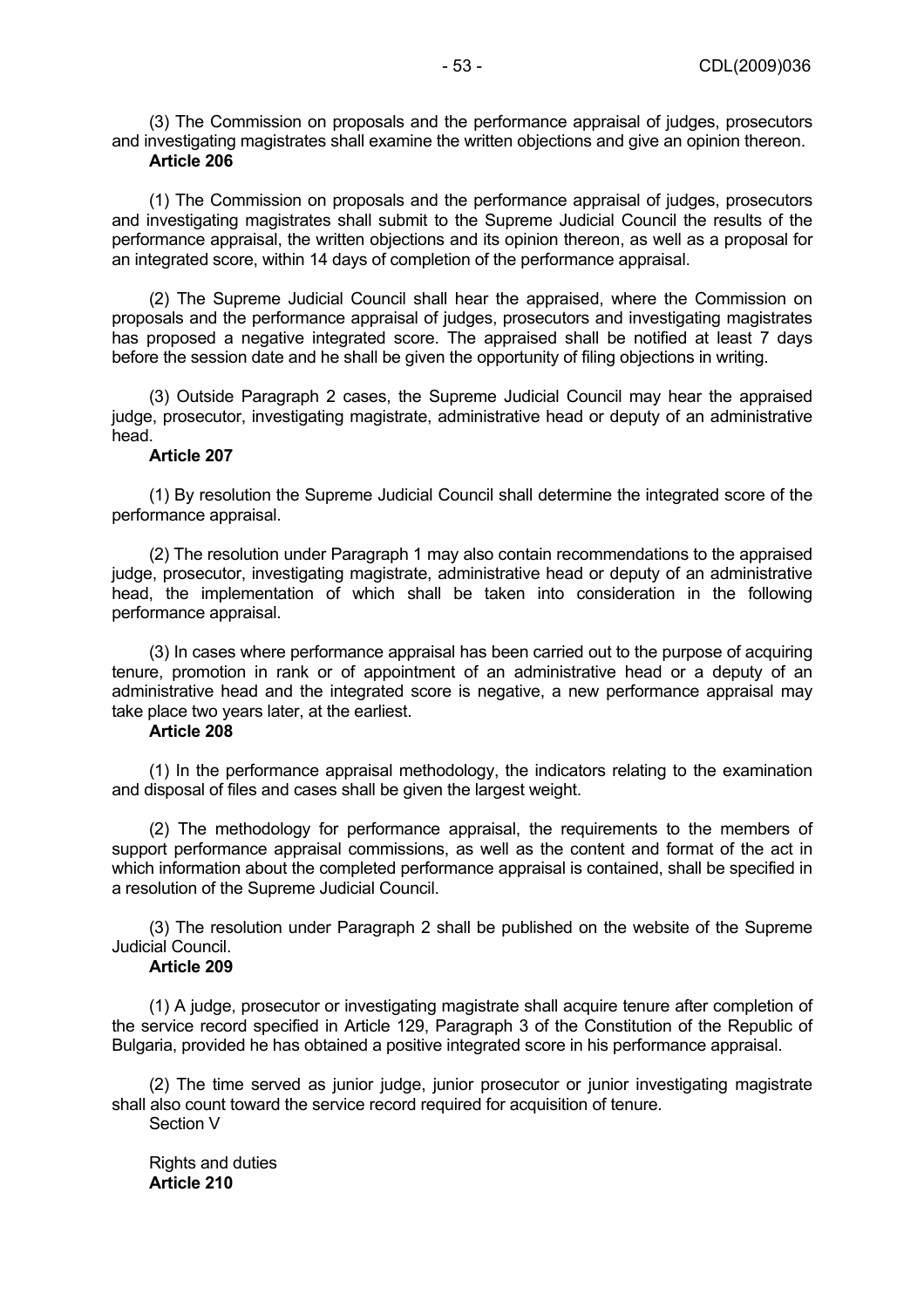(3) The Commission on proposals and the performance appraisal of judges, prosecutors and investigating magistrates shall examine the written objections and give an opinion thereon.

**Article 206**

(1) The Commission on proposals and the performance appraisal of judges, prosecutors and investigating magistrates shall submit to the Supreme Judicial Council the results of the performance appraisal, the written objections and its opinion thereon, as well as a proposal for an integrated score, within 14 days of completion of the performance appraisal.

(2) The Supreme Judicial Council shall hear the appraised, where the Commission on proposals and the performance appraisal of judges, prosecutors and investigating magistrates has proposed a negative integrated score. The appraised shall be notified at least 7 days before the session date and he shall be given the opportunity of filing objections in writing.

(3) Outside Paragraph 2 cases, the Supreme Judicial Council may hear the appraised judge, prosecutor, investigating magistrate, administrative head or deputy of an administrative head.

**Article 207**

(1) By resolution the Supreme Judicial Council shall determine the integrated score of the performance appraisal.

(2) The resolution under Paragraph 1 may also contain recommendations to the appraised judge, prosecutor, investigating magistrate, administrative head or deputy of an administrative head, the implementation of which shall be taken into consideration in the following performance appraisal.

(3) In cases where performance appraisal has been carried out to the purpose of acquiring tenure, promotion in rank or of appointment of an administrative head or a deputy of an administrative head and the integrated score is negative, a new performance appraisal may take place two years later, at the earliest.

**Article 208**

(1) In the performance appraisal methodology, the indicators relating to the examination and disposal of files and cases shall be given the largest weight.

(2) The methodology for performance appraisal, the requirements to the members of support performance appraisal commissions, as well as the content and format of the act in which information about the completed performance appraisal is contained, shall be specified in a resolution of the Supreme Judicial Council.

(3) The resolution under Paragraph 2 shall be published on the website of the Supreme Judicial Council.

**Article 209**

(1) A judge, prosecutor or investigating magistrate shall acquire tenure after completion of the service record specified in Article 129, Paragraph 3 of the Constitution of the Republic of Bulgaria, provided he has obtained a positive integrated score in his performance appraisal.

(2) The time served as junior judge, junior prosecutor or junior investigating magistrate shall also count toward the service record required for acquisition of tenure.

Section V

Rights and duties

**Article 210**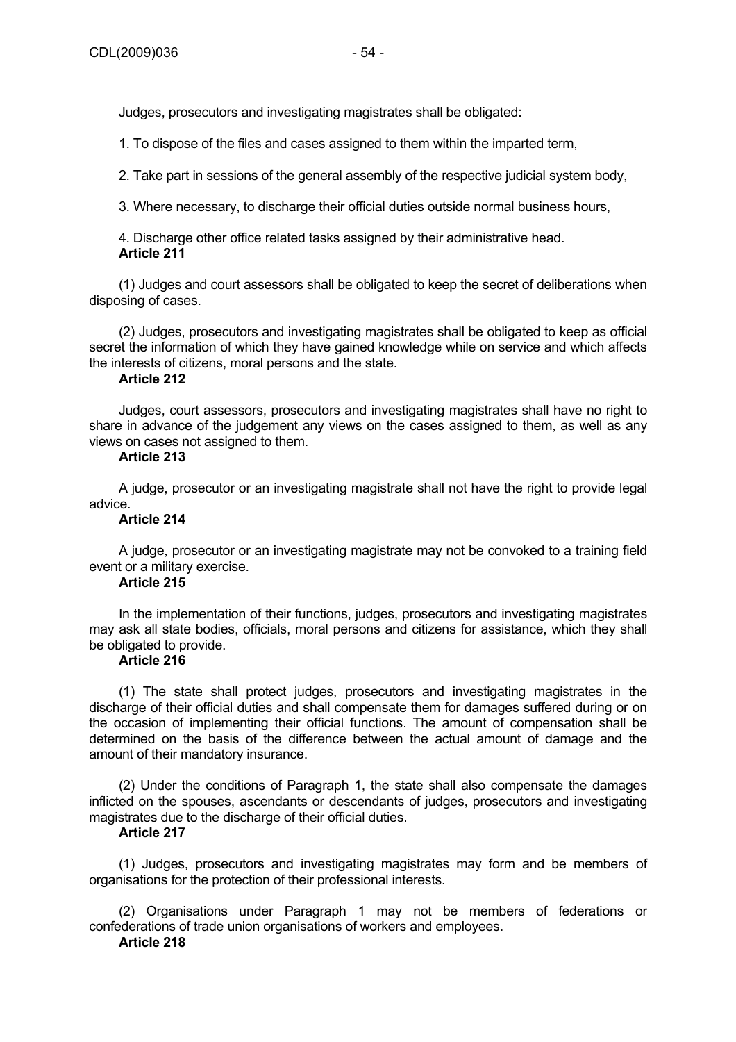Judges, prosecutors and investigating magistrates shall be obligated:

1. To dispose of the files and cases assigned to them within the imparted term,

2. Take part in sessions of the general assembly of the respective judicial system body,

3. Where necessary, to discharge their official duties outside normal business hours,

4. Discharge other office related tasks assigned by their administrative head.

**Article 211**

(1) Judges and court assessors shall be obligated to keep the secret of deliberations when disposing of cases.

(2) Judges, prosecutors and investigating magistrates shall be obligated to keep as official secret the information of which they have gained knowledge while on service and which affects the interests of citizens, moral persons and the state.

**Article 212**

Judges, court assessors, prosecutors and investigating magistrates shall have no right to share in advance of the judgement any views on the cases assigned to them, as well as any views on cases not assigned to them.

**Article 213**

A judge, prosecutor or an investigating magistrate shall not have the right to provide legal advice.

**Article 214**

A judge, prosecutor or an investigating magistrate may not be convoked to a training field event or a military exercise.

**Article 215**

In the implementation of their functions, judges, prosecutors and investigating magistrates may ask all state bodies, officials, moral persons and citizens for assistance, which they shall be obligated to provide.

**Article 216**

(1) The state shall protect judges, prosecutors and investigating magistrates in the discharge of their official duties and shall compensate them for damages suffered during or on the occasion of implementing their official functions. The amount of compensation shall be determined on the basis of the difference between the actual amount of damage and the amount of their mandatory insurance.

(2) Under the conditions of Paragraph 1, the state shall also compensate the damages inflicted on the spouses, ascendants or descendants of judges, prosecutors and investigating magistrates due to the discharge of their official duties.

**Article 217**

(1) Judges, prosecutors and investigating magistrates may form and be members of organisations for the protection of their professional interests.

(2) Organisations under Paragraph 1 may not be members of federations or confederations of trade union organisations of workers and employees.

**Article 218**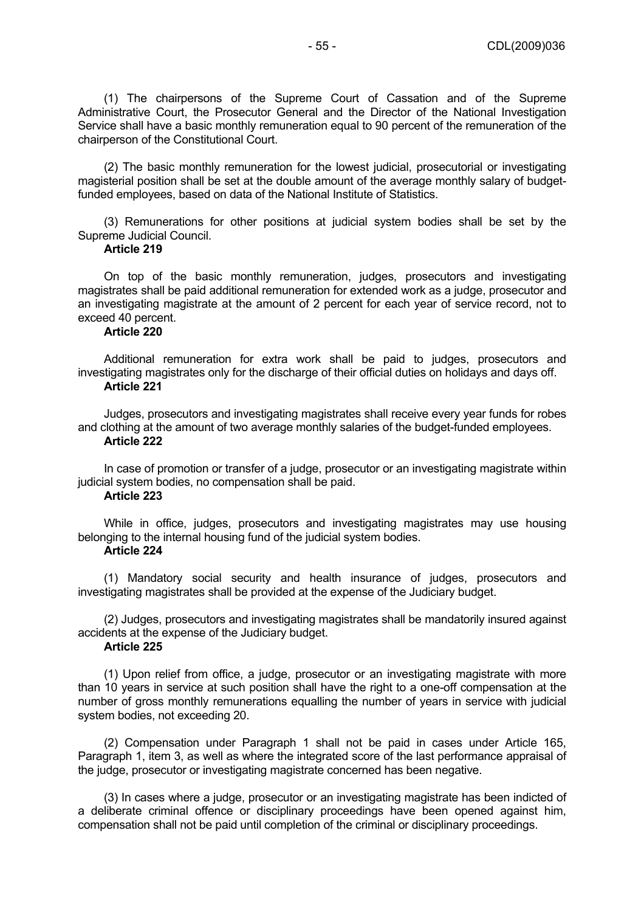(1) The chairpersons of the Supreme Court of Cassation and of the Supreme Administrative Court, the Prosecutor General and the Director of the National Investigation Service shall have a basic monthly remuneration equal to 90 percent of the remuneration of the chairperson of the Constitutional Court.

(2) The basic monthly remuneration for the lowest judicial, prosecutorial or investigating magisterial position shall be set at the double amount of the average monthly salary of budget-funded employees, based on data of the National Institute of Statistics.

(3) Remunerations for other positions at judicial system bodies shall be set by the Supreme Judicial Council.

**Article 219**

On top of the basic monthly remuneration, judges, prosecutors and investigating magistrates shall be paid additional remuneration for extended work as a judge, prosecutor and an investigating magistrate at the amount of 2 percent for each year of service record, not to exceed 40 percent.

**Article 220**

Additional remuneration for extra work shall be paid to judges, prosecutors and investigating magistrates only for the discharge of their official duties on holidays and days off.

**Article 221**

Judges, prosecutors and investigating magistrates shall receive every year funds for robes and clothing at the amount of two average monthly salaries of the budget-funded employees.

**Article 222**

In case of promotion or transfer of a judge, prosecutor or an investigating magistrate within judicial system bodies, no compensation shall be paid.

**Article 223**

While in office, judges, prosecutors and investigating magistrates may use housing belonging to the internal housing fund of the judicial system bodies.

**Article 224**

(1) Mandatory social security and health insurance of judges, prosecutors and investigating magistrates shall be provided at the expense of the Judiciary budget.

(2) Judges, prosecutors and investigating magistrates shall be mandatorily insured against accidents at the expense of the Judiciary budget.

**Article 225**

(1) Upon relief from office, a judge, prosecutor or an investigating magistrate with more than 10 years in service at such position shall have the right to a one-off compensation at the number of gross monthly remunerations equalling the number of years in service with judicial system bodies, not exceeding 20.

(2) Compensation under Paragraph 1 shall not be paid in cases under Article 165, Paragraph 1, item 3, as well as where the integrated score of the last performance appraisal of the judge, prosecutor or investigating magistrate concerned has been negative.

(3) In cases where a judge, prosecutor or an investigating magistrate has been indicted of a deliberate criminal offence or disciplinary proceedings have been opened against him, compensation shall not be paid until completion of the criminal or disciplinary proceedings.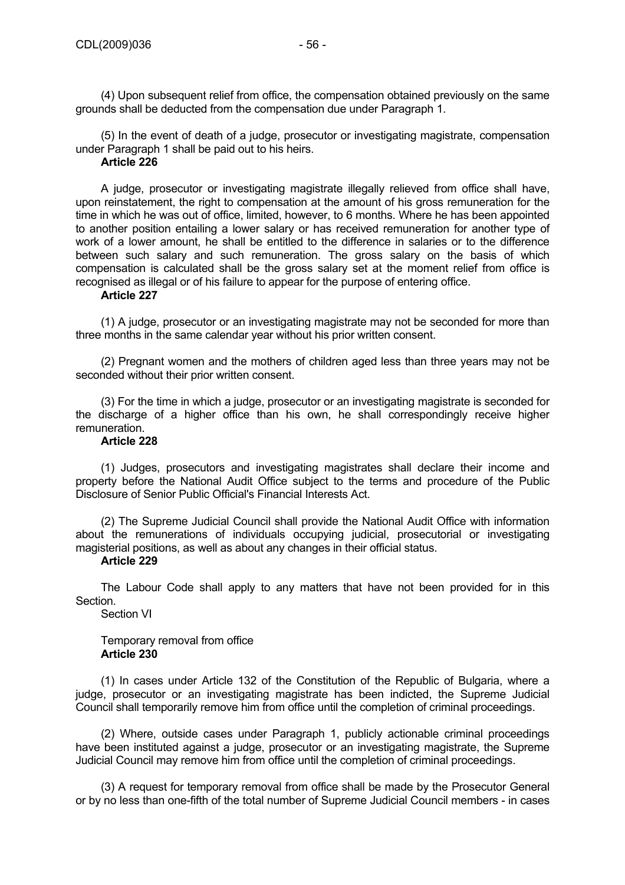(4) Upon subsequent relief from office, the compensation obtained previously on the same grounds shall be deducted from the compensation due under Paragraph 1.

(5) In the event of death of a judge, prosecutor or investigating magistrate, compensation under Paragraph 1 shall be paid out to his heirs.

**Article 226**

A judge, prosecutor or investigating magistrate illegally relieved from office shall have, upon reinstatement, the right to compensation at the amount of his gross remuneration for the time in which he was out of office, limited, however, to 6 months. Where he has been appointed to another position entailing a lower salary or has received remuneration for another type of work of a lower amount, he shall be entitled to the difference in salaries or to the difference between such salary and such remuneration. The gross salary on the basis of which compensation is calculated shall be the gross salary set at the moment relief from office is recognised as illegal or of his failure to appear for the purpose of entering office.

**Article 227**

(1) A judge, prosecutor or an investigating magistrate may not be seconded for more than three months in the same calendar year without his prior written consent.

(2) Pregnant women and the mothers of children aged less than three years may not be seconded without their prior written consent.

(3) For the time in which a judge, prosecutor or an investigating magistrate is seconded for the discharge of a higher office than his own, he shall correspondingly receive higher remuneration.

**Article 228**

(1) Judges, prosecutors and investigating magistrates shall declare their income and property before the National Audit Office subject to the terms and procedure of the Public Disclosure of Senior Public Official's Financial Interests Act.

(2) The Supreme Judicial Council shall provide the National Audit Office with information about the remunerations of individuals occupying judicial, prosecutorial or investigating magisterial positions, as well as about any changes in their official status.

**Article 229**

The Labour Code shall apply to any matters that have not been provided for in this Section.

Section VI

Temporary removal from office

**Article 230**

(1) In cases under Article 132 of the Constitution of the Republic of Bulgaria, where a judge, prosecutor or an investigating magistrate has been indicted, the Supreme Judicial Council shall temporarily remove him from office until the completion of criminal proceedings.

(2) Where, outside cases under Paragraph 1, publicly actionable criminal proceedings have been instituted against a judge, prosecutor or an investigating magistrate, the Supreme Judicial Council may remove him from office until the completion of criminal proceedings.

(3) A request for temporary removal from office shall be made by the Prosecutor General or by no less than one-fifth of the total number of Supreme Judicial Council members - in cases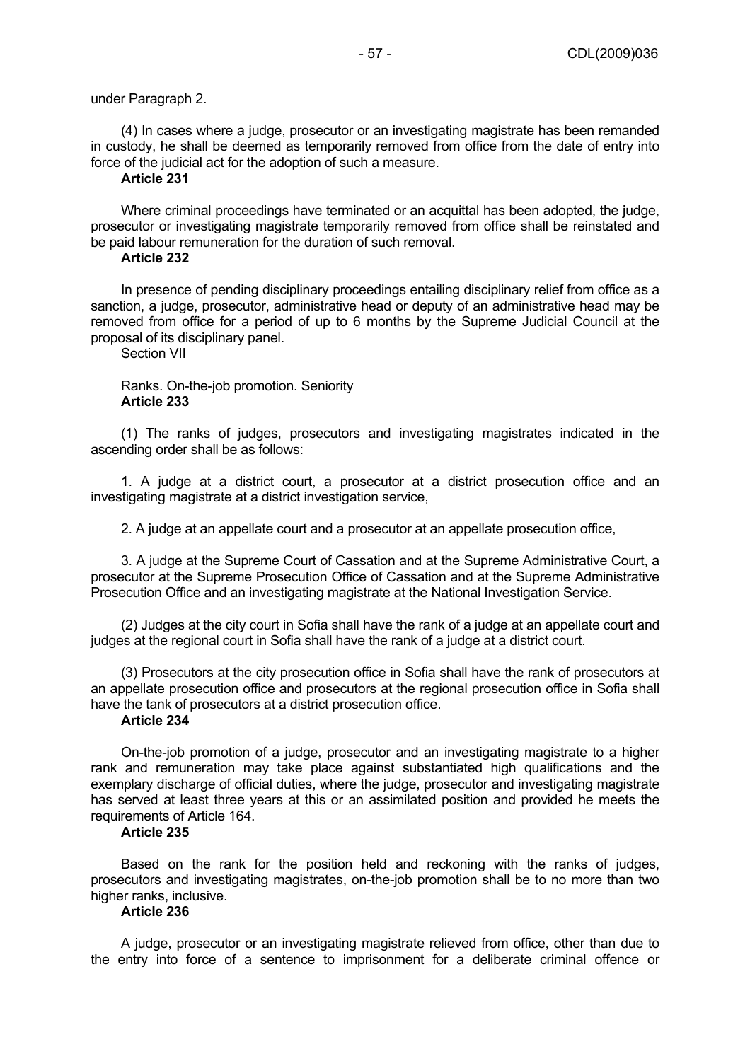under Paragraph 2.

(4) In cases where a judge, prosecutor or an investigating magistrate has been remanded in custody, he shall be deemed as temporarily removed from office from the date of entry into force of the judicial act for the adoption of such a measure.

**Article 231**

Where criminal proceedings have terminated or an acquittal has been adopted, the judge, prosecutor or investigating magistrate temporarily removed from office shall be reinstated and be paid labour remuneration for the duration of such removal.

**Article 232**

In presence of pending disciplinary proceedings entailing disciplinary relief from office as a sanction, a judge, prosecutor, administrative head or deputy of an administrative head may be removed from office for a period of up to 6 months by the Supreme Judicial Council at the proposal of its disciplinary panel.

Section VII

Ranks. On-the-job promotion. Seniority

**Article 233**

(1) The ranks of judges, prosecutors and investigating magistrates indicated in the ascending order shall be as follows:

1. A judge at a district court, a prosecutor at a district prosecution office and an investigating magistrate at a district investigation service,

2. A judge at an appellate court and a prosecutor at an appellate prosecution office,

3. A judge at the Supreme Court of Cassation and at the Supreme Administrative Court, a prosecutor at the Supreme Prosecution Office of Cassation and at the Supreme Administrative Prosecution Office and an investigating magistrate at the National Investigation Service.

(2) Judges at the city court in Sofia shall have the rank of a judge at an appellate court and judges at the regional court in Sofia shall have the rank of a judge at a district court.

(3) Prosecutors at the city prosecution office in Sofia shall have the rank of prosecutors at an appellate prosecution office and prosecutors at the regional prosecution office in Sofia shall have the tank of prosecutors at a district prosecution office.

**Article 234**

On-the-job promotion of a judge, prosecutor and an investigating magistrate to a higher rank and remuneration may take place against substantiated high qualifications and the exemplary discharge of official duties, where the judge, prosecutor and investigating magistrate has served at least three years at this or an assimilated position and provided he meets the requirements of Article 164.

**Article 235**

Based on the rank for the position held and reckoning with the ranks of judges, prosecutors and investigating magistrates, on-the-job promotion shall be to no more than two higher ranks, inclusive.

**Article 236**

A judge, prosecutor or an investigating magistrate relieved from office, other than due to the entry into force of a sentence to imprisonment for a deliberate criminal offence or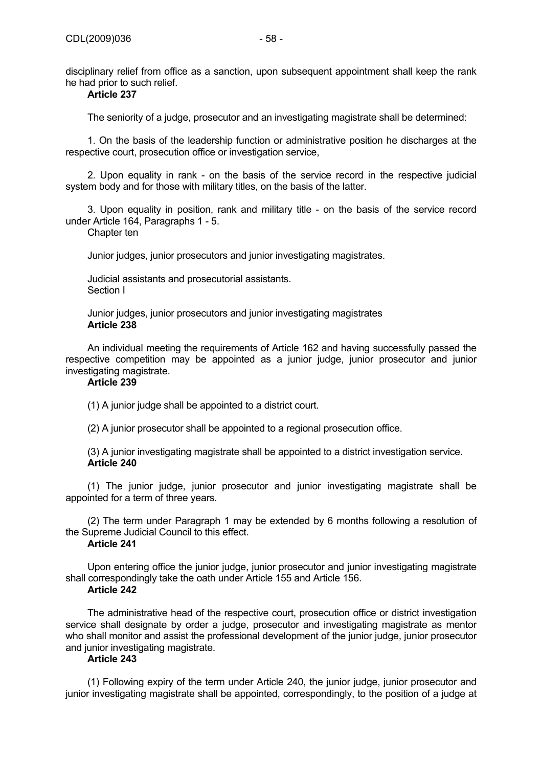disciplinary relief from office as a sanction, upon subsequent appointment shall keep the rank he had prior to such relief.

**Article 237**

The seniority of a judge, prosecutor and an investigating magistrate shall be determined:

1. On the basis of the leadership function or administrative position he discharges at the respective court, prosecution office or investigation service,

2. Upon equality in rank - on the basis of the service record in the respective judicial system body and for those with military titles, on the basis of the latter.

3. Upon equality in position, rank and military title - on the basis of the service record under Article 164, Paragraphs 1 - 5.

Chapter ten

Junior judges, junior prosecutors and junior investigating magistrates.

Judicial assistants and prosecutorial assistants.

Section I

Junior judges, junior prosecutors and junior investigating magistrates

**Article 238**

An individual meeting the requirements of Article 162 and having successfully passed the respective competition may be appointed as a junior judge, junior prosecutor and junior investigating magistrate.

**Article 239**

(1) A junior judge shall be appointed to a district court.

(2) A junior prosecutor shall be appointed to a regional prosecution office.

(3) A junior investigating magistrate shall be appointed to a district investigation service.

**Article 240**

(1) The junior judge, junior prosecutor and junior investigating magistrate shall be appointed for a term of three years.

(2) The term under Paragraph 1 may be extended by 6 months following a resolution of the Supreme Judicial Council to this effect.

**Article 241**

Upon entering office the junior judge, junior prosecutor and junior investigating magistrate shall correspondingly take the oath under Article 155 and Article 156.

**Article 242**

The administrative head of the respective court, prosecution office or district investigation service shall designate by order a judge, prosecutor and investigating magistrate as mentor who shall monitor and assist the professional development of the junior judge, junior prosecutor and junior investigating magistrate.

**Article 243**

(1) Following expiry of the term under Article 240, the junior judge, junior prosecutor and junior investigating magistrate shall be appointed, correspondingly, to the position of a judge at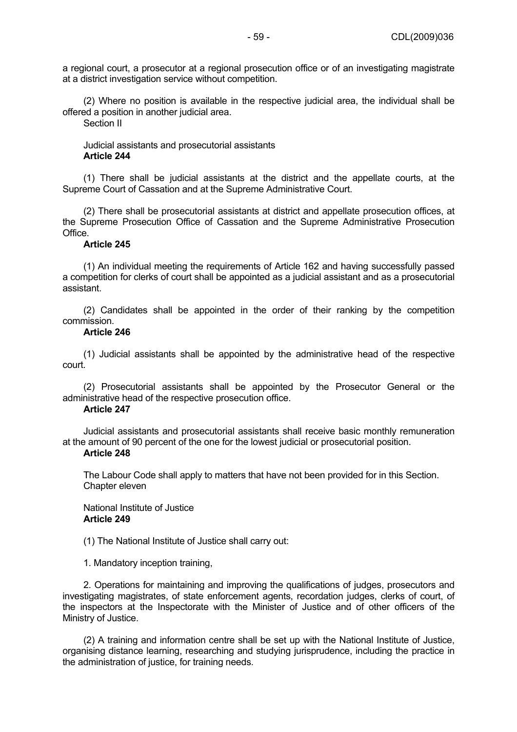a regional court, a prosecutor at a regional prosecution office or of an investigating magistrate at a district investigation service without competition.

(2) Where no position is available in the respective judicial area, the individual shall be offered a position in another judicial area.

Section II

Judicial assistants and prosecutorial assistants

**Article 244**

(1) There shall be judicial assistants at the district and the appellate courts, at the Supreme Court of Cassation and at the Supreme Administrative Court.

(2) There shall be prosecutorial assistants at district and appellate prosecution offices, at the Supreme Prosecution Office of Cassation and the Supreme Administrative Prosecution Office.

**Article 245**

(1) An individual meeting the requirements of Article 162 and having successfully passed a competition for clerks of court shall be appointed as a judicial assistant and as a prosecutorial assistant.

(2) Candidates shall be appointed in the order of their ranking by the competition commission.

**Article 246**

(1) Judicial assistants shall be appointed by the administrative head of the respective court.

(2) Prosecutorial assistants shall be appointed by the Prosecutor General or the administrative head of the respective prosecution office.

**Article 247**

Judicial assistants and prosecutorial assistants shall receive basic monthly remuneration at the amount of 90 percent of the one for the lowest judicial or prosecutorial position.

**Article 248**

The Labour Code shall apply to matters that have not been provided for in this Section.

Chapter eleven

National Institute of Justice

**Article 249**

(1) The National Institute of Justice shall carry out:

1. Mandatory inception training,

2. Operations for maintaining and improving the qualifications of judges, prosecutors and investigating magistrates, of state enforcement agents, recordation judges, clerks of court, of the inspectors at the Inspectorate with the Minister of Justice and of other officers of the Ministry of Justice.

(2) A training and information centre shall be set up with the National Institute of Justice, organising distance learning, researching and studying jurisprudence, including the practice in the administration of justice, for training needs.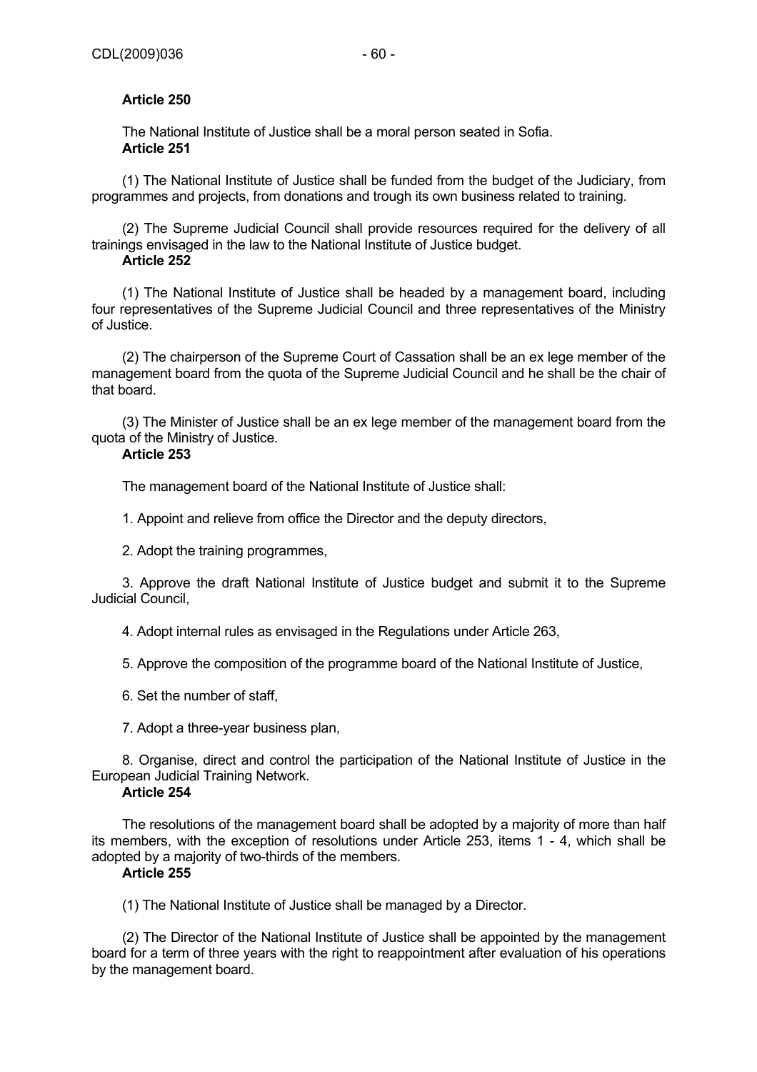**Article 250**

The National Institute of Justice shall be a moral person seated in Sofia.

**Article 251**

(1) The National Institute of Justice shall be funded from the budget of the Judiciary, from programmes and projects, from donations and trough its own business related to training.

(2) The Supreme Judicial Council shall provide resources required for the delivery of all trainings envisaged in the law to the National Institute of Justice budget.

**Article 252**

(1) The National Institute of Justice shall be headed by a management board, including four representatives of the Supreme Judicial Council and three representatives of the Ministry of Justice.

(2) The chairperson of the Supreme Court of Cassation shall be an ex lege member of the management board from the quota of the Supreme Judicial Council and he shall be the chair of that board.

(3) The Minister of Justice shall be an ex lege member of the management board from the quota of the Ministry of Justice.

**Article 253**

The management board of the National Institute of Justice shall:

1. Appoint and relieve from office the Director and the deputy directors,

2. Adopt the training programmes,

3. Approve the draft National Institute of Justice budget and submit it to the Supreme Judicial Council,

4. Adopt internal rules as envisaged in the Regulations under Article 263,

5. Approve the composition of the programme board of the National Institute of Justice,

6. Set the number of staff,

7. Adopt a three-year business plan,

8. Organise, direct and control the participation of the National Institute of Justice in the European Judicial Training Network.

**Article 254**

The resolutions of the management board shall be adopted by a majority of more than half its members, with the exception of resolutions under Article 253, items 1 - 4, which shall be adopted by a majority of two-thirds of the members.

**Article 255**

(1) The National Institute of Justice shall be managed by a Director.

(2) The Director of the National Institute of Justice shall be appointed by the management board for a term of three years with the right to reappointment after evaluation of his operations by the management board.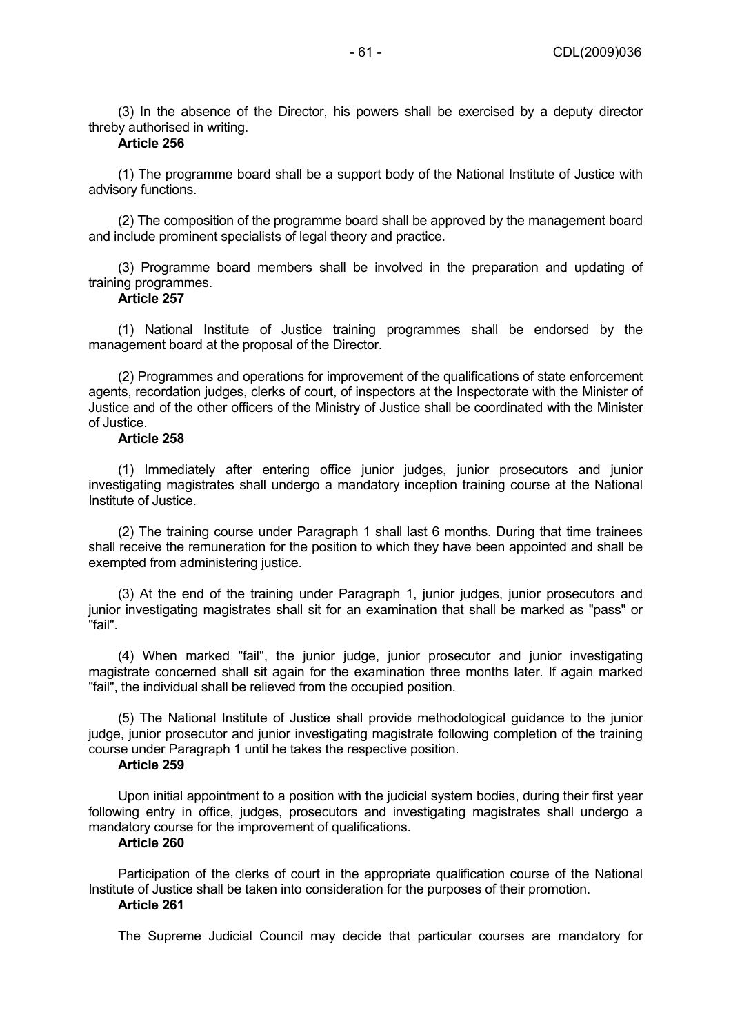(3) In the absence of the Director, his powers shall be exercised by a deputy director threby authorised in writing.

**Article 256**

(1) The programme board shall be a support body of the National Institute of Justice with advisory functions.

(2) The composition of the programme board shall be approved by the management board and include prominent specialists of legal theory and practice.

(3) Programme board members shall be involved in the preparation and updating of training programmes.

**Article 257**

(1) National Institute of Justice training programmes shall be endorsed by the management board at the proposal of the Director.

(2) Programmes and operations for improvement of the qualifications of state enforcement agents, recordation judges, clerks of court, of inspectors at the Inspectorate with the Minister of Justice and of the other officers of the Ministry of Justice shall be coordinated with the Minister of Justice.

**Article 258**

(1) Immediately after entering office junior judges, junior prosecutors and junior investigating magistrates shall undergo a mandatory inception training course at the National Institute of Justice.

(2) The training course under Paragraph 1 shall last 6 months. During that time trainees shall receive the remuneration for the position to which they have been appointed and shall be exempted from administering justice.

(3) At the end of the training under Paragraph 1, junior judges, junior prosecutors and junior investigating magistrates shall sit for an examination that shall be marked as "pass" or "fail".

(4) When marked "fail", the junior judge, junior prosecutor and junior investigating magistrate concerned shall sit again for the examination three months later. If again marked "fail", the individual shall be relieved from the occupied position.

(5) The National Institute of Justice shall provide methodological guidance to the junior judge, junior prosecutor and junior investigating magistrate following completion of the training course under Paragraph 1 until he takes the respective position.

**Article 259**

Upon initial appointment to a position with the judicial system bodies, during their first year following entry in office, judges, prosecutors and investigating magistrates shall undergo a mandatory course for the improvement of qualifications.

**Article 260**

Participation of the clerks of court in the appropriate qualification course of the National Institute of Justice shall be taken into consideration for the purposes of their promotion.

**Article 261**

The Supreme Judicial Council may decide that particular courses are mandatory for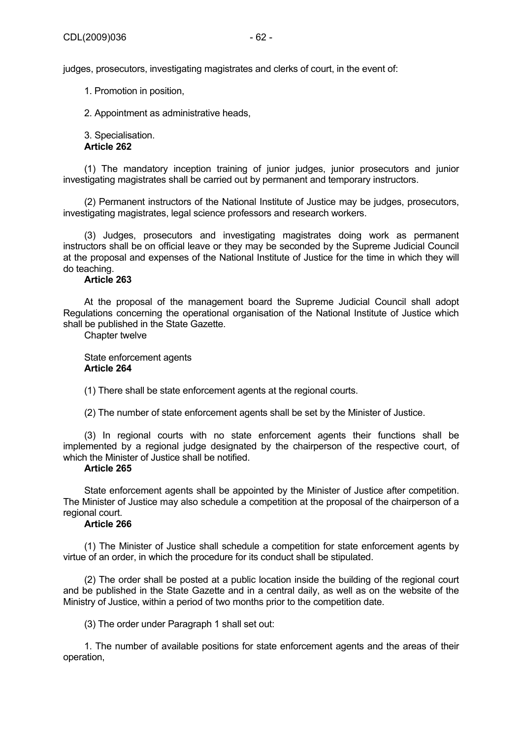judges, prosecutors, investigating magistrates and clerks of court, in the event of:

1. Promotion in position,

2. Appointment as administrative heads,

3. Specialisation.

**Article 262**

(1) The mandatory inception training of junior judges, junior prosecutors and junior investigating magistrates shall be carried out by permanent and temporary instructors.

(2) Permanent instructors of the National Institute of Justice may be judges, prosecutors, investigating magistrates, legal science professors and research workers.

(3) Judges, prosecutors and investigating magistrates doing work as permanent instructors shall be on official leave or they may be seconded by the Supreme Judicial Council at the proposal and expenses of the National Institute of Justice for the time in which they will do teaching.

**Article 263**

At the proposal of the management board the Supreme Judicial Council shall adopt Regulations concerning the operational organisation of the National Institute of Justice which shall be published in the State Gazette.

Chapter twelve

State enforcement agents

**Article 264**

(1) There shall be state enforcement agents at the regional courts.

(2) The number of state enforcement agents shall be set by the Minister of Justice.

(3) In regional courts with no state enforcement agents their functions shall be implemented by a regional judge designated by the chairperson of the respective court, of which the Minister of Justice shall be notified.

**Article 265**

State enforcement agents shall be appointed by the Minister of Justice after competition. The Minister of Justice may also schedule a competition at the proposal of the chairperson of a regional court.

**Article 266**

(1) The Minister of Justice shall schedule a competition for state enforcement agents by virtue of an order, in which the procedure for its conduct shall be stipulated.

(2) The order shall be posted at a public location inside the building of the regional court and be published in the State Gazette and in a central daily, as well as on the website of the Ministry of Justice, within a period of two months prior to the competition date.

(3) The order under Paragraph 1 shall set out:

1. The number of available positions for state enforcement agents and the areas of their operation,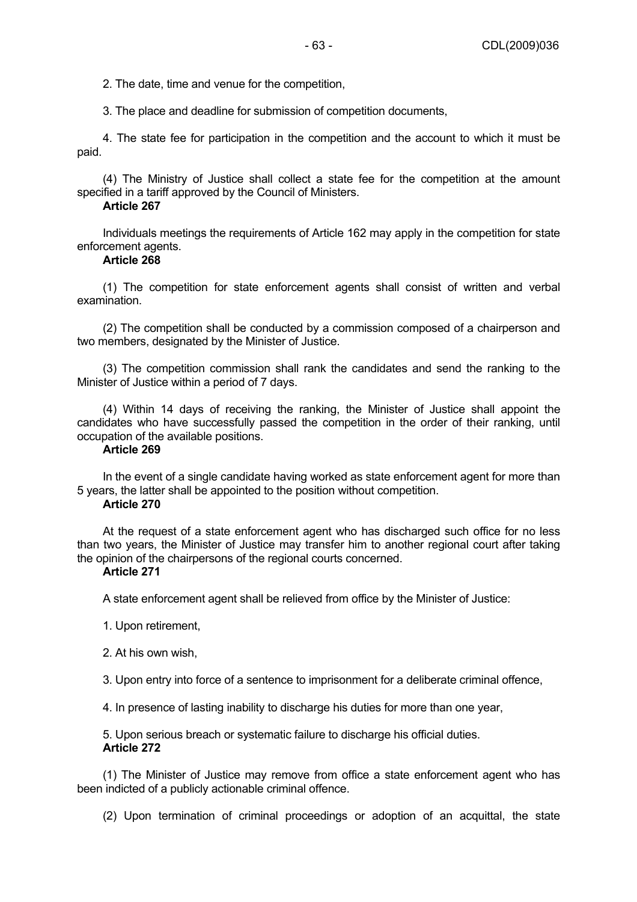2. The date, time and venue for the competition,

3. The place and deadline for submission of competition documents,

4. The state fee for participation in the competition and the account to which it must be paid.

(4) The Ministry of Justice shall collect a state fee for the competition at the amount specified in a tariff approved by the Council of Ministers.

**Article 267**

Individuals meetings the requirements of Article 162 may apply in the competition for state enforcement agents.

**Article 268**

(1) The competition for state enforcement agents shall consist of written and verbal examination.

(2) The competition shall be conducted by a commission composed of a chairperson and two members, designated by the Minister of Justice.

(3) The competition commission shall rank the candidates and send the ranking to the Minister of Justice within a period of 7 days.

(4) Within 14 days of receiving the ranking, the Minister of Justice shall appoint the candidates who have successfully passed the competition in the order of their ranking, until occupation of the available positions.

**Article 269**

In the event of a single candidate having worked as state enforcement agent for more than 5 years, the latter shall be appointed to the position without competition.

**Article 270**

At the request of a state enforcement agent who has discharged such office for no less than two years, the Minister of Justice may transfer him to another regional court after taking the opinion of the chairpersons of the regional courts concerned.

**Article 271**

A state enforcement agent shall be relieved from office by the Minister of Justice:

1. Upon retirement,

2. At his own wish,

3. Upon entry into force of a sentence to imprisonment for a deliberate criminal offence,

4. In presence of lasting inability to discharge his duties for more than one year,

5. Upon serious breach or systematic failure to discharge his official duties.

**Article 272**

(1) The Minister of Justice may remove from office a state enforcement agent who has been indicted of a publicly actionable criminal offence.

(2) Upon termination of criminal proceedings or adoption of an acquittal, the state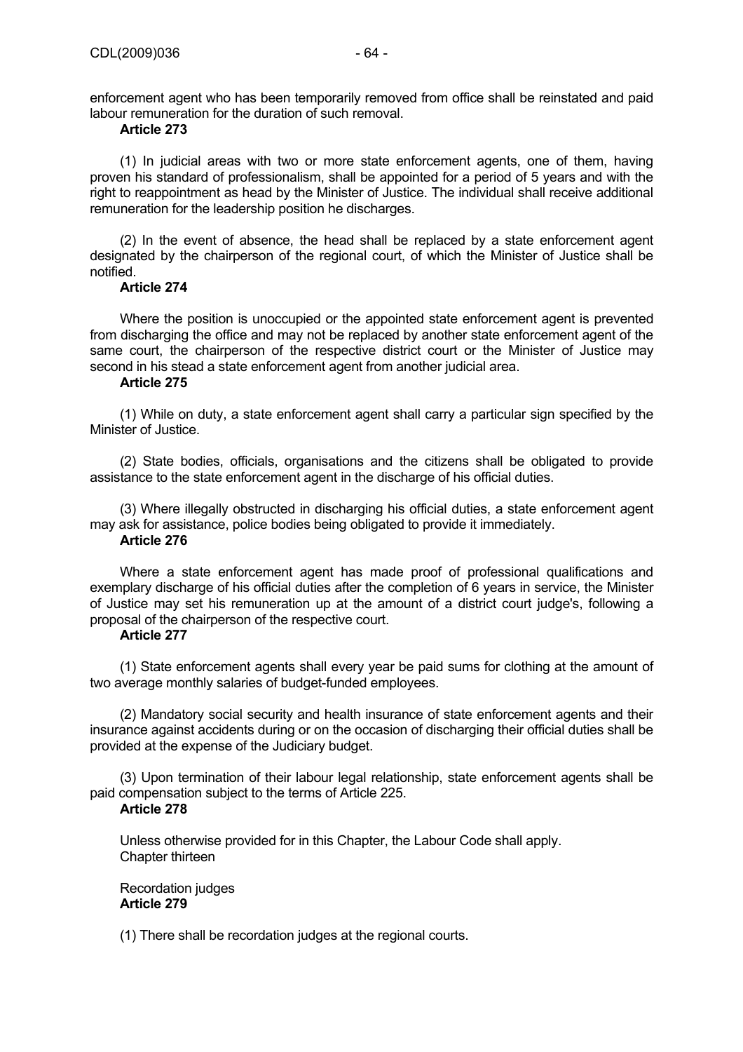enforcement agent who has been temporarily removed from office shall be reinstated and paid labour remuneration for the duration of such removal.

**Article 273**

(1) In judicial areas with two or more state enforcement agents, one of them, having proven his standard of professionalism, shall be appointed for a period of 5 years and with the right to reappointment as head by the Minister of Justice. The individual shall receive additional remuneration for the leadership position he discharges.

(2) In the event of absence, the head shall be replaced by a state enforcement agent designated by the chairperson of the regional court, of which the Minister of Justice shall be notified.

**Article 274**

Where the position is unoccupied or the appointed state enforcement agent is prevented from discharging the office and may not be replaced by another state enforcement agent of the same court, the chairperson of the respective district court or the Minister of Justice may second in his stead a state enforcement agent from another judicial area.

**Article 275**

(1) While on duty, a state enforcement agent shall carry a particular sign specified by the Minister of Justice.

(2) State bodies, officials, organisations and the citizens shall be obligated to provide assistance to the state enforcement agent in the discharge of his official duties.

(3) Where illegally obstructed in discharging his official duties, a state enforcement agent may ask for assistance, police bodies being obligated to provide it immediately.

**Article 276**

Where a state enforcement agent has made proof of professional qualifications and exemplary discharge of his official duties after the completion of 6 years in service, the Minister of Justice may set his remuneration up at the amount of a district court judge's, following a proposal of the chairperson of the respective court.

**Article 277**

(1) State enforcement agents shall every year be paid sums for clothing at the amount of two average monthly salaries of budget-funded employees.

(2) Mandatory social security and health insurance of state enforcement agents and their insurance against accidents during or on the occasion of discharging their official duties shall be provided at the expense of the Judiciary budget.

(3) Upon termination of their labour legal relationship, state enforcement agents shall be paid compensation subject to the terms of Article 225.

**Article 278**

Unless otherwise provided for in this Chapter, the Labour Code shall apply.

Chapter thirteen

Recordation judges

**Article 279**

(1) There shall be recordation judges at the regional courts.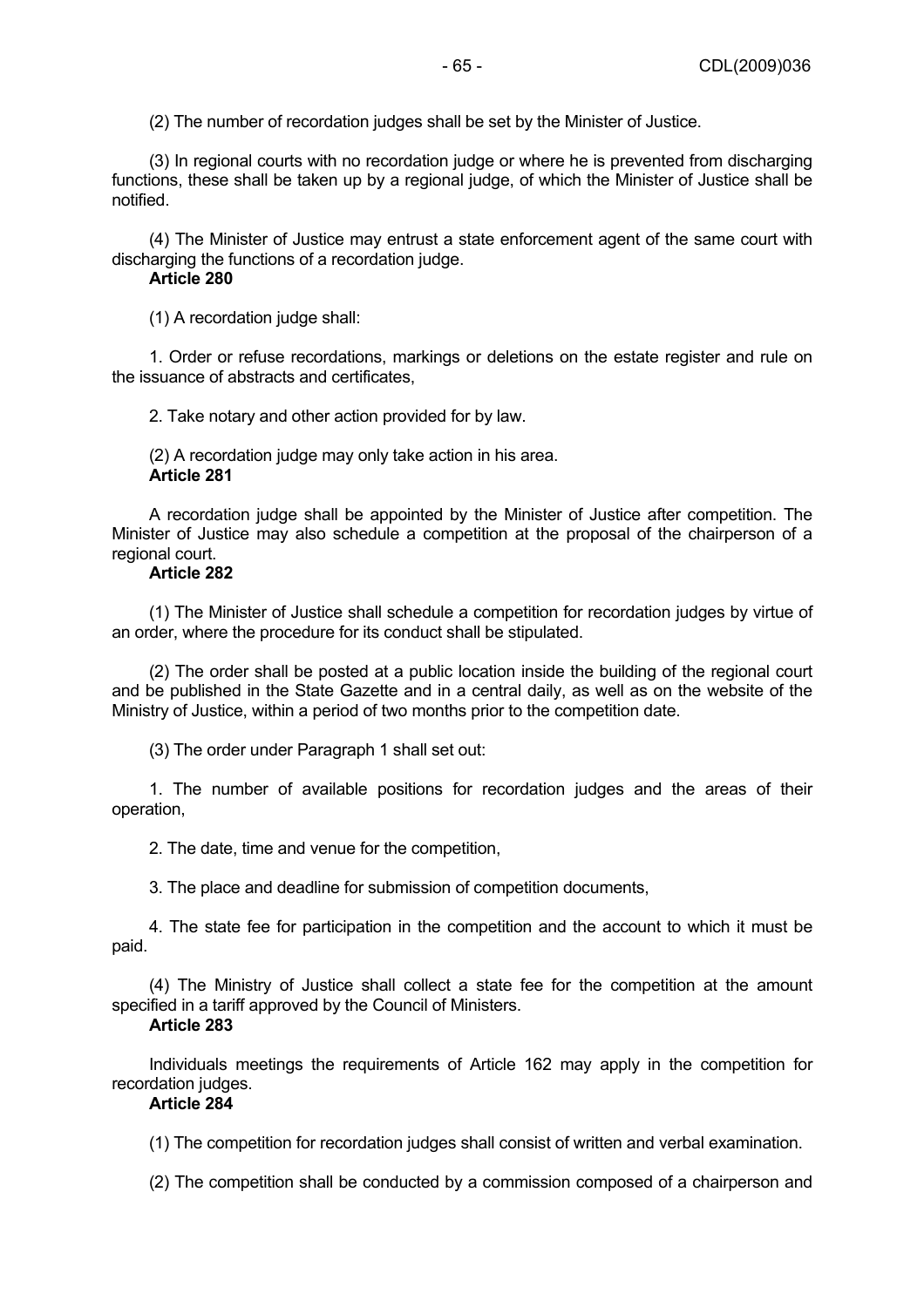(2) The number of recordation judges shall be set by the Minister of Justice.

(3) In regional courts with no recordation judge or where he is prevented from discharging functions, these shall be taken up by a regional judge, of which the Minister of Justice shall be notified.

(4) The Minister of Justice may entrust a state enforcement agent of the same court with discharging the functions of a recordation judge.

**Article 280**

(1) A recordation judge shall:

1. Order or refuse recordations, markings or deletions on the estate register and rule on the issuance of abstracts and certificates,

2. Take notary and other action provided for by law.

(2) A recordation judge may only take action in his area.

**Article 281**

A recordation judge shall be appointed by the Minister of Justice after competition. The Minister of Justice may also schedule a competition at the proposal of the chairperson of a regional court.

**Article 282**

(1) The Minister of Justice shall schedule a competition for recordation judges by virtue of an order, where the procedure for its conduct shall be stipulated.

(2) The order shall be posted at a public location inside the building of the regional court and be published in the State Gazette and in a central daily, as well as on the website of the Ministry of Justice, within a period of two months prior to the competition date.

(3) The order under Paragraph 1 shall set out:

1. The number of available positions for recordation judges and the areas of their operation,

2. The date, time and venue for the competition,

3. The place and deadline for submission of competition documents,

4. The state fee for participation in the competition and the account to which it must be paid.

(4) The Ministry of Justice shall collect a state fee for the competition at the amount specified in a tariff approved by the Council of Ministers.

**Article 283**

Individuals meetings the requirements of Article 162 may apply in the competition for recordation judges.

**Article 284**

(1) The competition for recordation judges shall consist of written and verbal examination.

(2) The competition shall be conducted by a commission composed of a chairperson and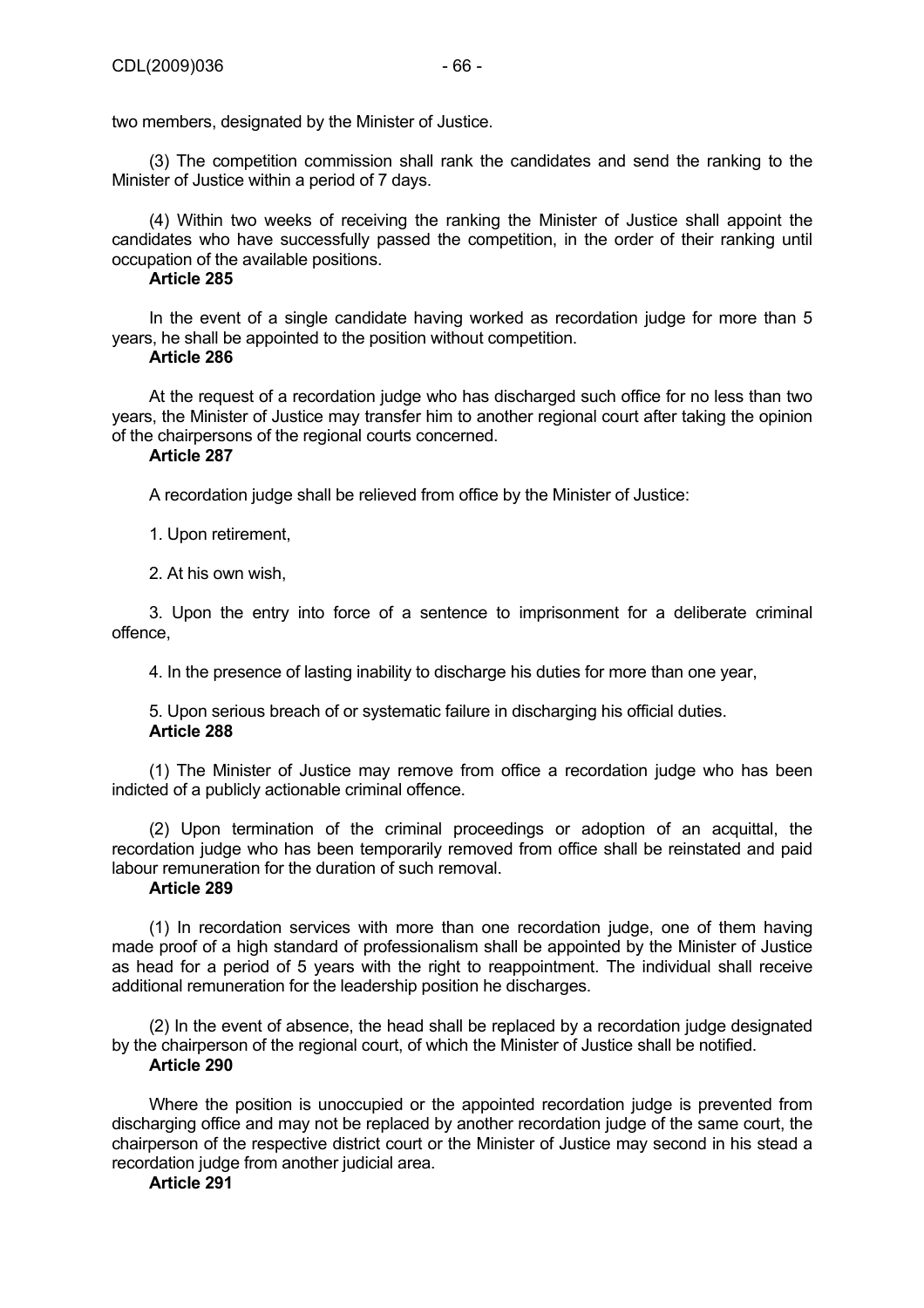two members, designated by the Minister of Justice.

(3) The competition commission shall rank the candidates and send the ranking to the Minister of Justice within a period of 7 days.

(4) Within two weeks of receiving the ranking the Minister of Justice shall appoint the candidates who have successfully passed the competition, in the order of their ranking until occupation of the available positions.

**Article 285**

In the event of a single candidate having worked as recordation judge for more than 5 years, he shall be appointed to the position without competition.

**Article 286**

At the request of a recordation judge who has discharged such office for no less than two years, the Minister of Justice may transfer him to another regional court after taking the opinion of the chairpersons of the regional courts concerned.

**Article 287**

A recordation judge shall be relieved from office by the Minister of Justice:

1. Upon retirement,

2. At his own wish,

3. Upon the entry into force of a sentence to imprisonment for a deliberate criminal offence,

4. In the presence of lasting inability to discharge his duties for more than one year,

5. Upon serious breach of or systematic failure in discharging his official duties.

**Article 288**

(1) The Minister of Justice may remove from office a recordation judge who has been indicted of a publicly actionable criminal offence.

(2) Upon termination of the criminal proceedings or adoption of an acquittal, the recordation judge who has been temporarily removed from office shall be reinstated and paid labour remuneration for the duration of such removal.

**Article 289**

(1) In recordation services with more than one recordation judge, one of them having made proof of a high standard of professionalism shall be appointed by the Minister of Justice as head for a period of 5 years with the right to reappointment. The individual shall receive additional remuneration for the leadership position he discharges.

(2) In the event of absence, the head shall be replaced by a recordation judge designated by the chairperson of the regional court, of which the Minister of Justice shall be notified.

**Article 290**

Where the position is unoccupied or the appointed recordation judge is prevented from discharging office and may not be replaced by another recordation judge of the same court, the chairperson of the respective district court or the Minister of Justice may second in his stead a recordation judge from another judicial area.

**Article 291**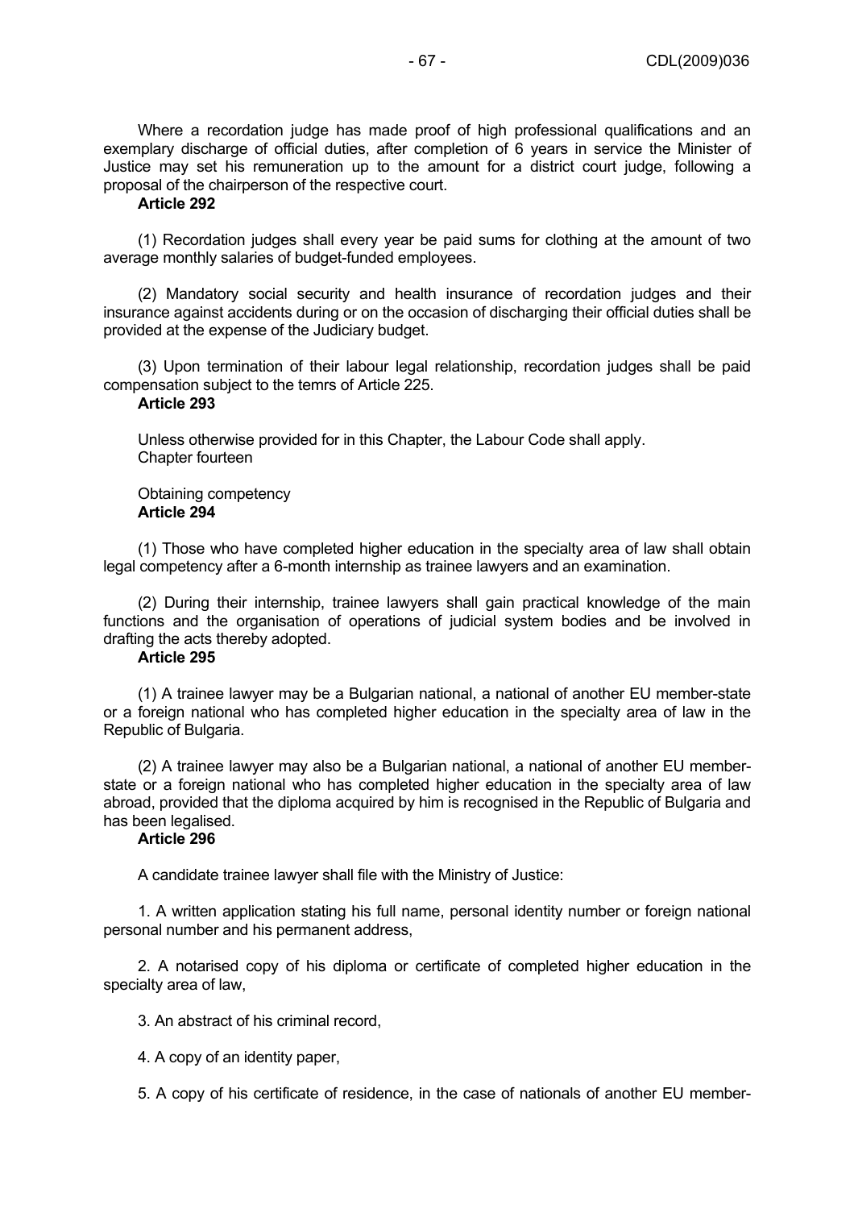Where a recordation judge has made proof of high professional qualifications and an exemplary discharge of official duties, after completion of 6 years in service the Minister of Justice may set his remuneration up to the amount for a district court judge, following a proposal of the chairperson of the respective court.

**Article 292**

(1) Recordation judges shall every year be paid sums for clothing at the amount of two average monthly salaries of budget-funded employees.

(2) Mandatory social security and health insurance of recordation judges and their insurance against accidents during or on the occasion of discharging their official duties shall be provided at the expense of the Judiciary budget.

(3) Upon termination of their labour legal relationship, recordation judges shall be paid compensation subject to the temrs of Article 225.

**Article 293**

Unless otherwise provided for in this Chapter, the Labour Code shall apply.

Chapter fourteen

Obtaining competency

**Article 294**

(1) Those who have completed higher education in the specialty area of law shall obtain legal competency after a 6-month internship as trainee lawyers and an examination.

(2) During their internship, trainee lawyers shall gain practical knowledge of the main functions and the organisation of operations of judicial system bodies and be involved in drafting the acts thereby adopted.

**Article 295**

(1) A trainee lawyer may be a Bulgarian national, a national of another EU member-state or a foreign national who has completed higher education in the specialty area of law in the Republic of Bulgaria.

(2) A trainee lawyer may also be a Bulgarian national, a national of another EU member-state or a foreign national who has completed higher education in the specialty area of law abroad, provided that the diploma acquired by him is recognised in the Republic of Bulgaria and has been legalised.

**Article 296**

A candidate trainee lawyer shall file with the Ministry of Justice:

1. A written application stating his full name, personal identity number or foreign national personal number and his permanent address,

2. A notarised copy of his diploma or certificate of completed higher education in the specialty area of law,

3. An abstract of his criminal record,

4. A copy of an identity paper,

5. A copy of his certificate of residence, in the case of nationals of another EU member-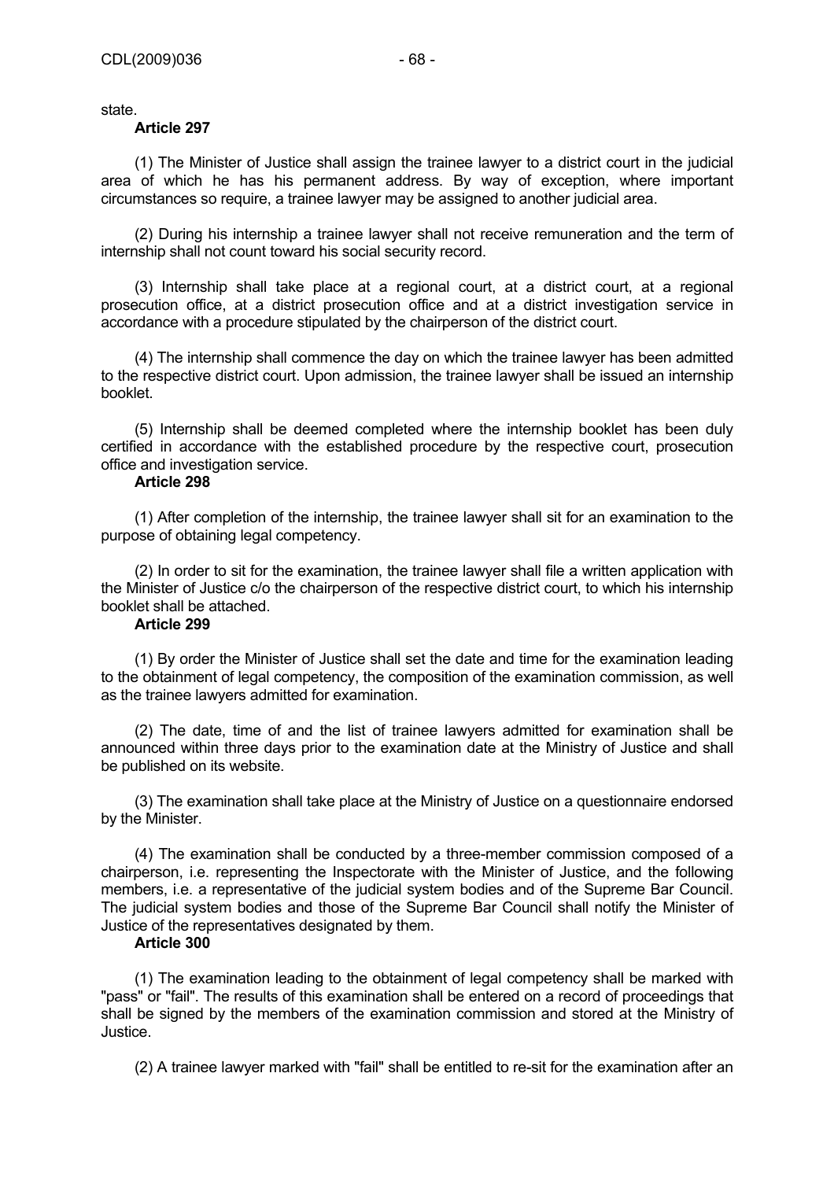state.

**Article 297**

(1) The Minister of Justice shall assign the trainee lawyer to a district court in the judicial area of which he has his permanent address. By way of exception, where important circumstances so require, a trainee lawyer may be assigned to another judicial area.

(2) During his internship a trainee lawyer shall not receive remuneration and the term of internship shall not count toward his social security record.

(3) Internship shall take place at a regional court, at a district court, at a regional prosecution office, at a district prosecution office and at a district investigation service in accordance with a procedure stipulated by the chairperson of the district court.

(4) The internship shall commence the day on which the trainee lawyer has been admitted to the respective district court. Upon admission, the trainee lawyer shall be issued an internship booklet.

(5) Internship shall be deemed completed where the internship booklet has been duly certified in accordance with the established procedure by the respective court, prosecution office and investigation service.

**Article 298**

(1) After completion of the internship, the trainee lawyer shall sit for an examination to the purpose of obtaining legal competency.

(2) In order to sit for the examination, the trainee lawyer shall file a written application with the Minister of Justice c/o the chairperson of the respective district court, to which his internship booklet shall be attached.

**Article 299**

(1) By order the Minister of Justice shall set the date and time for the examination leading to the obtainment of legal competency, the composition of the examination commission, as well as the trainee lawyers admitted for examination.

(2) The date, time of and the list of trainee lawyers admitted for examination shall be announced within three days prior to the examination date at the Ministry of Justice and shall be published on its website.

(3) The examination shall take place at the Ministry of Justice on a questionnaire endorsed by the Minister.

(4) The examination shall be conducted by a three-member commission composed of a chairperson, i.e. representing the Inspectorate with the Minister of Justice, and the following members, i.e. a representative of the judicial system bodies and of the Supreme Bar Council. The judicial system bodies and those of the Supreme Bar Council shall notify the Minister of Justice of the representatives designated by them.

**Article 300**

(1) The examination leading to the obtainment of legal competency shall be marked with "pass" or "fail". The results of this examination shall be entered on a record of proceedings that shall be signed by the members of the examination commission and stored at the Ministry of Justice.

(2) A trainee lawyer marked with "fail" shall be entitled to re-sit for the examination after an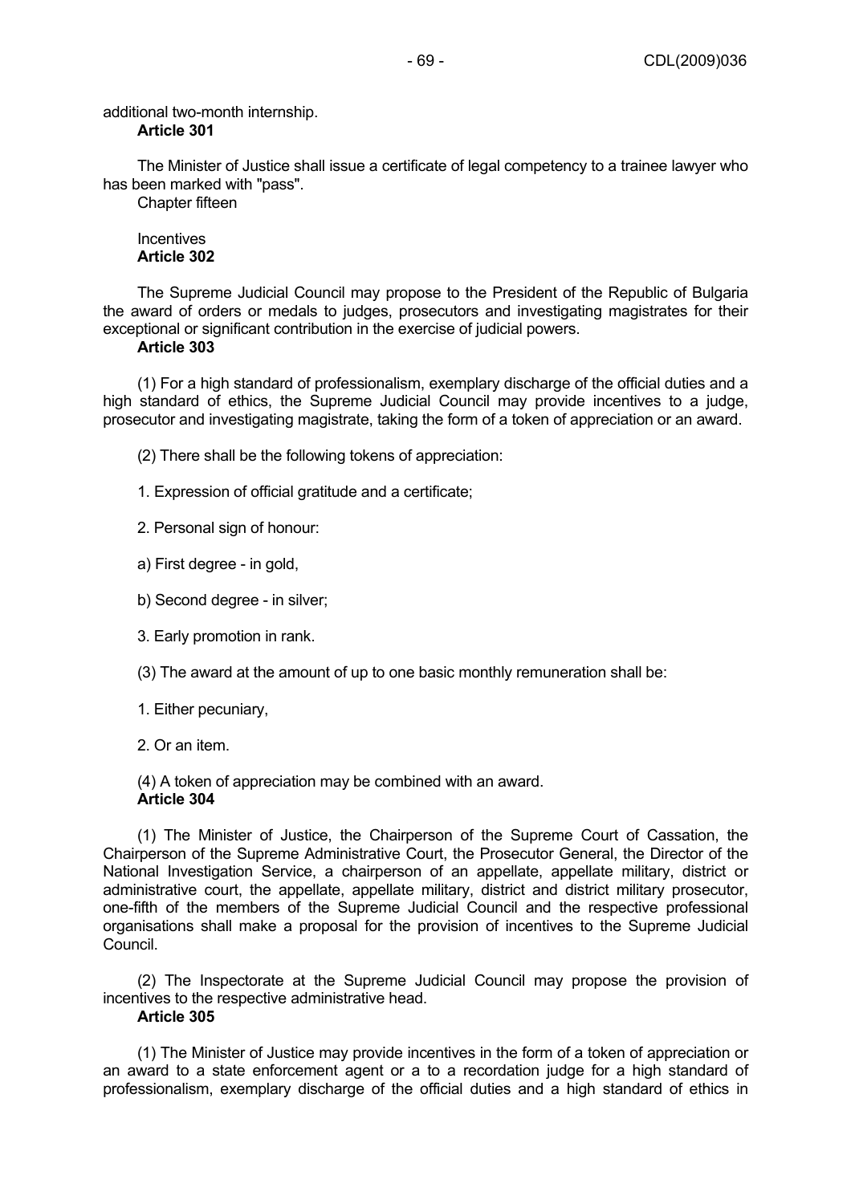additional two-month internship.

**Article 301**

The Minister of Justice shall issue a certificate of legal competency to a trainee lawyer who has been marked with "pass".

Chapter fifteen

Incentives

**Article 302**

The Supreme Judicial Council may propose to the President of the Republic of Bulgaria the award of orders or medals to judges, prosecutors and investigating magistrates for their exceptional or significant contribution in the exercise of judicial powers.

**Article 303**

(1) For a high standard of professionalism, exemplary discharge of the official duties and a high standard of ethics, the Supreme Judicial Council may provide incentives to a judge, prosecutor and investigating magistrate, taking the form of a token of appreciation or an award.

(2) There shall be the following tokens of appreciation:

1. Expression of official gratitude and a certificate;

2. Personal sign of honour:

a) First degree - in gold,

b) Second degree - in silver;

3. Early promotion in rank.

(3) The award at the amount of up to one basic monthly remuneration shall be:

1. Either pecuniary,

2. Or an item.

(4) A token of appreciation may be combined with an award.

**Article 304**

(1) The Minister of Justice, the Chairperson of the Supreme Court of Cassation, the Chairperson of the Supreme Administrative Court, the Prosecutor General, the Director of the National Investigation Service, a chairperson of an appellate, appellate military, district or administrative court, the appellate, appellate military, district and district military prosecutor, one-fifth of the members of the Supreme Judicial Council and the respective professional organisations shall make a proposal for the provision of incentives to the Supreme Judicial Council.

(2) The Inspectorate at the Supreme Judicial Council may propose the provision of incentives to the respective administrative head.

**Article 305**

(1) The Minister of Justice may provide incentives in the form of a token of appreciation or an award to a state enforcement agent or a to a recordation judge for a high standard of professionalism, exemplary discharge of the official duties and a high standard of ethics in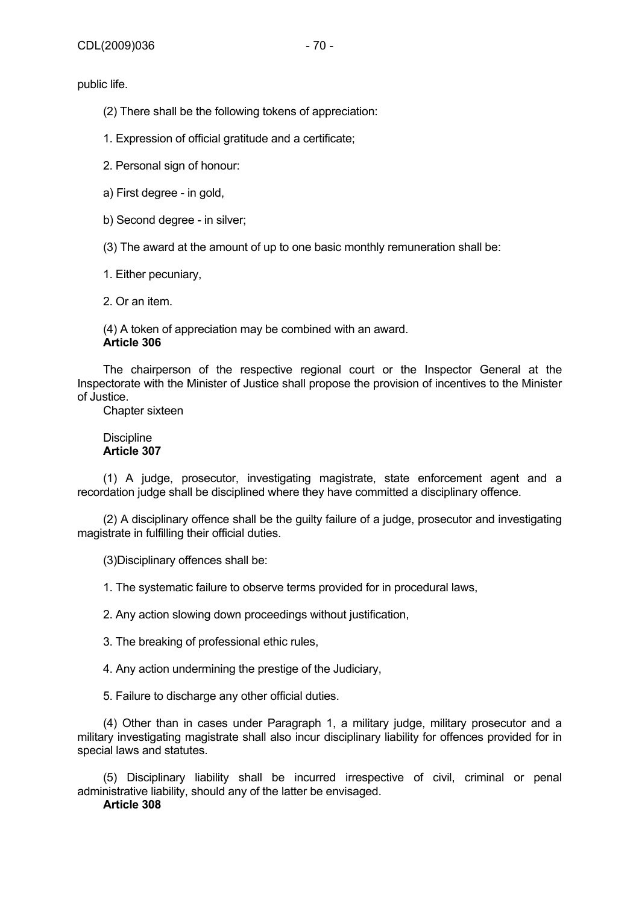public life.

(2) There shall be the following tokens of appreciation:

1. Expression of official gratitude and a certificate;

2. Personal sign of honour:

a) First degree - in gold,

b) Second degree - in silver;

(3) The award at the amount of up to one basic monthly remuneration shall be:

1. Either pecuniary,

2. Or an item.

(4) A token of appreciation may be combined with an award.

**Article 306**

The chairperson of the respective regional court or the Inspector General at the Inspectorate with the Minister of Justice shall propose the provision of incentives to the Minister of Justice.

Chapter sixteen

Discipline

**Article 307**

(1) A judge, prosecutor, investigating magistrate, state enforcement agent and a recordation judge shall be disciplined where they have committed a disciplinary offence.

(2) A disciplinary offence shall be the guilty failure of a judge, prosecutor and investigating magistrate in fulfilling their official duties.

(3)Disciplinary offences shall be:

1. The systematic failure to observe terms provided for in procedural laws,

2. Any action slowing down proceedings without justification,

3. The breaking of professional ethic rules,

4. Any action undermining the prestige of the Judiciary,

5. Failure to discharge any other official duties.

(4) Other than in cases under Paragraph 1, a military judge, military prosecutor and a military investigating magistrate shall also incur disciplinary liability for offences provided for in special laws and statutes.

(5) Disciplinary liability shall be incurred irrespective of civil, criminal or penal administrative liability, should any of the latter be envisaged.

**Article 308**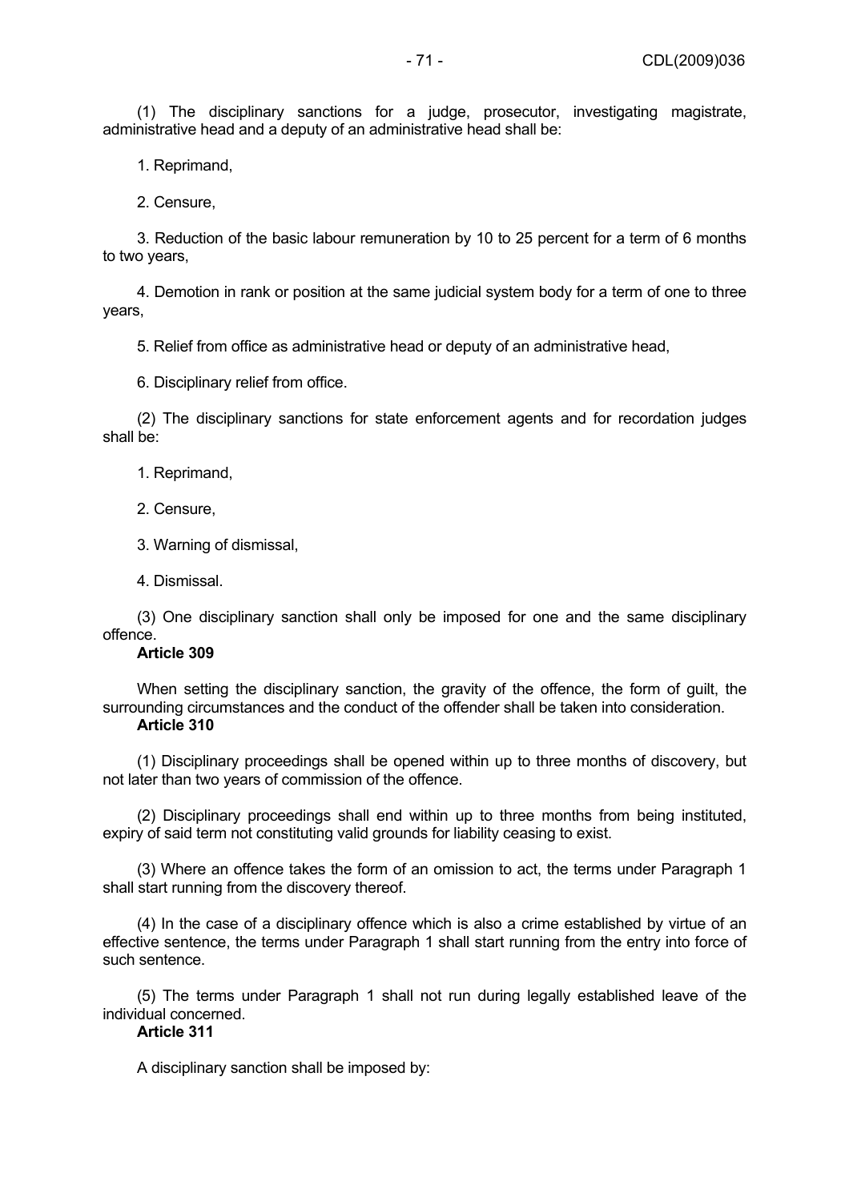(1) The disciplinary sanctions for a judge, prosecutor, investigating magistrate, administrative head and a deputy of an administrative head shall be:

1. Reprimand,

2. Censure,

3. Reduction of the basic labour remuneration by 10 to 25 percent for a term of 6 months to two years,

4. Demotion in rank or position at the same judicial system body for a term of one to three years,

5. Relief from office as administrative head or deputy of an administrative head,

6. Disciplinary relief from office.

(2) The disciplinary sanctions for state enforcement agents and for recordation judges shall be:

1. Reprimand,

2. Censure,

3. Warning of dismissal,

4. Dismissal.

(3) One disciplinary sanction shall only be imposed for one and the same disciplinary offence.

**Article 309**

When setting the disciplinary sanction, the gravity of the offence, the form of guilt, the surrounding circumstances and the conduct of the offender shall be taken into consideration.

**Article 310**

(1) Disciplinary proceedings shall be opened within up to three months of discovery, but not later than two years of commission of the offence.

(2) Disciplinary proceedings shall end within up to three months from being instituted, expiry of said term not constituting valid grounds for liability ceasing to exist.

(3) Where an offence takes the form of an omission to act, the terms under Paragraph 1 shall start running from the discovery thereof.

(4) In the case of a disciplinary offence which is also a crime established by virtue of an effective sentence, the terms under Paragraph 1 shall start running from the entry into force of such sentence.

(5) The terms under Paragraph 1 shall not run during legally established leave of the individual concerned.

**Article 311**

A disciplinary sanction shall be imposed by: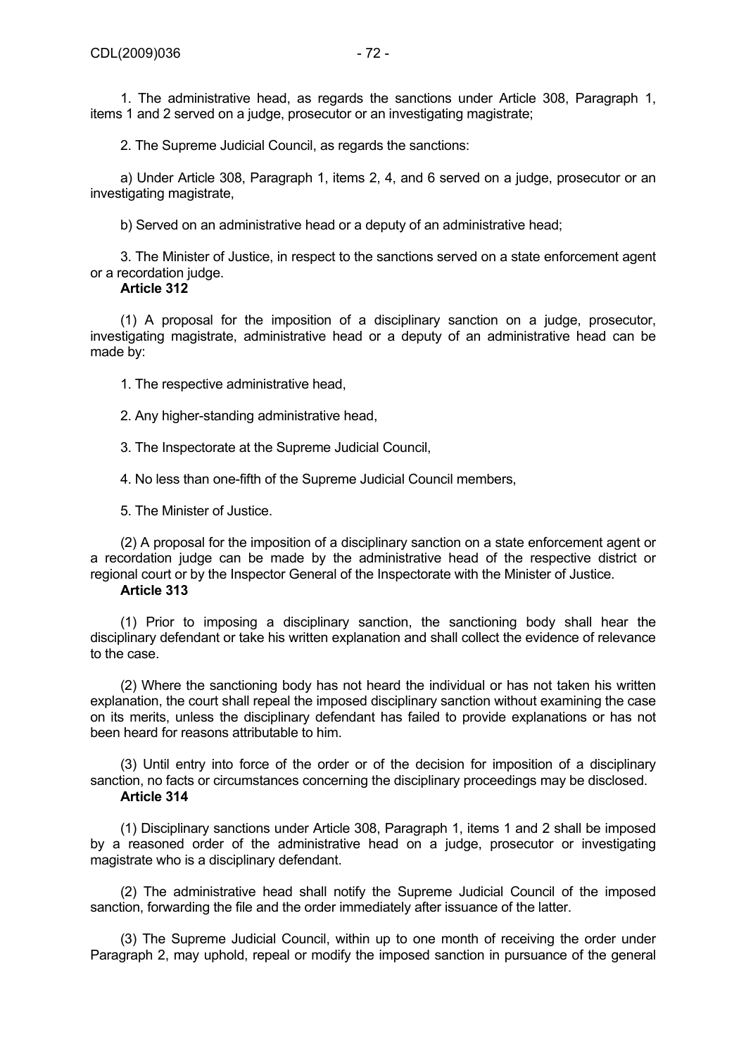1. The administrative head, as regards the sanctions under Article 308, Paragraph 1, items 1 and 2 served on a judge, prosecutor or an investigating magistrate;

2. The Supreme Judicial Council, as regards the sanctions:

a) Under Article 308, Paragraph 1, items 2, 4, and 6 served on a judge, prosecutor or an investigating magistrate,

b) Served on an administrative head or a deputy of an administrative head;

3. The Minister of Justice, in respect to the sanctions served on a state enforcement agent or a recordation judge.

**Article 312**

(1) A proposal for the imposition of a disciplinary sanction on a judge, prosecutor, investigating magistrate, administrative head or a deputy of an administrative head can be made by:

1. The respective administrative head,

2. Any higher-standing administrative head,

3. The Inspectorate at the Supreme Judicial Council,

4. No less than one-fifth of the Supreme Judicial Council members,

5. The Minister of Justice.

(2) A proposal for the imposition of a disciplinary sanction on a state enforcement agent or a recordation judge can be made by the administrative head of the respective district or regional court or by the Inspector General of the Inspectorate with the Minister of Justice.

**Article 313**

(1) Prior to imposing a disciplinary sanction, the sanctioning body shall hear the disciplinary defendant or take his written explanation and shall collect the evidence of relevance to the case.

(2) Where the sanctioning body has not heard the individual or has not taken his written explanation, the court shall repeal the imposed disciplinary sanction without examining the case on its merits, unless the disciplinary defendant has failed to provide explanations or has not been heard for reasons attributable to him.

(3) Until entry into force of the order or of the decision for imposition of a disciplinary sanction, no facts or circumstances concerning the disciplinary proceedings may be disclosed.

**Article 314**

(1) Disciplinary sanctions under Article 308, Paragraph 1, items 1 and 2 shall be imposed by a reasoned order of the administrative head on a judge, prosecutor or investigating magistrate who is a disciplinary defendant.

(2) The administrative head shall notify the Supreme Judicial Council of the imposed sanction, forwarding the file and the order immediately after issuance of the latter.

(3) The Supreme Judicial Council, within up to one month of receiving the order under Paragraph 2, may uphold, repeal or modify the imposed sanction in pursuance of the general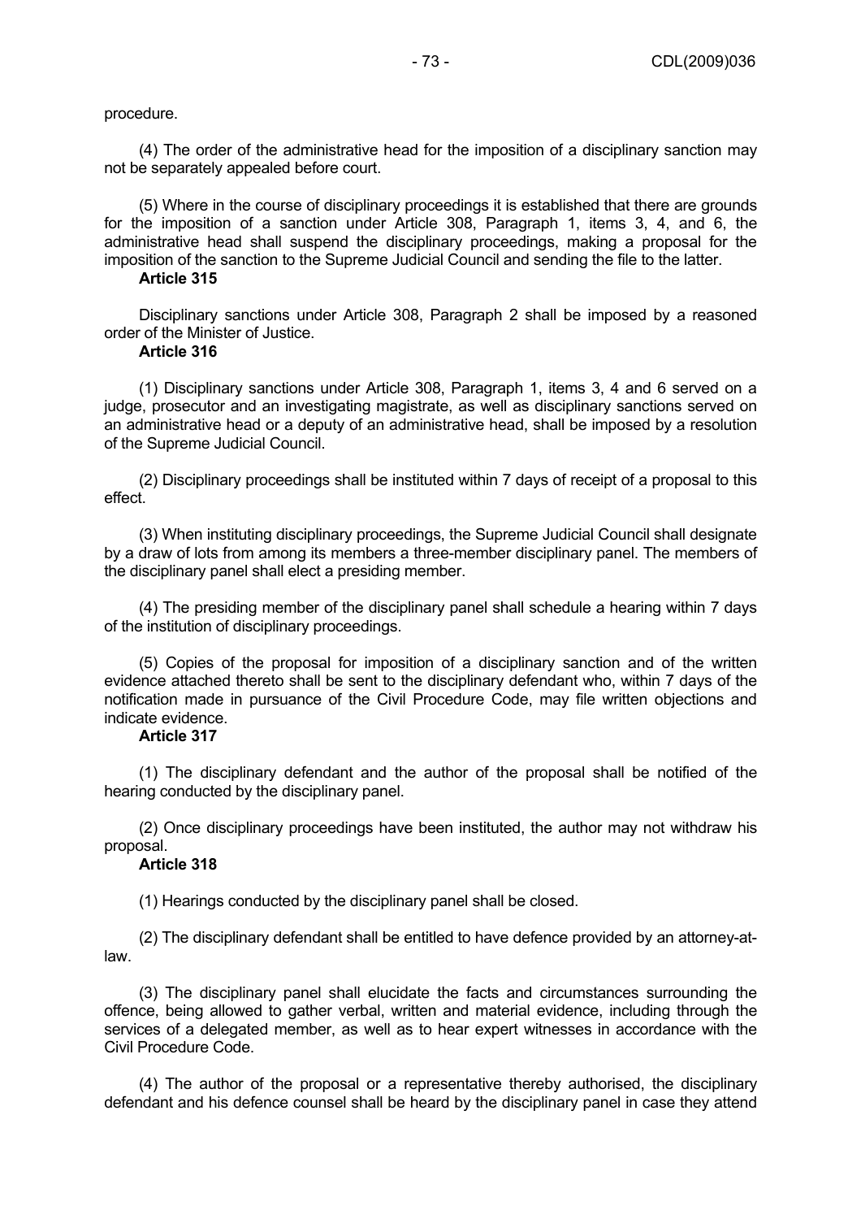procedure.

(4) The order of the administrative head for the imposition of a disciplinary sanction may not be separately appealed before court.

(5) Where in the course of disciplinary proceedings it is established that there are grounds for the imposition of a sanction under Article 308, Paragraph 1, items 3, 4, and 6, the administrative head shall suspend the disciplinary proceedings, making a proposal for the imposition of the sanction to the Supreme Judicial Council and sending the file to the latter.

**Article 315**

Disciplinary sanctions under Article 308, Paragraph 2 shall be imposed by a reasoned order of the Minister of Justice.

**Article 316**

(1) Disciplinary sanctions under Article 308, Paragraph 1, items 3, 4 and 6 served on a judge, prosecutor and an investigating magistrate, as well as disciplinary sanctions served on an administrative head or a deputy of an administrative head, shall be imposed by a resolution of the Supreme Judicial Council.

(2) Disciplinary proceedings shall be instituted within 7 days of receipt of a proposal to this effect.

(3) When instituting disciplinary proceedings, the Supreme Judicial Council shall designate by a draw of lots from among its members a three-member disciplinary panel. The members of the disciplinary panel shall elect a presiding member.

(4) The presiding member of the disciplinary panel shall schedule a hearing within 7 days of the institution of disciplinary proceedings.

(5) Copies of the proposal for imposition of a disciplinary sanction and of the written evidence attached thereto shall be sent to the disciplinary defendant who, within 7 days of the notification made in pursuance of the Civil Procedure Code, may file written objections and indicate evidence.

**Article 317**

(1) The disciplinary defendant and the author of the proposal shall be notified of the hearing conducted by the disciplinary panel.

(2) Once disciplinary proceedings have been instituted, the author may not withdraw his proposal.

**Article 318**

(1) Hearings conducted by the disciplinary panel shall be closed.

(2) The disciplinary defendant shall be entitled to have defence provided by an attorney-at-law.

(3) The disciplinary panel shall elucidate the facts and circumstances surrounding the offence, being allowed to gather verbal, written and material evidence, including through the services of a delegated member, as well as to hear expert witnesses in accordance with the Civil Procedure Code.

(4) The author of the proposal or a representative thereby authorised, the disciplinary defendant and his defence counsel shall be heard by the disciplinary panel in case they attend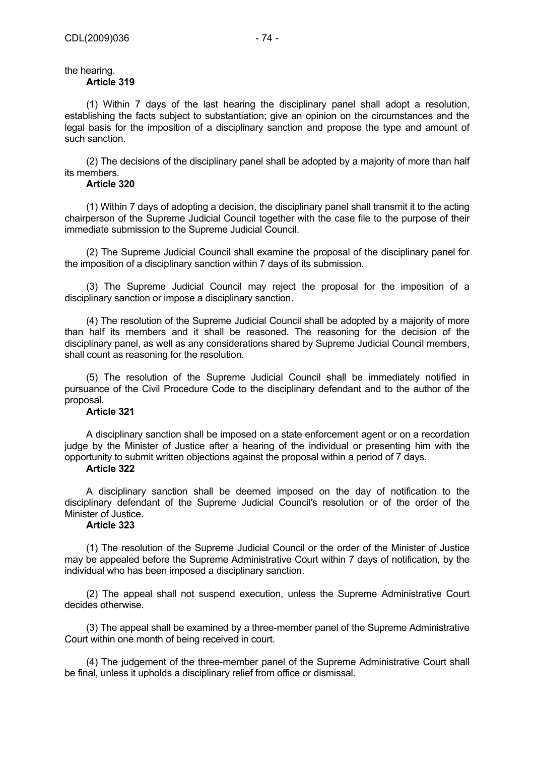the hearing.

**Article 319**

(1) Within 7 days of the last hearing the disciplinary panel shall adopt a resolution, establishing the facts subject to substantiation; give an opinion on the circumstances and the legal basis for the imposition of a disciplinary sanction and propose the type and amount of such sanction.

(2) The decisions of the disciplinary panel shall be adopted by a majority of more than half its members.

**Article 320**

(1) Within 7 days of adopting a decision, the disciplinary panel shall transmit it to the acting chairperson of the Supreme Judicial Council together with the case file to the purpose of their immediate submission to the Supreme Judicial Council.

(2) The Supreme Judicial Council shall examine the proposal of the disciplinary panel for the imposition of a disciplinary sanction within 7 days of its submission.

(3) The Supreme Judicial Council may reject the proposal for the imposition of a disciplinary sanction or impose a disciplinary sanction.

(4) The resolution of the Supreme Judicial Council shall be adopted by a majority of more than half its members and it shall be reasoned. The reasoning for the decision of the disciplinary panel, as well as any considerations shared by Supreme Judicial Council members, shall count as reasoning for the resolution.

(5) The resolution of the Supreme Judicial Council shall be immediately notified in pursuance of the Civil Procedure Code to the disciplinary defendant and to the author of the proposal.

**Article 321**

A disciplinary sanction shall be imposed on a state enforcement agent or on a recordation judge by the Minister of Justice after a hearing of the individual or presenting him with the opportunity to submit written objections against the proposal within a period of 7 days.

**Article 322**

A disciplinary sanction shall be deemed imposed on the day of notification to the disciplinary defendant of the Supreme Judicial Council's resolution or of the order of the Minister of Justice.

**Article 323**

(1) The resolution of the Supreme Judicial Council or the order of the Minister of Justice may be appealed before the Supreme Administrative Court within 7 days of notification, by the individual who has been imposed a disciplinary sanction.

(2) The appeal shall not suspend execution, unless the Supreme Administrative Court decides otherwise.

(3) The appeal shall be examined by a three-member panel of the Supreme Administrative Court within one month of being received in court.

(4) The judgement of the three-member panel of the Supreme Administrative Court shall be final, unless it upholds a disciplinary relief from office or dismissal.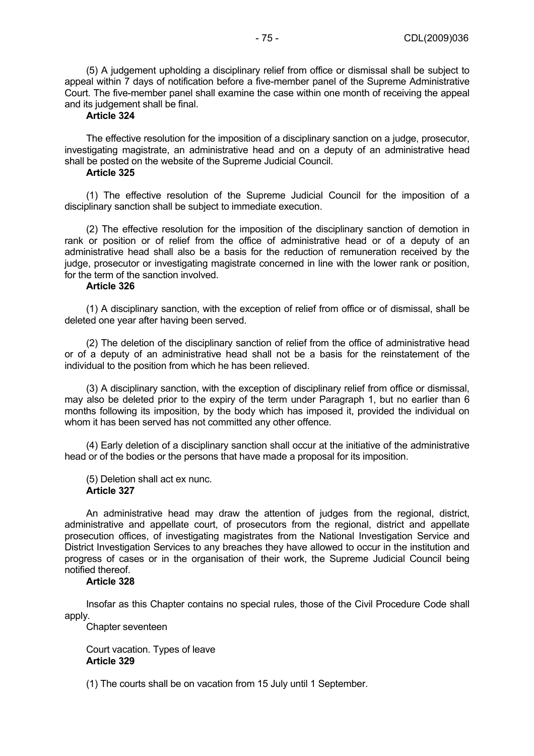(5) A judgement upholding a disciplinary relief from office or dismissal shall be subject to appeal within 7 days of notification before a five-member panel of the Supreme Administrative Court. The five-member panel shall examine the case within one month of receiving the appeal and its judgement shall be final.

**Article 324**

The effective resolution for the imposition of a disciplinary sanction on a judge, prosecutor, investigating magistrate, an administrative head and on a deputy of an administrative head shall be posted on the website of the Supreme Judicial Council.

**Article 325**

(1) The effective resolution of the Supreme Judicial Council for the imposition of a disciplinary sanction shall be subject to immediate execution.

(2) The effective resolution for the imposition of the disciplinary sanction of demotion in rank or position or of relief from the office of administrative head or of a deputy of an administrative head shall also be a basis for the reduction of remuneration received by the judge, prosecutor or investigating magistrate concerned in line with the lower rank or position, for the term of the sanction involved.

**Article 326**

(1) A disciplinary sanction, with the exception of relief from office or of dismissal, shall be deleted one year after having been served.

(2) The deletion of the disciplinary sanction of relief from the office of administrative head or of a deputy of an administrative head shall not be a basis for the reinstatement of the individual to the position from which he has been relieved.

(3) A disciplinary sanction, with the exception of disciplinary relief from office or dismissal, may also be deleted prior to the expiry of the term under Paragraph 1, but no earlier than 6 months following its imposition, by the body which has imposed it, provided the individual on whom it has been served has not committed any other offence.

(4) Early deletion of a disciplinary sanction shall occur at the initiative of the administrative head or of the bodies or the persons that have made a proposal for its imposition.

(5) Deletion shall act ex nunc.

**Article 327**

An administrative head may draw the attention of judges from the regional, district, administrative and appellate court, of prosecutors from the regional, district and appellate prosecution offices, of investigating magistrates from the National Investigation Service and District Investigation Services to any breaches they have allowed to occur in the institution and progress of cases or in the organisation of their work, the Supreme Judicial Council being notified thereof.

**Article 328**

Insofar as this Chapter contains no special rules, those of the Civil Procedure Code shall apply.

Chapter seventeen

Court vacation. Types of leave

**Article 329**

(1) The courts shall be on vacation from 15 July until 1 September.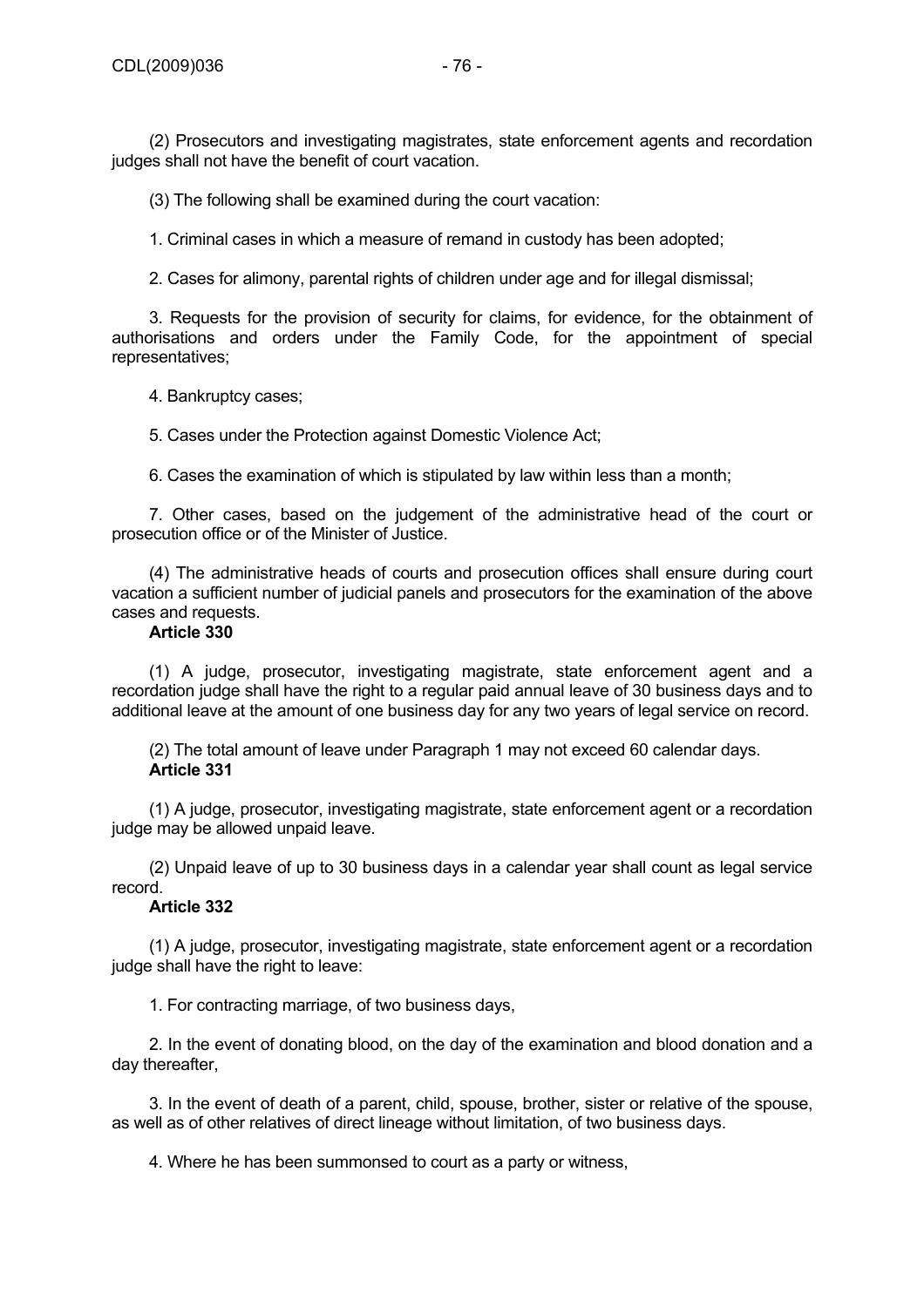(2) Prosecutors and investigating magistrates, state enforcement agents and recordation judges shall not have the benefit of court vacation.

(3) The following shall be examined during the court vacation:

1. Criminal cases in which a measure of remand in custody has been adopted;

2. Cases for alimony, parental rights of children under age and for illegal dismissal;

3. Requests for the provision of security for claims, for evidence, for the obtainment of authorisations and orders under the Family Code, for the appointment of special representatives;

4. Bankruptcy cases;

5. Cases under the Protection against Domestic Violence Act;

6. Cases the examination of which is stipulated by law within less than a month;

7. Other cases, based on the judgement of the administrative head of the court or prosecution office or of the Minister of Justice.

(4) The administrative heads of courts and prosecution offices shall ensure during court vacation a sufficient number of judicial panels and prosecutors for the examination of the above cases and requests.

**Article 330**

(1) A judge, prosecutor, investigating magistrate, state enforcement agent and a recordation judge shall have the right to a regular paid annual leave of 30 business days and to additional leave at the amount of one business day for any two years of legal service on record.

(2) The total amount of leave under Paragraph 1 may not exceed 60 calendar days.

**Article 331**

(1) A judge, prosecutor, investigating magistrate, state enforcement agent or a recordation judge may be allowed unpaid leave.

(2) Unpaid leave of up to 30 business days in a calendar year shall count as legal service record.

**Article 332**

(1) A judge, prosecutor, investigating magistrate, state enforcement agent or a recordation judge shall have the right to leave:

1. For contracting marriage, of two business days,

2. In the event of donating blood, on the day of the examination and blood donation and a day thereafter,

3. In the event of death of a parent, child, spouse, brother, sister or relative of the spouse, as well as of other relatives of direct lineage without limitation, of two business days.

4. Where he has been summonsed to court as a party or witness,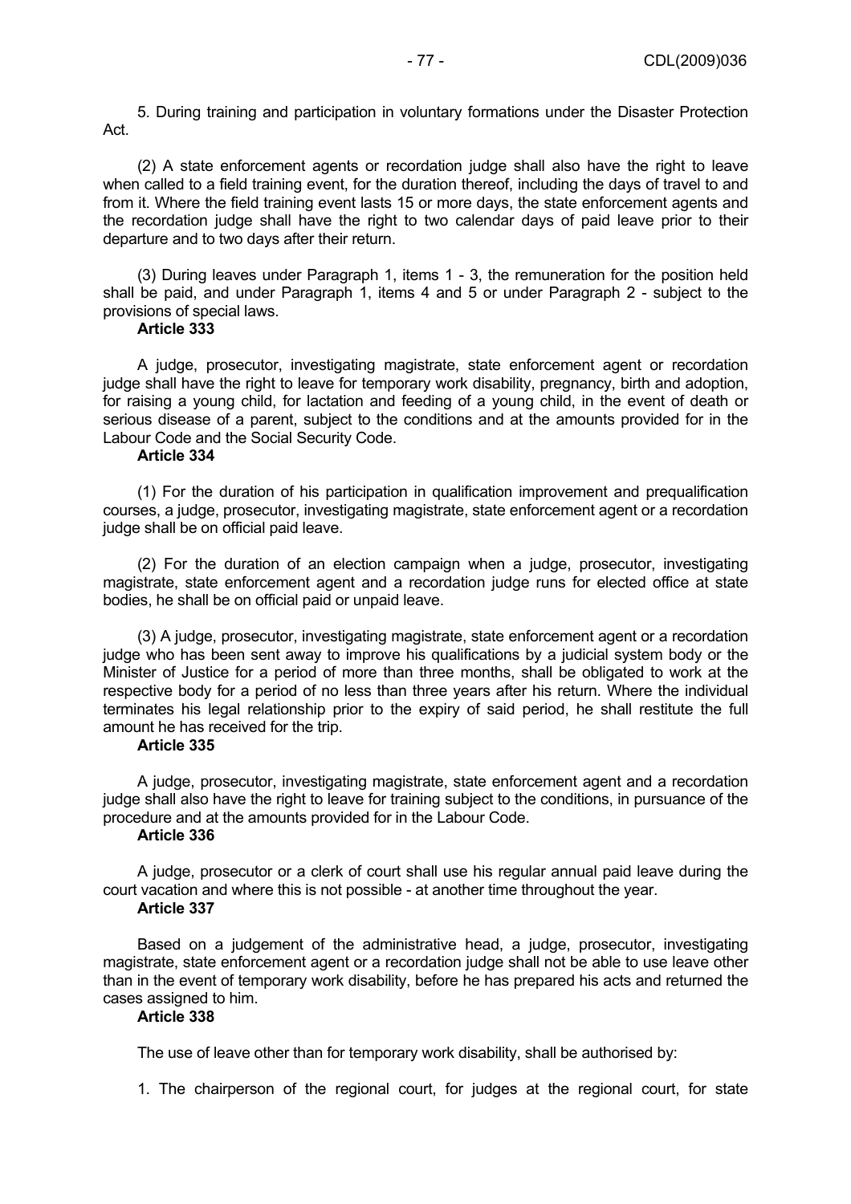5. During training and participation in voluntary formations under the Disaster Protection Act.

(2) A state enforcement agents or recordation judge shall also have the right to leave when called to a field training event, for the duration thereof, including the days of travel to and from it. Where the field training event lasts 15 or more days, the state enforcement agents and the recordation judge shall have the right to two calendar days of paid leave prior to their departure and to two days after their return.

(3) During leaves under Paragraph 1, items 1 - 3, the remuneration for the position held shall be paid, and under Paragraph 1, items 4 and 5 or under Paragraph 2 - subject to the provisions of special laws.

**Article 333**

A judge, prosecutor, investigating magistrate, state enforcement agent or recordation judge shall have the right to leave for temporary work disability, pregnancy, birth and adoption, for raising a young child, for lactation and feeding of a young child, in the event of death or serious disease of a parent, subject to the conditions and at the amounts provided for in the Labour Code and the Social Security Code.

**Article 334**

(1) For the duration of his participation in qualification improvement and prequalification courses, a judge, prosecutor, investigating magistrate, state enforcement agent or a recordation judge shall be on official paid leave.

(2) For the duration of an election campaign when a judge, prosecutor, investigating magistrate, state enforcement agent and a recordation judge runs for elected office at state bodies, he shall be on official paid or unpaid leave.

(3) A judge, prosecutor, investigating magistrate, state enforcement agent or a recordation judge who has been sent away to improve his qualifications by a judicial system body or the Minister of Justice for a period of more than three months, shall be obligated to work at the respective body for a period of no less than three years after his return. Where the individual terminates his legal relationship prior to the expiry of said period, he shall restitute the full amount he has received for the trip.

**Article 335**

A judge, prosecutor, investigating magistrate, state enforcement agent and a recordation judge shall also have the right to leave for training subject to the conditions, in pursuance of the procedure and at the amounts provided for in the Labour Code.

**Article 336**

A judge, prosecutor or a clerk of court shall use his regular annual paid leave during the court vacation and where this is not possible - at another time throughout the year.

**Article 337**

Based on a judgement of the administrative head, a judge, prosecutor, investigating magistrate, state enforcement agent or a recordation judge shall not be able to use leave other than in the event of temporary work disability, before he has prepared his acts and returned the cases assigned to him.

**Article 338**

The use of leave other than for temporary work disability, shall be authorised by:

1. The chairperson of the regional court, for judges at the regional court, for state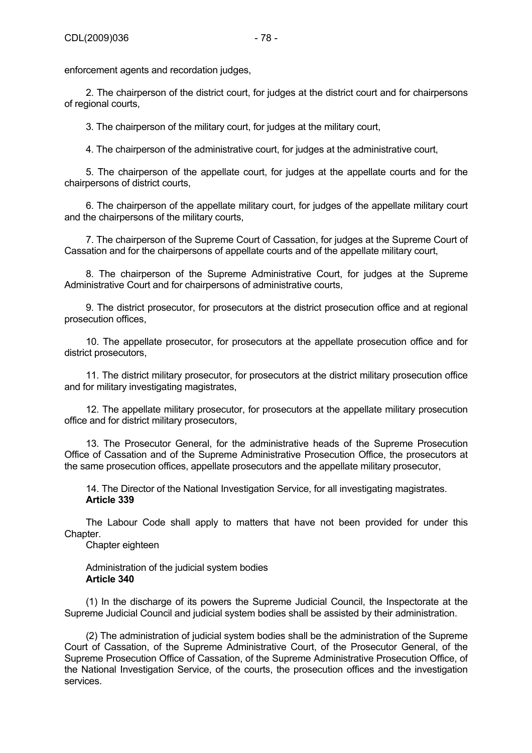enforcement agents and recordation judges,

2. The chairperson of the district court, for judges at the district court and for chairpersons of regional courts,

3. The chairperson of the military court, for judges at the military court,

4. The chairperson of the administrative court, for judges at the administrative court,

5. The chairperson of the appellate court, for judges at the appellate courts and for the chairpersons of district courts,

6. The chairperson of the appellate military court, for judges of the appellate military court and the chairpersons of the military courts,

7. The chairperson of the Supreme Court of Cassation, for judges at the Supreme Court of Cassation and for the chairpersons of appellate courts and of the appellate military court,

8. The chairperson of the Supreme Administrative Court, for judges at the Supreme Administrative Court and for chairpersons of administrative courts,

9. The district prosecutor, for prosecutors at the district prosecution office and at regional prosecution offices,

10. The appellate prosecutor, for prosecutors at the appellate prosecution office and for district prosecutors,

11. The district military prosecutor, for prosecutors at the district military prosecution office and for military investigating magistrates,

12. The appellate military prosecutor, for prosecutors at the appellate military prosecution office and for district military prosecutors,

13. The Prosecutor General, for the administrative heads of the Supreme Prosecution Office of Cassation and of the Supreme Administrative Prosecution Office, the prosecutors at the same prosecution offices, appellate prosecutors and the appellate military prosecutor,

14. The Director of the National Investigation Service, for all investigating magistrates.

**Article 339**

The Labour Code shall apply to matters that have not been provided for under this Chapter.

Chapter eighteen

Administration of the judicial system bodies

**Article 340**

(1) In the discharge of its powers the Supreme Judicial Council, the Inspectorate at the Supreme Judicial Council and judicial system bodies shall be assisted by their administration.

(2) The administration of judicial system bodies shall be the administration of the Supreme Court of Cassation, of the Supreme Administrative Court, of the Prosecutor General, of the Supreme Prosecution Office of Cassation, of the Supreme Administrative Prosecution Office, of the National Investigation Service, of the courts, the prosecution offices and the investigation services.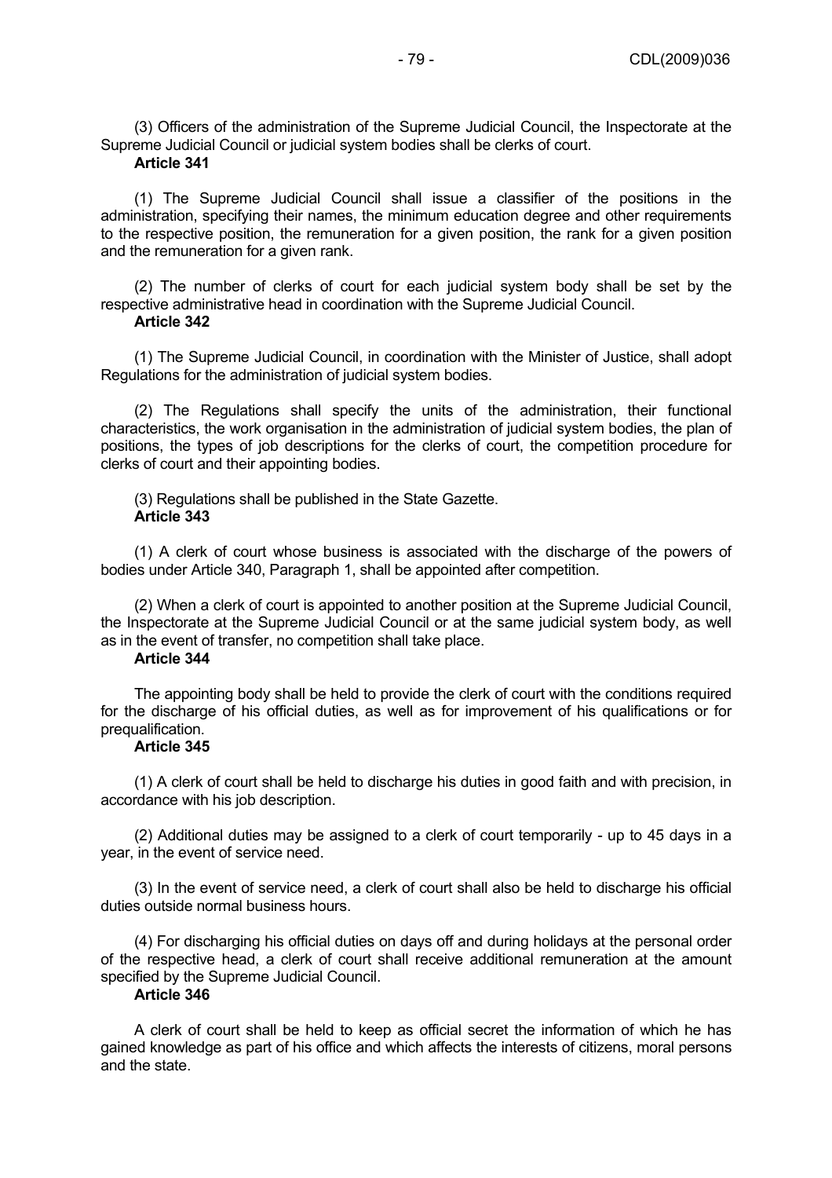(3) Officers of the administration of the Supreme Judicial Council, the Inspectorate at the Supreme Judicial Council or judicial system bodies shall be clerks of court.

**Article 341**

(1) The Supreme Judicial Council shall issue a classifier of the positions in the administration, specifying their names, the minimum education degree and other requirements to the respective position, the remuneration for a given position, the rank for a given position and the remuneration for a given rank.

(2) The number of clerks of court for each judicial system body shall be set by the respective administrative head in coordination with the Supreme Judicial Council.

**Article 342**

(1) The Supreme Judicial Council, in coordination with the Minister of Justice, shall adopt Regulations for the administration of judicial system bodies.

(2) The Regulations shall specify the units of the administration, their functional characteristics, the work organisation in the administration of judicial system bodies, the plan of positions, the types of job descriptions for the clerks of court, the competition procedure for clerks of court and their appointing bodies.

(3) Regulations shall be published in the State Gazette.

**Article 343**

(1) A clerk of court whose business is associated with the discharge of the powers of bodies under Article 340, Paragraph 1, shall be appointed after competition.

(2) When a clerk of court is appointed to another position at the Supreme Judicial Council, the Inspectorate at the Supreme Judicial Council or at the same judicial system body, as well as in the event of transfer, no competition shall take place.

**Article 344**

The appointing body shall be held to provide the clerk of court with the conditions required for the discharge of his official duties, as well as for improvement of his qualifications or for prequalification.

**Article 345**

(1) A clerk of court shall be held to discharge his duties in good faith and with precision, in accordance with his job description.

(2) Additional duties may be assigned to a clerk of court temporarily - up to 45 days in a year, in the event of service need.

(3) In the event of service need, a clerk of court shall also be held to discharge his official duties outside normal business hours.

(4) For discharging his official duties on days off and during holidays at the personal order of the respective head, a clerk of court shall receive additional remuneration at the amount specified by the Supreme Judicial Council.

**Article 346**

A clerk of court shall be held to keep as official secret the information of which he has gained knowledge as part of his office and which affects the interests of citizens, moral persons and the state.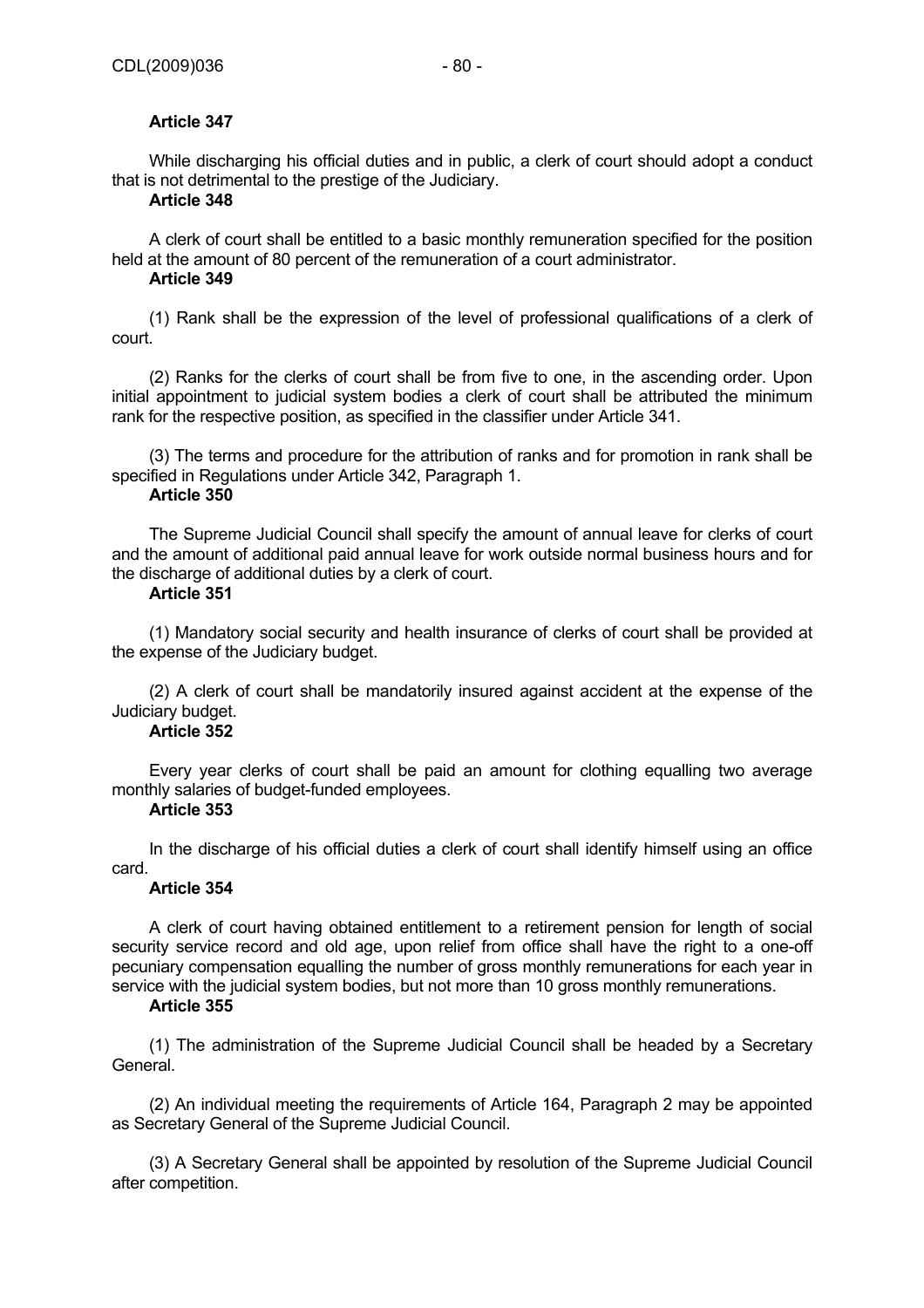**Article 347**

While discharging his official duties and in public, a clerk of court should adopt a conduct that is not detrimental to the prestige of the Judiciary.

**Article 348**

A clerk of court shall be entitled to a basic monthly remuneration specified for the position held at the amount of 80 percent of the remuneration of a court administrator.

**Article 349**

(1) Rank shall be the expression of the level of professional qualifications of a clerk of court.

(2) Ranks for the clerks of court shall be from five to one, in the ascending order. Upon initial appointment to judicial system bodies a clerk of court shall be attributed the minimum rank for the respective position, as specified in the classifier under Article 341.

(3) The terms and procedure for the attribution of ranks and for promotion in rank shall be specified in Regulations under Article 342, Paragraph 1.

**Article 350**

The Supreme Judicial Council shall specify the amount of annual leave for clerks of court and the amount of additional paid annual leave for work outside normal business hours and for the discharge of additional duties by a clerk of court.

**Article 351**

(1) Mandatory social security and health insurance of clerks of court shall be provided at the expense of the Judiciary budget.

(2) A clerk of court shall be mandatorily insured against accident at the expense of the Judiciary budget.

**Article 352**

Every year clerks of court shall be paid an amount for clothing equalling two average monthly salaries of budget-funded employees.

**Article 353**

In the discharge of his official duties a clerk of court shall identify himself using an office card.

**Article 354**

A clerk of court having obtained entitlement to a retirement pension for length of social security service record and old age, upon relief from office shall have the right to a one-off pecuniary compensation equalling the number of gross monthly remunerations for each year in service with the judicial system bodies, but not more than 10 gross monthly remunerations.

**Article 355**

(1) The administration of the Supreme Judicial Council shall be headed by a Secretary General.

(2) An individual meeting the requirements of Article 164, Paragraph 2 may be appointed as Secretary General of the Supreme Judicial Council.

(3) A Secretary General shall be appointed by resolution of the Supreme Judicial Council after competition.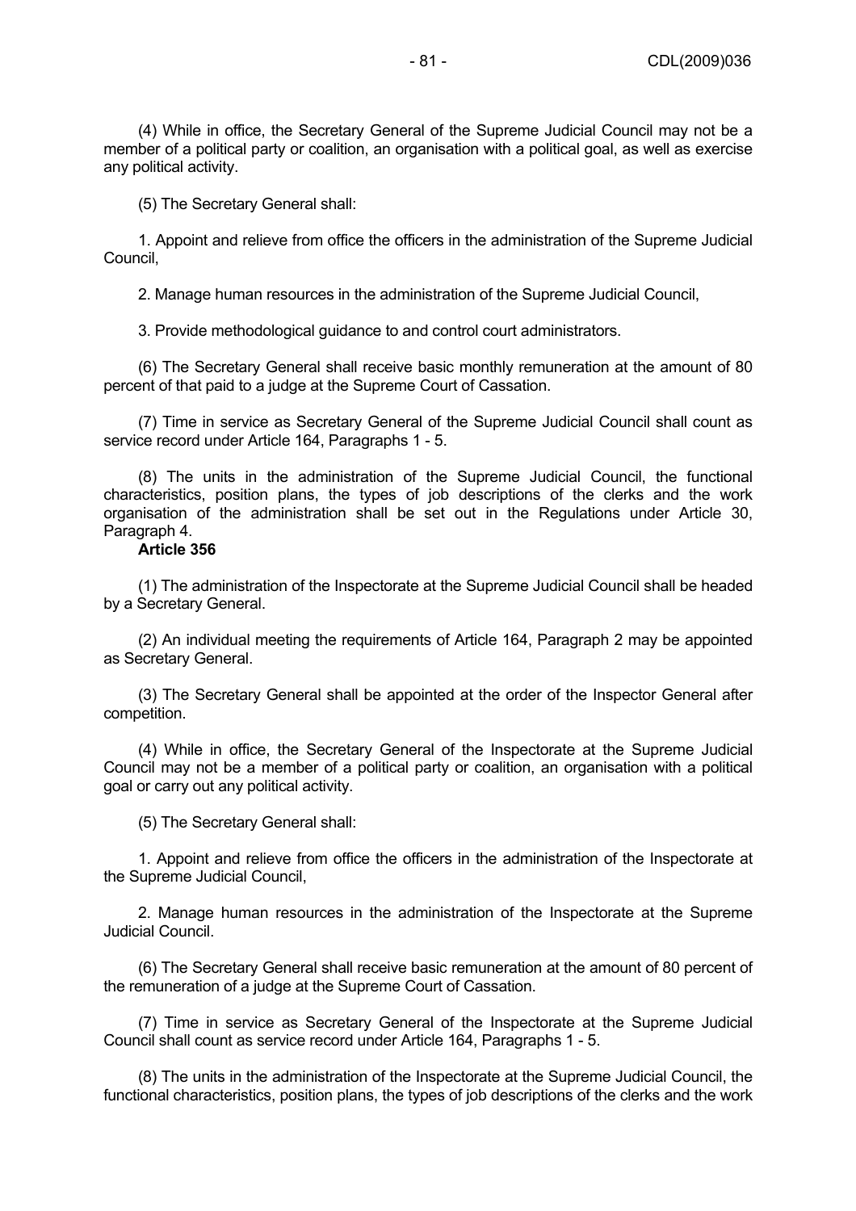(4) While in office, the Secretary General of the Supreme Judicial Council may not be a member of a political party or coalition, an organisation with a political goal, as well as exercise any political activity.

(5) The Secretary General shall:

1. Appoint and relieve from office the officers in the administration of the Supreme Judicial Council,

2. Manage human resources in the administration of the Supreme Judicial Council,

3. Provide methodological guidance to and control court administrators.

(6) The Secretary General shall receive basic monthly remuneration at the amount of 80 percent of that paid to a judge at the Supreme Court of Cassation.

(7) Time in service as Secretary General of the Supreme Judicial Council shall count as service record under Article 164, Paragraphs 1 - 5.

(8) The units in the administration of the Supreme Judicial Council, the functional characteristics, position plans, the types of job descriptions of the clerks and the work organisation of the administration shall be set out in the Regulations under Article 30, Paragraph 4.

**Article 356**

(1) The administration of the Inspectorate at the Supreme Judicial Council shall be headed by a Secretary General.

(2) An individual meeting the requirements of Article 164, Paragraph 2 may be appointed as Secretary General.

(3) The Secretary General shall be appointed at the order of the Inspector General after competition.

(4) While in office, the Secretary General of the Inspectorate at the Supreme Judicial Council may not be a member of a political party or coalition, an organisation with a political goal or carry out any political activity.

(5) The Secretary General shall:

1. Appoint and relieve from office the officers in the administration of the Inspectorate at the Supreme Judicial Council,

2. Manage human resources in the administration of the Inspectorate at the Supreme Judicial Council.

(6) The Secretary General shall receive basic remuneration at the amount of 80 percent of the remuneration of a judge at the Supreme Court of Cassation.

(7) Time in service as Secretary General of the Inspectorate at the Supreme Judicial Council shall count as service record under Article 164, Paragraphs 1 - 5.

(8) The units in the administration of the Inspectorate at the Supreme Judicial Council, the functional characteristics, position plans, the types of job descriptions of the clerks and the work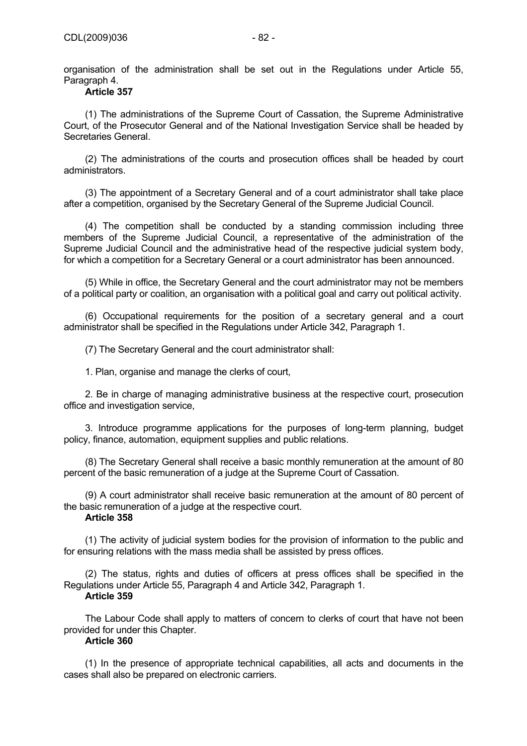organisation of the administration shall be set out in the Regulations under Article 55, Paragraph 4.

**Article 357**

(1) The administrations of the Supreme Court of Cassation, the Supreme Administrative Court, of the Prosecutor General and of the National Investigation Service shall be headed by Secretaries General.

(2) The administrations of the courts and prosecution offices shall be headed by court administrators.

(3) The appointment of a Secretary General and of a court administrator shall take place after a competition, organised by the Secretary General of the Supreme Judicial Council.

(4) The competition shall be conducted by a standing commission including three members of the Supreme Judicial Council, a representative of the administration of the Supreme Judicial Council and the administrative head of the respective judicial system body, for which a competition for a Secretary General or a court administrator has been announced.

(5) While in office, the Secretary General and the court administrator may not be members of a political party or coalition, an organisation with a political goal and carry out political activity.

(6) Occupational requirements for the position of a secretary general and a court administrator shall be specified in the Regulations under Article 342, Paragraph 1.

(7) The Secretary General and the court administrator shall:

1. Plan, organise and manage the clerks of court,

2. Be in charge of managing administrative business at the respective court, prosecution office and investigation service,

3. Introduce programme applications for the purposes of long-term planning, budget policy, finance, automation, equipment supplies and public relations.

(8) The Secretary General shall receive a basic monthly remuneration at the amount of 80 percent of the basic remuneration of a judge at the Supreme Court of Cassation.

(9) A court administrator shall receive basic remuneration at the amount of 80 percent of the basic remuneration of a judge at the respective court.

**Article 358**

(1) The activity of judicial system bodies for the provision of information to the public and for ensuring relations with the mass media shall be assisted by press offices.

(2) The status, rights and duties of officers at press offices shall be specified in the Regulations under Article 55, Paragraph 4 and Article 342, Paragraph 1.

**Article 359**

The Labour Code shall apply to matters of concern to clerks of court that have not been provided for under this Chapter.

**Article 360**

(1) In the presence of appropriate technical capabilities, all acts and documents in the cases shall also be prepared on electronic carriers.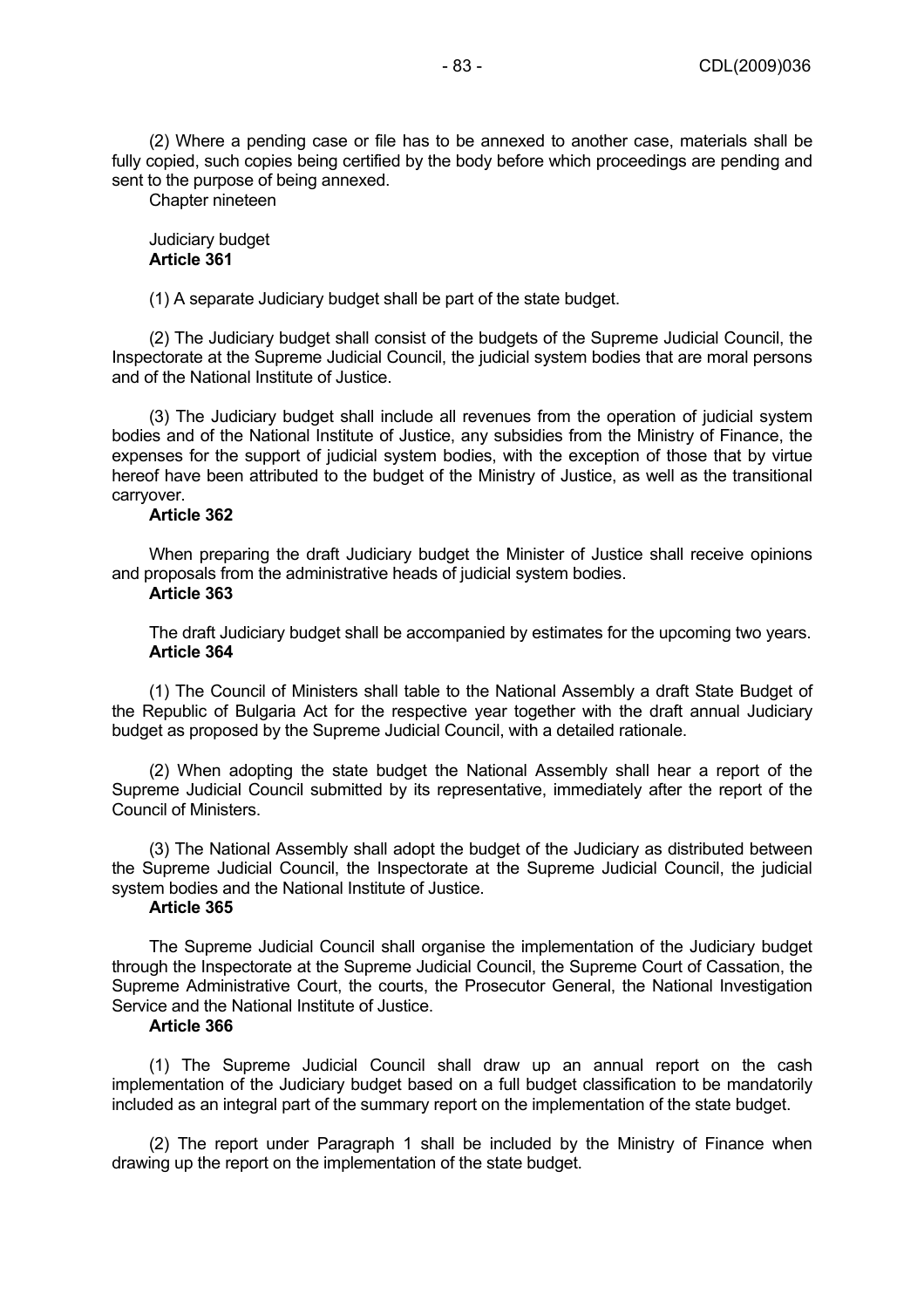(2) Where a pending case or file has to be annexed to another case, materials shall be fully copied, such copies being certified by the body before which proceedings are pending and sent to the purpose of being annexed.

## Chapter nineteen

## Judiciary budget

**Article 361**

(1) A separate Judiciary budget shall be part of the state budget.

(2) The Judiciary budget shall consist of the budgets of the Supreme Judicial Council, the Inspectorate at the Supreme Judicial Council, the judicial system bodies that are moral persons and of the National Institute of Justice.

(3) The Judiciary budget shall include all revenues from the operation of judicial system bodies and of the National Institute of Justice, any subsidies from the Ministry of Finance, the expenses for the support of judicial system bodies, with the exception of those that by virtue hereof have been attributed to the budget of the Ministry of Justice, as well as the transitional carryover.

**Article 362**

When preparing the draft Judiciary budget the Minister of Justice shall receive opinions and proposals from the administrative heads of judicial system bodies.

**Article 363**

The draft Judiciary budget shall be accompanied by estimates for the upcoming two years.

**Article 364**

(1) The Council of Ministers shall table to the National Assembly a draft State Budget of the Republic of Bulgaria Act for the respective year together with the draft annual Judiciary budget as proposed by the Supreme Judicial Council, with a detailed rationale.

(2) When adopting the state budget the National Assembly shall hear a report of the Supreme Judicial Council submitted by its representative, immediately after the report of the Council of Ministers.

(3) The National Assembly shall adopt the budget of the Judiciary as distributed between the Supreme Judicial Council, the Inspectorate at the Supreme Judicial Council, the judicial system bodies and the National Institute of Justice.

**Article 365**

The Supreme Judicial Council shall organise the implementation of the Judiciary budget through the Inspectorate at the Supreme Judicial Council, the Supreme Court of Cassation, the Supreme Administrative Court, the courts, the Prosecutor General, the National Investigation Service and the National Institute of Justice.

**Article 366**

(1) The Supreme Judicial Council shall draw up an annual report on the cash implementation of the Judiciary budget based on a full budget classification to be mandatorily included as an integral part of the summary report on the implementation of the state budget.

(2) The report under Paragraph 1 shall be included by the Ministry of Finance when drawing up the report on the implementation of the state budget.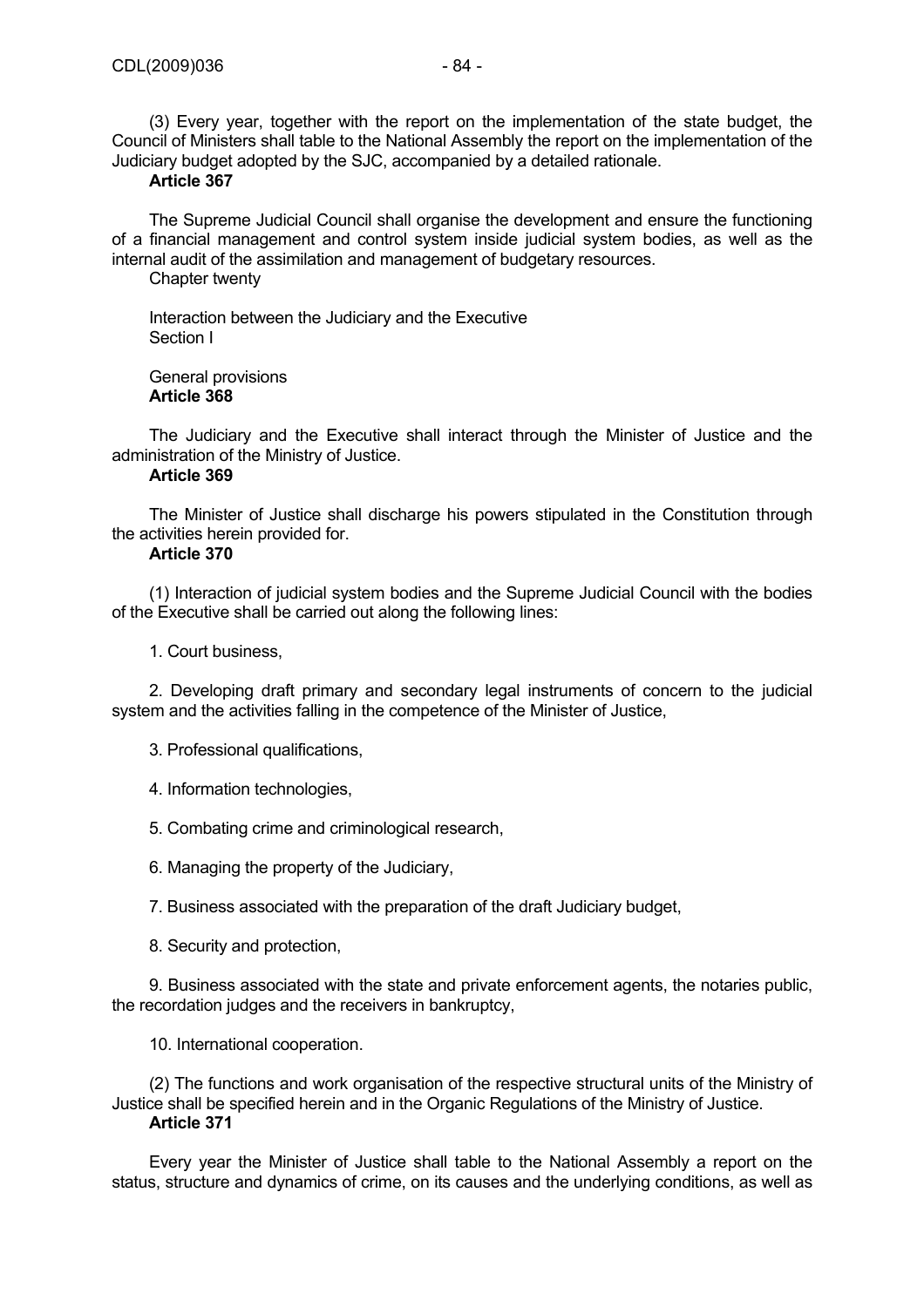(3) Every year, together with the report on the implementation of the state budget, the Council of Ministers shall table to the National Assembly the report on the implementation of the Judiciary budget adopted by the SJC, accompanied by a detailed rationale.

**Article 367**

The Supreme Judicial Council shall organise the development and ensure the functioning of a financial management and control system inside judicial system bodies, as well as the internal audit of the assimilation and management of budgetary resources.

Chapter twenty

Interaction between the Judiciary and the Executive

Section I

General provisions

**Article 368**

The Judiciary and the Executive shall interact through the Minister of Justice and the administration of the Ministry of Justice.

**Article 369**

The Minister of Justice shall discharge his powers stipulated in the Constitution through the activities herein provided for.

**Article 370**

(1) Interaction of judicial system bodies and the Supreme Judicial Council with the bodies of the Executive shall be carried out along the following lines:

1. Court business,

2. Developing draft primary and secondary legal instruments of concern to the judicial system and the activities falling in the competence of the Minister of Justice,

3. Professional qualifications,

4. Information technologies,

5. Combating crime and criminological research,

6. Managing the property of the Judiciary,

7. Business associated with the preparation of the draft Judiciary budget,

8. Security and protection,

9. Business associated with the state and private enforcement agents, the notaries public, the recordation judges and the receivers in bankruptcy,

10. International cooperation.

(2) The functions and work organisation of the respective structural units of the Ministry of Justice shall be specified herein and in the Organic Regulations of the Ministry of Justice.

**Article 371**

Every year the Minister of Justice shall table to the National Assembly a report on the status, structure and dynamics of crime, on its causes and the underlying conditions, as well as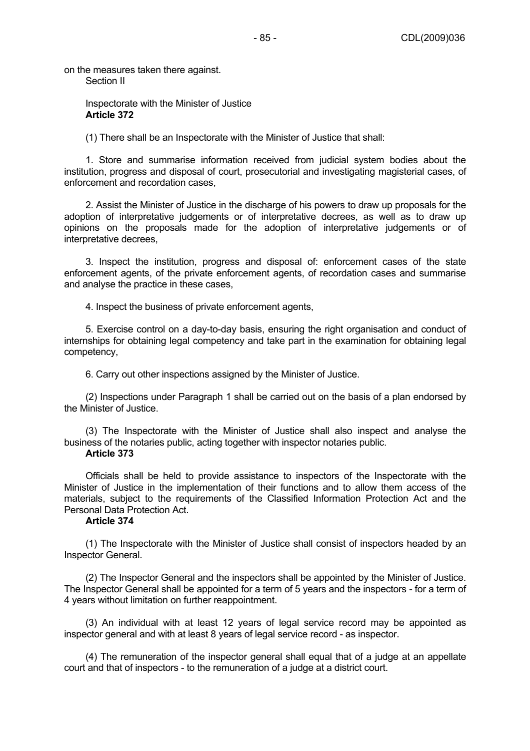on the measures taken there against.

Section II

Inspectorate with the Minister of Justice

**Article 372**

(1) There shall be an Inspectorate with the Minister of Justice that shall:

1. Store and summarise information received from judicial system bodies about the institution, progress and disposal of court, prosecutorial and investigating magisterial cases, of enforcement and recordation cases,

2. Assist the Minister of Justice in the discharge of his powers to draw up proposals for the adoption of interpretative judgements or of interpretative decrees, as well as to draw up opinions on the proposals made for the adoption of interpretative judgements or of interpretative decrees,

3. Inspect the institution, progress and disposal of: enforcement cases of the state enforcement agents, of the private enforcement agents, of recordation cases and summarise and analyse the practice in these cases,

4. Inspect the business of private enforcement agents,

5. Exercise control on a day-to-day basis, ensuring the right organisation and conduct of internships for obtaining legal competency and take part in the examination for obtaining legal competency,

6. Carry out other inspections assigned by the Minister of Justice.

(2) Inspections under Paragraph 1 shall be carried out on the basis of a plan endorsed by the Minister of Justice.

(3) The Inspectorate with the Minister of Justice shall also inspect and analyse the business of the notaries public, acting together with inspector notaries public.

**Article 373**

Officials shall be held to provide assistance to inspectors of the Inspectorate with the Minister of Justice in the implementation of their functions and to allow them access of the materials, subject to the requirements of the Classified Information Protection Act and the Personal Data Protection Act.

**Article 374**

(1) The Inspectorate with the Minister of Justice shall consist of inspectors headed by an Inspector General.

(2) The Inspector General and the inspectors shall be appointed by the Minister of Justice. The Inspector General shall be appointed for a term of 5 years and the inspectors - for a term of 4 years without limitation on further reappointment.

(3) An individual with at least 12 years of legal service record may be appointed as inspector general and with at least 8 years of legal service record - as inspector.

(4) The remuneration of the inspector general shall equal that of a judge at an appellate court and that of inspectors - to the remuneration of a judge at a district court.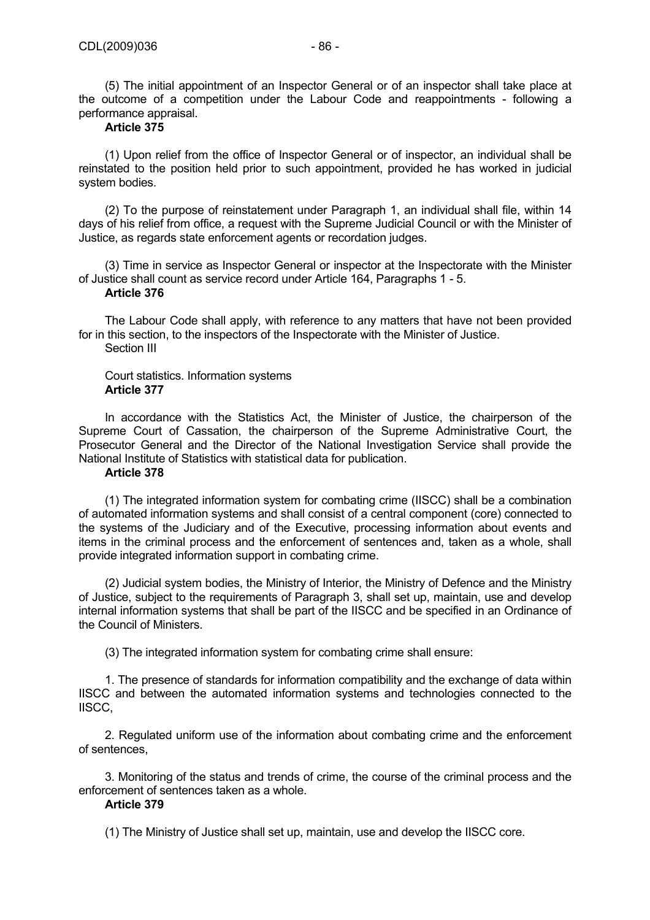(5) The initial appointment of an Inspector General or of an inspector shall take place at the outcome of a competition under the Labour Code and reappointments - following a performance appraisal.

**Article 375**

(1) Upon relief from the office of Inspector General or of inspector, an individual shall be reinstated to the position held prior to such appointment, provided he has worked in judicial system bodies.

(2) To the purpose of reinstatement under Paragraph 1, an individual shall file, within 14 days of his relief from office, a request with the Supreme Judicial Council or with the Minister of Justice, as regards state enforcement agents or recordation judges.

(3) Time in service as Inspector General or inspector at the Inspectorate with the Minister of Justice shall count as service record under Article 164, Paragraphs 1 - 5.

**Article 376**

The Labour Code shall apply, with reference to any matters that have not been provided for in this section, to the inspectors of the Inspectorate with the Minister of Justice.

Section III

Court statistics. Information systems

**Article 377**

In accordance with the Statistics Act, the Minister of Justice, the chairperson of the Supreme Court of Cassation, the chairperson of the Supreme Administrative Court, the Prosecutor General and the Director of the National Investigation Service shall provide the National Institute of Statistics with statistical data for publication.

**Article 378**

(1) The integrated information system for combating crime (IISCC) shall be a combination of automated information systems and shall consist of a central component (core) connected to the systems of the Judiciary and of the Executive, processing information about events and items in the criminal process and the enforcement of sentences and, taken as a whole, shall provide integrated information support in combating crime.

(2) Judicial system bodies, the Ministry of Interior, the Ministry of Defence and the Ministry of Justice, subject to the requirements of Paragraph 3, shall set up, maintain, use and develop internal information systems that shall be part of the IISCC and be specified in an Ordinance of the Council of Ministers.

(3) The integrated information system for combating crime shall ensure:

1. The presence of standards for information compatibility and the exchange of data within IISCC and between the automated information systems and technologies connected to the IISCC,

2. Regulated uniform use of the information about combating crime and the enforcement of sentences,

3. Monitoring of the status and trends of crime, the course of the criminal process and the enforcement of sentences taken as a whole.

**Article 379**

(1) The Ministry of Justice shall set up, maintain, use and develop the IISCC core.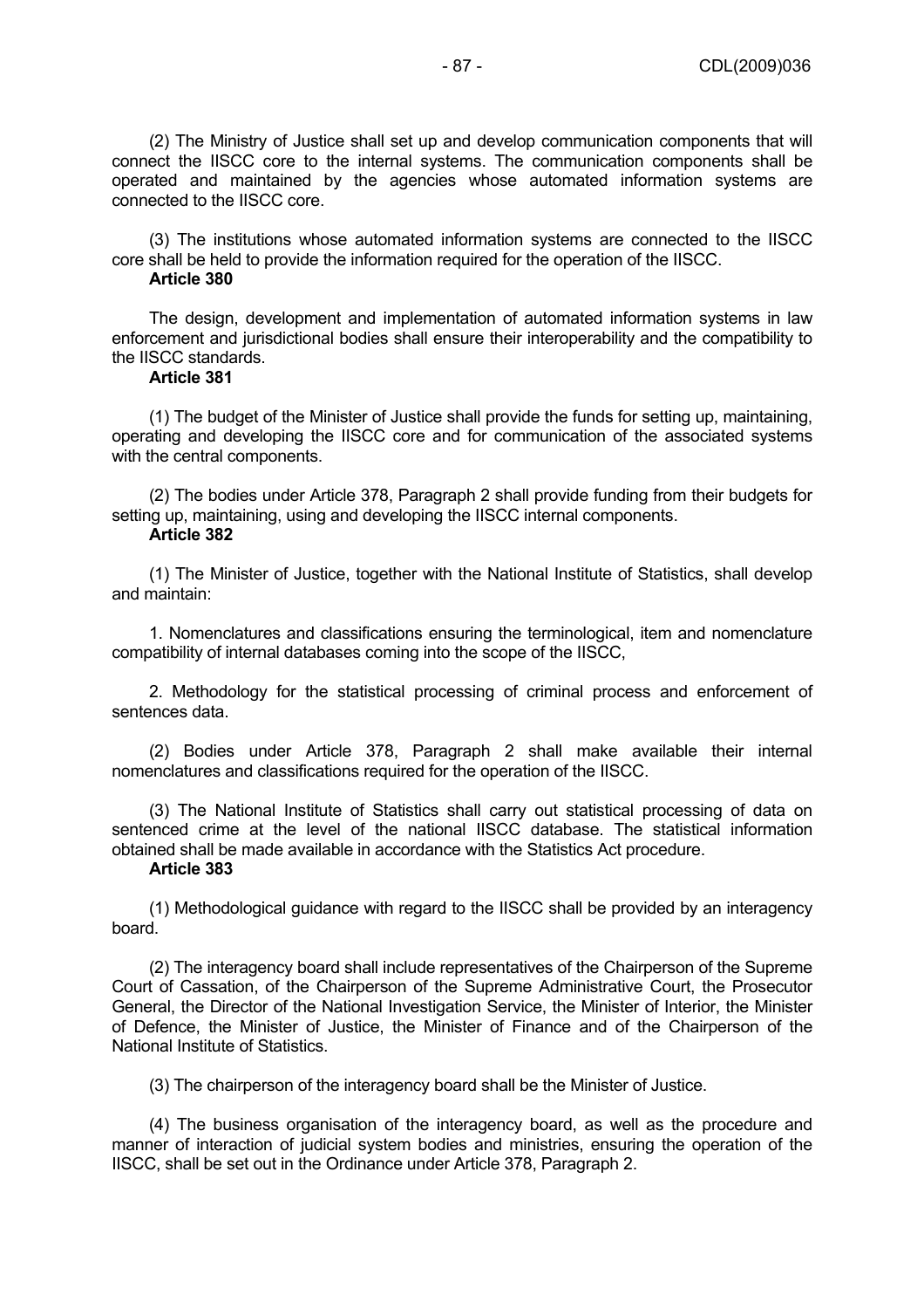(2) The Ministry of Justice shall set up and develop communication components that will connect the IISCC core to the internal systems. The communication components shall be operated and maintained by the agencies whose automated information systems are connected to the IISCC core.

(3) The institutions whose automated information systems are connected to the IISCC core shall be held to provide the information required for the operation of the IISCC.

**Article 380**

The design, development and implementation of automated information systems in law enforcement and jurisdictional bodies shall ensure their interoperability and the compatibility to the IISCC standards.

**Article 381**

(1) The budget of the Minister of Justice shall provide the funds for setting up, maintaining, operating and developing the IISCC core and for communication of the associated systems with the central components.

(2) The bodies under Article 378, Paragraph 2 shall provide funding from their budgets for setting up, maintaining, using and developing the IISCC internal components.

**Article 382**

(1) The Minister of Justice, together with the National Institute of Statistics, shall develop and maintain:

1. Nomenclatures and classifications ensuring the terminological, item and nomenclature compatibility of internal databases coming into the scope of the IISCC,

2. Methodology for the statistical processing of criminal process and enforcement of sentences data.

(2) Bodies under Article 378, Paragraph 2 shall make available their internal nomenclatures and classifications required for the operation of the IISCC.

(3) The National Institute of Statistics shall carry out statistical processing of data on sentenced crime at the level of the national IISCC database. The statistical information obtained shall be made available in accordance with the Statistics Act procedure.

**Article 383**

(1) Methodological guidance with regard to the IISCC shall be provided by an interagency board.

(2) The interagency board shall include representatives of the Chairperson of the Supreme Court of Cassation, of the Chairperson of the Supreme Administrative Court, the Prosecutor General, the Director of the National Investigation Service, the Minister of Interior, the Minister of Defence, the Minister of Justice, the Minister of Finance and of the Chairperson of the National Institute of Statistics.

(3) The chairperson of the interagency board shall be the Minister of Justice.

(4) The business organisation of the interagency board, as well as the procedure and manner of interaction of judicial system bodies and ministries, ensuring the operation of the IISCC, shall be set out in the Ordinance under Article 378, Paragraph 2.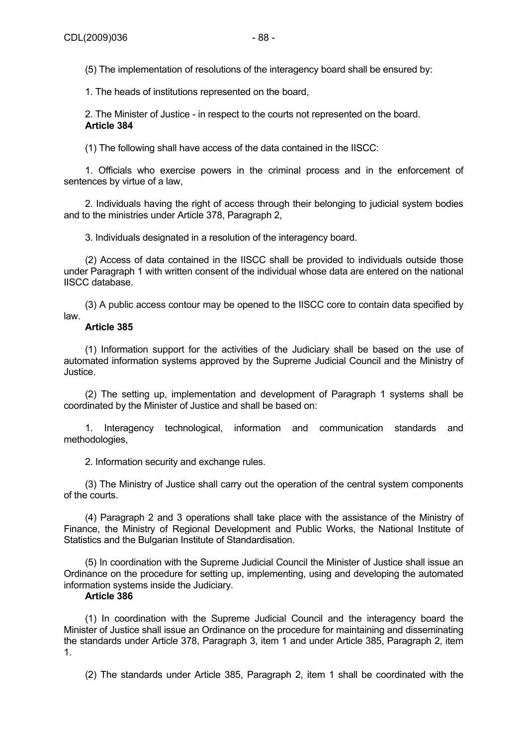(5) The implementation of resolutions of the interagency board shall be ensured by:

1. The heads of institutions represented on the board,

2. The Minister of Justice - in respect to the courts not represented on the board.

**Article 384**

(1) The following shall have access of the data contained in the IISCC:

1. Officials who exercise powers in the criminal process and in the enforcement of sentences by virtue of a law,

2. Individuals having the right of access through their belonging to judicial system bodies and to the ministries under Article 378, Paragraph 2,

3. Individuals designated in a resolution of the interagency board.

(2) Access of data contained in the IISCC shall be provided to individuals outside those under Paragraph 1 with written consent of the individual whose data are entered on the national IISCC database.

(3) A public access contour may be opened to the IISCC core to contain data specified by law.

**Article 385**

(1) Information support for the activities of the Judiciary shall be based on the use of automated information systems approved by the Supreme Judicial Council and the Ministry of Justice.

(2) The setting up, implementation and development of Paragraph 1 systems shall be coordinated by the Minister of Justice and shall be based on:

1. Interagency technological, information and communication standards and methodologies,

2. Information security and exchange rules.

(3) The Ministry of Justice shall carry out the operation of the central system components of the courts.

(4) Paragraph 2 and 3 operations shall take place with the assistance of the Ministry of Finance, the Ministry of Regional Development and Public Works, the National Institute of Statistics and the Bulgarian Institute of Standardisation.

(5) In coordination with the Supreme Judicial Council the Minister of Justice shall issue an Ordinance on the procedure for setting up, implementing, using and developing the automated information systems inside the Judiciary.

**Article 386**

(1) In coordination with the Supreme Judicial Council and the interagency board the Minister of Justice shall issue an Ordinance on the procedure for maintaining and disseminating the standards under Article 378, Paragraph 3, item 1 and under Article 385, Paragraph 2, item 1.

(2) The standards under Article 385, Paragraph 2, item 1 shall be coordinated with the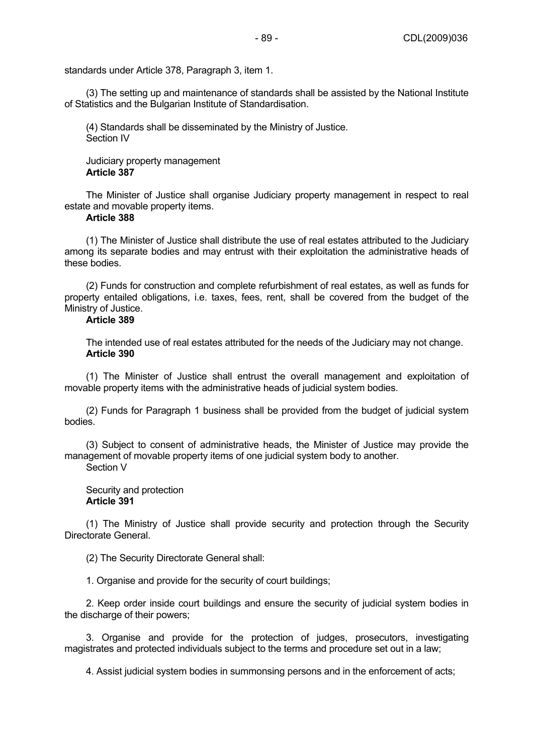standards under Article 378, Paragraph 3, item 1.

(3) The setting up and maintenance of standards shall be assisted by the National Institute of Statistics and the Bulgarian Institute of Standardisation.

(4) Standards shall be disseminated by the Ministry of Justice.

Section IV

Judiciary property management

**Article 387**

The Minister of Justice shall organise Judiciary property management in respect to real estate and movable property items.

**Article 388**

(1) The Minister of Justice shall distribute the use of real estates attributed to the Judiciary among its separate bodies and may entrust with their exploitation the administrative heads of these bodies.

(2) Funds for construction and complete refurbishment of real estates, as well as funds for property entailed obligations, i.e. taxes, fees, rent, shall be covered from the budget of the Ministry of Justice.

**Article 389**

The intended use of real estates attributed for the needs of the Judiciary may not change.

**Article 390**

(1) The Minister of Justice shall entrust the overall management and exploitation of movable property items with the administrative heads of judicial system bodies.

(2) Funds for Paragraph 1 business shall be provided from the budget of judicial system bodies.

(3) Subject to consent of administrative heads, the Minister of Justice may provide the management of movable property items of one judicial system body to another.

Section V

Security and protection

**Article 391**

(1) The Ministry of Justice shall provide security and protection through the Security Directorate General.

(2) The Security Directorate General shall:

1. Organise and provide for the security of court buildings;

2. Keep order inside court buildings and ensure the security of judicial system bodies in the discharge of their powers;

3. Organise and provide for the protection of judges, prosecutors, investigating magistrates and protected individuals subject to the terms and procedure set out in a law;

4. Assist judicial system bodies in summonsing persons and in the enforcement of acts;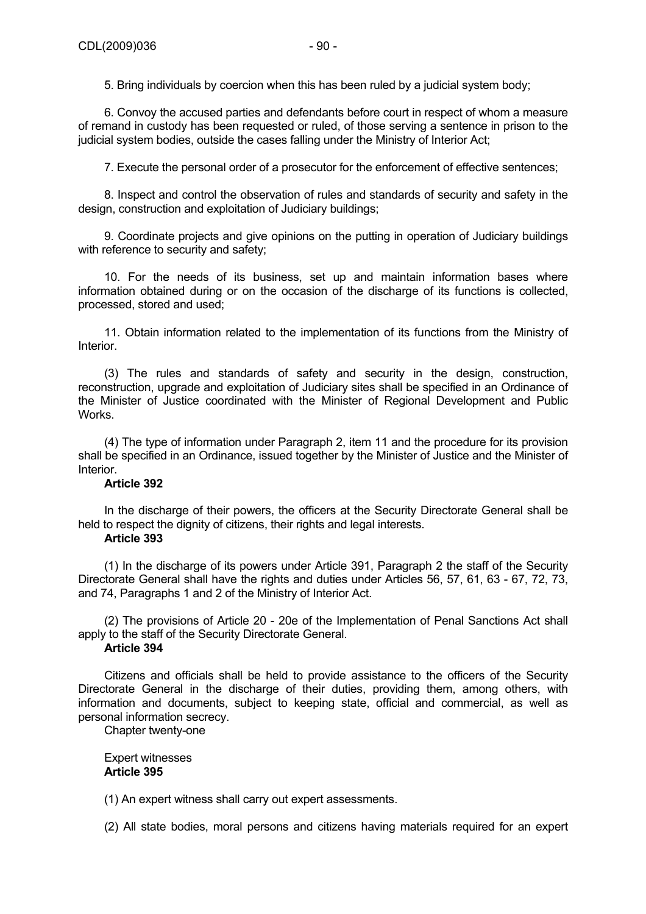5. Bring individuals by coercion when this has been ruled by a judicial system body;

6. Convoy the accused parties and defendants before court in respect of whom a measure of remand in custody has been requested or ruled, of those serving a sentence in prison to the judicial system bodies, outside the cases falling under the Ministry of Interior Act;

7. Execute the personal order of a prosecutor for the enforcement of effective sentences;

8. Inspect and control the observation of rules and standards of security and safety in the design, construction and exploitation of Judiciary buildings;

9. Coordinate projects and give opinions on the putting in operation of Judiciary buildings with reference to security and safety;

10. For the needs of its business, set up and maintain information bases where information obtained during or on the occasion of the discharge of its functions is collected, processed, stored and used;

11. Obtain information related to the implementation of its functions from the Ministry of Interior.

(3) The rules and standards of safety and security in the design, construction, reconstruction, upgrade and exploitation of Judiciary sites shall be specified in an Ordinance of the Minister of Justice coordinated with the Minister of Regional Development and Public Works.

(4) The type of information under Paragraph 2, item 11 and the procedure for its provision shall be specified in an Ordinance, issued together by the Minister of Justice and the Minister of Interior.

**Article 392**

In the discharge of their powers, the officers at the Security Directorate General shall be held to respect the dignity of citizens, their rights and legal interests.

**Article 393**

(1) In the discharge of its powers under Article 391, Paragraph 2 the staff of the Security Directorate General shall have the rights and duties under Articles 56, 57, 61, 63 - 67, 72, 73, and 74, Paragraphs 1 and 2 of the Ministry of Interior Act.

(2) The provisions of Article 20 - 20e of the Implementation of Penal Sanctions Act shall apply to the staff of the Security Directorate General.

**Article 394**

Citizens and officials shall be held to provide assistance to the officers of the Security Directorate General in the discharge of their duties, providing them, among others, with information and documents, subject to keeping state, official and commercial, as well as personal information secrecy.

Chapter twenty-one

Expert witnesses

**Article 395**

(1) An expert witness shall carry out expert assessments.

(2) All state bodies, moral persons and citizens having materials required for an expert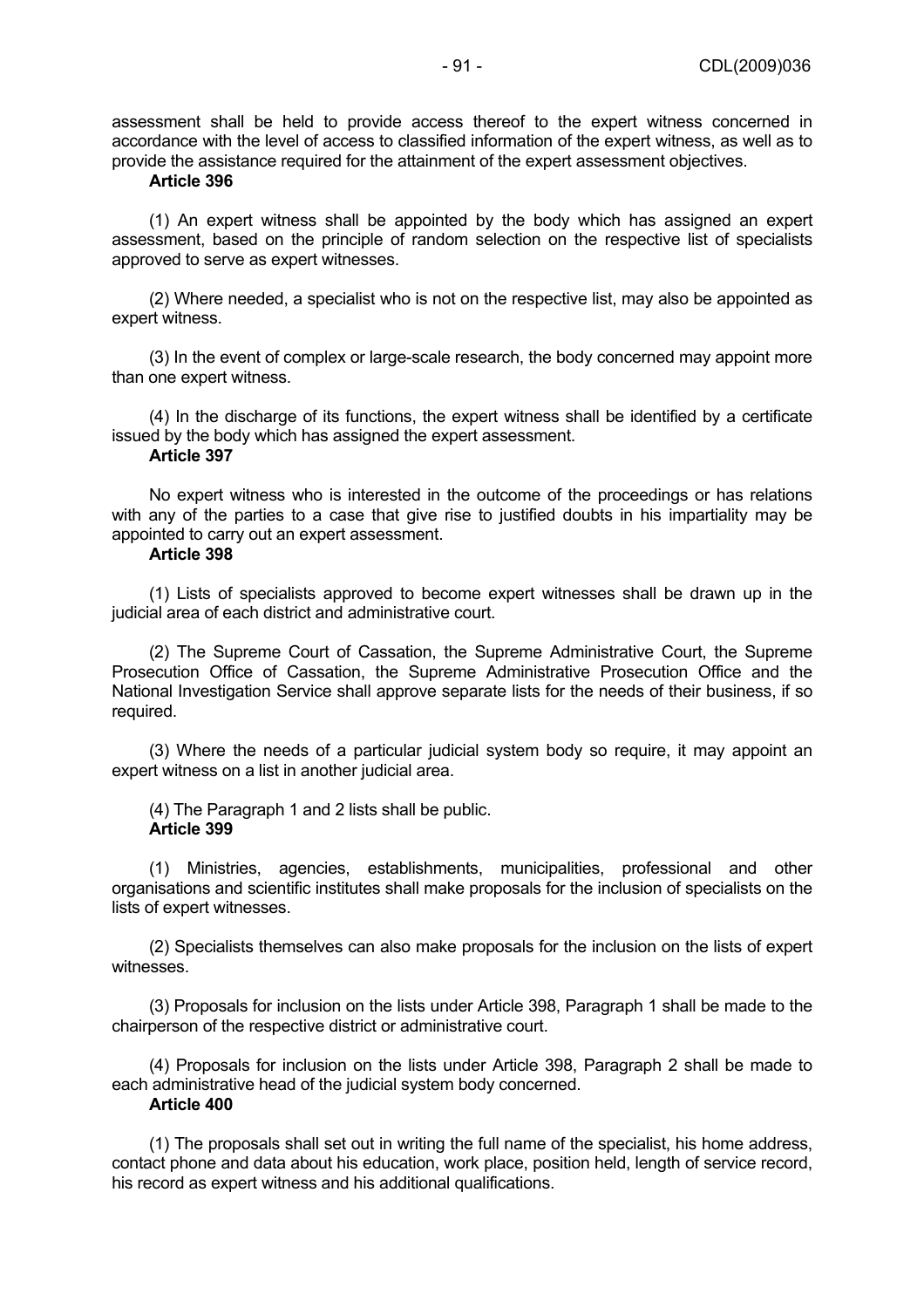assessment shall be held to provide access thereof to the expert witness concerned in accordance with the level of access to classified information of the expert witness, as well as to provide the assistance required for the attainment of the expert assessment objectives.

**Article 396**

(1) An expert witness shall be appointed by the body which has assigned an expert assessment, based on the principle of random selection on the respective list of specialists approved to serve as expert witnesses.

(2) Where needed, a specialist who is not on the respective list, may also be appointed as expert witness.

(3) In the event of complex or large-scale research, the body concerned may appoint more than one expert witness.

(4) In the discharge of its functions, the expert witness shall be identified by a certificate issued by the body which has assigned the expert assessment.

**Article 397**

No expert witness who is interested in the outcome of the proceedings or has relations with any of the parties to a case that give rise to justified doubts in his impartiality may be appointed to carry out an expert assessment.

**Article 398**

(1) Lists of specialists approved to become expert witnesses shall be drawn up in the judicial area of each district and administrative court.

(2) The Supreme Court of Cassation, the Supreme Administrative Court, the Supreme Prosecution Office of Cassation, the Supreme Administrative Prosecution Office and the National Investigation Service shall approve separate lists for the needs of their business, if so required.

(3) Where the needs of a particular judicial system body so require, it may appoint an expert witness on a list in another judicial area.

(4) The Paragraph 1 and 2 lists shall be public.

**Article 399**

(1) Ministries, agencies, establishments, municipalities, professional and other organisations and scientific institutes shall make proposals for the inclusion of specialists on the lists of expert witnesses.

(2) Specialists themselves can also make proposals for the inclusion on the lists of expert witnesses.

(3) Proposals for inclusion on the lists under Article 398, Paragraph 1 shall be made to the chairperson of the respective district or administrative court.

(4) Proposals for inclusion on the lists under Article 398, Paragraph 2 shall be made to each administrative head of the judicial system body concerned.

**Article 400**

(1) The proposals shall set out in writing the full name of the specialist, his home address, contact phone and data about his education, work place, position held, length of service record, his record as expert witness and his additional qualifications.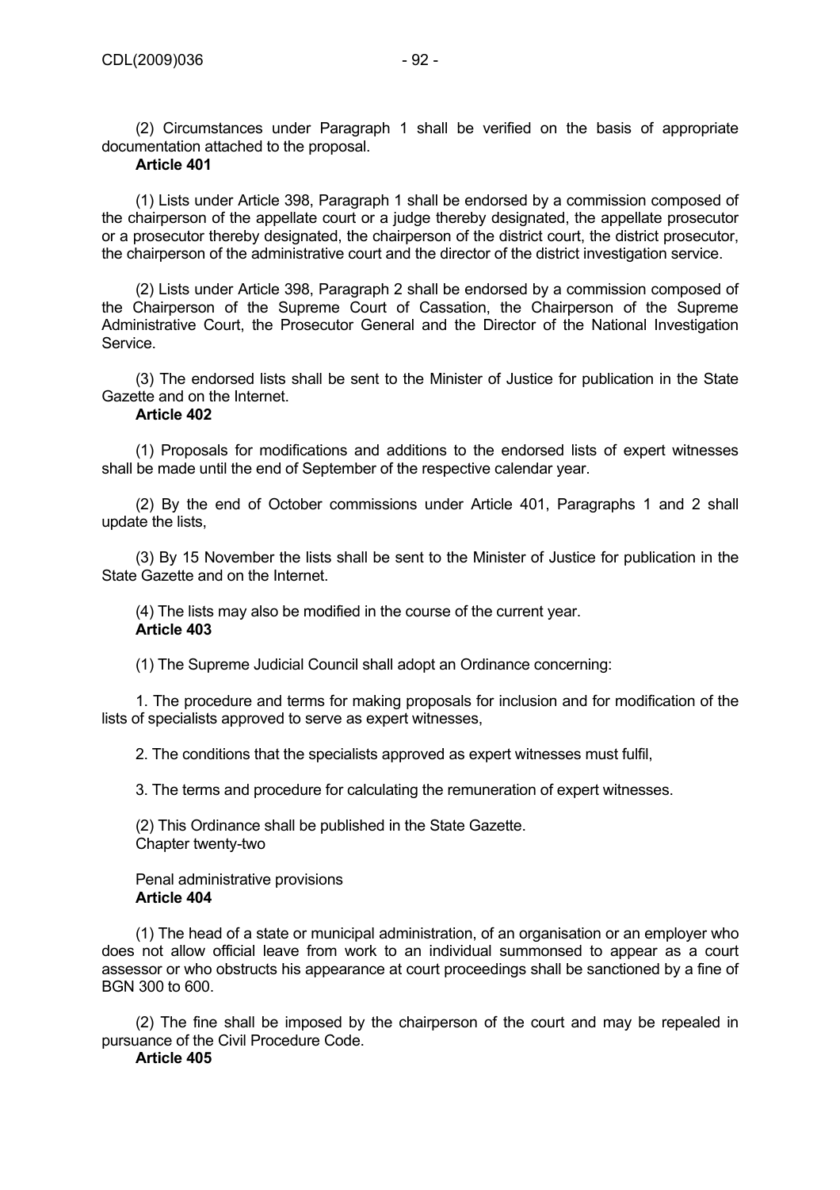(2) Circumstances under Paragraph 1 shall be verified on the basis of appropriate documentation attached to the proposal.

**Article 401**

(1) Lists under Article 398, Paragraph 1 shall be endorsed by a commission composed of the chairperson of the appellate court or a judge thereby designated, the appellate prosecutor or a prosecutor thereby designated, the chairperson of the district court, the district prosecutor, the chairperson of the administrative court and the director of the district investigation service.

(2) Lists under Article 398, Paragraph 2 shall be endorsed by a commission composed of the Chairperson of the Supreme Court of Cassation, the Chairperson of the Supreme Administrative Court, the Prosecutor General and the Director of the National Investigation Service.

(3) The endorsed lists shall be sent to the Minister of Justice for publication in the State Gazette and on the Internet.

**Article 402**

(1) Proposals for modifications and additions to the endorsed lists of expert witnesses shall be made until the end of September of the respective calendar year.

(2) By the end of October commissions under Article 401, Paragraphs 1 and 2 shall update the lists,

(3) By 15 November the lists shall be sent to the Minister of Justice for publication in the State Gazette and on the Internet.

(4) The lists may also be modified in the course of the current year.

**Article 403**

(1) The Supreme Judicial Council shall adopt an Ordinance concerning:

1. The procedure and terms for making proposals for inclusion and for modification of the lists of specialists approved to serve as expert witnesses,

2. The conditions that the specialists approved as expert witnesses must fulfil,

3. The terms and procedure for calculating the remuneration of expert witnesses.

(2) This Ordinance shall be published in the State Gazette.

Chapter twenty-two

Penal administrative provisions

**Article 404**

(1) The head of a state or municipal administration, of an organisation or an employer who does not allow official leave from work to an individual summonsed to appear as a court assessor or who obstructs his appearance at court proceedings shall be sanctioned by a fine of BGN 300 to 600.

(2) The fine shall be imposed by the chairperson of the court and may be repealed in pursuance of the Civil Procedure Code.

**Article 405**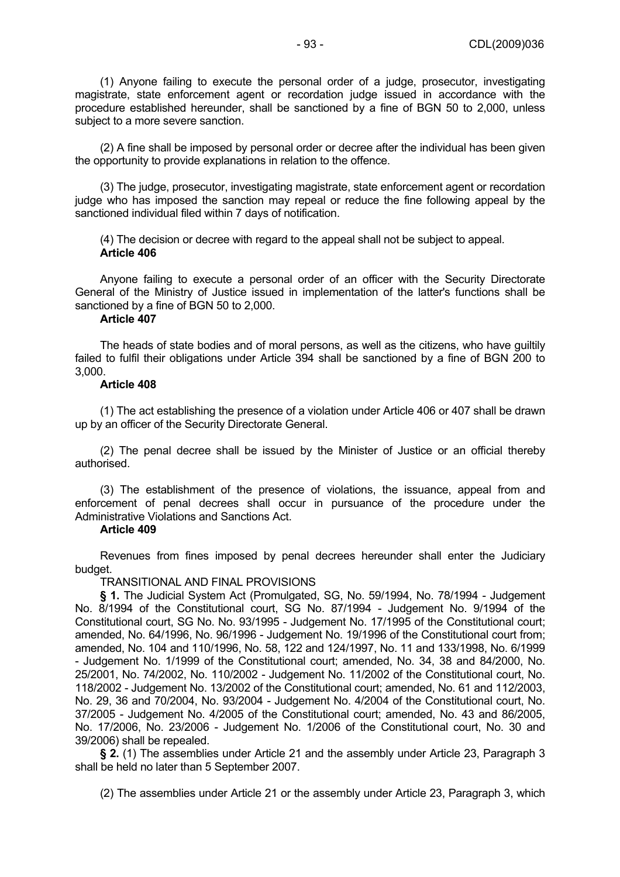(1) Anyone failing to execute the personal order of a judge, prosecutor, investigating magistrate, state enforcement agent or recordation judge issued in accordance with the procedure established hereunder, shall be sanctioned by a fine of BGN 50 to 2,000, unless subject to a more severe sanction.

(2) A fine shall be imposed by personal order or decree after the individual has been given the opportunity to provide explanations in relation to the offence.

(3) The judge, prosecutor, investigating magistrate, state enforcement agent or recordation judge who has imposed the sanction may repeal or reduce the fine following appeal by the sanctioned individual filed within 7 days of notification.

(4) The decision or decree with regard to the appeal shall not be subject to appeal.

**Article 406**

Anyone failing to execute a personal order of an officer with the Security Directorate General of the Ministry of Justice issued in implementation of the latter's functions shall be sanctioned by a fine of BGN 50 to 2,000.

**Article 407**

The heads of state bodies and of moral persons, as well as the citizens, who have guiltily failed to fulfil their obligations under Article 394 shall be sanctioned by a fine of BGN 200 to 3,000.

**Article 408**

(1) The act establishing the presence of a violation under Article 406 or 407 shall be drawn up by an officer of the Security Directorate General.

(2) The penal decree shall be issued by the Minister of Justice or an official thereby authorised.

(3) The establishment of the presence of violations, the issuance, appeal from and enforcement of penal decrees shall occur in pursuance of the procedure under the Administrative Violations and Sanctions Act.

**Article 409**

Revenues from fines imposed by penal decrees hereunder shall enter the Judiciary budget.

TRANSITIONAL AND FINAL PROVISIONS

**§ 1.** The Judicial System Act (Promulgated, SG, No. 59/1994, No. 78/1994 - Judgement No. 8/1994 of the Constitutional court, SG No. 87/1994 - Judgement No. 9/1994 of the Constitutional court, SG No. No. 93/1995 - Judgement No. 17/1995 of the Constitutional court; amended, No. 64/1996, No. 96/1996 - Judgement No. 19/1996 of the Constitutional court from; amended, No. 104 and 110/1996, No. 58, 122 and 124/1997, No. 11 and 133/1998, No. 6/1999 - Judgement No. 1/1999 of the Constitutional court; amended, No. 34, 38 and 84/2000, No. 25/2001, No. 74/2002, No. 110/2002 - Judgement No. 11/2002 of the Constitutional court, No. 118/2002 - Judgement No. 13/2002 of the Constitutional court; amended, No. 61 and 112/2003, No. 29, 36 and 70/2004, No. 93/2004 - Judgement No. 4/2004 of the Constitutional court, No. 37/2005 - Judgement No. 4/2005 of the Constitutional court; amended, No. 43 and 86/2005, No. 17/2006, No. 23/2006 - Judgement No. 1/2006 of the Constitutional court, No. 30 and 39/2006) shall be repealed.

**§ 2.** (1) The assemblies under Article 21 and the assembly under Article 23, Paragraph 3 shall be held no later than 5 September 2007.

(2) The assemblies under Article 21 or the assembly under Article 23, Paragraph 3, which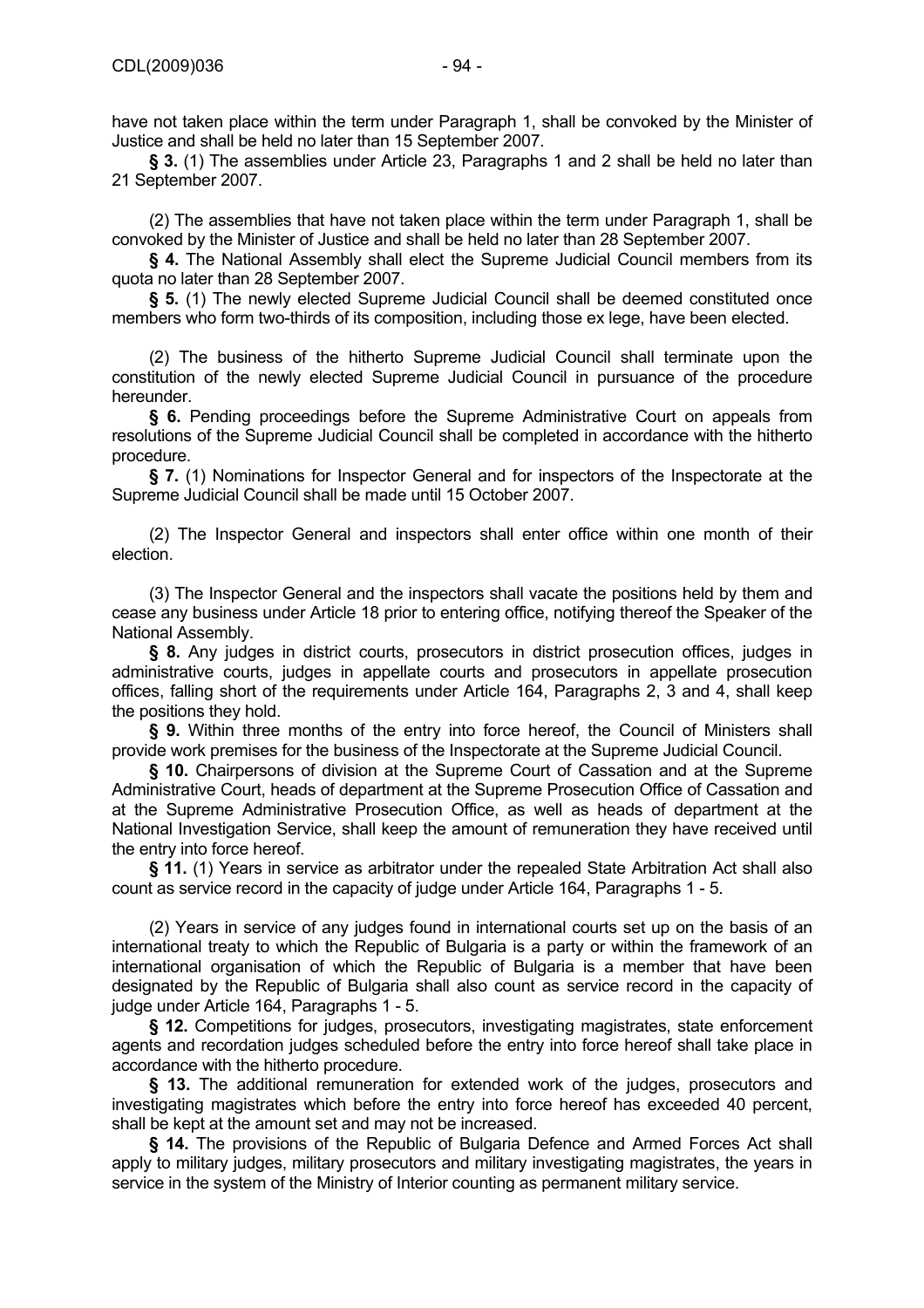have not taken place within the term under Paragraph 1, shall be convoked by the Minister of Justice and shall be held no later than 15 September 2007.

**§ 3.** (1) The assemblies under Article 23, Paragraphs 1 and 2 shall be held no later than 21 September 2007.

(2) The assemblies that have not taken place within the term under Paragraph 1, shall be convoked by the Minister of Justice and shall be held no later than 28 September 2007.

**§ 4.** The National Assembly shall elect the Supreme Judicial Council members from its quota no later than 28 September 2007.

**§ 5.** (1) The newly elected Supreme Judicial Council shall be deemed constituted once members who form two-thirds of its composition, including those ex lege, have been elected.

(2) The business of the hitherto Supreme Judicial Council shall terminate upon the constitution of the newly elected Supreme Judicial Council in pursuance of the procedure hereunder.

**§ 6.** Pending proceedings before the Supreme Administrative Court on appeals from resolutions of the Supreme Judicial Council shall be completed in accordance with the hitherto procedure.

**§ 7.** (1) Nominations for Inspector General and for inspectors of the Inspectorate at the Supreme Judicial Council shall be made until 15 October 2007.

(2) The Inspector General and inspectors shall enter office within one month of their election.

(3) The Inspector General and the inspectors shall vacate the positions held by them and cease any business under Article 18 prior to entering office, notifying thereof the Speaker of the National Assembly.

**§ 8.** Any judges in district courts, prosecutors in district prosecution offices, judges in administrative courts, judges in appellate courts and prosecutors in appellate prosecution offices, falling short of the requirements under Article 164, Paragraphs 2, 3 and 4, shall keep the positions they hold.

**§ 9.** Within three months of the entry into force hereof, the Council of Ministers shall provide work premises for the business of the Inspectorate at the Supreme Judicial Council.

**§ 10.** Chairpersons of division at the Supreme Court of Cassation and at the Supreme Administrative Court, heads of department at the Supreme Prosecution Office of Cassation and at the Supreme Administrative Prosecution Office, as well as heads of department at the National Investigation Service, shall keep the amount of remuneration they have received until the entry into force hereof.

**§ 11.** (1) Years in service as arbitrator under the repealed State Arbitration Act shall also count as service record in the capacity of judge under Article 164, Paragraphs 1 - 5.

(2) Years in service of any judges found in international courts set up on the basis of an international treaty to which the Republic of Bulgaria is a party or within the framework of an international organisation of which the Republic of Bulgaria is a member that have been designated by the Republic of Bulgaria shall also count as service record in the capacity of judge under Article 164, Paragraphs 1 - 5.

**§ 12.** Competitions for judges, prosecutors, investigating magistrates, state enforcement agents and recordation judges scheduled before the entry into force hereof shall take place in accordance with the hitherto procedure.

**§ 13.** The additional remuneration for extended work of the judges, prosecutors and investigating magistrates which before the entry into force hereof has exceeded 40 percent, shall be kept at the amount set and may not be increased.

**§ 14.** The provisions of the Republic of Bulgaria Defence and Armed Forces Act shall apply to military judges, military prosecutors and military investigating magistrates, the years in service in the system of the Ministry of Interior counting as permanent military service.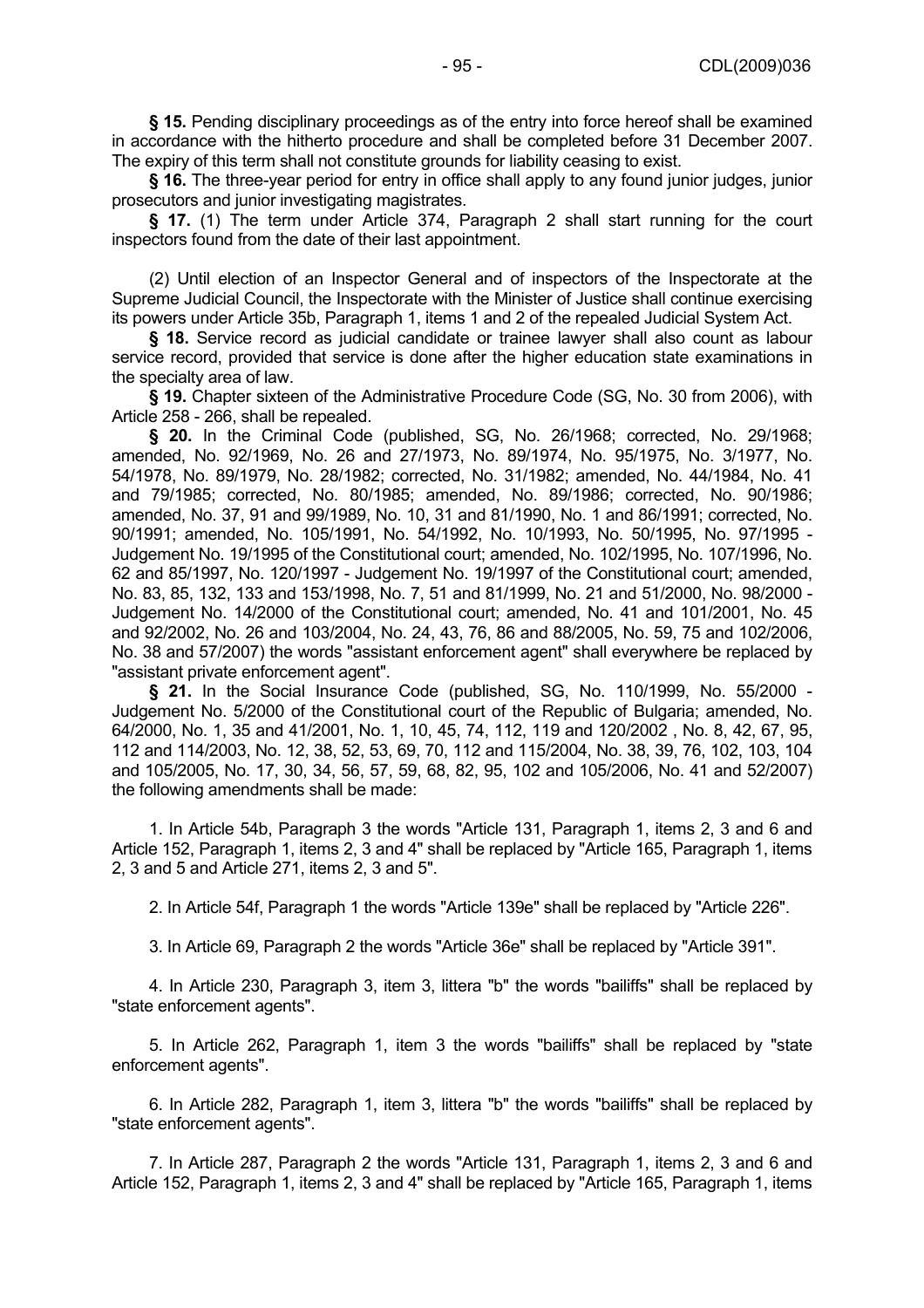**§ 15.** Pending disciplinary proceedings as of the entry into force hereof shall be examined in accordance with the hitherto procedure and shall be completed before 31 December 2007. The expiry of this term shall not constitute grounds for liability ceasing to exist.

**§ 16.** The three-year period for entry in office shall apply to any found junior judges, junior prosecutors and junior investigating magistrates.

**§ 17.** (1) The term under Article 374, Paragraph 2 shall start running for the court inspectors found from the date of their last appointment.

(2) Until election of an Inspector General and of inspectors of the Inspectorate at the Supreme Judicial Council, the Inspectorate with the Minister of Justice shall continue exercising its powers under Article 35b, Paragraph 1, items 1 and 2 of the repealed Judicial System Act.

**§ 18.** Service record as judicial candidate or trainee lawyer shall also count as labour service record, provided that service is done after the higher education state examinations in the specialty area of law.

**§ 19.** Chapter sixteen of the Administrative Procedure Code (SG, No. 30 from 2006), with Article 258 - 266, shall be repealed.

**§ 20.** In the Criminal Code (published, SG, No. 26/1968; corrected, No. 29/1968; amended, No. 92/1969, No. 26 and 27/1973, No. 89/1974, No. 95/1975, No. 3/1977, No. 54/1978, No. 89/1979, No. 28/1982; corrected, No. 31/1982; amended, No. 44/1984, No. 41 and 79/1985; corrected, No. 80/1985; amended, No. 89/1986; corrected, No. 90/1986; amended, No. 37, 91 and 99/1989, No. 10, 31 and 81/1990, No. 1 and 86/1991; corrected, No. 90/1991; amended, No. 105/1991, No. 54/1992, No. 10/1993, No. 50/1995, No. 97/1995 - Judgement No. 19/1995 of the Constitutional court; amended, No. 102/1995, No. 107/1996, No. 62 and 85/1997, No. 120/1997 - Judgement No. 19/1997 of the Constitutional court; amended, No. 83, 85, 132, 133 and 153/1998, No. 7, 51 and 81/1999, No. 21 and 51/2000, No. 98/2000 - Judgement No. 14/2000 of the Constitutional court; amended, No. 41 and 101/2001, No. 45 and 92/2002, No. 26 and 103/2004, No. 24, 43, 76, 86 and 88/2005, No. 59, 75 and 102/2006, No. 38 and 57/2007) the words "assistant enforcement agent" shall everywhere be replaced by "assistant private enforcement agent".

**§ 21.** In the Social Insurance Code (published, SG, No. 110/1999, No. 55/2000 - Judgement No. 5/2000 of the Constitutional court of the Republic of Bulgaria; amended, No. 64/2000, No. 1, 35 and 41/2001, No. 1, 10, 45, 74, 112, 119 and 120/2002 , No. 8, 42, 67, 95, 112 and 114/2003, No. 12, 38, 52, 53, 69, 70, 112 and 115/2004, No. 38, 39, 76, 102, 103, 104 and 105/2005, No. 17, 30, 34, 56, 57, 59, 68, 82, 95, 102 and 105/2006, No. 41 and 52/2007) the following amendments shall be made:

1. In Article 54b, Paragraph 3 the words "Article 131, Paragraph 1, items 2, 3 and 6 and Article 152, Paragraph 1, items 2, 3 and 4" shall be replaced by "Article 165, Paragraph 1, items 2, 3 and 5 and Article 271, items 2, 3 and 5".

2. In Article 54f, Paragraph 1 the words "Article 139e" shall be replaced by "Article 226".

3. In Article 69, Paragraph 2 the words "Article 36e" shall be replaced by "Article 391".

4. In Article 230, Paragraph 3, item 3, littera "b" the words "bailiffs" shall be replaced by "state enforcement agents".

5. In Article 262, Paragraph 1, item 3 the words "bailiffs" shall be replaced by "state enforcement agents".

6. In Article 282, Paragraph 1, item 3, littera "b" the words "bailiffs" shall be replaced by "state enforcement agents".

7. In Article 287, Paragraph 2 the words "Article 131, Paragraph 1, items 2, 3 and 6 and Article 152, Paragraph 1, items 2, 3 and 4" shall be replaced by "Article 165, Paragraph 1, items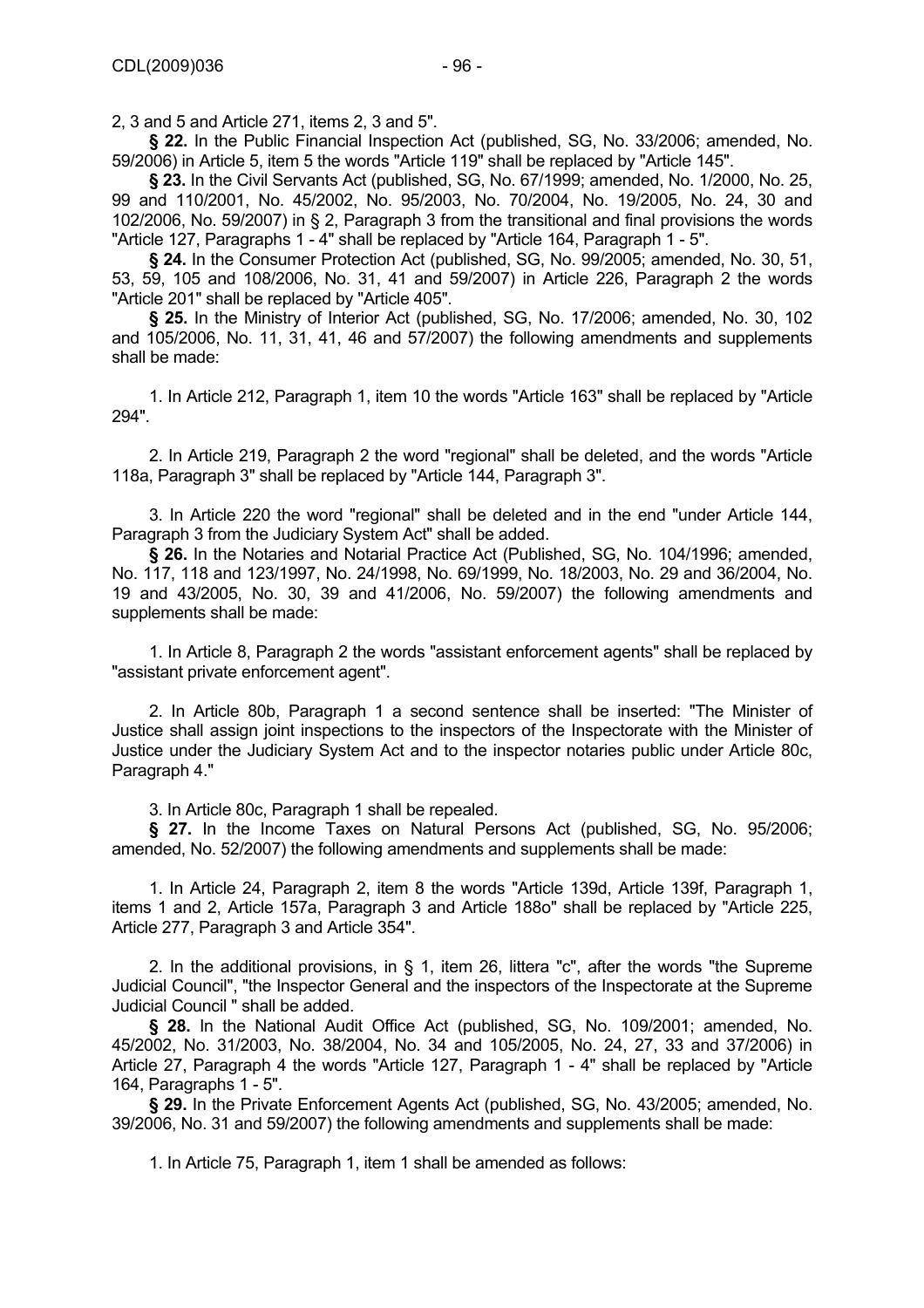2, 3 and 5 and Article 271, items 2, 3 and 5".

**§ 22.** In the Public Financial Inspection Act (published, SG, No. 33/2006; amended, No. 59/2006) in Article 5, item 5 the words "Article 119" shall be replaced by "Article 145".

**§ 23.** In the Civil Servants Act (published, SG, No. 67/1999; amended, No. 1/2000, No. 25, 99 and 110/2001, No. 45/2002, No. 95/2003, No. 70/2004, No. 19/2005, No. 24, 30 and 102/2006, No. 59/2007) in § 2, Paragraph 3 from the transitional and final provisions the words "Article 127, Paragraphs 1 - 4" shall be replaced by "Article 164, Paragraph 1 - 5".

**§ 24.** In the Consumer Protection Act (published, SG, No. 99/2005; amended, No. 30, 51, 53, 59, 105 and 108/2006, No. 31, 41 and 59/2007) in Article 226, Paragraph 2 the words "Article 201" shall be replaced by "Article 405".

**§ 25.** In the Ministry of Interior Act (published, SG, No. 17/2006; amended, No. 30, 102 and 105/2006, No. 11, 31, 41, 46 and 57/2007) the following amendments and supplements shall be made:

1. In Article 212, Paragraph 1, item 10 the words "Article 163" shall be replaced by "Article 294".

2. In Article 219, Paragraph 2 the word "regional" shall be deleted, and the words "Article 118a, Paragraph 3" shall be replaced by "Article 144, Paragraph 3".

3. In Article 220 the word "regional" shall be deleted and in the end "under Article 144, Paragraph 3 from the Judiciary System Act" shall be added.

**§ 26.** In the Notaries and Notarial Practice Act (Published, SG, No. 104/1996; amended, No. 117, 118 and 123/1997, No. 24/1998, No. 69/1999, No. 18/2003, No. 29 and 36/2004, No. 19 and 43/2005, No. 30, 39 and 41/2006, No. 59/2007) the following amendments and supplements shall be made:

1. In Article 8, Paragraph 2 the words "assistant enforcement agents" shall be replaced by "assistant private enforcement agent".

2. In Article 80b, Paragraph 1 a second sentence shall be inserted: "The Minister of Justice shall assign joint inspections to the inspectors of the Inspectorate with the Minister of Justice under the Judiciary System Act and to the inspector notaries public under Article 80c, Paragraph 4."

3. In Article 80c, Paragraph 1 shall be repealed.

**§ 27.** In the Income Taxes on Natural Persons Act (published, SG, No. 95/2006; amended, No. 52/2007) the following amendments and supplements shall be made:

1. In Article 24, Paragraph 2, item 8 the words "Article 139d, Article 139f, Paragraph 1, items 1 and 2, Article 157a, Paragraph 3 and Article 188o" shall be replaced by "Article 225, Article 277, Paragraph 3 and Article 354".

2. In the additional provisions, in § 1, item 26, littera "c", after the words "the Supreme Judicial Council", "the Inspector General and the inspectors of the Inspectorate at the Supreme Judicial Council " shall be added.

**§ 28.** In the National Audit Office Act (published, SG, No. 109/2001; amended, No. 45/2002, No. 31/2003, No. 38/2004, No. 34 and 105/2005, No. 24, 27, 33 and 37/2006) in Article 27, Paragraph 4 the words "Article 127, Paragraph 1 - 4" shall be replaced by "Article 164, Paragraphs 1 - 5".

**§ 29.** In the Private Enforcement Agents Act (published, SG, No. 43/2005; amended, No. 39/2006, No. 31 and 59/2007) the following amendments and supplements shall be made:

1. In Article 75, Paragraph 1, item 1 shall be amended as follows: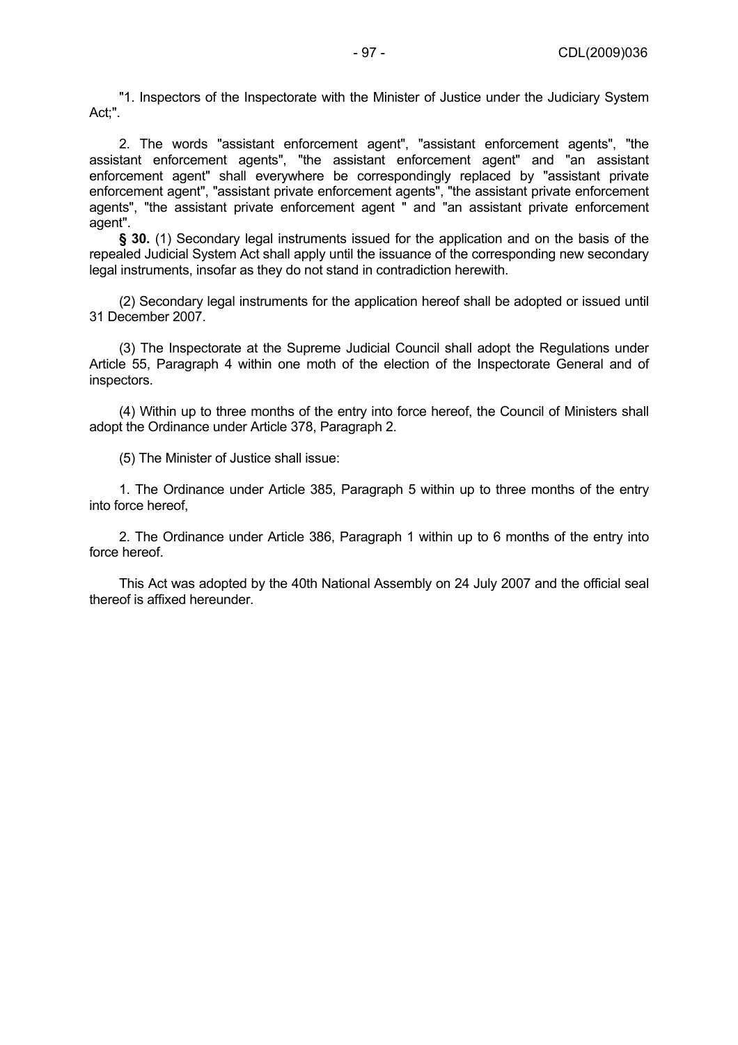"1. Inspectors of the Inspectorate with the Minister of Justice under the Judiciary System Act;".

2. The words "assistant enforcement agent", "assistant enforcement agents", "the assistant enforcement agents", "the assistant enforcement agent" and "an assistant enforcement agent" shall everywhere be correspondingly replaced by "assistant private enforcement agent", "assistant private enforcement agents", "the assistant private enforcement agents", "the assistant private enforcement agent " and "an assistant private enforcement agent".

**§ 30.** (1) Secondary legal instruments issued for the application and on the basis of the repealed Judicial System Act shall apply until the issuance of the corresponding new secondary legal instruments, insofar as they do not stand in contradiction herewith.

(2) Secondary legal instruments for the application hereof shall be adopted or issued until 31 December 2007.

(3) The Inspectorate at the Supreme Judicial Council shall adopt the Regulations under Article 55, Paragraph 4 within one moth of the election of the Inspectorate General and of inspectors.

(4) Within up to three months of the entry into force hereof, the Council of Ministers shall adopt the Ordinance under Article 378, Paragraph 2.

(5) The Minister of Justice shall issue:

1. The Ordinance under Article 385, Paragraph 5 within up to three months of the entry into force hereof,

2. The Ordinance under Article 386, Paragraph 1 within up to 6 months of the entry into force hereof.

This Act was adopted by the 40th National Assembly on 24 July 2007 and the official seal thereof is affixed hereunder.